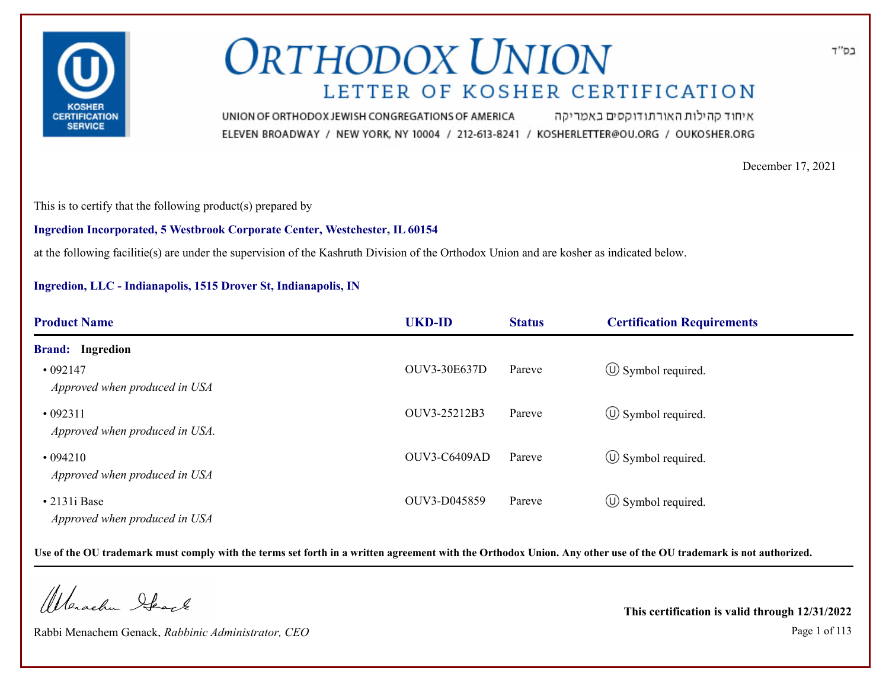בס"ד

# ORTHODOX UNION

## LETTER OF KOSHER CERTIFICATION

UNION OF ORTHODOX JEWISH CONGREGATIONS OF AMERICA איחוד קהילות האורתודוקסים באמריקה

ELEVEN BROADWAY / NEW YORK, NY 10004 / 212-613-8241 / KOSHERLETTER@OU.ORG / OUKOSHER.ORG

December 17, 2021

This is to certify that the following product(s) prepared by

**Ingredion Incorporated, 5 Westbrook Corporate Center, Westchester, IL 60154**

at the following facilitie(s) are under the supervision of the Kashruth Division of the Orthodox Union and are kosher as indicated below.

**Ingredion, LLC - Indianapolis, 1515 Drover St, Indianapolis, IN**

| Product Name | UKD-ID | Status | Certification Requirements |
|---|---|---|---|
| **Brand: Ingredion** | | | |
| • 092147<br>*Approved when produced in USA* | OUV3-30E637D | Pareve | Ⓤ Symbol required. |
| • 092311<br>*Approved when produced in USA.* | OUV3-25212B3 | Pareve | Ⓤ Symbol required. |
| • 094210<br>*Approved when produced in USA* | OUV3-C6409AD | Pareve | Ⓤ Symbol required. |
| • 2131i Base<br>*Approved when produced in USA* | OUV3-D045859 | Pareve | Ⓤ Symbol required. |

**Use of the OU trademark must comply with the terms set forth in a written agreement with the Orthodox Union. Any other use of the OU trademark is not authorized.**

Rabbi Menachem Genack, *Rabbinic Administrator, CEO*

**This certification is valid through 12/31/2022**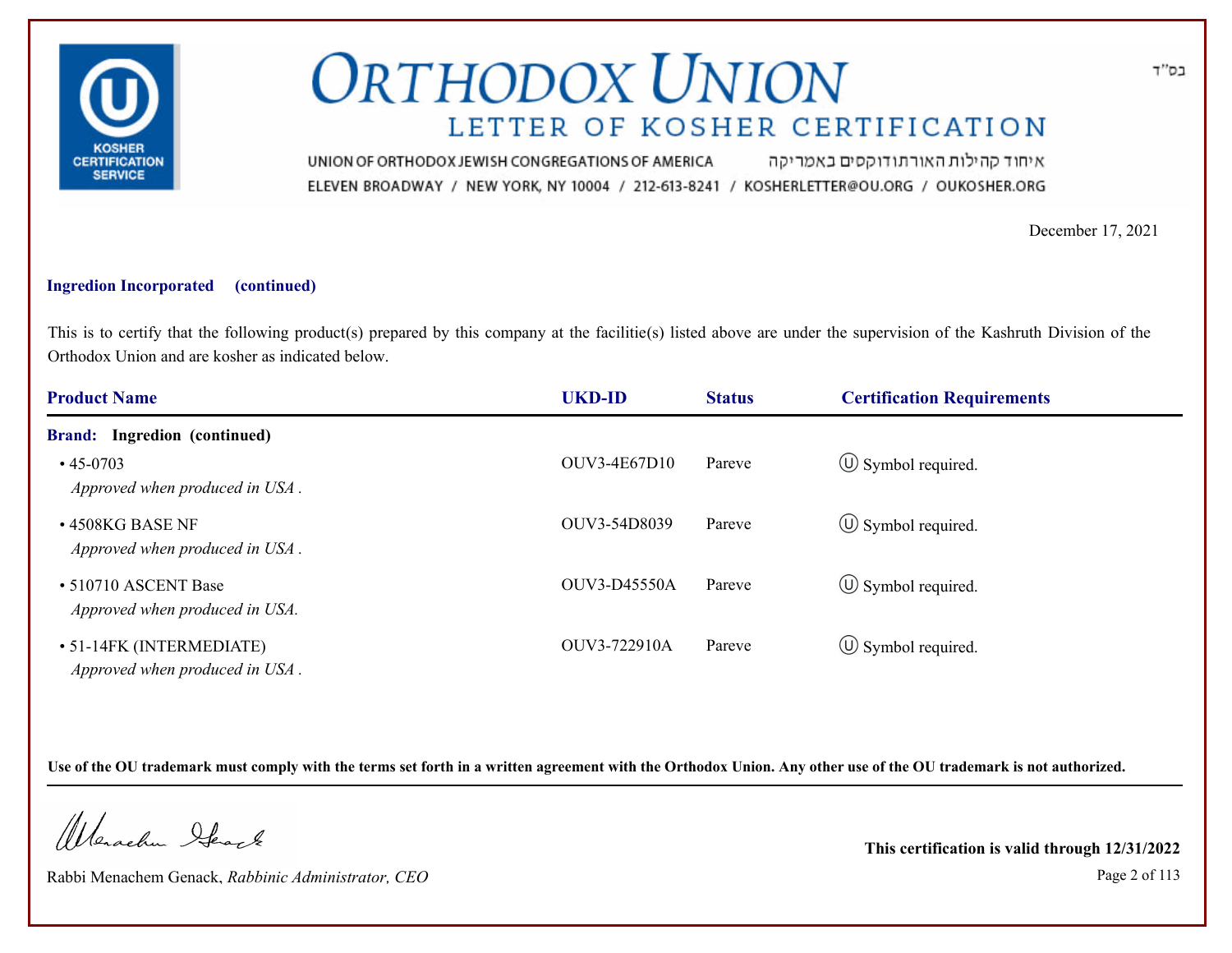# ORTHODOX UNION

## LETTER OF KOSHER CERTIFICATION

בס"ד

UNION OF ORTHODOX JEWISH CONGREGATIONS OF AMERICA איחוד קהילות האורתודוקסים באמריקה

ELEVEN BROADWAY / NEW YORK, NY 10004 / 212-613-8241 / KOSHERLETTER@OU.ORG / OUKOSHER.ORG

December 17, 2021

**Ingredion Incorporated (continued)**

This is to certify that the following product(s) prepared by this company at the facilitie(s) listed above are under the supervision of the Kashruth Division of the Orthodox Union and are kosher as indicated below.

| Product Name | UKD-ID | Status | Certification Requirements |
|---|---|---|---|
| **Brand: Ingredion (continued)** | | | |
| • 45-0703<br>*Approved when produced in USA .* | OUV3-4E67D10 | Pareve | Ⓤ Symbol required. |
| • 4508KG BASE NF<br>*Approved when produced in USA .* | OUV3-54D8039 | Pareve | Ⓤ Symbol required. |
| • 510710 ASCENT Base<br>*Approved when produced in USA.* | OUV3-D45550A | Pareve | Ⓤ Symbol required. |
| • 51-14FK (INTERMEDIATE)<br>*Approved when produced in USA .* | OUV3-722910A | Pareve | Ⓤ Symbol required. |

**Use of the OU trademark must comply with the terms set forth in a written agreement with the Orthodox Union. Any other use of the OU trademark is not authorized.**

Rabbi Menachem Genack, *Rabbinic Administrator, CEO*

**This certification is valid through 12/31/2022**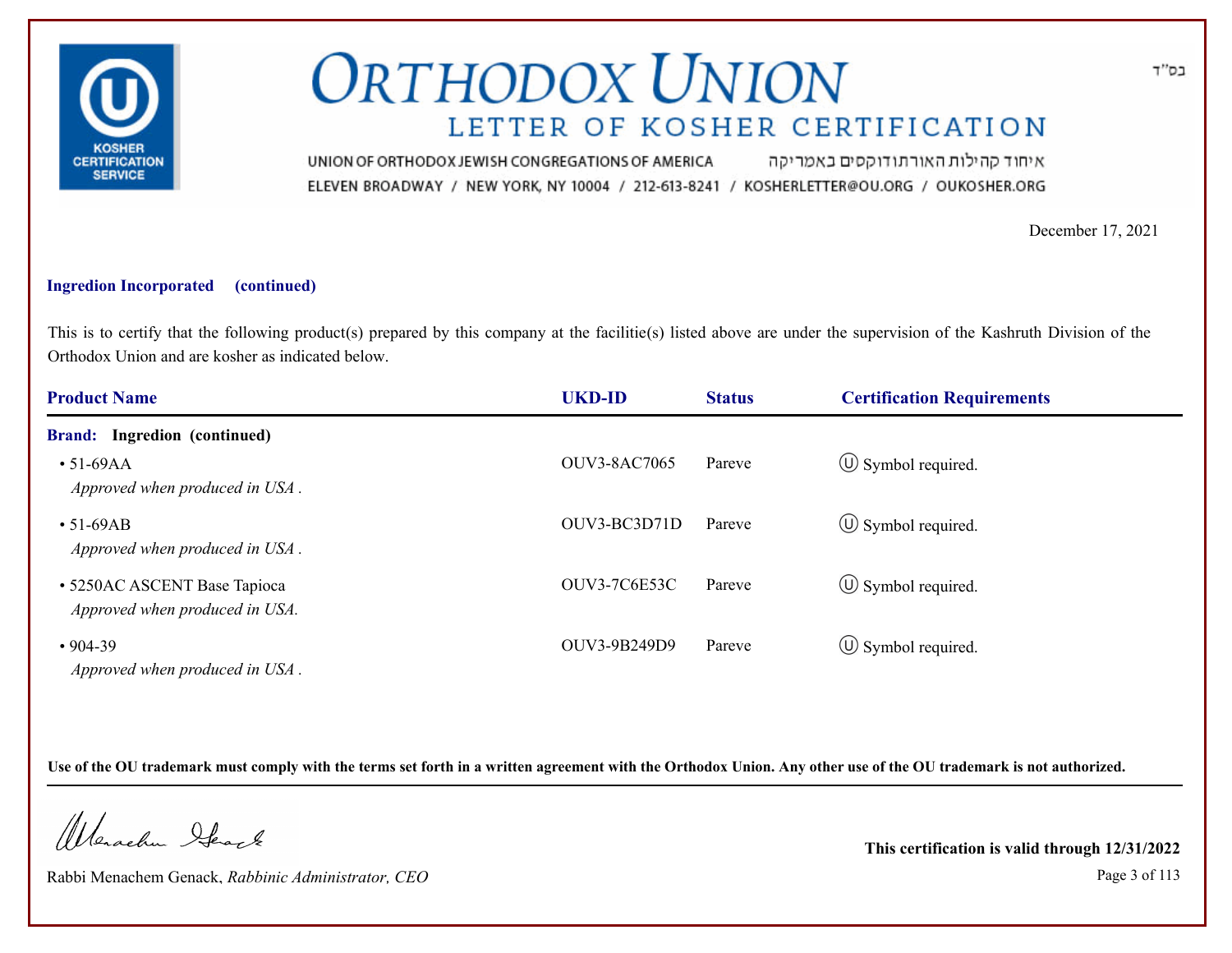# ORTHODOX UNION
## LETTER OF KOSHER CERTIFICATION

בס"ד

UNION OF ORTHODOX JEWISH CONGREGATIONS OF AMERICA איחוד קהילות האורתודוקסים באמריקה

ELEVEN BROADWAY / NEW YORK, NY 10004 / 212-613-8241 / KOSHERLETTER@OU.ORG / OUKOSHER.ORG

December 17, 2021

**Ingredion Incorporated (continued)**

This is to certify that the following product(s) prepared by this company at the facilitie(s) listed above are under the supervision of the Kashruth Division of the Orthodox Union and are kosher as indicated below.

| Product Name | UKD-ID | Status | Certification Requirements |
|---|---|---|---|
| **Brand: Ingredion (continued)** | | | |
| • 51-69AA<br>*Approved when produced in USA .* | OUV3-8AC7065 | Pareve | Ⓤ Symbol required. |
| • 51-69AB<br>*Approved when produced in USA .* | OUV3-BC3D71D | Pareve | Ⓤ Symbol required. |
| • 5250AC ASCENT Base Tapioca<br>*Approved when produced in USA.* | OUV3-7C6E53C | Pareve | Ⓤ Symbol required. |
| • 904-39<br>*Approved when produced in USA .* | OUV3-9B249D9 | Pareve | Ⓤ Symbol required. |

**Use of the OU trademark must comply with the terms set forth in a written agreement with the Orthodox Union. Any other use of the OU trademark is not authorized.**

Rabbi Menachem Genack, *Rabbinic Administrator, CEO*

**This certification is valid through 12/31/2022**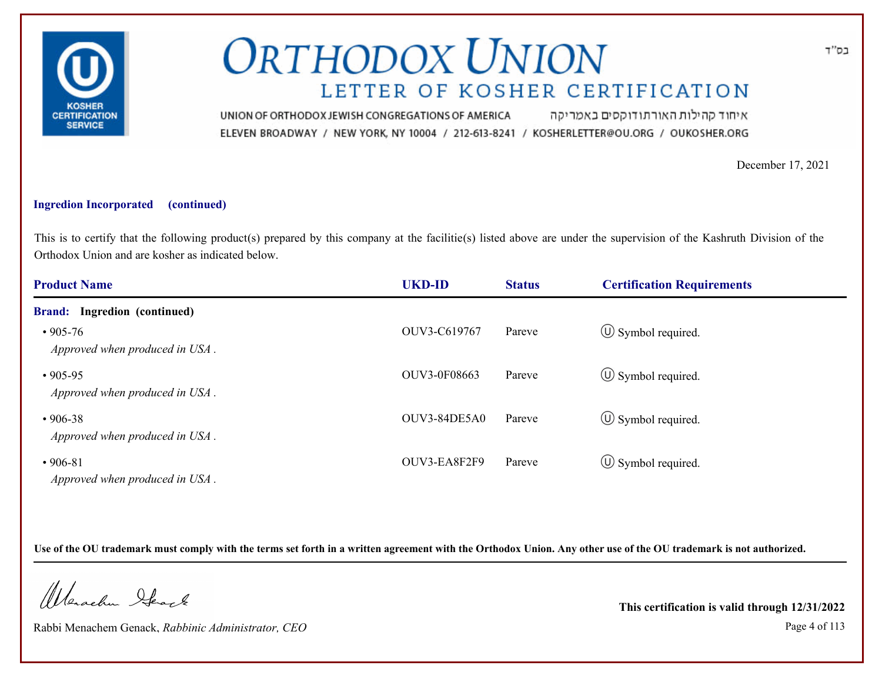# ORTHODOX UNION

## LETTER OF KOSHER CERTIFICATION

UNION OF ORTHODOX JEWISH CONGREGATIONS OF AMERICA איחוד קהילות האורתודוקסים באמריקה

ELEVEN BROADWAY / NEW YORK, NY 10004 / 212-613-8241 / KOSHERLETTER@OU.ORG / OUKOSHER.ORG

בס"ד

December 17, 2021

**Ingredion Incorporated (continued)**

This is to certify that the following product(s) prepared by this company at the facilitie(s) listed above are under the supervision of the Kashruth Division of the Orthodox Union and are kosher as indicated below.

| Product Name | UKD-ID | Status | Certification Requirements |
|---|---|---|---|
| **Brand: Ingredion (continued)** | | | |
| • 905-76<br>*Approved when produced in USA .* | OUV3-C619767 | Pareve | Ⓤ Symbol required. |
| • 905-95<br>*Approved when produced in USA .* | OUV3-0F08663 | Pareve | Ⓤ Symbol required. |
| • 906-38<br>*Approved when produced in USA .* | OUV3-84DE5A0 | Pareve | Ⓤ Symbol required. |
| • 906-81<br>*Approved when produced in USA .* | OUV3-EA8F2F9 | Pareve | Ⓤ Symbol required. |

**Use of the OU trademark must comply with the terms set forth in a written agreement with the Orthodox Union. Any other use of the OU trademark is not authorized.**

Rabbi Menachem Genack, *Rabbinic Administrator, CEO*

**This certification is valid through 12/31/2022**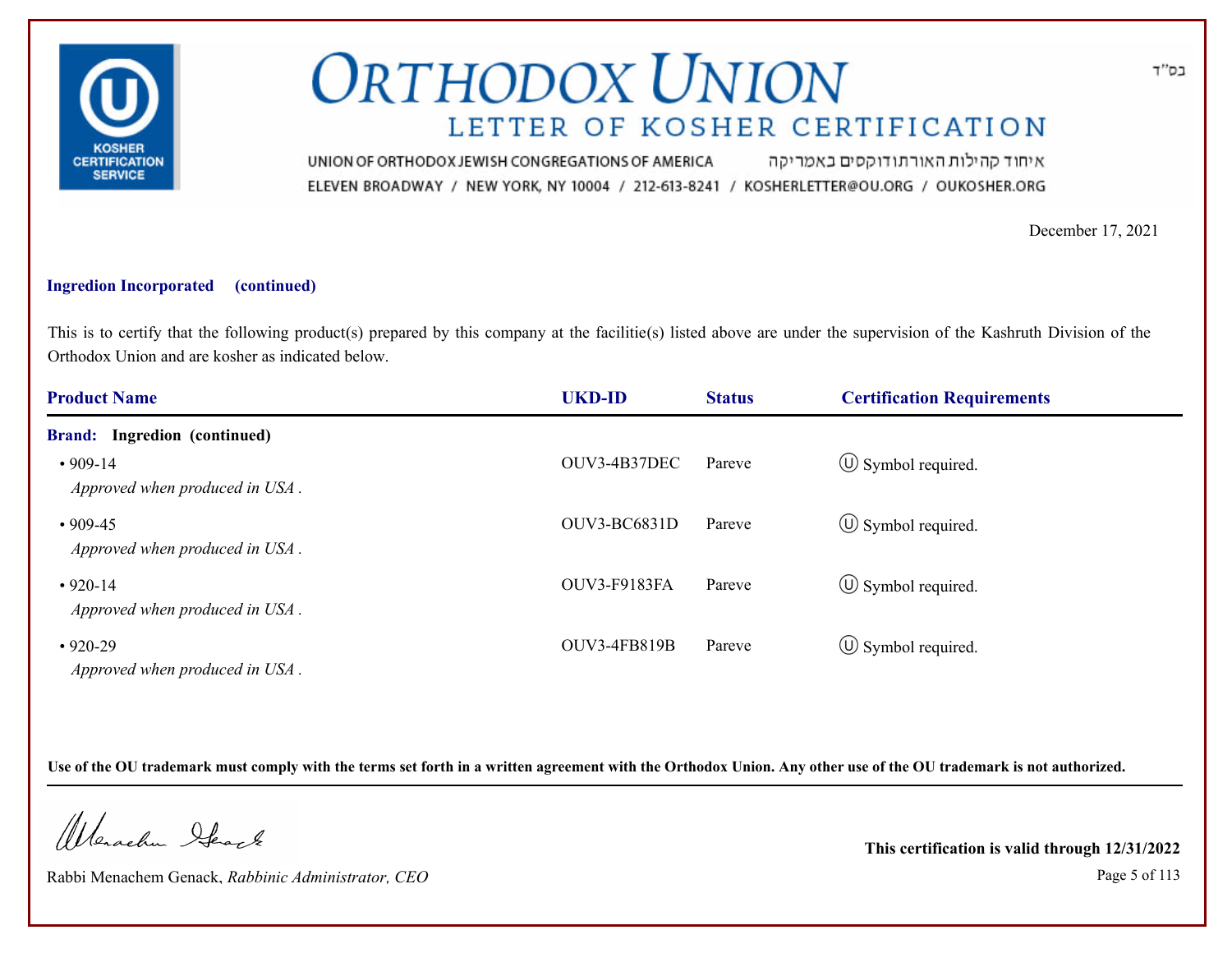# ORTHODOX UNION

## LETTER OF KOSHER CERTIFICATION

UNION OF ORTHODOX JEWISH CONGREGATIONS OF AMERICA איחוד קהילות האורתודוקסים באמריקה
ELEVEN BROADWAY / NEW YORK, NY 10004 / 212-613-8241 / KOSHERLETTER@OU.ORG / OUKOSHER.ORG

בס"ד

December 17, 2021

**Ingredion Incorporated (continued)**

This is to certify that the following product(s) prepared by this company at the facilitie(s) listed above are under the supervision of the Kashruth Division of the Orthodox Union and are kosher as indicated below.

| Product Name | UKD-ID | Status | Certification Requirements |
|---|---|---|---|
| **Brand: Ingredion (continued)** | | | |
| • 909-14<br>*Approved when produced in USA .* | OUV3-4B37DEC | Pareve | Ⓤ Symbol required. |
| • 909-45<br>*Approved when produced in USA .* | OUV3-BC6831D | Pareve | Ⓤ Symbol required. |
| • 920-14<br>*Approved when produced in USA .* | OUV3-F9183FA | Pareve | Ⓤ Symbol required. |
| • 920-29<br>*Approved when produced in USA .* | OUV3-4FB819B | Pareve | Ⓤ Symbol required. |

**Use of the OU trademark must comply with the terms set forth in a written agreement with the Orthodox Union. Any other use of the OU trademark is not authorized.**

Rabbi Menachem Genack, *Rabbinic Administrator, CEO*

**This certification is valid through 12/31/2022**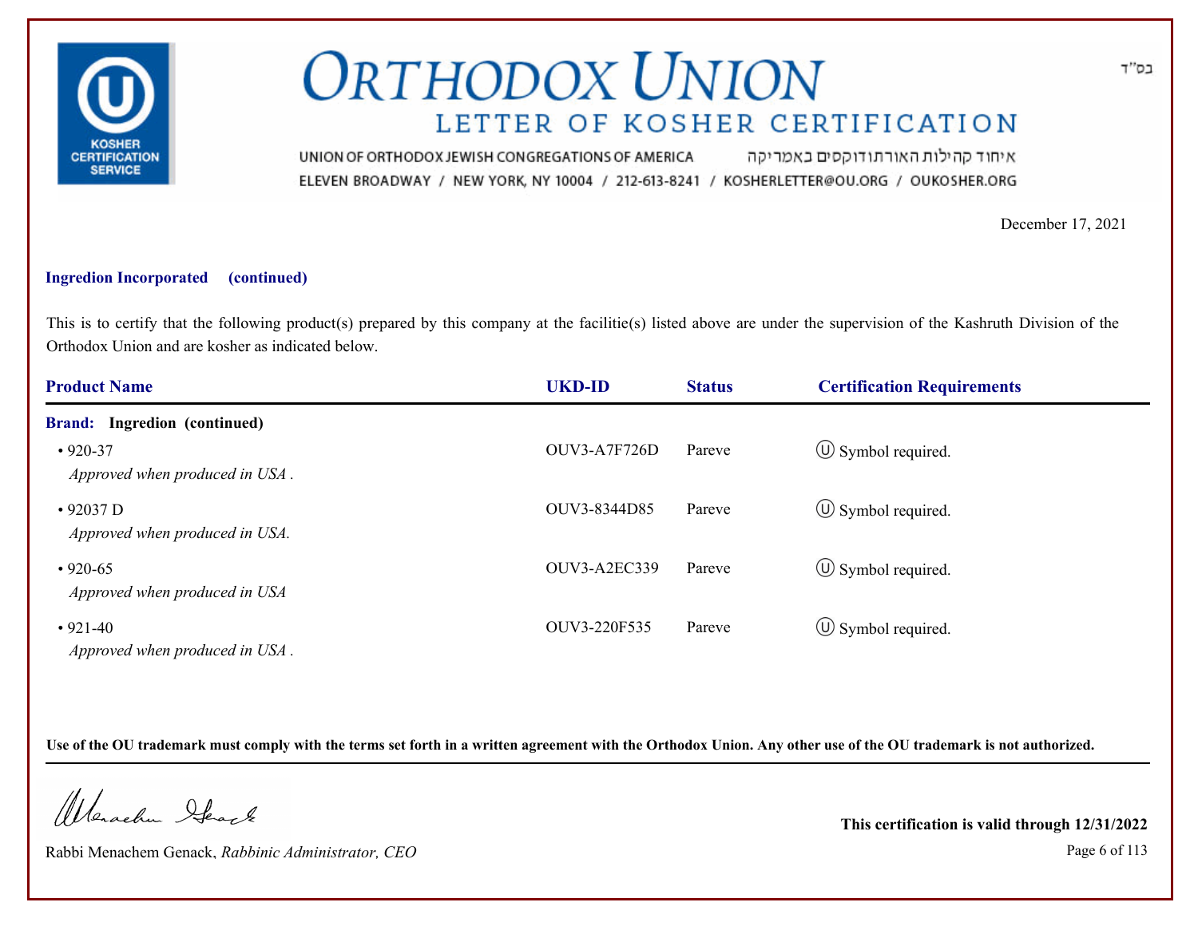# ORTHODOX UNION

## LETTER OF KOSHER CERTIFICATION

UNION OF ORTHODOX JEWISH CONGREGATIONS OF AMERICA איחוד קהילות האורתודוקסים באמריקה

ELEVEN BROADWAY / NEW YORK, NY 10004 / 212-613-8241 / KOSHERLETTER@OU.ORG / OUKOSHER.ORG

בס"ד

December 17, 2021

**Ingredion Incorporated (continued)**

This is to certify that the following product(s) prepared by this company at the facilitie(s) listed above are under the supervision of the Kashruth Division of the Orthodox Union and are kosher as indicated below.

| Product Name | UKD-ID | Status | Certification Requirements |
|---|---|---|---|
| **Brand: Ingredion (continued)** | | | |
| • 920-37 *Approved when produced in USA .* | OUV3-A7F726D | Pareve | Ⓤ Symbol required. |
| • 92037 D *Approved when produced in USA.* | OUV3-8344D85 | Pareve | Ⓤ Symbol required. |
| • 920-65 *Approved when produced in USA* | OUV3-A2EC339 | Pareve | Ⓤ Symbol required. |
| • 921-40 *Approved when produced in USA .* | OUV3-220F535 | Pareve | Ⓤ Symbol required. |

**Use of the OU trademark must comply with the terms set forth in a written agreement with the Orthodox Union. Any other use of the OU trademark is not authorized.**

Rabbi Menachem Genack, *Rabbinic Administrator, CEO*

**This certification is valid through 12/31/2022**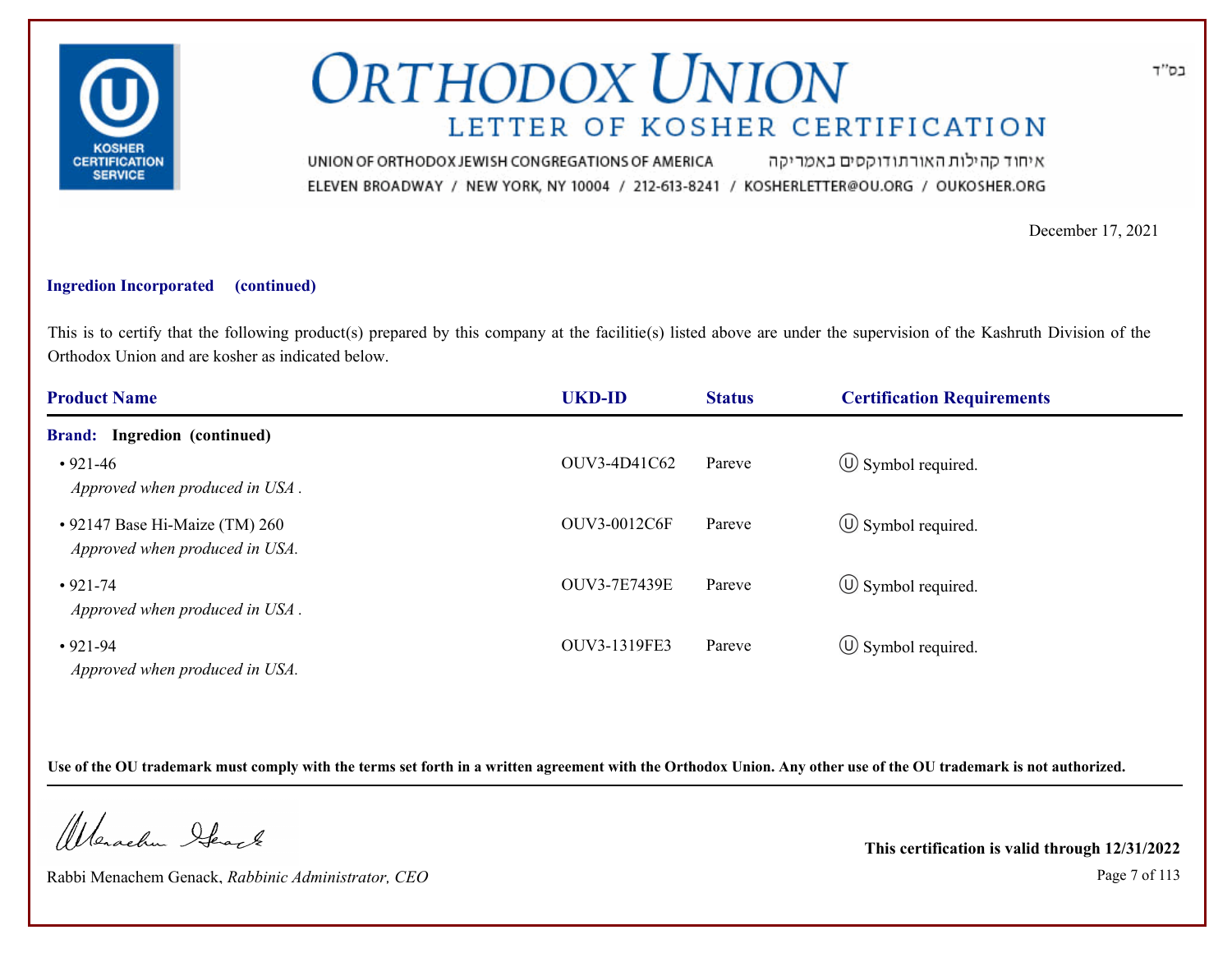# ORTHODOX UNION

## LETTER OF KOSHER CERTIFICATION

בס"ד

UNION OF ORTHODOX JEWISH CONGREGATIONS OF AMERICA איחוד קהילות האורתודוקסים באמריקה

ELEVEN BROADWAY / NEW YORK, NY 10004 / 212-613-8241 / KOSHERLETTER@OU.ORG / OUKOSHER.ORG

December 17, 2021

**Ingredion Incorporated (continued)**

This is to certify that the following product(s) prepared by this company at the facilitie(s) listed above are under the supervision of the Kashruth Division of the Orthodox Union and are kosher as indicated below.

| Product Name | UKD-ID | Status | Certification Requirements |
|---|---|---|---|
| **Brand: Ingredion (continued)** | | | |
| • 921-46<br>*Approved when produced in USA .* | OUV3-4D41C62 | Pareve | Ⓤ Symbol required. |
| • 92147 Base Hi-Maize (TM) 260<br>*Approved when produced in USA.* | OUV3-0012C6F | Pareve | Ⓤ Symbol required. |
| • 921-74<br>*Approved when produced in USA .* | OUV3-7E7439E | Pareve | Ⓤ Symbol required. |
| • 921-94<br>*Approved when produced in USA.* | OUV3-1319FE3 | Pareve | Ⓤ Symbol required. |

**Use of the OU trademark must comply with the terms set forth in a written agreement with the Orthodox Union. Any other use of the OU trademark is not authorized.**

Rabbi Menachem Genack, *Rabbinic Administrator, CEO*

**This certification is valid through 12/31/2022**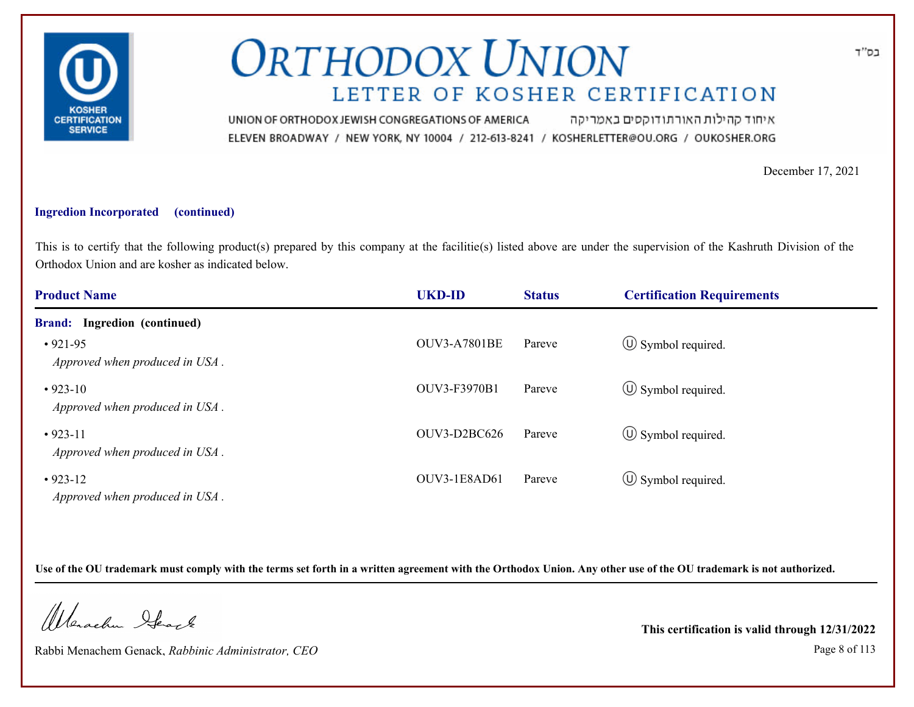בס"ד

# ORTHODOX UNION

## LETTER OF KOSHER CERTIFICATION

UNION OF ORTHODOX JEWISH CONGREGATIONS OF AMERICA איחוד קהילות האורתודוקסים באמריקה

ELEVEN BROADWAY / NEW YORK, NY 10004 / 212-613-8241 / KOSHERLETTER@OU.ORG / OUKOSHER.ORG

December 17, 2021

**Ingredion Incorporated (continued)**

This is to certify that the following product(s) prepared by this company at the facilitie(s) listed above are under the supervision of the Kashruth Division of the Orthodox Union and are kosher as indicated below.

| Product Name | UKD-ID | Status | Certification Requirements |
|---|---|---|---|
| **Brand: Ingredion (continued)** | | | |
| • 921-95 *Approved when produced in USA .* | OUV3-A7801BE | Pareve | Ⓤ Symbol required. |
| • 923-10 *Approved when produced in USA .* | OUV3-F3970B1 | Pareve | Ⓤ Symbol required. |
| • 923-11 *Approved when produced in USA .* | OUV3-D2BC626 | Pareve | Ⓤ Symbol required. |
| • 923-12 *Approved when produced in USA .* | OUV3-1E8AD61 | Pareve | Ⓤ Symbol required. |

**Use of the OU trademark must comply with the terms set forth in a written agreement with the Orthodox Union. Any other use of the OU trademark is not authorized.**

Rabbi Menachem Genack, *Rabbinic Administrator, CEO*

**This certification is valid through 12/31/2022**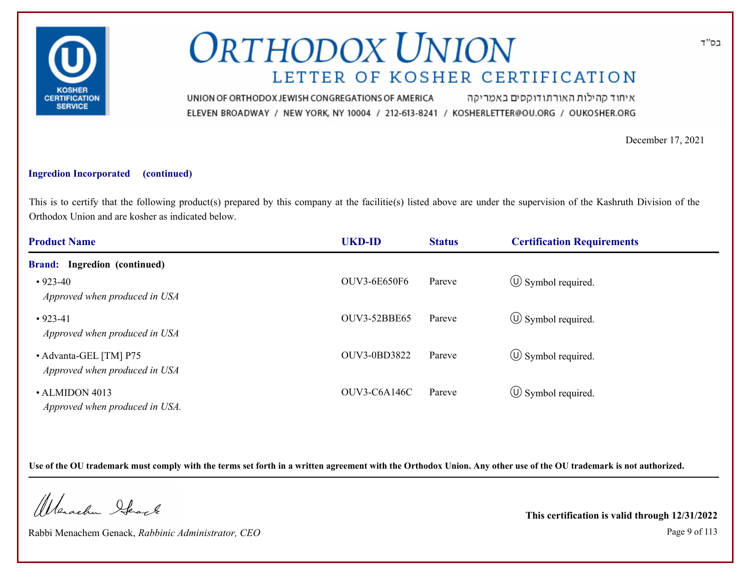# ORTHODOX UNION

## LETTER OF KOSHER CERTIFICATION

UNION OF ORTHODOX JEWISH CONGREGATIONS OF AMERICA איחוד קהילות האורתודוקסים באמריקה

ELEVEN BROADWAY / NEW YORK, NY 10004 / 212-613-8241 / KOSHERLETTER@OU.ORG / OUKOSHER.ORG

בס"ד

December 17, 2021

**Ingredion Incorporated (continued)**

This is to certify that the following product(s) prepared by this company at the facilitie(s) listed above are under the supervision of the Kashruth Division of the Orthodox Union and are kosher as indicated below.

| Product Name | UKD-ID | Status | Certification Requirements |
|---|---|---|---|
| **Brand: Ingredion (continued)** | | | |
| • 923-40 *Approved when produced in USA* | OUV3-6E650F6 | Pareve | Ⓤ Symbol required. |
| • 923-41 *Approved when produced in USA* | OUV3-52BBE65 | Pareve | Ⓤ Symbol required. |
| • Advanta-GEL [TM] P75 *Approved when produced in USA* | OUV3-0BD3822 | Pareve | Ⓤ Symbol required. |
| • ALMIDON 4013 *Approved when produced in USA.* | OUV3-C6A146C | Pareve | Ⓤ Symbol required. |

**Use of the OU trademark must comply with the terms set forth in a written agreement with the Orthodox Union. Any other use of the OU trademark is not authorized.**

Rabbi Menachem Genack, *Rabbinic Administrator, CEO*

**This certification is valid through 12/31/2022**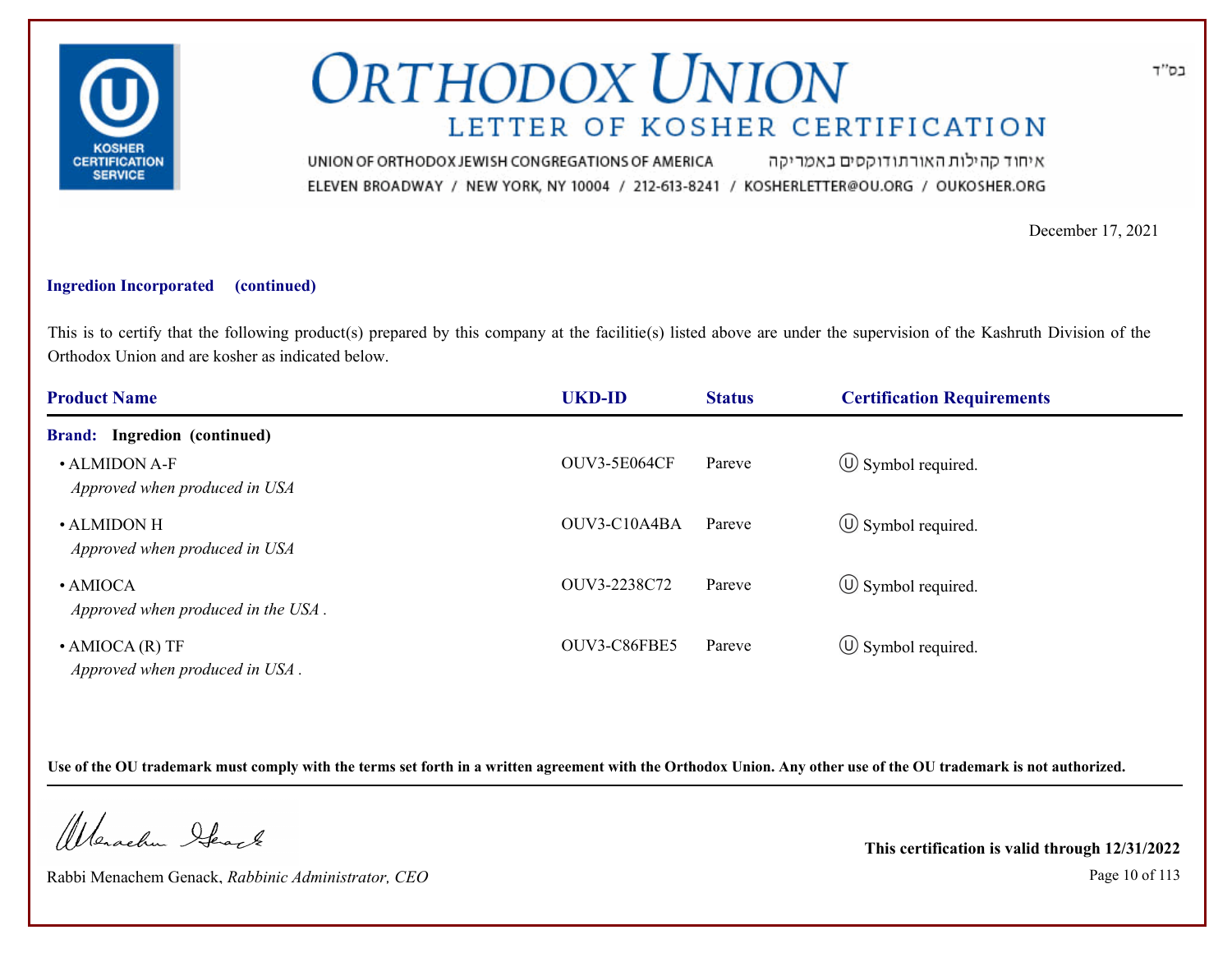# ORTHODOX UNION

## LETTER OF KOSHER CERTIFICATION

UNION OF ORTHODOX JEWISH CONGREGATIONS OF AMERICA איחוד קהילות האורתודוקסים באמריקה

ELEVEN BROADWAY / NEW YORK, NY 10004 / 212-613-8241 / KOSHERLETTER@OU.ORG / OUKOSHER.ORG

בס"ד

December 17, 2021

**Ingredion Incorporated (continued)**

This is to certify that the following product(s) prepared by this company at the facilitie(s) listed above are under the supervision of the Kashruth Division of the Orthodox Union and are kosher as indicated below.

| Product Name | UKD-ID | Status | Certification Requirements |
|---|---|---|---|
| **Brand: Ingredion (continued)** | | | |
| • ALMIDON A-F<br>*Approved when produced in USA* | OUV3-5E064CF | Pareve | Ⓤ Symbol required. |
| • ALMIDON H<br>*Approved when produced in USA* | OUV3-C10A4BA | Pareve | Ⓤ Symbol required. |
| • AMIOCA<br>*Approved when produced in the USA .* | OUV3-2238C72 | Pareve | Ⓤ Symbol required. |
| • AMIOCA (R) TF<br>*Approved when produced in USA .* | OUV3-C86FBE5 | Pareve | Ⓤ Symbol required. |

**Use of the OU trademark must comply with the terms set forth in a written agreement with the Orthodox Union. Any other use of the OU trademark is not authorized.**

Rabbi Menachem Genack, *Rabbinic Administrator, CEO*

**This certification is valid through 12/31/2022**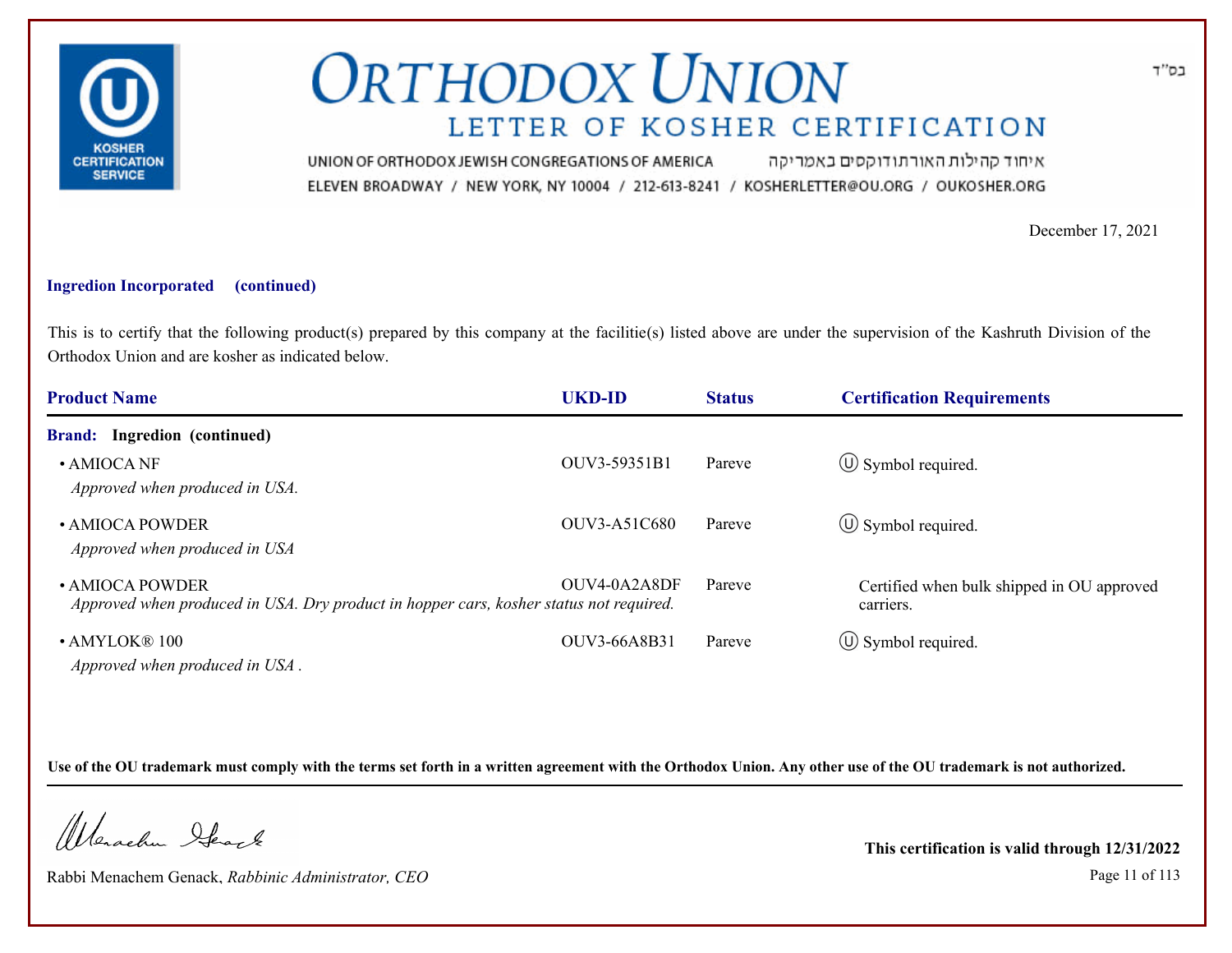# ORTHODOX UNION

## LETTER OF KOSHER CERTIFICATION

UNION OF ORTHODOX JEWISH CONGREGATIONS OF AMERICA איחוד קהילות האורתודוקסים באמריקה

ELEVEN BROADWAY / NEW YORK, NY 10004 / 212-613-8241 / KOSHERLETTER@OU.ORG / OUKOSHER.ORG

בס"ד

December 17, 2021

**Ingredion Incorporated (continued)**

This is to certify that the following product(s) prepared by this company at the facilitie(s) listed above are under the supervision of the Kashruth Division of the Orthodox Union and are kosher as indicated below.

| Product Name | UKD-ID | Status | Certification Requirements |
|---|---|---|---|
| **Brand: Ingredion (continued)** | | | |
| • AMIOCA NF<br>*Approved when produced in USA.* | OUV3-59351B1 | Pareve | Ⓤ Symbol required. |
| • AMIOCA POWDER<br>*Approved when produced in USA* | OUV3-A51C680 | Pareve | Ⓤ Symbol required. |
| • AMIOCA POWDER<br>*Approved when produced in USA. Dry product in hopper cars, kosher status not required.* | OUV4-0A2A8DF | Pareve | Certified when bulk shipped in OU approved carriers. |
| • AMYLOK® 100<br>*Approved when produced in USA .* | OUV3-66A8B31 | Pareve | Ⓤ Symbol required. |

**Use of the OU trademark must comply with the terms set forth in a written agreement with the Orthodox Union. Any other use of the OU trademark is not authorized.**

Rabbi Menachem Genack, *Rabbinic Administrator, CEO*

**This certification is valid through 12/31/2022**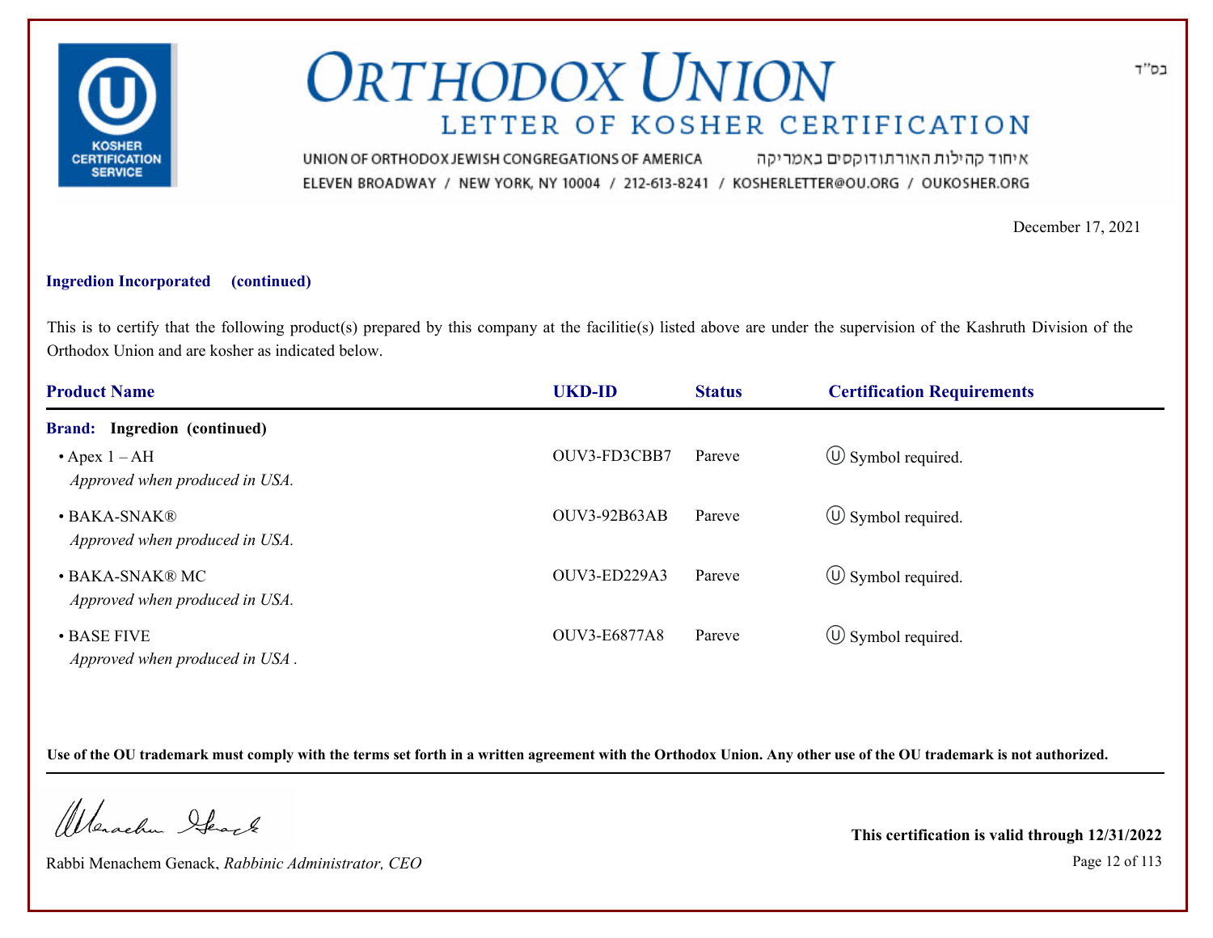בס"ד

# ORTHODOX UNION

## LETTER OF KOSHER CERTIFICATION

UNION OF ORTHODOX JEWISH CONGREGATIONS OF AMERICA איחוד קהילות האורתודוקסים באמריקה
ELEVEN BROADWAY / NEW YORK, NY 10004 / 212-613-8241 / KOSHERLETTER@OU.ORG / OUKOSHER.ORG

December 17, 2021

**Ingredion Incorporated (continued)**

This is to certify that the following product(s) prepared by this company at the facilitie(s) listed above are under the supervision of the Kashruth Division of the Orthodox Union and are kosher as indicated below.

| Product Name | UKD-ID | Status | Certification Requirements |
|---|---|---|---|
| **Brand: Ingredion (continued)** | | | |
| • Apex 1 – AH<br>*Approved when produced in USA.* | OUV3-FD3CBB7 | Pareve | Ⓤ Symbol required. |
| • BAKA-SNAK®<br>*Approved when produced in USA.* | OUV3-92B63AB | Pareve | Ⓤ Symbol required. |
| • BAKA-SNAK® MC<br>*Approved when produced in USA.* | OUV3-ED229A3 | Pareve | Ⓤ Symbol required. |
| • BASE FIVE<br>*Approved when produced in USA .* | OUV3-E6877A8 | Pareve | Ⓤ Symbol required. |

**Use of the OU trademark must comply with the terms set forth in a written agreement with the Orthodox Union. Any other use of the OU trademark is not authorized.**

Rabbi Menachem Genack, *Rabbinic Administrator, CEO*

**This certification is valid through 12/31/2022**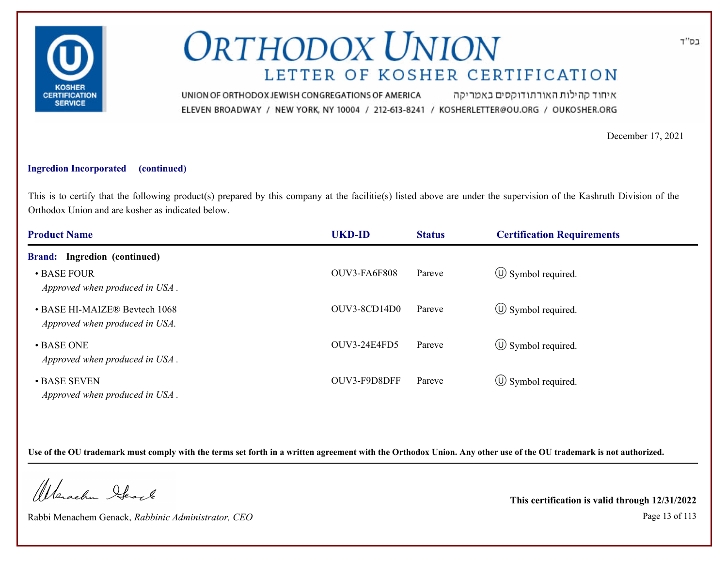# ORTHODOX UNION

## LETTER OF KOSHER CERTIFICATION

UNION OF ORTHODOX JEWISH CONGREGATIONS OF AMERICA איחוד קהילות האורתודוקסים באמריקה
ELEVEN BROADWAY / NEW YORK, NY 10004 / 212-613-8241 / KOSHERLETTER@OU.ORG / OUKOSHER.ORG

בס"ד

December 17, 2021

**Ingredion Incorporated (continued)**

This is to certify that the following product(s) prepared by this company at the facilitie(s) listed above are under the supervision of the Kashruth Division of the Orthodox Union and are kosher as indicated below.

| Product Name | UKD-ID | Status | Certification Requirements |
|---|---|---|---|
| **Brand: Ingredion (continued)** | | | |
| • BASE FOUR<br>*Approved when produced in USA .* | OUV3-FA6F808 | Pareve | Ⓤ Symbol required. |
| • BASE HI-MAIZE® Bevtech 1068<br>*Approved when produced in USA.* | OUV3-8CD14D0 | Pareve | Ⓤ Symbol required. |
| • BASE ONE<br>*Approved when produced in USA .* | OUV3-24E4FD5 | Pareve | Ⓤ Symbol required. |
| • BASE SEVEN<br>*Approved when produced in USA .* | OUV3-F9D8DFF | Pareve | Ⓤ Symbol required. |

**Use of the OU trademark must comply with the terms set forth in a written agreement with the Orthodox Union. Any other use of the OU trademark is not authorized.**

Rabbi Menachem Genack, *Rabbinic Administrator, CEO*

**This certification is valid through 12/31/2022**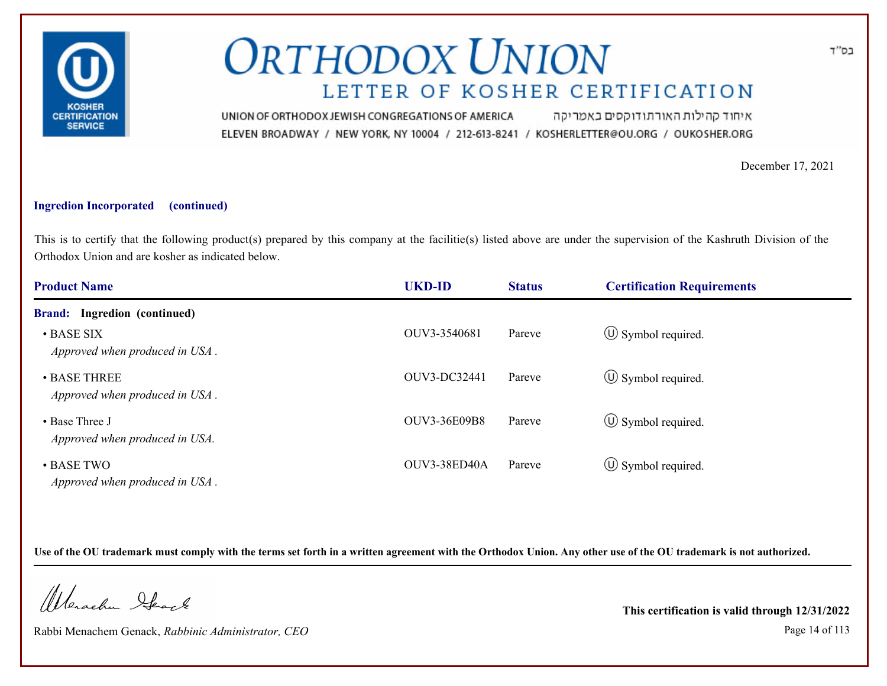# ORTHODOX UNION

## LETTER OF KOSHER CERTIFICATION

UNION OF ORTHODOX JEWISH CONGREGATIONS OF AMERICA איחוד קהילות האורתודוקסים באמריקה

ELEVEN BROADWAY / NEW YORK, NY 10004 / 212-613-8241 / KOSHERLETTER@OU.ORG / OUKOSHER.ORG

בס"ד

December 17, 2021

**Ingredion Incorporated (continued)**

This is to certify that the following product(s) prepared by this company at the facilitie(s) listed above are under the supervision of the Kashruth Division of the Orthodox Union and are kosher as indicated below.

| Product Name | UKD-ID | Status | Certification Requirements |
|---|---|---|---|
| **Brand: Ingredion (continued)** | | | |
| • BASE SIX<br>*Approved when produced in USA .* | OUV3-3540681 | Pareve | Ⓤ Symbol required. |
| • BASE THREE<br>*Approved when produced in USA .* | OUV3-DC32441 | Pareve | Ⓤ Symbol required. |
| • Base Three J<br>*Approved when produced in USA.* | OUV3-36E09B8 | Pareve | Ⓤ Symbol required. |
| • BASE TWO<br>*Approved when produced in USA .* | OUV3-38ED40A | Pareve | Ⓤ Symbol required. |

**Use of the OU trademark must comply with the terms set forth in a written agreement with the Orthodox Union. Any other use of the OU trademark is not authorized.**

Rabbi Menachem Genack, *Rabbinic Administrator, CEO*

**This certification is valid through 12/31/2022**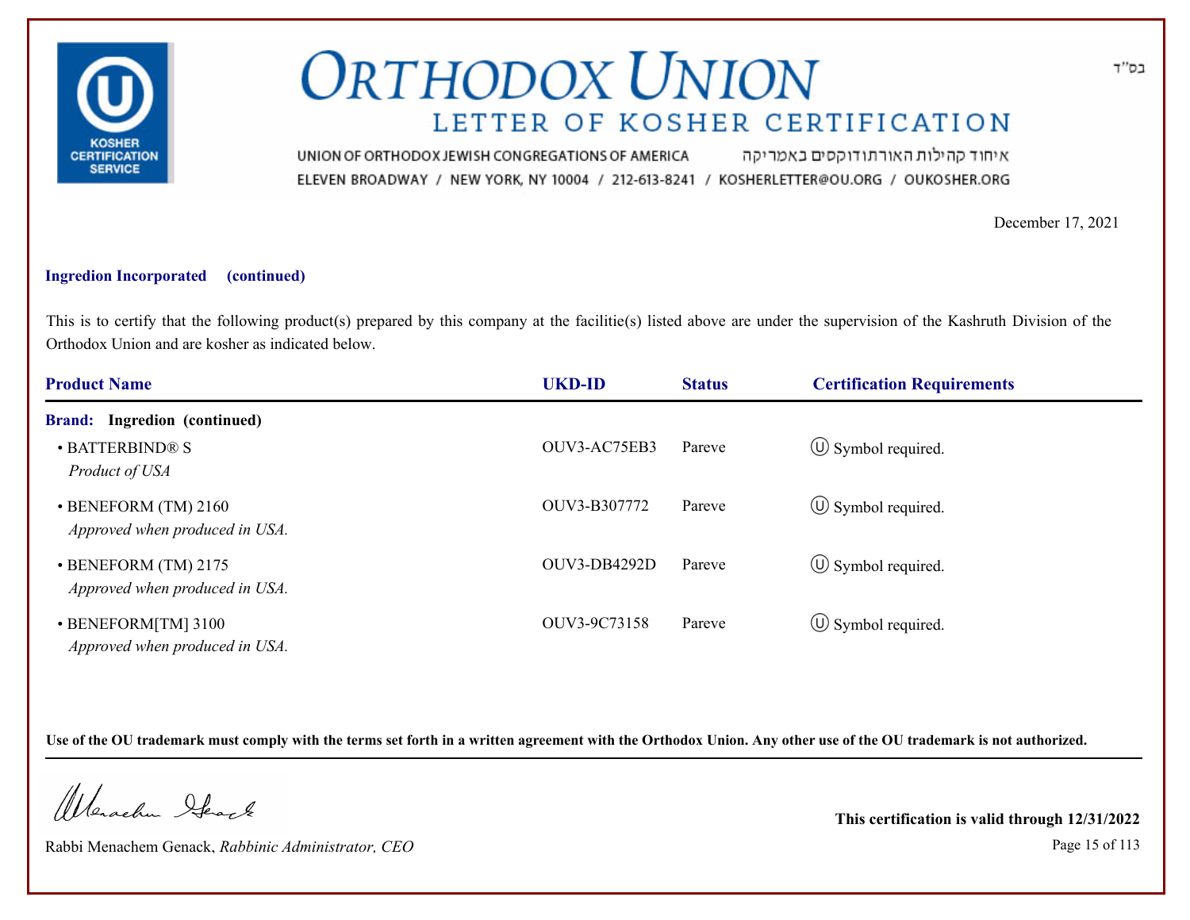בס"ד

# ORTHODOX UNION

## LETTER OF KOSHER CERTIFICATION

UNION OF ORTHODOX JEWISH CONGREGATIONS OF AMERICA איחוד קהילות האורתודוקסים באמריקה

ELEVEN BROADWAY / NEW YORK, NY 10004 / 212-613-8241 / KOSHERLETTER@OU.ORG / OUKOSHER.ORG

December 17, 2021

**Ingredion Incorporated (continued)**

This is to certify that the following product(s) prepared by this company at the facilitie(s) listed above are under the supervision of the Kashruth Division of the Orthodox Union and are kosher as indicated below.

| Product Name | UKD-ID | Status | Certification Requirements |
|---|---|---|---|
| **Brand: Ingredion (continued)** | | | |
| • BATTERBIND® S<br>*Product of USA* | OUV3-AC75EB3 | Pareve | Ⓤ Symbol required. |
| • BENEFORM (TM) 2160<br>*Approved when produced in USA.* | OUV3-B307772 | Pareve | Ⓤ Symbol required. |
| • BENEFORM (TM) 2175<br>*Approved when produced in USA.* | OUV3-DB4292D | Pareve | Ⓤ Symbol required. |
| • BENEFORM[TM] 3100<br>*Approved when produced in USA.* | OUV3-9C73158 | Pareve | Ⓤ Symbol required. |

**Use of the OU trademark must comply with the terms set forth in a written agreement with the Orthodox Union. Any other use of the OU trademark is not authorized.**

Rabbi Menachem Genack, *Rabbinic Administrator, CEO*

**This certification is valid through 12/31/2022**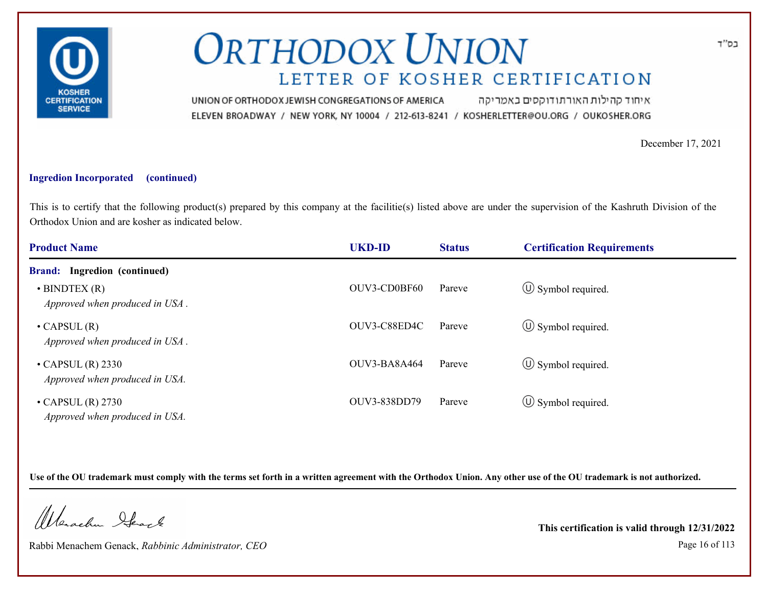בס"ד

# ORTHODOX UNION

## LETTER OF KOSHER CERTIFICATION

UNION OF ORTHODOX JEWISH CONGREGATIONS OF AMERICA איחוד קהילות האורתודוקסים באמריקה

ELEVEN BROADWAY / NEW YORK, NY 10004 / 212-613-8241 / KOSHERLETTER@OU.ORG / OUKOSHER.ORG

December 17, 2021

**Ingredion Incorporated (continued)**

This is to certify that the following product(s) prepared by this company at the facilitie(s) listed above are under the supervision of the Kashruth Division of the Orthodox Union and are kosher as indicated below.

| Product Name | UKD-ID | Status | Certification Requirements |
|---|---|---|---|
| **Brand: Ingredion (continued)** | | | |
| • BINDTEX (R) *Approved when produced in USA .* | OUV3-CD0BF60 | Pareve | Ⓤ Symbol required. |
| • CAPSUL (R) *Approved when produced in USA .* | OUV3-C88ED4C | Pareve | Ⓤ Symbol required. |
| • CAPSUL (R) 2330 *Approved when produced in USA.* | OUV3-BA8A464 | Pareve | Ⓤ Symbol required. |
| • CAPSUL (R) 2730 *Approved when produced in USA.* | OUV3-838DD79 | Pareve | Ⓤ Symbol required. |

**Use of the OU trademark must comply with the terms set forth in a written agreement with the Orthodox Union. Any other use of the OU trademark is not authorized.**

Rabbi Menachem Genack, *Rabbinic Administrator, CEO*

**This certification is valid through 12/31/2022**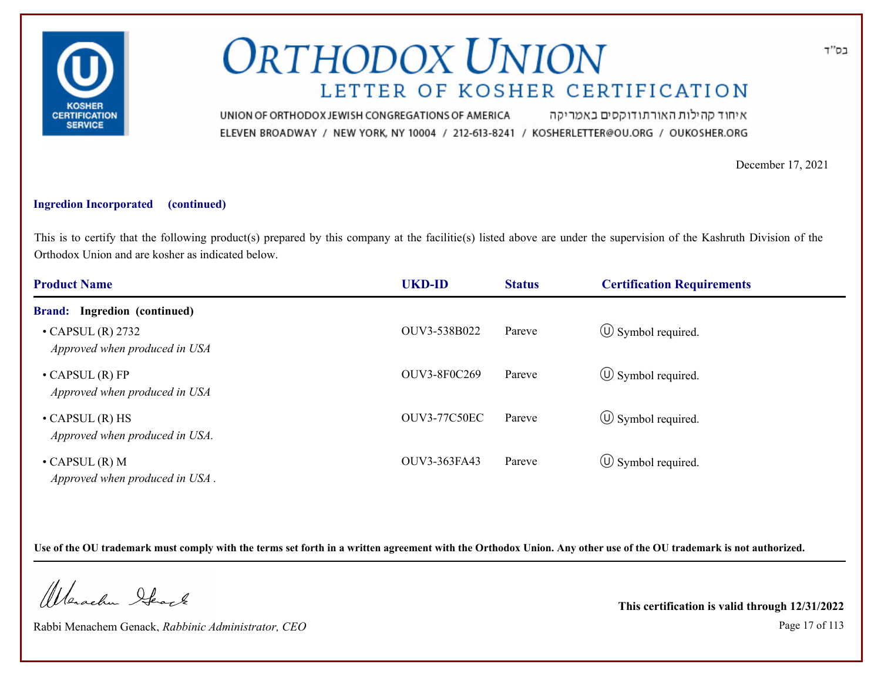# ORTHODOX UNION

## LETTER OF KOSHER CERTIFICATION

UNION OF ORTHODOX JEWISH CONGREGATIONS OF AMERICA איחוד קהילות האורתודוקסים באמריקה
ELEVEN BROADWAY / NEW YORK, NY 10004 / 212-613-8241 / KOSHERLETTER@OU.ORG / OUKOSHER.ORG

בס"ד

December 17, 2021

**Ingredion Incorporated (continued)**

This is to certify that the following product(s) prepared by this company at the facilitie(s) listed above are under the supervision of the Kashruth Division of the Orthodox Union and are kosher as indicated below.

| Product Name | UKD-ID | Status | Certification Requirements |
|---|---|---|---|
| **Brand: Ingredion (continued)** | | | |
| • CAPSUL (R) 2732<br>*Approved when produced in USA* | OUV3-538B022 | Pareve | Ⓤ Symbol required. |
| • CAPSUL (R) FP<br>*Approved when produced in USA* | OUV3-8F0C269 | Pareve | Ⓤ Symbol required. |
| • CAPSUL (R) HS<br>*Approved when produced in USA.* | OUV3-77C50EC | Pareve | Ⓤ Symbol required. |
| • CAPSUL (R) M<br>*Approved when produced in USA .* | OUV3-363FA43 | Pareve | Ⓤ Symbol required. |

**Use of the OU trademark must comply with the terms set forth in a written agreement with the Orthodox Union. Any other use of the OU trademark is not authorized.**

Rabbi Menachem Genack, *Rabbinic Administrator, CEO*

**This certification is valid through 12/31/2022**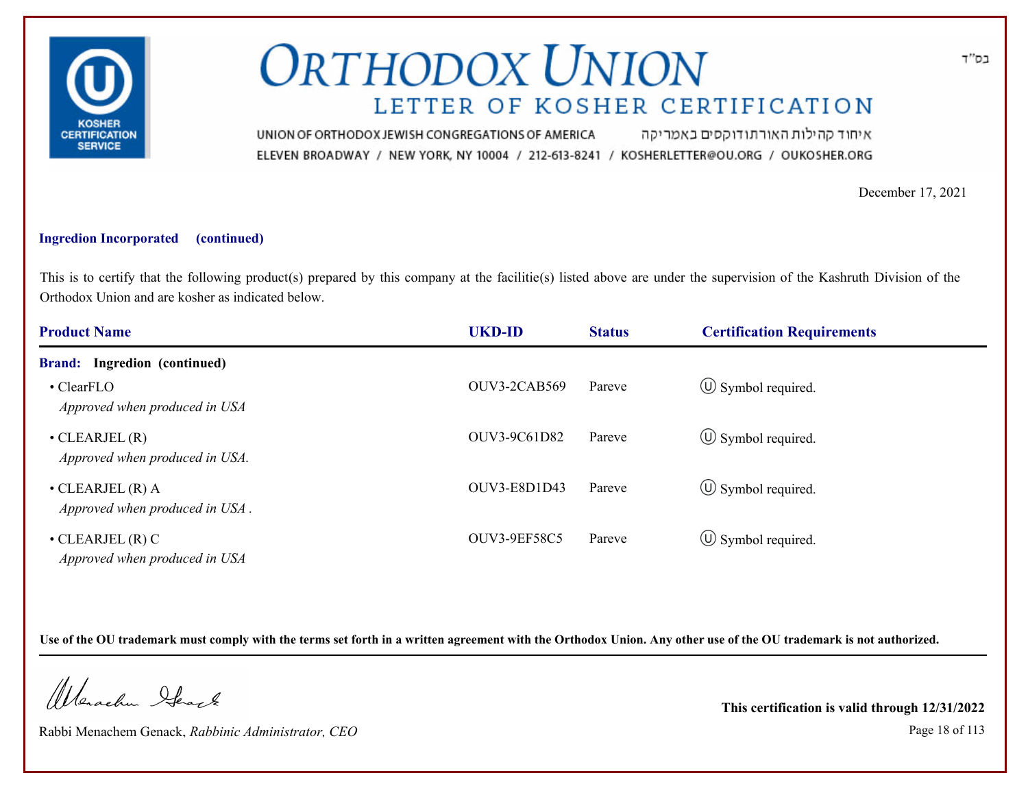# ORTHODOX UNION

## LETTER OF KOSHER CERTIFICATION

UNION OF ORTHODOX JEWISH CONGREGATIONS OF AMERICA איחוד קהילות האורתודוקסים באמריקה
ELEVEN BROADWAY / NEW YORK, NY 10004 / 212-613-8241 / KOSHERLETTER@OU.ORG / OUKOSHER.ORG

בס"ד

December 17, 2021

**Ingredion Incorporated (continued)**

This is to certify that the following product(s) prepared by this company at the facilitie(s) listed above are under the supervision of the Kashruth Division of the Orthodox Union and are kosher as indicated below.

| Product Name | UKD-ID | Status | Certification Requirements |
|---|---|---|---|
| **Brand: Ingredion (continued)** | | | |
| • ClearFLO<br>*Approved when produced in USA* | OUV3-2CAB569 | Pareve | Ⓤ Symbol required. |
| • CLEARJEL (R)<br>*Approved when produced in USA.* | OUV3-9C61D82 | Pareve | Ⓤ Symbol required. |
| • CLEARJEL (R) A<br>*Approved when produced in USA .* | OUV3-E8D1D43 | Pareve | Ⓤ Symbol required. |
| • CLEARJEL (R) C<br>*Approved when produced in USA* | OUV3-9EF58C5 | Pareve | Ⓤ Symbol required. |

**Use of the OU trademark must comply with the terms set forth in a written agreement with the Orthodox Union. Any other use of the OU trademark is not authorized.**

Rabbi Menachem Genack, *Rabbinic Administrator, CEO*

**This certification is valid through 12/31/2022**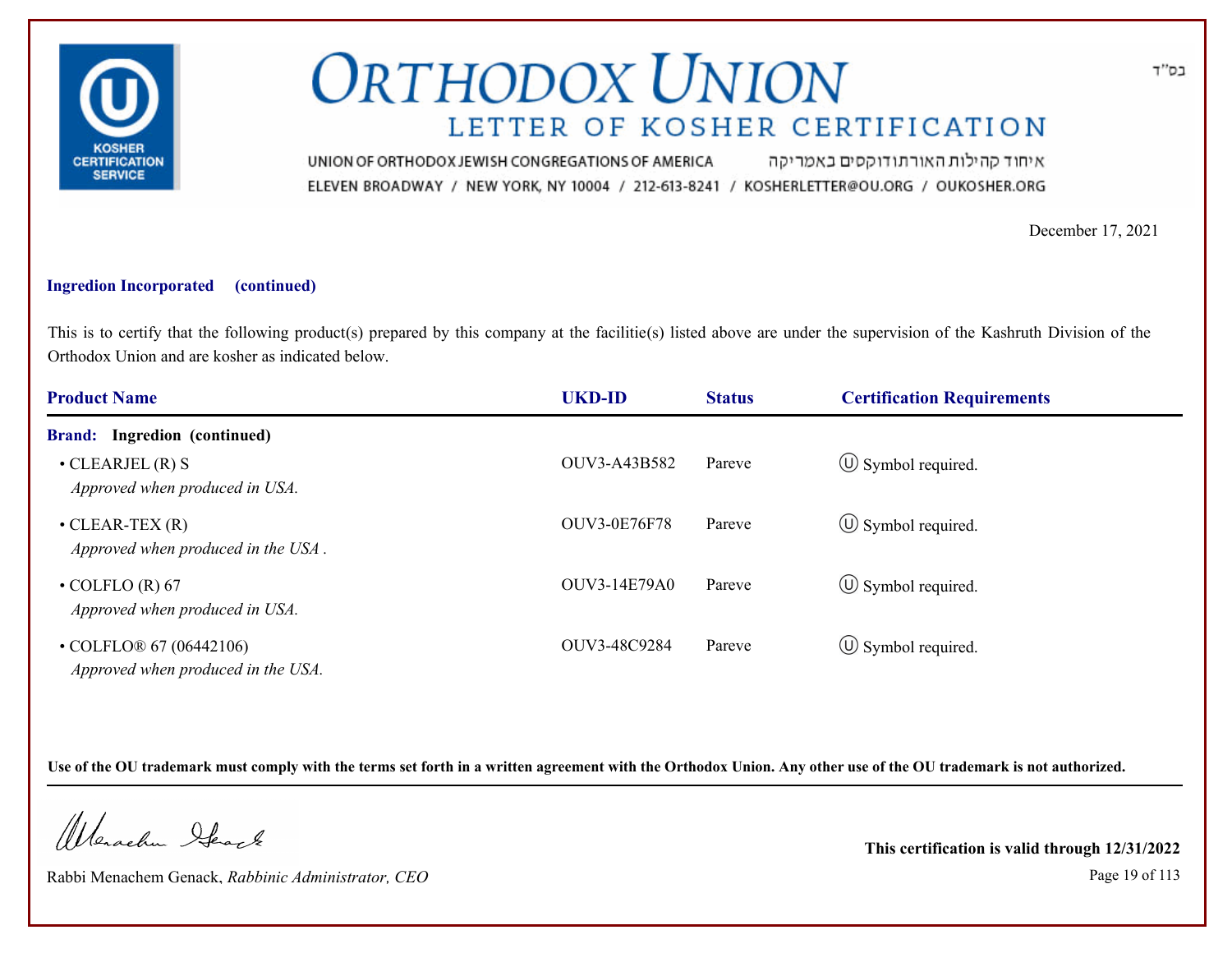# ORTHODOX UNION

## LETTER OF KOSHER CERTIFICATION

UNION OF ORTHODOX JEWISH CONGREGATIONS OF AMERICA איחוד קהילות האורתודוקסים באמריקה

ELEVEN BROADWAY / NEW YORK, NY 10004 / 212-613-8241 / KOSHERLETTER@OU.ORG / OUKOSHER.ORG

בס"ד

December 17, 2021

**Ingredion Incorporated (continued)**

This is to certify that the following product(s) prepared by this company at the facilitie(s) listed above are under the supervision of the Kashruth Division of the Orthodox Union and are kosher as indicated below.

| Product Name | UKD-ID | Status | Certification Requirements |
|---|---|---|---|
| **Brand: Ingredion (continued)** | | | |
| • CLEARJEL (R) S<br>*Approved when produced in USA.* | OUV3-A43B582 | Pareve | Ⓤ Symbol required. |
| • CLEAR-TEX (R)<br>*Approved when produced in the USA .* | OUV3-0E76F78 | Pareve | Ⓤ Symbol required. |
| • COLFLO (R) 67<br>*Approved when produced in USA.* | OUV3-14E79A0 | Pareve | Ⓤ Symbol required. |
| • COLFLO® 67 (06442106)<br>*Approved when produced in the USA.* | OUV3-48C9284 | Pareve | Ⓤ Symbol required. |

**Use of the OU trademark must comply with the terms set forth in a written agreement with the Orthodox Union. Any other use of the OU trademark is not authorized.**

Rabbi Menachem Genack, *Rabbinic Administrator, CEO*

**This certification is valid through 12/31/2022**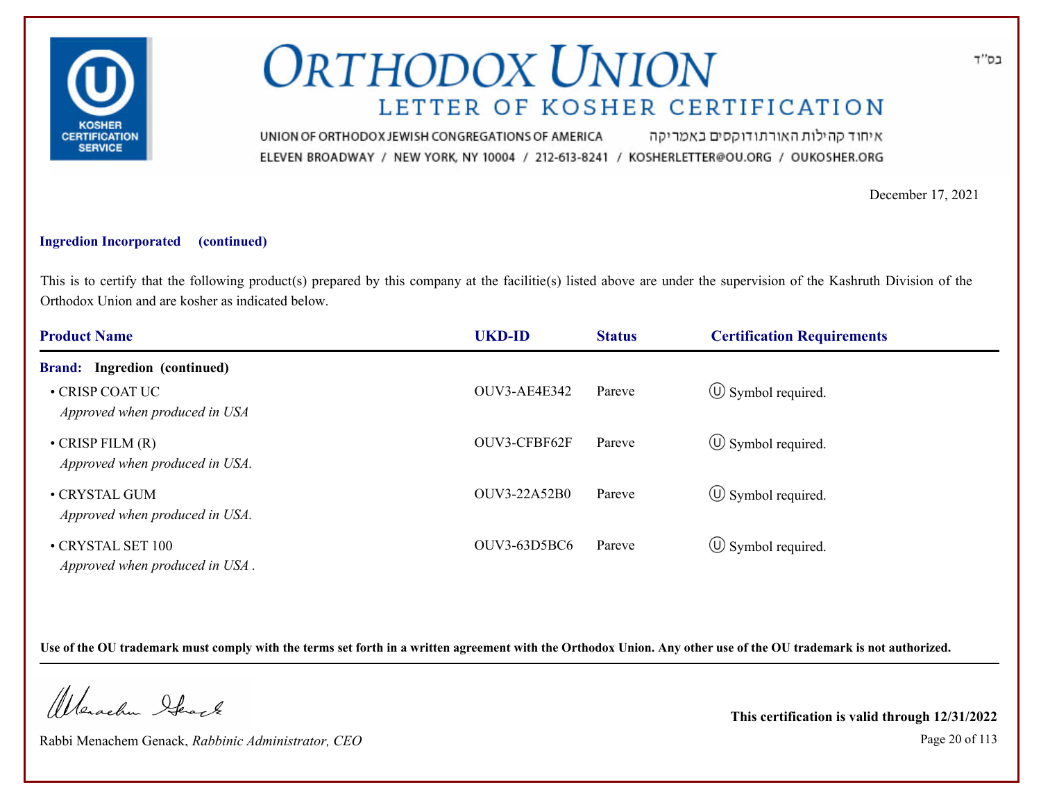בס"ד

# ORTHODOX UNION

## LETTER OF KOSHER CERTIFICATION

UNION OF ORTHODOX JEWISH CONGREGATIONS OF AMERICA איחוד קהילות האורתודוקסים באמריקה

ELEVEN BROADWAY / NEW YORK, NY 10004 / 212-613-8241 / KOSHERLETTER@OU.ORG / OUKOSHER.ORG

December 17, 2021

**Ingredion Incorporated (continued)**

This is to certify that the following product(s) prepared by this company at the facilitie(s) listed above are under the supervision of the Kashruth Division of the Orthodox Union and are kosher as indicated below.

| Product Name | UKD-ID | Status | Certification Requirements |
|---|---|---|---|
| **Brand: Ingredion (continued)** | | | |
| • CRISP COAT UC *Approved when produced in USA* | OUV3-AE4E342 | Pareve | Ⓤ Symbol required. |
| • CRISP FILM (R) *Approved when produced in USA.* | OUV3-CFBF62F | Pareve | Ⓤ Symbol required. |
| • CRYSTAL GUM *Approved when produced in USA.* | OUV3-22A52B0 | Pareve | Ⓤ Symbol required. |
| • CRYSTAL SET 100 *Approved when produced in USA .* | OUV3-63D5BC6 | Pareve | Ⓤ Symbol required. |

**Use of the OU trademark must comply with the terms set forth in a written agreement with the Orthodox Union. Any other use of the OU trademark is not authorized.**

Rabbi Menachem Genack, *Rabbinic Administrator, CEO*

**This certification is valid through 12/31/2022**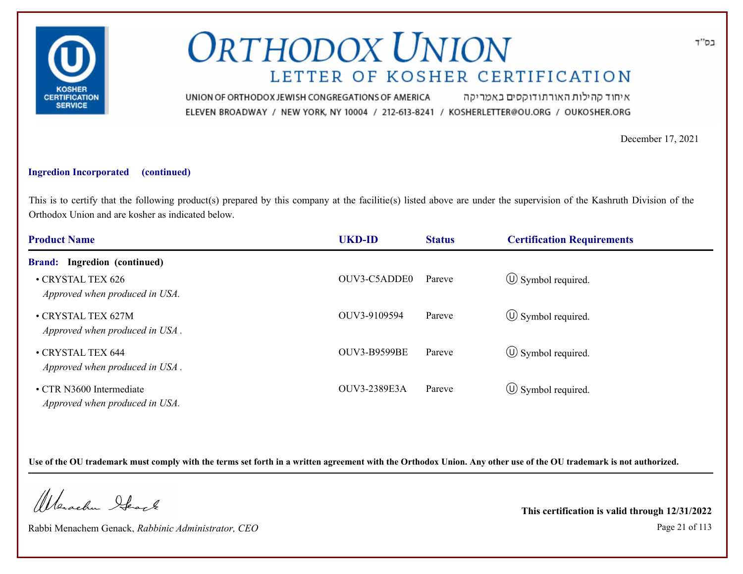בס"ד

# ORTHODOX UNION
## LETTER OF KOSHER CERTIFICATION

UNION OF ORTHODOX JEWISH CONGREGATIONS OF AMERICA איחוד קהילות האורתודוקסים באמריקה
ELEVEN BROADWAY / NEW YORK, NY 10004 / 212-613-8241 / KOSHERLETTER@OU.ORG / OUKOSHER.ORG

December 17, 2021

**Ingredion Incorporated (continued)**

This is to certify that the following product(s) prepared by this company at the facilitie(s) listed above are under the supervision of the Kashruth Division of the Orthodox Union and are kosher as indicated below.

| Product Name | UKD-ID | Status | Certification Requirements |
|---|---|---|---|
| **Brand: Ingredion (continued)** | | | |
| • CRYSTAL TEX 626 *Approved when produced in USA.* | OUV3-C5ADDE0 | Pareve | Ⓤ Symbol required. |
| • CRYSTAL TEX 627M *Approved when produced in USA .* | OUV3-9109594 | Pareve | Ⓤ Symbol required. |
| • CRYSTAL TEX 644 *Approved when produced in USA .* | OUV3-B9599BE | Pareve | Ⓤ Symbol required. |
| • CTR N3600 Intermediate *Approved when produced in USA.* | OUV3-2389E3A | Pareve | Ⓤ Symbol required. |

**Use of the OU trademark must comply with the terms set forth in a written agreement with the Orthodox Union. Any other use of the OU trademark is not authorized.**

Rabbi Menachem Genack, *Rabbinic Administrator, CEO*

**This certification is valid through 12/31/2022**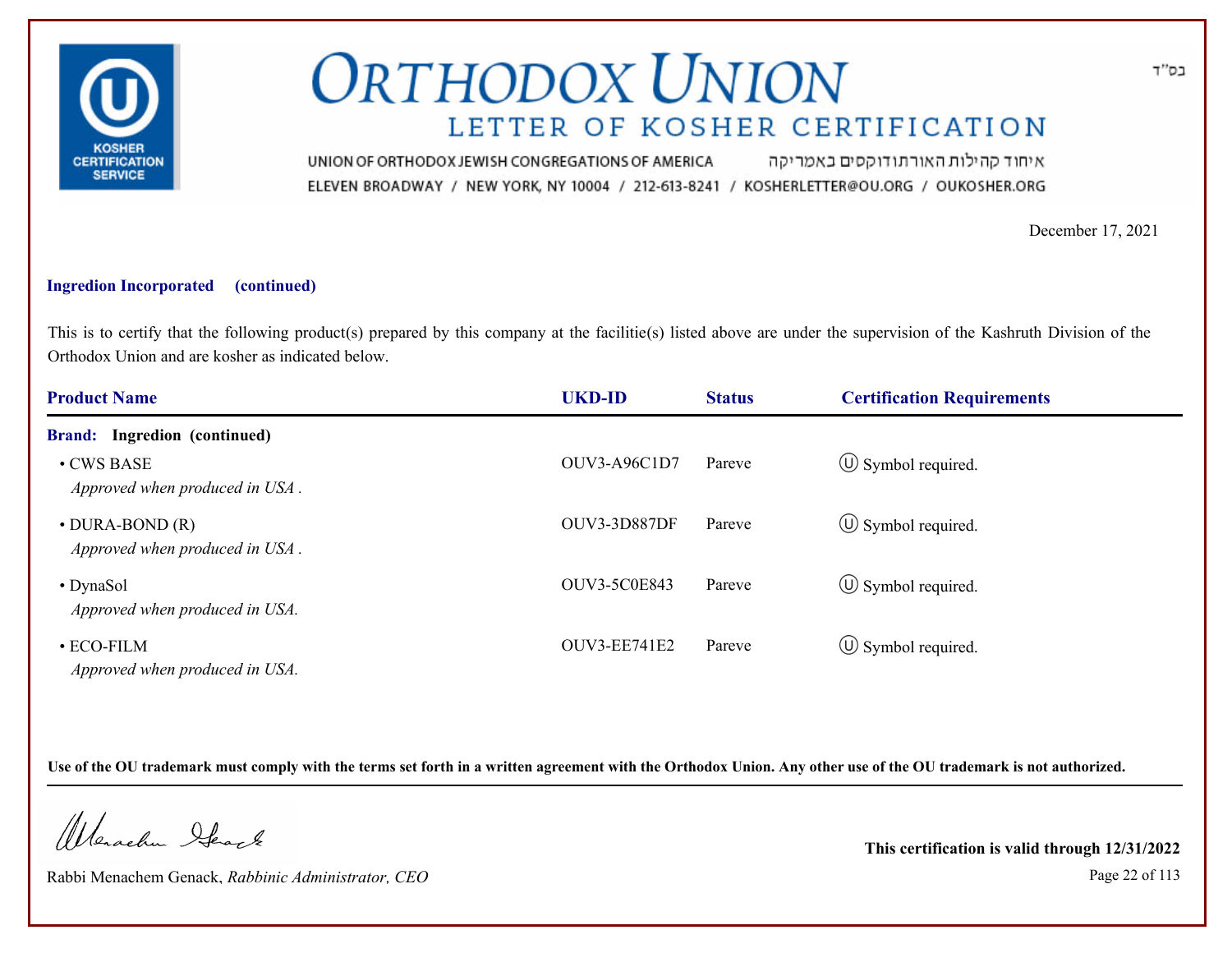בס"ד

# ORTHODOX UNION

## LETTER OF KOSHER CERTIFICATION

UNION OF ORTHODOX JEWISH CONGREGATIONS OF AMERICA איחוד קהילות האורתודוקסים באמריקה

ELEVEN BROADWAY / NEW YORK, NY 10004 / 212-613-8241 / KOSHERLETTER@OU.ORG / OUKOSHER.ORG

December 17, 2021

**Ingredion Incorporated (continued)**

This is to certify that the following product(s) prepared by this company at the facilitie(s) listed above are under the supervision of the Kashruth Division of the Orthodox Union and are kosher as indicated below.

| Product Name | UKD-ID | Status | Certification Requirements |
|---|---|---|---|
| **Brand: Ingredion (continued)** | | | |
| • CWS BASE<br>*Approved when produced in USA .* | OUV3-A96C1D7 | Pareve | Ⓤ Symbol required. |
| • DURA-BOND (R)<br>*Approved when produced in USA .* | OUV3-3D887DF | Pareve | Ⓤ Symbol required. |
| • DynaSol<br>*Approved when produced in USA.* | OUV3-5C0E843 | Pareve | Ⓤ Symbol required. |
| • ECO-FILM<br>*Approved when produced in USA.* | OUV3-EE741E2 | Pareve | Ⓤ Symbol required. |

**Use of the OU trademark must comply with the terms set forth in a written agreement with the Orthodox Union. Any other use of the OU trademark is not authorized.**

Rabbi Menachem Genack, *Rabbinic Administrator, CEO*

**This certification is valid through 12/31/2022**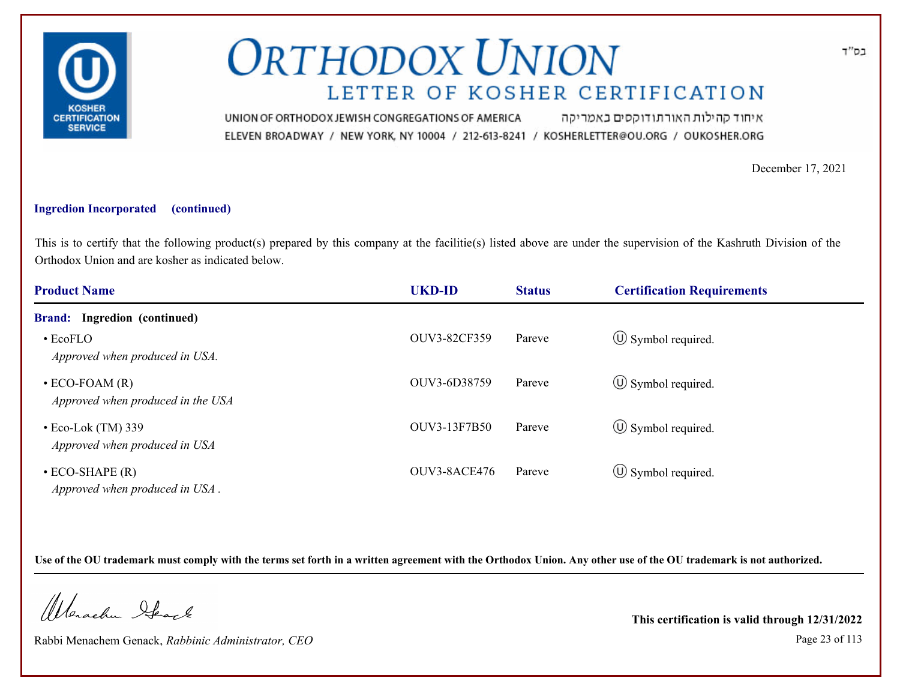# ORTHODOX UNION

## LETTER OF KOSHER CERTIFICATION

UNION OF ORTHODOX JEWISH CONGREGATIONS OF AMERICA איחוד קהילות האורתודוקסים באמריקה
ELEVEN BROADWAY / NEW YORK, NY 10004 / 212-613-8241 / KOSHERLETTER@OU.ORG / OUKOSHER.ORG

בס"ד

December 17, 2021

**Ingredion Incorporated (continued)**

This is to certify that the following product(s) prepared by this company at the facilitie(s) listed above are under the supervision of the Kashruth Division of the Orthodox Union and are kosher as indicated below.

| Product Name | UKD-ID | Status | Certification Requirements |
|---|---|---|---|
| **Brand: Ingredion (continued)** | | | |
| • EcoFLO<br>*Approved when produced in USA.* | OUV3-82CF359 | Pareve | Ⓤ Symbol required. |
| • ECO-FOAM (R)<br>*Approved when produced in the USA* | OUV3-6D38759 | Pareve | Ⓤ Symbol required. |
| • Eco-Lok (TM) 339<br>*Approved when produced in USA* | OUV3-13F7B50 | Pareve | Ⓤ Symbol required. |
| • ECO-SHAPE (R)<br>*Approved when produced in USA .* | OUV3-8ACE476 | Pareve | Ⓤ Symbol required. |

**Use of the OU trademark must comply with the terms set forth in a written agreement with the Orthodox Union. Any other use of the OU trademark is not authorized.**

Rabbi Menachem Genack, *Rabbinic Administrator, CEO*

**This certification is valid through 12/31/2022**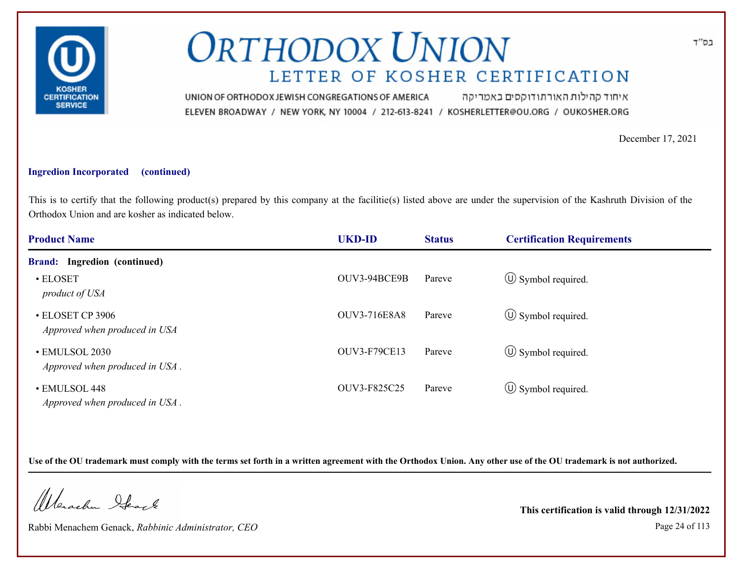בס"ד

# ORTHODOX UNION

## LETTER OF KOSHER CERTIFICATION

UNION OF ORTHODOX JEWISH CONGREGATIONS OF AMERICA איחוד קהילות האורתודוקסים באמריקה

ELEVEN BROADWAY / NEW YORK, NY 10004 / 212-613-8241 / KOSHERLETTER@OU.ORG / OUKOSHER.ORG

December 17, 2021

**Ingredion Incorporated (continued)**

This is to certify that the following product(s) prepared by this company at the facilitie(s) listed above are under the supervision of the Kashruth Division of the Orthodox Union and are kosher as indicated below.

| Product Name | UKD-ID | Status | Certification Requirements |
|---|---|---|---|
| **Brand: Ingredion (continued)** | | | |
| • ELOSET<br>*product of USA* | OUV3-94BCE9B | Pareve | Ⓤ Symbol required. |
| • ELOSET CP 3906<br>*Approved when produced in USA* | OUV3-716E8A8 | Pareve | Ⓤ Symbol required. |
| • EMULSOL 2030<br>*Approved when produced in USA .* | OUV3-F79CE13 | Pareve | Ⓤ Symbol required. |
| • EMULSOL 448<br>*Approved when produced in USA .* | OUV3-F825C25 | Pareve | Ⓤ Symbol required. |

**Use of the OU trademark must comply with the terms set forth in a written agreement with the Orthodox Union. Any other use of the OU trademark is not authorized.**

Rabbi Menachem Genack, *Rabbinic Administrator, CEO*

**This certification is valid through 12/31/2022**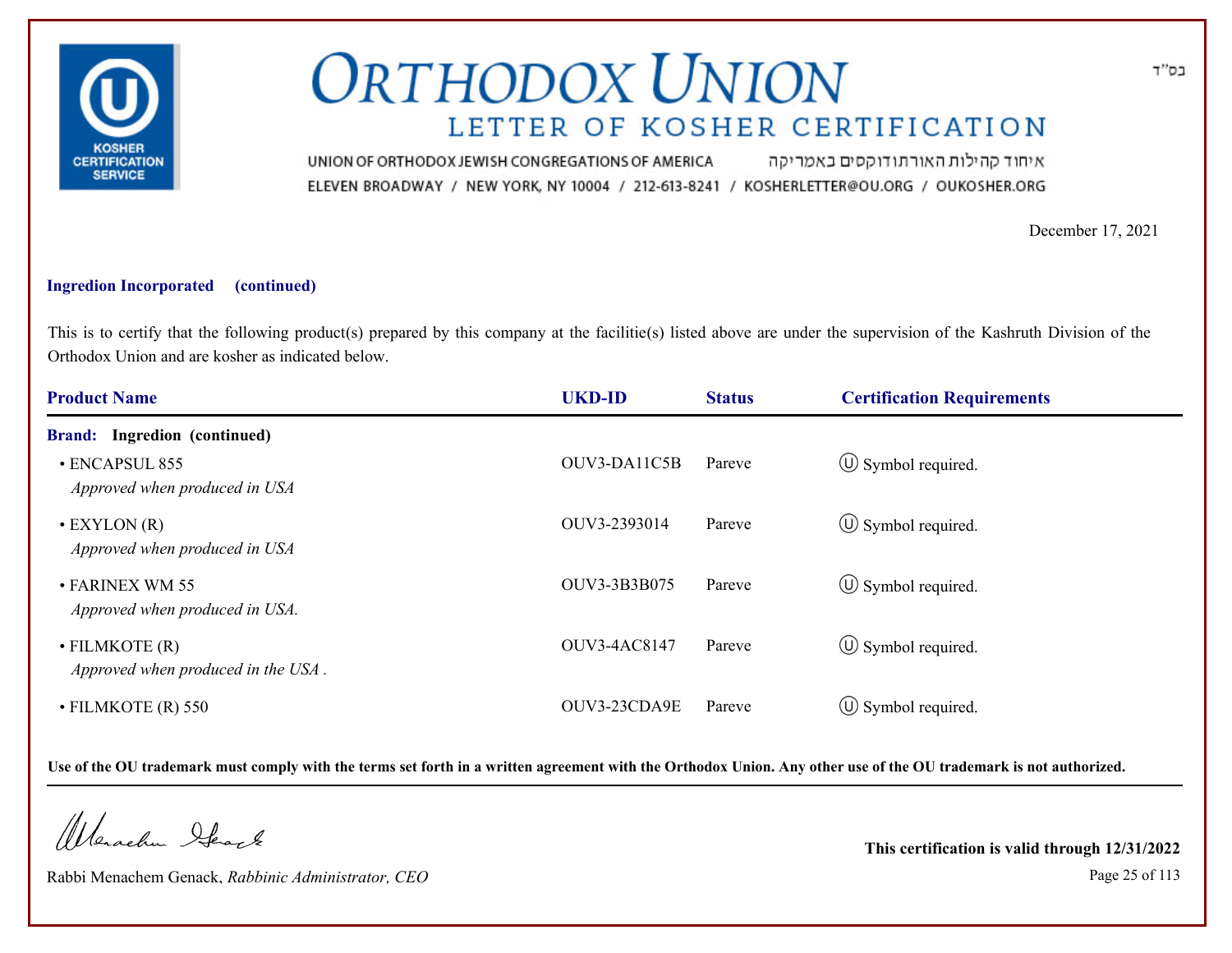# ORTHODOX UNION

## LETTER OF KOSHER CERTIFICATION

UNION OF ORTHODOX JEWISH CONGREGATIONS OF AMERICA איחוד קהילות האורתודוקסים באמריקה
ELEVEN BROADWAY / NEW YORK, NY 10004 / 212-613-8241 / KOSHERLETTER@OU.ORG / OUKOSHER.ORG

בס"ד

December 17, 2021

**Ingredion Incorporated (continued)**

This is to certify that the following product(s) prepared by this company at the facilitie(s) listed above are under the supervision of the Kashruth Division of the Orthodox Union and are kosher as indicated below.

| Product Name | UKD-ID | Status | Certification Requirements |
|---|---|---|---|
| **Brand: Ingredion (continued)** | | | |
| • ENCAPSUL 855<br>*Approved when produced in USA* | OUV3-DA11C5B | Pareve | Ⓤ Symbol required. |
| • EXYLON (R)<br>*Approved when produced in USA* | OUV3-2393014 | Pareve | Ⓤ Symbol required. |
| • FARINEX WM 55<br>*Approved when produced in USA.* | OUV3-3B3B075 | Pareve | Ⓤ Symbol required. |
| • FILMKOTE (R)<br>*Approved when produced in the USA .* | OUV3-4AC8147 | Pareve | Ⓤ Symbol required. |
| • FILMKOTE (R) 550 | OUV3-23CDA9E | Pareve | Ⓤ Symbol required. |

**Use of the OU trademark must comply with the terms set forth in a written agreement with the Orthodox Union. Any other use of the OU trademark is not authorized.**

Rabbi Menachem Genack, *Rabbinic Administrator, CEO*

**This certification is valid through 12/31/2022**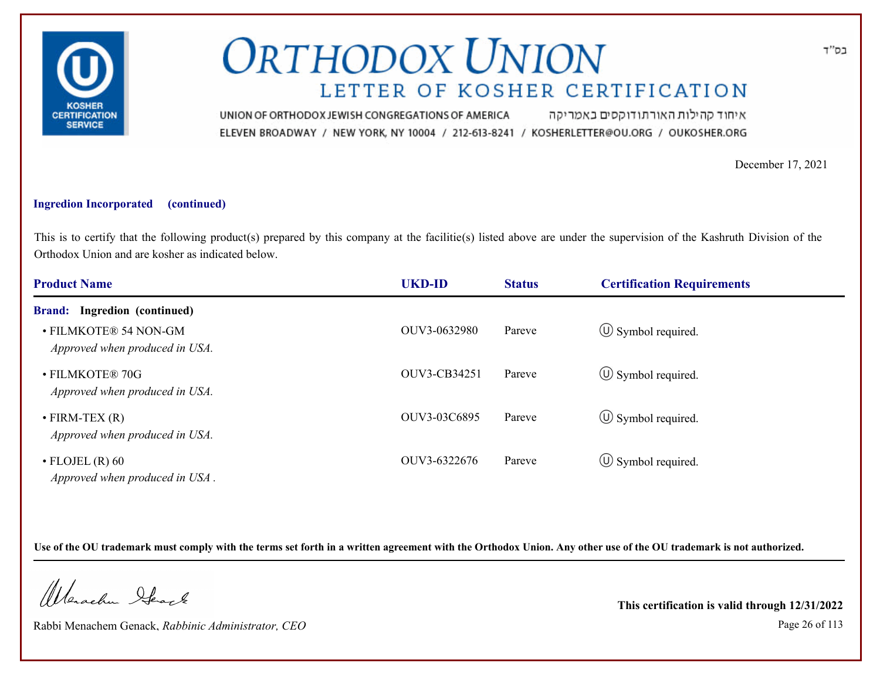# ORTHODOX UNION

## LETTER OF KOSHER CERTIFICATION

UNION OF ORTHODOX JEWISH CONGREGATIONS OF AMERICA איחוד קהילות האורתודוקסים באמריקה
ELEVEN BROADWAY / NEW YORK, NY 10004 / 212-613-8241 / KOSHERLETTER@OU.ORG / OUKOSHER.ORG

בס"ד

December 17, 2021

**Ingredion Incorporated (continued)**

This is to certify that the following product(s) prepared by this company at the facilitie(s) listed above are under the supervision of the Kashruth Division of the Orthodox Union and are kosher as indicated below.

| Product Name | UKD-ID | Status | Certification Requirements |
|---|---|---|---|
| **Brand: Ingredion (continued)** | | | |
| • FILMKOTE® 54 NON-GM<br>*Approved when produced in USA.* | OUV3-0632980 | Pareve | Ⓤ Symbol required. |
| • FILMKOTE® 70G<br>*Approved when produced in USA.* | OUV3-CB34251 | Pareve | Ⓤ Symbol required. |
| • FIRM-TEX (R)<br>*Approved when produced in USA.* | OUV3-03C6895 | Pareve | Ⓤ Symbol required. |
| • FLOJEL (R) 60<br>*Approved when produced in USA .* | OUV3-6322676 | Pareve | Ⓤ Symbol required. |

**Use of the OU trademark must comply with the terms set forth in a written agreement with the Orthodox Union. Any other use of the OU trademark is not authorized.**

Rabbi Menachem Genack, *Rabbinic Administrator, CEO*

**This certification is valid through 12/31/2022**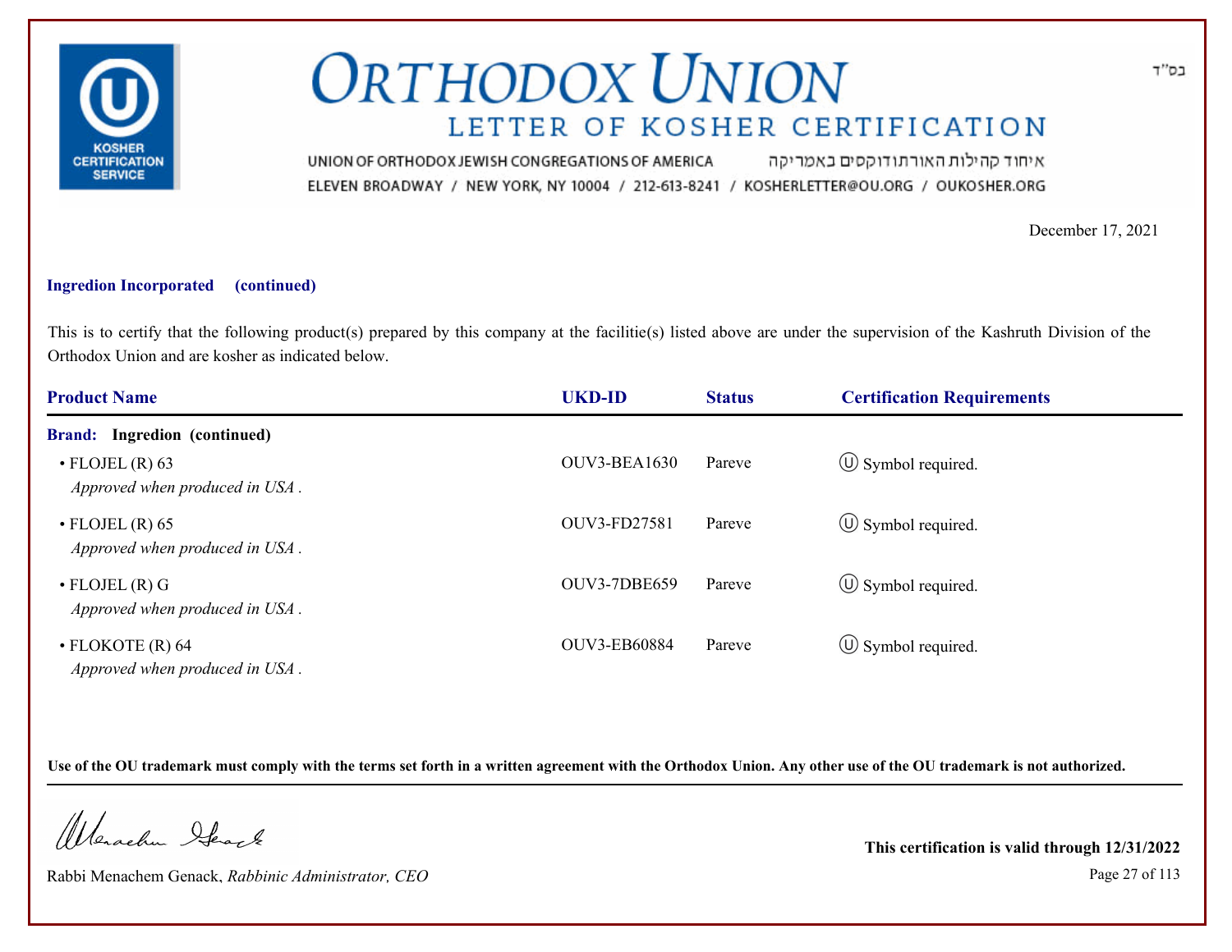# ORTHODOX UNION

## LETTER OF KOSHER CERTIFICATION

UNION OF ORTHODOX JEWISH CONGREGATIONS OF AMERICA איחוד קהילות האורתודוקסים באמריקה

ELEVEN BROADWAY / NEW YORK, NY 10004 / 212-613-8241 / KOSHERLETTER@OU.ORG / OUKOSHER.ORG

בס"ד

December 17, 2021

**Ingredion Incorporated (continued)**

This is to certify that the following product(s) prepared by this company at the facilitie(s) listed above are under the supervision of the Kashruth Division of the Orthodox Union and are kosher as indicated below.

| Product Name | UKD-ID | Status | Certification Requirements |
|---|---|---|---|
| **Brand: Ingredion (continued)** | | | |
| • FLOJEL (R) 63<br>*Approved when produced in USA .* | OUV3-BEA1630 | Pareve | Ⓤ Symbol required. |
| • FLOJEL (R) 65<br>*Approved when produced in USA .* | OUV3-FD27581 | Pareve | Ⓤ Symbol required. |
| • FLOJEL (R) G<br>*Approved when produced in USA .* | OUV3-7DBE659 | Pareve | Ⓤ Symbol required. |
| • FLOKOTE (R) 64<br>*Approved when produced in USA .* | OUV3-EB60884 | Pareve | Ⓤ Symbol required. |

**Use of the OU trademark must comply with the terms set forth in a written agreement with the Orthodox Union. Any other use of the OU trademark is not authorized.**

Rabbi Menachem Genack, *Rabbinic Administrator, CEO*

**This certification is valid through 12/31/2022**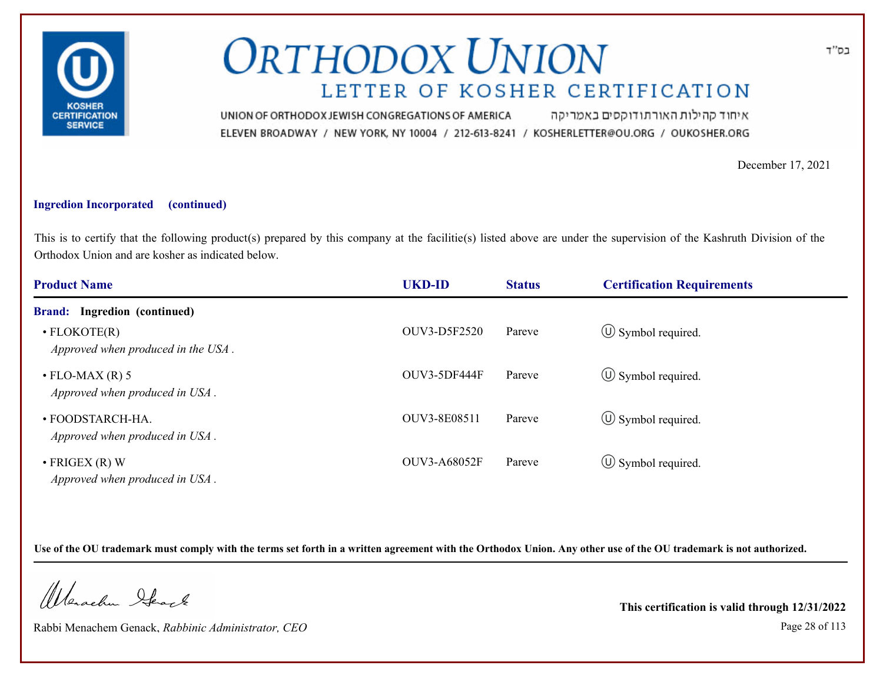# ORTHODOX UNION

## LETTER OF KOSHER CERTIFICATION

UNION OF ORTHODOX JEWISH CONGREGATIONS OF AMERICA איחוד קהילות האורתודוקסים באמריקה
ELEVEN BROADWAY / NEW YORK, NY 10004 / 212-613-8241 / KOSHERLETTER@OU.ORG / OUKOSHER.ORG

בס"ד

December 17, 2021

**Ingredion Incorporated (continued)**

This is to certify that the following product(s) prepared by this company at the facilitie(s) listed above are under the supervision of the Kashruth Division of the Orthodox Union and are kosher as indicated below.

| Product Name | UKD-ID | Status | Certification Requirements |
|---|---|---|---|
| **Brand: Ingredion (continued)** | | | |
| • FLOKOTE(R) *Approved when produced in the USA .* | OUV3-D5F2520 | Pareve | Ⓤ Symbol required. |
| • FLO-MAX (R) 5 *Approved when produced in USA .* | OUV3-5DF444F | Pareve | Ⓤ Symbol required. |
| • FOODSTARCH-HA. *Approved when produced in USA .* | OUV3-8E08511 | Pareve | Ⓤ Symbol required. |
| • FRIGEX (R) W *Approved when produced in USA .* | OUV3-A68052F | Pareve | Ⓤ Symbol required. |

**Use of the OU trademark must comply with the terms set forth in a written agreement with the Orthodox Union. Any other use of the OU trademark is not authorized.**

Rabbi Menachem Genack, *Rabbinic Administrator, CEO*

**This certification is valid through 12/31/2022**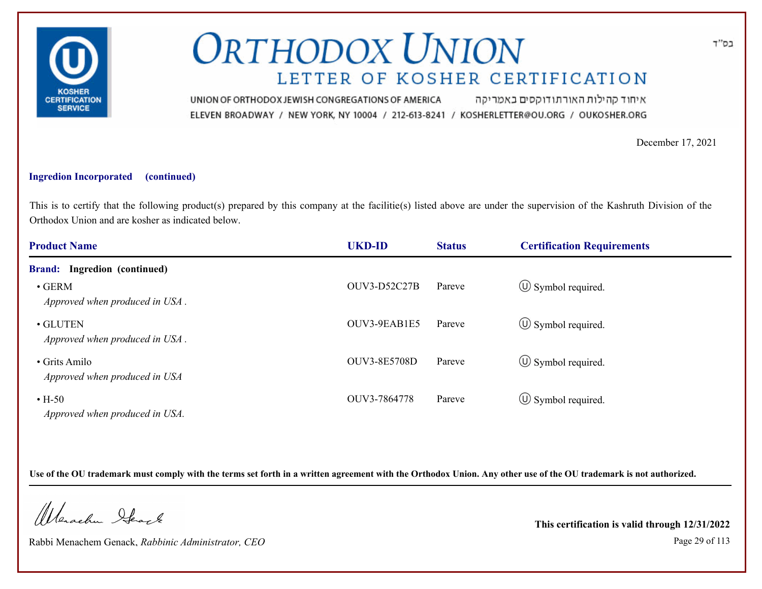# ORTHODOX UNION

## LETTER OF KOSHER CERTIFICATION

UNION OF ORTHODOX JEWISH CONGREGATIONS OF AMERICA איחוד קהילות האורתודוקסים באמריקה

ELEVEN BROADWAY / NEW YORK, NY 10004 / 212-613-8241 / KOSHERLETTER@OU.ORG / OUKOSHER.ORG

בס"ד

December 17, 2021

**Ingredion Incorporated (continued)**

This is to certify that the following product(s) prepared by this company at the facilitie(s) listed above are under the supervision of the Kashruth Division of the Orthodox Union and are kosher as indicated below.

| Product Name | UKD-ID | Status | Certification Requirements |
|---|---|---|---|
| **Brand: Ingredion (continued)** | | | |
| • GERM<br>*Approved when produced in USA .* | OUV3-D52C27B | Pareve | Ⓤ Symbol required. |
| • GLUTEN<br>*Approved when produced in USA .* | OUV3-9EAB1E5 | Pareve | Ⓤ Symbol required. |
| • Grits Amilo<br>*Approved when produced in USA* | OUV3-8E5708D | Pareve | Ⓤ Symbol required. |
| • H-50<br>*Approved when produced in USA.* | OUV3-7864778 | Pareve | Ⓤ Symbol required. |

**Use of the OU trademark must comply with the terms set forth in a written agreement with the Orthodox Union. Any other use of the OU trademark is not authorized.**

Rabbi Menachem Genack, *Rabbinic Administrator, CEO*

**This certification is valid through 12/31/2022**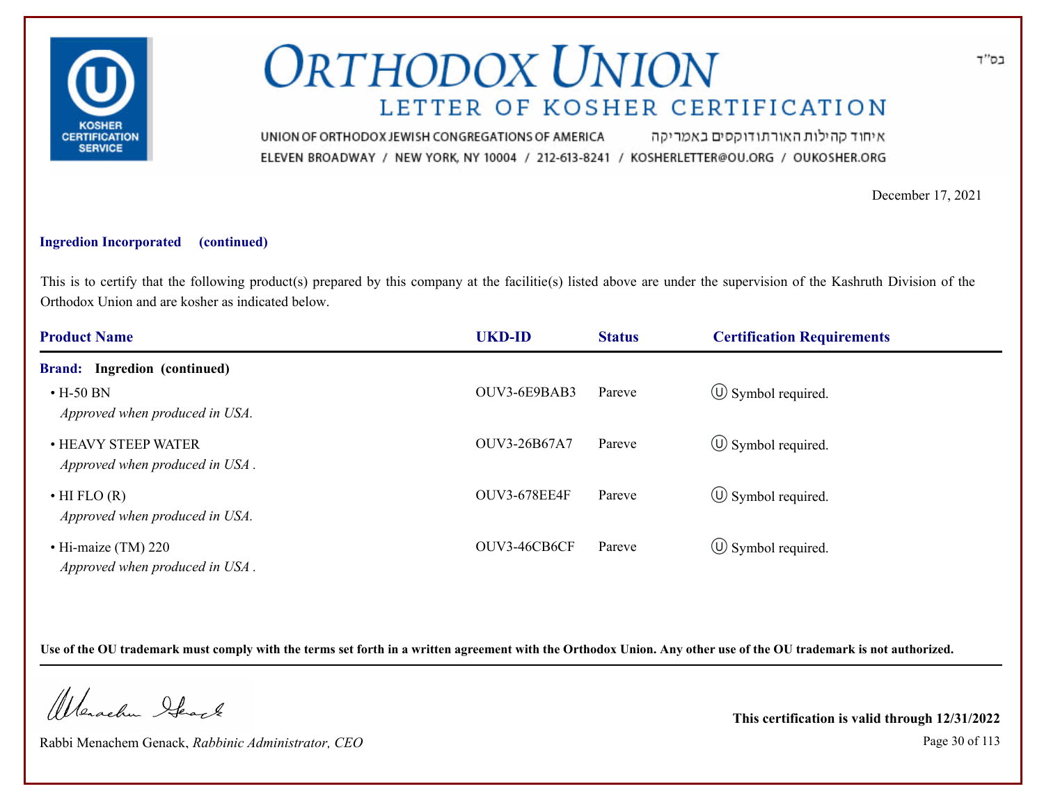# ORTHODOX UNION

## LETTER OF KOSHER CERTIFICATION

UNION OF ORTHODOX JEWISH CONGREGATIONS OF AMERICA איחוד קהילות האורתודוקסים באמריקה

ELEVEN BROADWAY / NEW YORK, NY 10004 / 212-613-8241 / KOSHERLETTER@OU.ORG / OUKOSHER.ORG

בס"ד

December 17, 2021

**Ingredion Incorporated (continued)**

This is to certify that the following product(s) prepared by this company at the facilitie(s) listed above are under the supervision of the Kashruth Division of the Orthodox Union and are kosher as indicated below.

| Product Name | UKD-ID | Status | Certification Requirements |
|---|---|---|---|
| **Brand: Ingredion (continued)** | | | |
| • H-50 BN<br>*Approved when produced in USA.* | OUV3-6E9BAB3 | Pareve | Ⓤ Symbol required. |
| • HEAVY STEEP WATER<br>*Approved when produced in USA .* | OUV3-26B67A7 | Pareve | Ⓤ Symbol required. |
| • HI FLO (R)<br>*Approved when produced in USA.* | OUV3-678EE4F | Pareve | Ⓤ Symbol required. |
| • Hi-maize (TM) 220<br>*Approved when produced in USA .* | OUV3-46CB6CF | Pareve | Ⓤ Symbol required. |

**Use of the OU trademark must comply with the terms set forth in a written agreement with the Orthodox Union. Any other use of the OU trademark is not authorized.**

Rabbi Menachem Genack, *Rabbinic Administrator, CEO*

**This certification is valid through 12/31/2022**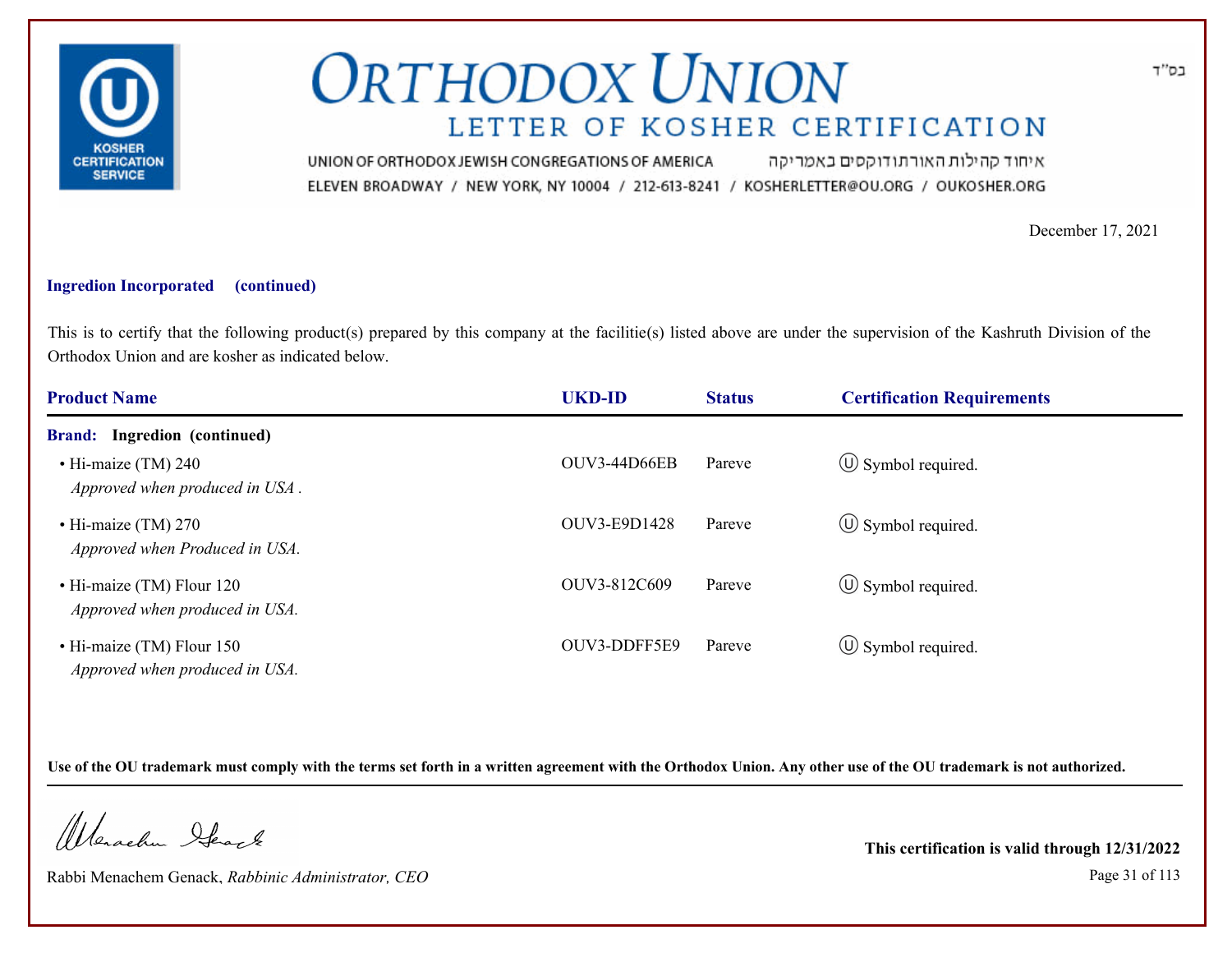# ORTHODOX UNION

## LETTER OF KOSHER CERTIFICATION

UNION OF ORTHODOX JEWISH CONGREGATIONS OF AMERICA איחוד קהילות האורתודוקסים באמריקה

ELEVEN BROADWAY / NEW YORK, NY 10004 / 212-613-8241 / KOSHERLETTER@OU.ORG / OUKOSHER.ORG

בס"ד

December 17, 2021

**Ingredion Incorporated (continued)**

This is to certify that the following product(s) prepared by this company at the facilitie(s) listed above are under the supervision of the Kashruth Division of the Orthodox Union and are kosher as indicated below.

| Product Name | UKD-ID | Status | Certification Requirements |
|---|---|---|---|
| **Brand: Ingredion (continued)** | | | |
| • Hi-maize (TM) 240<br>*Approved when produced in USA .* | OUV3-44D66EB | Pareve | Ⓤ Symbol required. |
| • Hi-maize (TM) 270<br>*Approved when Produced in USA.* | OUV3-E9D1428 | Pareve | Ⓤ Symbol required. |
| • Hi-maize (TM) Flour 120<br>*Approved when produced in USA.* | OUV3-812C609 | Pareve | Ⓤ Symbol required. |
| • Hi-maize (TM) Flour 150<br>*Approved when produced in USA.* | OUV3-DDFF5E9 | Pareve | Ⓤ Symbol required. |

**Use of the OU trademark must comply with the terms set forth in a written agreement with the Orthodox Union. Any other use of the OU trademark is not authorized.**

Rabbi Menachem Genack, *Rabbinic Administrator, CEO*

**This certification is valid through 12/31/2022**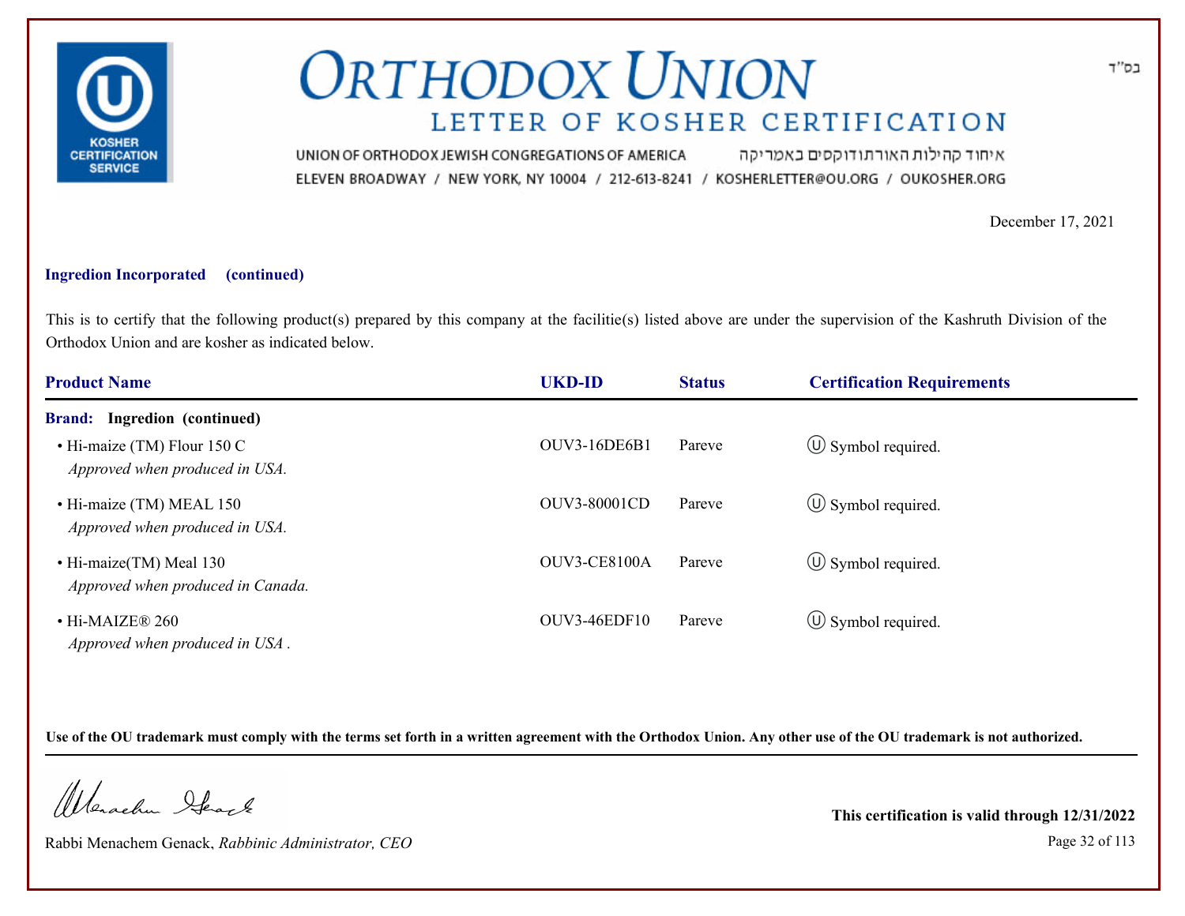# ORTHODOX UNION

## LETTER OF KOSHER CERTIFICATION

UNION OF ORTHODOX JEWISH CONGREGATIONS OF AMERICA איחוד קהילות האורתודוקסים באמריקה

ELEVEN BROADWAY / NEW YORK, NY 10004 / 212-613-8241 / KOSHERLETTER@OU.ORG / OUKOSHER.ORG

בס"ד

December 17, 2021

**Ingredion Incorporated (continued)**

This is to certify that the following product(s) prepared by this company at the facilitie(s) listed above are under the supervision of the Kashruth Division of the Orthodox Union and are kosher as indicated below.

| Product Name | UKD-ID | Status | Certification Requirements |
|---|---|---|---|
| **Brand: Ingredion (continued)** | | | |
| • Hi-maize (TM) Flour 150 C<br>*Approved when produced in USA.* | OUV3-16DE6B1 | Pareve | Ⓤ Symbol required. |
| • Hi-maize (TM) MEAL 150<br>*Approved when produced in USA.* | OUV3-80001CD | Pareve | Ⓤ Symbol required. |
| • Hi-maize(TM) Meal 130<br>*Approved when produced in Canada.* | OUV3-CE8100A | Pareve | Ⓤ Symbol required. |
| • Hi-MAIZE® 260<br>*Approved when produced in USA .* | OUV3-46EDF10 | Pareve | Ⓤ Symbol required. |

**Use of the OU trademark must comply with the terms set forth in a written agreement with the Orthodox Union. Any other use of the OU trademark is not authorized.**

Rabbi Menachem Genack, *Rabbinic Administrator, CEO*

**This certification is valid through 12/31/2022**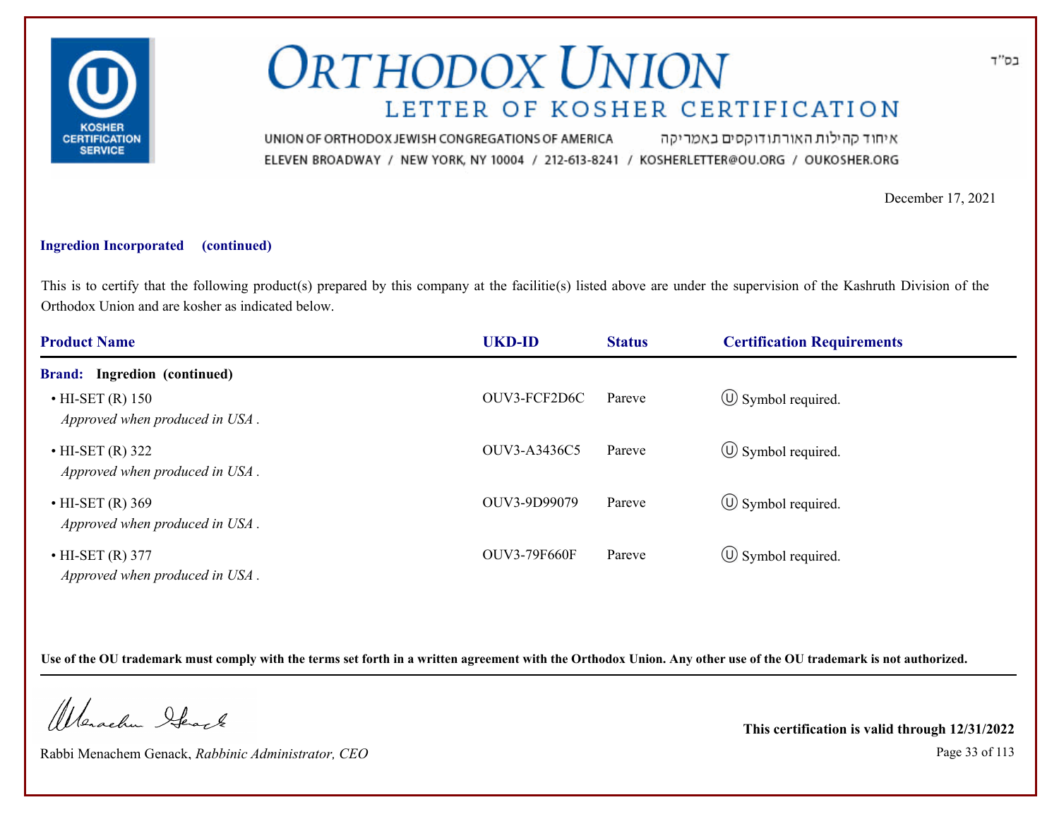# ORTHODOX UNION

## LETTER OF KOSHER CERTIFICATION

UNION OF ORTHODOX JEWISH CONGREGATIONS OF AMERICA איחוד קהילות האורתודוקסים באמריקה
ELEVEN BROADWAY / NEW YORK, NY 10004 / 212-613-8241 / KOSHERLETTER@OU.ORG / OUKOSHER.ORG

בס"ד

KOSHER CERTIFICATION SERVICE

December 17, 2021

**Ingredion Incorporated (continued)**

This is to certify that the following product(s) prepared by this company at the facilitie(s) listed above are under the supervision of the Kashruth Division of the Orthodox Union and are kosher as indicated below.

| Product Name | UKD-ID | Status | Certification Requirements |
|---|---|---|---|
| **Brand: Ingredion (continued)** | | | |
| • HI-SET (R) 150 *Approved when produced in USA .* | OUV3-FCF2D6C | Pareve | Ⓤ Symbol required. |
| • HI-SET (R) 322 *Approved when produced in USA .* | OUV3-A3436C5 | Pareve | Ⓤ Symbol required. |
| • HI-SET (R) 369 *Approved when produced in USA .* | OUV3-9D99079 | Pareve | Ⓤ Symbol required. |
| • HI-SET (R) 377 *Approved when produced in USA .* | OUV3-79F660F | Pareve | Ⓤ Symbol required. |

**Use of the OU trademark must comply with the terms set forth in a written agreement with the Orthodox Union. Any other use of the OU trademark is not authorized.**

Rabbi Menachem Genack, *Rabbinic Administrator, CEO*

**This certification is valid through 12/31/2022**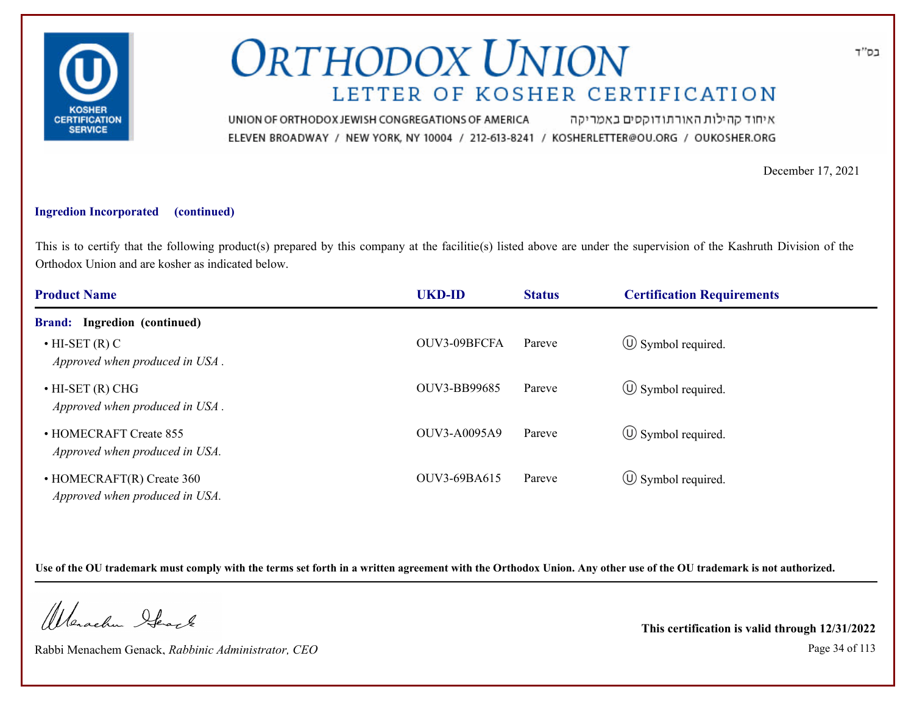# ORTHODOX UNION

## LETTER OF KOSHER CERTIFICATION

UNION OF ORTHODOX JEWISH CONGREGATIONS OF AMERICA איחוד קהילות האורתודוקסים באמריקה

ELEVEN BROADWAY / NEW YORK, NY 10004 / 212-613-8241 / KOSHERLETTER@OU.ORG / OUKOSHER.ORG

בס"ד

December 17, 2021

**Ingredion Incorporated (continued)**

This is to certify that the following product(s) prepared by this company at the facilitie(s) listed above are under the supervision of the Kashruth Division of the Orthodox Union and are kosher as indicated below.

| Product Name | UKD-ID | Status | Certification Requirements |
|---|---|---|---|
| **Brand: Ingredion (continued)** | | | |
| • HI-SET (R) C<br>*Approved when produced in USA .* | OUV3-09BFCFA | Pareve | Ⓤ Symbol required. |
| • HI-SET (R) CHG<br>*Approved when produced in USA .* | OUV3-BB99685 | Pareve | Ⓤ Symbol required. |
| • HOMECRAFT Create 855<br>*Approved when produced in USA.* | OUV3-A0095A9 | Pareve | Ⓤ Symbol required. |
| • HOMECRAFT(R) Create 360<br>*Approved when produced in USA.* | OUV3-69BA615 | Pareve | Ⓤ Symbol required. |

**Use of the OU trademark must comply with the terms set forth in a written agreement with the Orthodox Union. Any other use of the OU trademark is not authorized.**

Rabbi Menachem Genack, *Rabbinic Administrator, CEO*

**This certification is valid through 12/31/2022**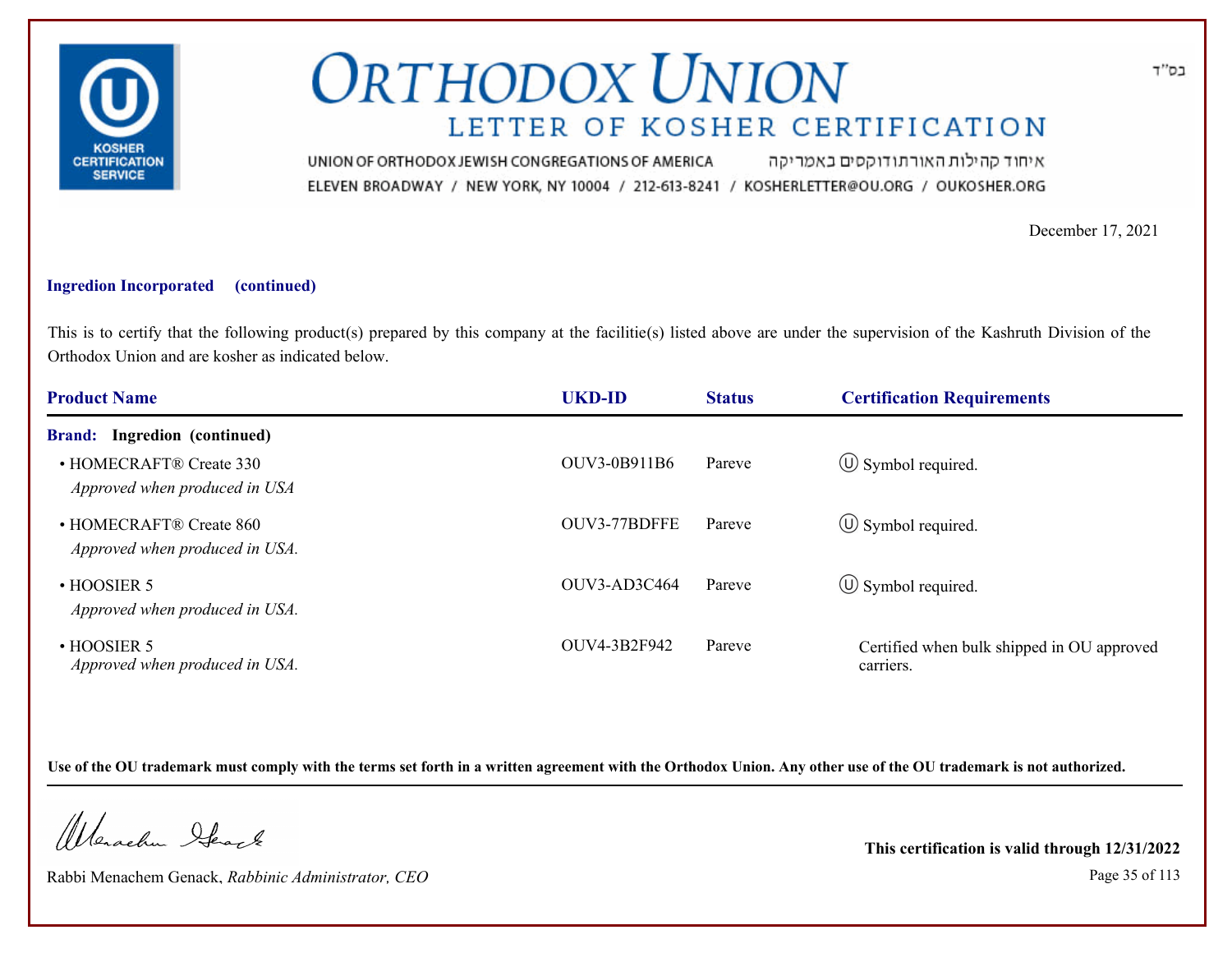# ORTHODOX UNION

## LETTER OF KOSHER CERTIFICATION

UNION OF ORTHODOX JEWISH CONGREGATIONS OF AMERICA איחוד קהילות האורתודוקסים באמריקה

ELEVEN BROADWAY / NEW YORK, NY 10004 / 212-613-8241 / KOSHERLETTER@OU.ORG / OUKOSHER.ORG

בס"ד

December 17, 2021

**Ingredion Incorporated (continued)**

This is to certify that the following product(s) prepared by this company at the facilitie(s) listed above are under the supervision of the Kashruth Division of the Orthodox Union and are kosher as indicated below.

| Product Name | UKD-ID | Status | Certification Requirements |
|---|---|---|---|
| **Brand: Ingredion (continued)** | | | |
| • HOMECRAFT® Create 330 *Approved when produced in USA* | OUV3-0B911B6 | Pareve | Ⓤ Symbol required. |
| • HOMECRAFT® Create 860 *Approved when produced in USA.* | OUV3-77BDFFE | Pareve | Ⓤ Symbol required. |
| • HOOSIER 5 *Approved when produced in USA.* | OUV3-AD3C464 | Pareve | Ⓤ Symbol required. |
| • HOOSIER 5 *Approved when produced in USA.* | OUV4-3B2F942 | Pareve | Certified when bulk shipped in OU approved carriers. |

**Use of the OU trademark must comply with the terms set forth in a written agreement with the Orthodox Union. Any other use of the OU trademark is not authorized.**

Rabbi Menachem Genack, *Rabbinic Administrator, CEO*

**This certification is valid through 12/31/2022**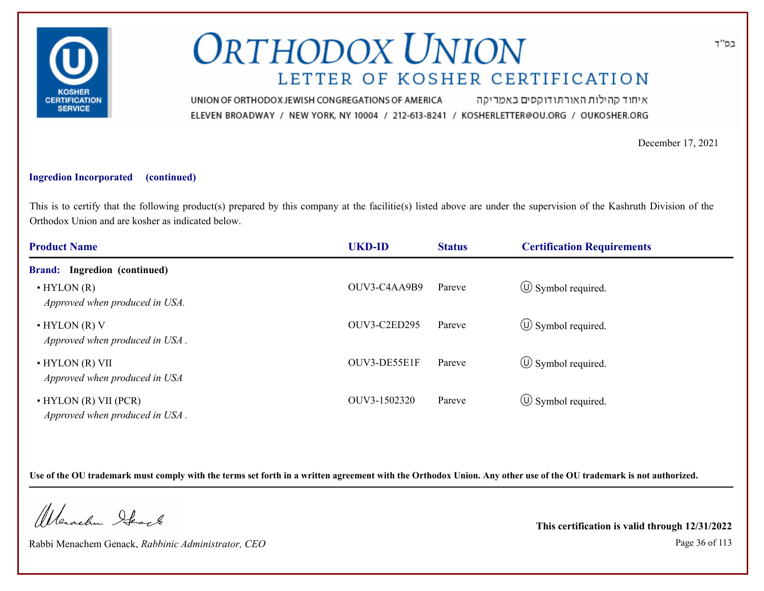# ORTHODOX UNION

## LETTER OF KOSHER CERTIFICATION

UNION OF ORTHODOX JEWISH CONGREGATIONS OF AMERICA איחוד קהילות האורתודוקסים באמריקה

ELEVEN BROADWAY / NEW YORK, NY 10004 / 212-613-8241 / KOSHERLETTER@OU.ORG / OUKOSHER.ORG

בס"ד

December 17, 2021

**Ingredion Incorporated (continued)**

This is to certify that the following product(s) prepared by this company at the facilitie(s) listed above are under the supervision of the Kashruth Division of the Orthodox Union and are kosher as indicated below.

| Product Name | UKD-ID | Status | Certification Requirements |
|---|---|---|---|
| **Brand: Ingredion (continued)** | | | |
| • HYLON (R) *Approved when produced in USA.* | OUV3-C4AA9B9 | Pareve | Ⓤ Symbol required. |
| • HYLON (R) V *Approved when produced in USA .* | OUV3-C2ED295 | Pareve | Ⓤ Symbol required. |
| • HYLON (R) VII *Approved when produced in USA* | OUV3-DE55E1F | Pareve | Ⓤ Symbol required. |
| • HYLON (R) VII (PCR) *Approved when produced in USA .* | OUV3-1502320 | Pareve | Ⓤ Symbol required. |

**Use of the OU trademark must comply with the terms set forth in a written agreement with the Orthodox Union. Any other use of the OU trademark is not authorized.**

Rabbi Menachem Genack, *Rabbinic Administrator, CEO*

**This certification is valid through 12/31/2022**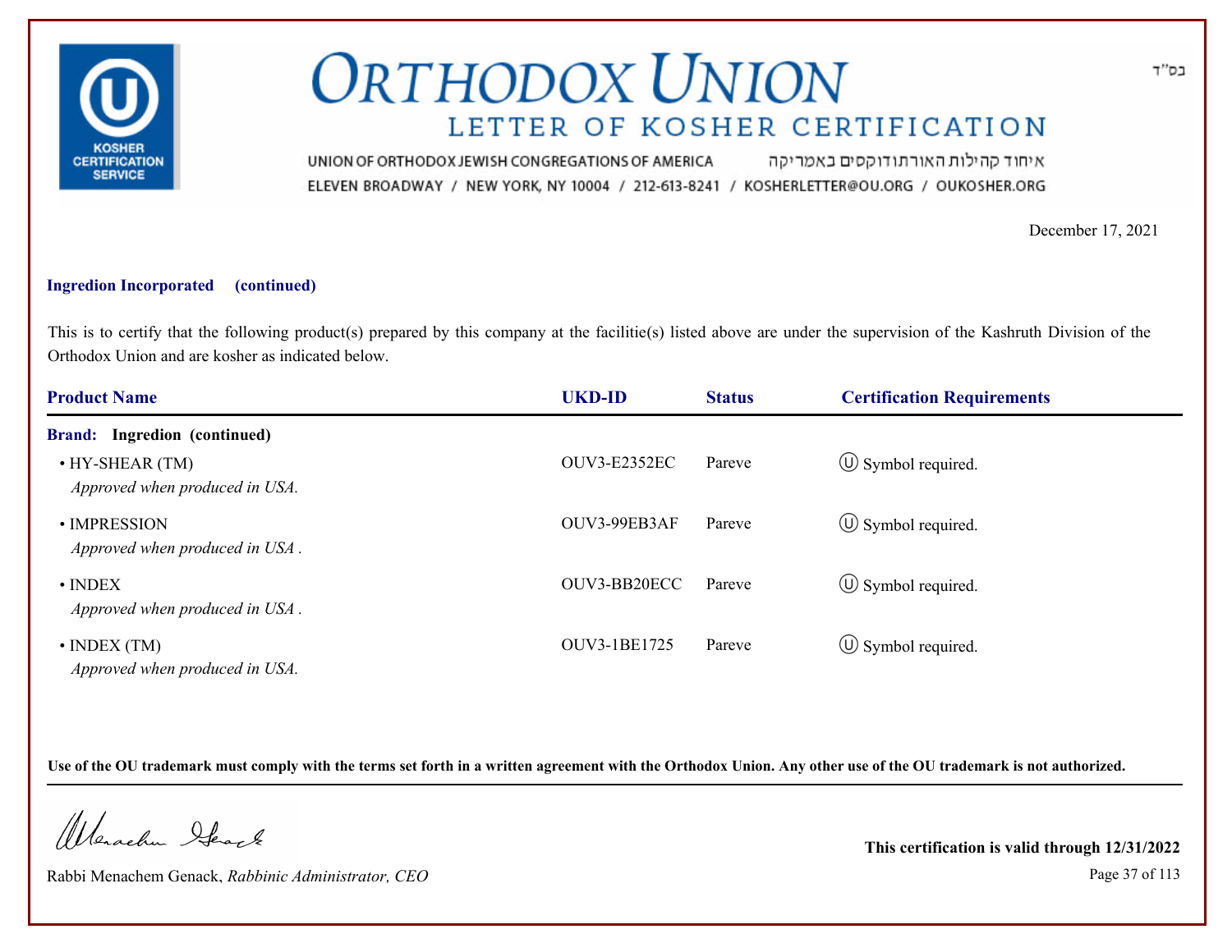בס"ד

# ORTHODOX UNION

## LETTER OF KOSHER CERTIFICATION

UNION OF ORTHODOX JEWISH CONGREGATIONS OF AMERICA איחוד קהילות האורתודוקסים באמריקה
ELEVEN BROADWAY / NEW YORK, NY 10004 / 212-613-8241 / KOSHERLETTER@OU.ORG / OUKOSHER.ORG

December 17, 2021

**Ingredion Incorporated (continued)**

This is to certify that the following product(s) prepared by this company at the facilitie(s) listed above are under the supervision of the Kashruth Division of the Orthodox Union and are kosher as indicated below.

| Product Name | UKD-ID | Status | Certification Requirements |
|---|---|---|---|
| **Brand: Ingredion (continued)** | | | |
| • HY-SHEAR (TM) *Approved when produced in USA.* | OUV3-E2352EC | Pareve | Ⓤ Symbol required. |
| • IMPRESSION *Approved when produced in USA .* | OUV3-99EB3AF | Pareve | Ⓤ Symbol required. |
| • INDEX *Approved when produced in USA .* | OUV3-BB20ECC | Pareve | Ⓤ Symbol required. |
| • INDEX (TM) *Approved when produced in USA.* | OUV3-1BE1725 | Pareve | Ⓤ Symbol required. |

**Use of the OU trademark must comply with the terms set forth in a written agreement with the Orthodox Union. Any other use of the OU trademark is not authorized.**

Rabbi Menachem Genack, *Rabbinic Administrator, CEO*

**This certification is valid through 12/31/2022**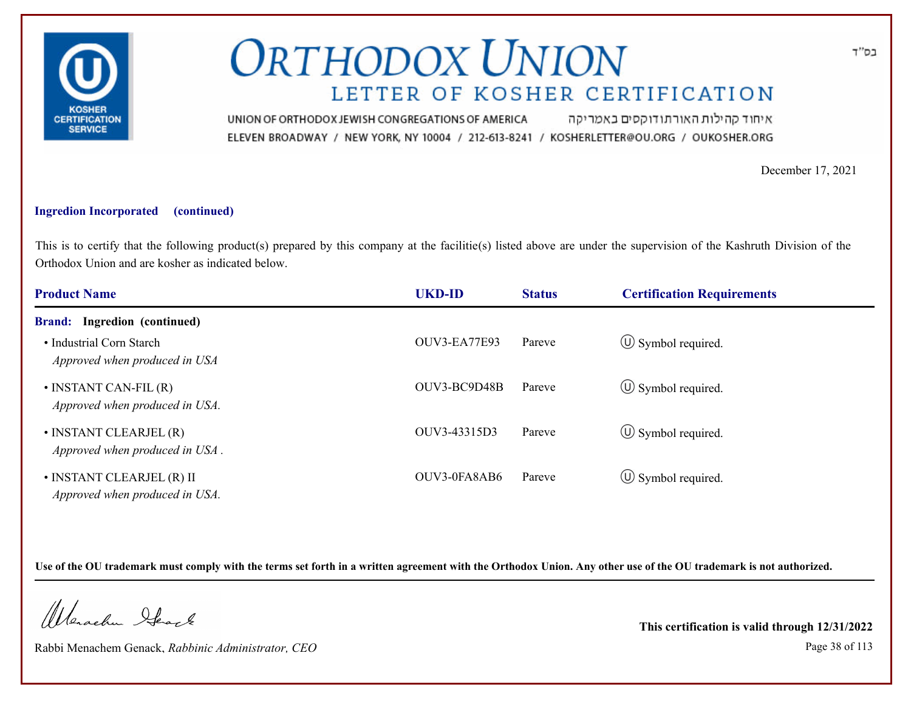# ORTHODOX UNION

## LETTER OF KOSHER CERTIFICATION

UNION OF ORTHODOX JEWISH CONGREGATIONS OF AMERICA איחוד קהילות האורתודוקסים באמריקה

ELEVEN BROADWAY / NEW YORK, NY 10004 / 212-613-8241 / KOSHERLETTER@OU.ORG / OUKOSHER.ORG

בס"ד

December 17, 2021

**Ingredion Incorporated (continued)**

This is to certify that the following product(s) prepared by this company at the facilitie(s) listed above are under the supervision of the Kashruth Division of the Orthodox Union and are kosher as indicated below.

| Product Name | UKD-ID | Status | Certification Requirements |
|---|---|---|---|
| **Brand: Ingredion (continued)** | | | |
| • Industrial Corn Starch *Approved when produced in USA* | OUV3-EA77E93 | Pareve | Ⓤ Symbol required. |
| • INSTANT CAN-FIL (R) *Approved when produced in USA.* | OUV3-BC9D48B | Pareve | Ⓤ Symbol required. |
| • INSTANT CLEARJEL (R) *Approved when produced in USA .* | OUV3-43315D3 | Pareve | Ⓤ Symbol required. |
| • INSTANT CLEARJEL (R) II *Approved when produced in USA.* | OUV3-0FA8AB6 | Pareve | Ⓤ Symbol required. |

**Use of the OU trademark must comply with the terms set forth in a written agreement with the Orthodox Union. Any other use of the OU trademark is not authorized.**

Rabbi Menachem Genack, *Rabbinic Administrator, CEO*

**This certification is valid through 12/31/2022**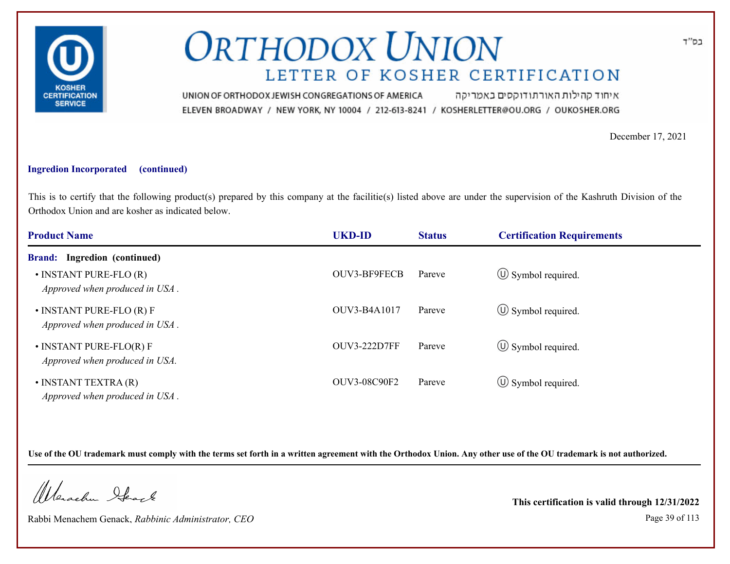# ORTHODOX UNION

## LETTER OF KOSHER CERTIFICATION

בס"ד

UNION OF ORTHODOX JEWISH CONGREGATIONS OF AMERICA איחוד קהילות האורתודוקסים באמריקה
ELEVEN BROADWAY / NEW YORK, NY 10004 / 212-613-8241 / KOSHERLETTER@OU.ORG / OUKOSHER.ORG

December 17, 2021

**Ingredion Incorporated (continued)**

This is to certify that the following product(s) prepared by this company at the facilitie(s) listed above are under the supervision of the Kashruth Division of the Orthodox Union and are kosher as indicated below.

| Product Name | UKD-ID | Status | Certification Requirements |
|---|---|---|---|
| **Brand: Ingredion (continued)** | | | |
| • INSTANT PURE-FLO (R) *Approved when produced in USA .* | OUV3-BF9FECB | Pareve | Ⓤ Symbol required. |
| • INSTANT PURE-FLO (R) F *Approved when produced in USA .* | OUV3-B4A1017 | Pareve | Ⓤ Symbol required. |
| • INSTANT PURE-FLO(R) F *Approved when produced in USA.* | OUV3-222D7FF | Pareve | Ⓤ Symbol required. |
| • INSTANT TEXTRA (R) *Approved when produced in USA .* | OUV3-08C90F2 | Pareve | Ⓤ Symbol required. |

**Use of the OU trademark must comply with the terms set forth in a written agreement with the Orthodox Union. Any other use of the OU trademark is not authorized.**

Rabbi Menachem Genack, *Rabbinic Administrator, CEO*

**This certification is valid through 12/31/2022**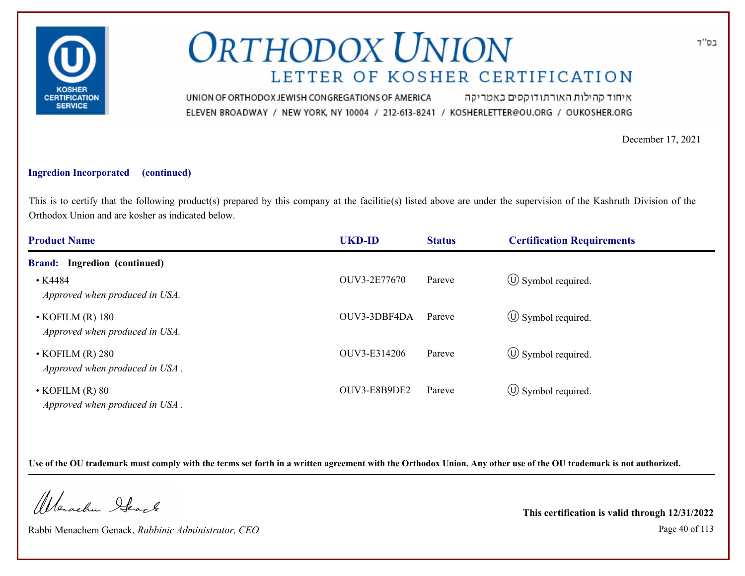# ORTHODOX UNION

## LETTER OF KOSHER CERTIFICATION

UNION OF ORTHODOX JEWISH CONGREGATIONS OF AMERICA איחוד קהילות האורתודוקסים באמריקה

ELEVEN BROADWAY / NEW YORK, NY 10004 / 212-613-8241 / KOSHERLETTER@OU.ORG / OUKOSHER.ORG

בס"ד

December 17, 2021

**Ingredion Incorporated (continued)**

This is to certify that the following product(s) prepared by this company at the facilitie(s) listed above are under the supervision of the Kashruth Division of the Orthodox Union and are kosher as indicated below.

| Product Name | UKD-ID | Status | Certification Requirements |
|---|---|---|---|
| **Brand: Ingredion (continued)** | | | |
| • K4484 *Approved when produced in USA.* | OUV3-2E77670 | Pareve | Ⓤ Symbol required. |
| • KOFILM (R) 180 *Approved when produced in USA.* | OUV3-3DBF4DA | Pareve | Ⓤ Symbol required. |
| • KOFILM (R) 280 *Approved when produced in USA .* | OUV3-E314206 | Pareve | Ⓤ Symbol required. |
| • KOFILM (R) 80 *Approved when produced in USA .* | OUV3-E8B9DE2 | Pareve | Ⓤ Symbol required. |

**Use of the OU trademark must comply with the terms set forth in a written agreement with the Orthodox Union. Any other use of the OU trademark is not authorized.**

Rabbi Menachem Genack, *Rabbinic Administrator, CEO*

**This certification is valid through 12/31/2022**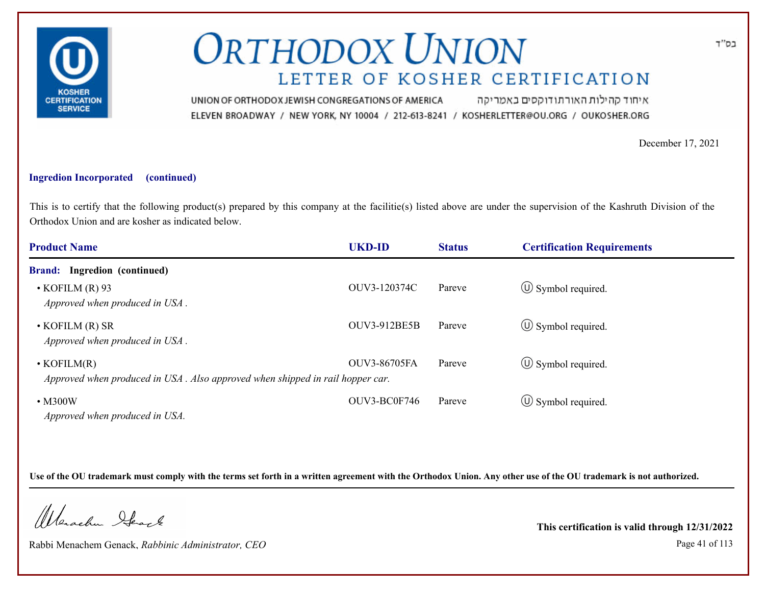# ORTHODOX UNION

## LETTER OF KOSHER CERTIFICATION

UNION OF ORTHODOX JEWISH CONGREGATIONS OF AMERICA איחוד קהילות האורתודוקסים באמריקה

ELEVEN BROADWAY / NEW YORK, NY 10004 / 212-613-8241 / KOSHERLETTER@OU.ORG / OUKOSHER.ORG

בס"ד

December 17, 2021

**Ingredion Incorporated (continued)**

This is to certify that the following product(s) prepared by this company at the facilitie(s) listed above are under the supervision of the Kashruth Division of the Orthodox Union and are kosher as indicated below.

| Product Name | UKD-ID | Status | Certification Requirements |
|---|---|---|---|
| **Brand: Ingredion (continued)** | | | |
| • KOFILM (R) 93<br>*Approved when produced in USA .* | OUV3-120374C | Pareve | Ⓤ Symbol required. |
| • KOFILM (R) SR<br>*Approved when produced in USA .* | OUV3-912BE5B | Pareve | Ⓤ Symbol required. |
| • KOFILM(R)<br>*Approved when produced in USA . Also approved when shipped in rail hopper car.* | OUV3-86705FA | Pareve | Ⓤ Symbol required. |
| • M300W<br>*Approved when produced in USA.* | OUV3-BC0F746 | Pareve | Ⓤ Symbol required. |

**Use of the OU trademark must comply with the terms set forth in a written agreement with the Orthodox Union. Any other use of the OU trademark is not authorized.**

Rabbi Menachem Genack, *Rabbinic Administrator, CEO*

**This certification is valid through 12/31/2022**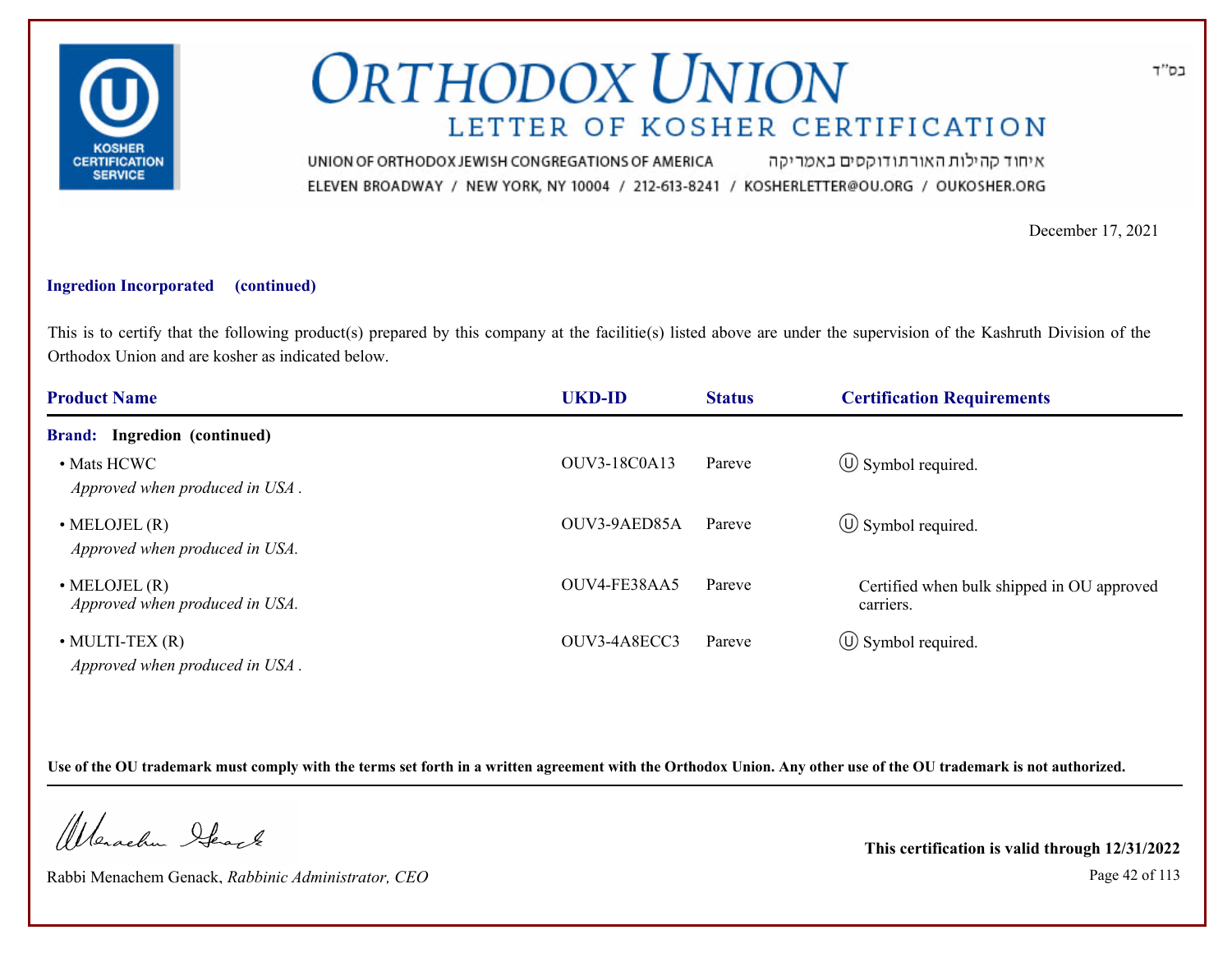# ORTHODOX UNION

## LETTER OF KOSHER CERTIFICATION

UNION OF ORTHODOX JEWISH CONGREGATIONS OF AMERICA איחוד קהילות האורתודוקסים באמריקה

ELEVEN BROADWAY / NEW YORK, NY 10004 / 212-613-8241 / KOSHERLETTER@OU.ORG / OUKOSHER.ORG

בס"ד

December 17, 2021

**Ingredion Incorporated (continued)**

This is to certify that the following product(s) prepared by this company at the facilitie(s) listed above are under the supervision of the Kashruth Division of the Orthodox Union and are kosher as indicated below.

| Product Name | UKD-ID | Status | Certification Requirements |
|---|---|---|---|
| **Brand: Ingredion (continued)** | | | |
| • Mats HCWC<br>*Approved when produced in USA .* | OUV3-18C0A13 | Pareve | Ⓤ Symbol required. |
| • MELOJEL (R)<br>*Approved when produced in USA.* | OUV3-9AED85A | Pareve | Ⓤ Symbol required. |
| • MELOJEL (R)<br>*Approved when produced in USA.* | OUV4-FE38AA5 | Pareve | Certified when bulk shipped in OU approved carriers. |
| • MULTI-TEX (R)<br>*Approved when produced in USA .* | OUV3-4A8ECC3 | Pareve | Ⓤ Symbol required. |

**Use of the OU trademark must comply with the terms set forth in a written agreement with the Orthodox Union. Any other use of the OU trademark is not authorized.**

Rabbi Menachem Genack, *Rabbinic Administrator, CEO*

**This certification is valid through 12/31/2022**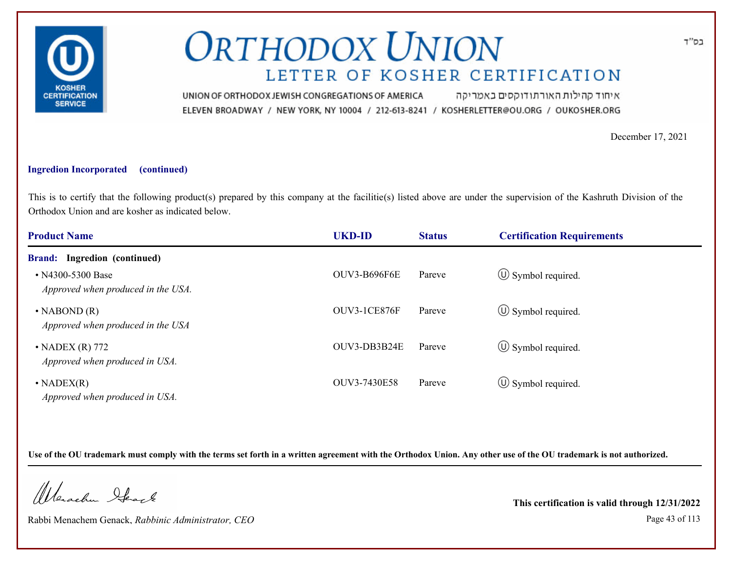# ORTHODOX UNION

## LETTER OF KOSHER CERTIFICATION

UNION OF ORTHODOX JEWISH CONGREGATIONS OF AMERICA איחוד קהילות האורתודוקסים באמריקה

ELEVEN BROADWAY / NEW YORK, NY 10004 / 212-613-8241 / KOSHERLETTER@OU.ORG / OUKOSHER.ORG

בס"ד

December 17, 2021

**Ingredion Incorporated (continued)**

This is to certify that the following product(s) prepared by this company at the facilitie(s) listed above are under the supervision of the Kashruth Division of the Orthodox Union and are kosher as indicated below.

| Product Name | UKD-ID | Status | Certification Requirements |
|---|---|---|---|
| **Brand: Ingredion (continued)** | | | |
| • N4300-5300 Base<br>*Approved when produced in the USA.* | OUV3-B696F6E | Pareve | Ⓤ Symbol required. |
| • NABOND (R)<br>*Approved when produced in the USA* | OUV3-1CE876F | Pareve | Ⓤ Symbol required. |
| • NADEX (R) 772<br>*Approved when produced in USA.* | OUV3-DB3B24E | Pareve | Ⓤ Symbol required. |
| • NADEX(R)<br>*Approved when produced in USA.* | OUV3-7430E58 | Pareve | Ⓤ Symbol required. |

**Use of the OU trademark must comply with the terms set forth in a written agreement with the Orthodox Union. Any other use of the OU trademark is not authorized.**

Rabbi Menachem Genack, *Rabbinic Administrator, CEO*

**This certification is valid through 12/31/2022**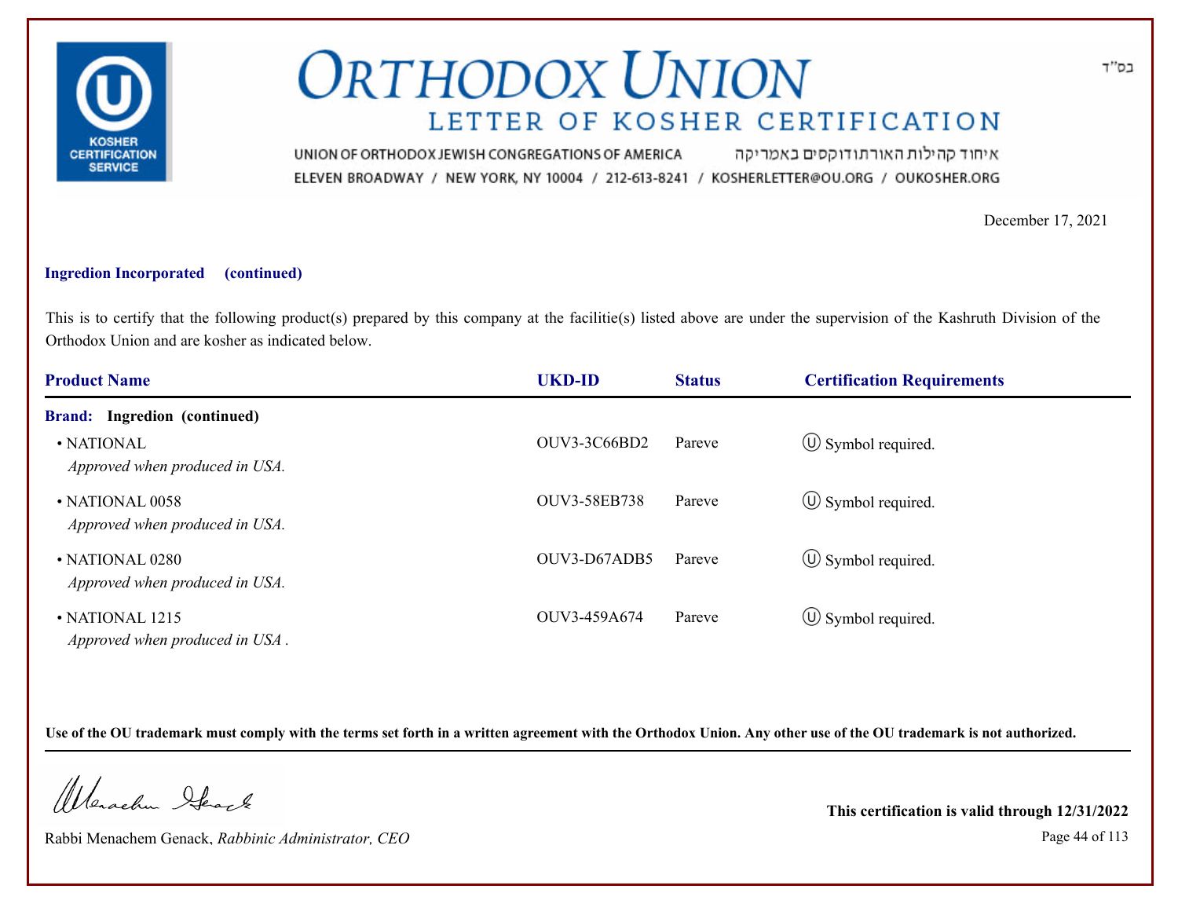# ORTHODOX UNION

## LETTER OF KOSHER CERTIFICATION

UNION OF ORTHODOX JEWISH CONGREGATIONS OF AMERICA איחוד קהילות האורתודוקסים באמריקה

ELEVEN BROADWAY / NEW YORK, NY 10004 / 212-613-8241 / KOSHERLETTER@OU.ORG / OUKOSHER.ORG

בס"ד

December 17, 2021

**Ingredion Incorporated (continued)**

This is to certify that the following product(s) prepared by this company at the facilitie(s) listed above are under the supervision of the Kashruth Division of the Orthodox Union and are kosher as indicated below.

| Product Name | UKD-ID | Status | Certification Requirements |
|---|---|---|---|
| **Brand: Ingredion (continued)** | | | |
| • NATIONAL *Approved when produced in USA.* | OUV3-3C66BD2 | Pareve | Ⓤ Symbol required. |
| • NATIONAL 0058 *Approved when produced in USA.* | OUV3-58EB738 | Pareve | Ⓤ Symbol required. |
| • NATIONAL 0280 *Approved when produced in USA.* | OUV3-D67ADB5 | Pareve | Ⓤ Symbol required. |
| • NATIONAL 1215 *Approved when produced in USA .* | OUV3-459A674 | Pareve | Ⓤ Symbol required. |

**Use of the OU trademark must comply with the terms set forth in a written agreement with the Orthodox Union. Any other use of the OU trademark is not authorized.**

Rabbi Menachem Genack, *Rabbinic Administrator, CEO*

**This certification is valid through 12/31/2022**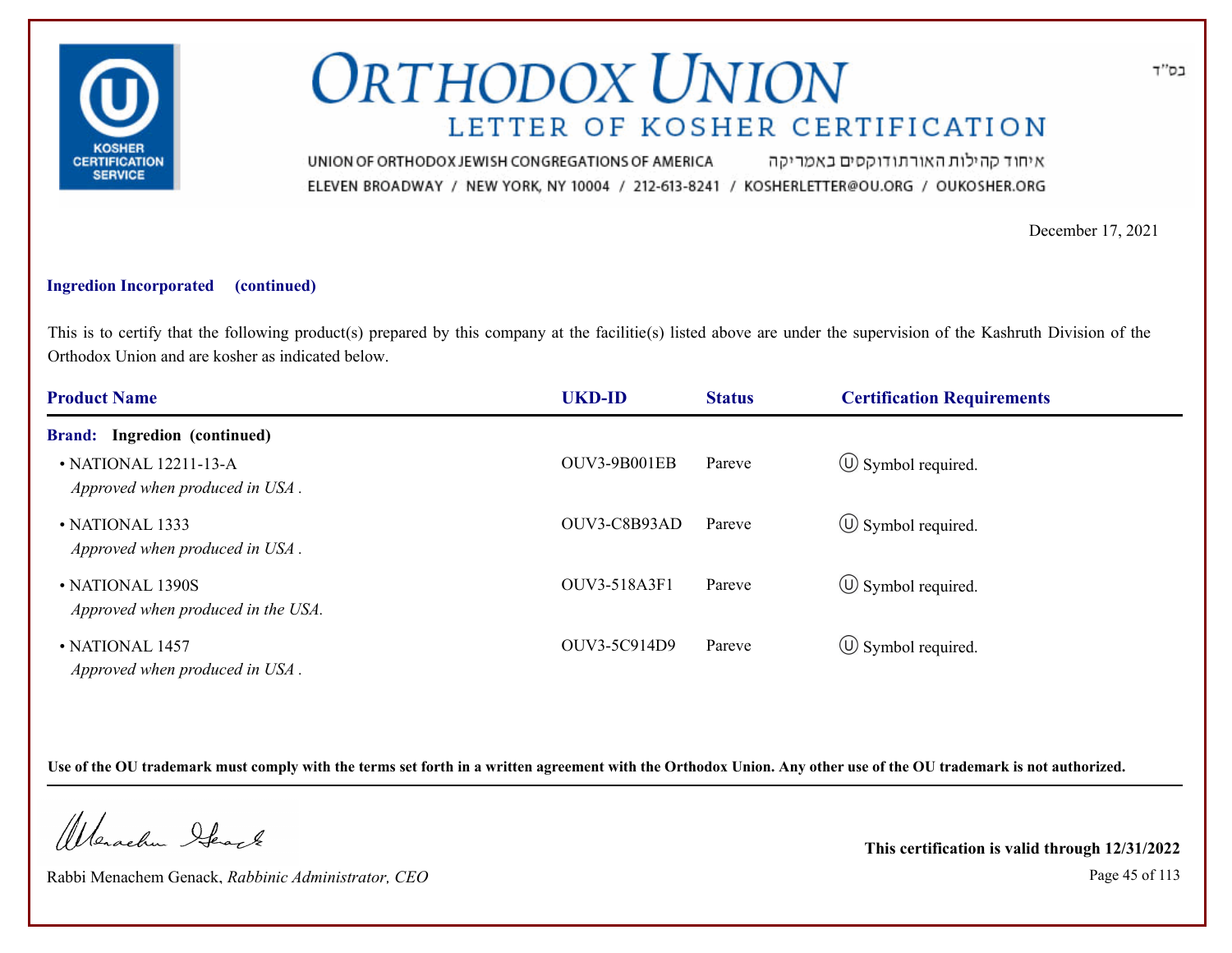# ORTHODOX UNION

## LETTER OF KOSHER CERTIFICATION

UNION OF ORTHODOX JEWISH CONGREGATIONS OF AMERICA איחוד קהילות האורתודוקסים באמריקה
ELEVEN BROADWAY / NEW YORK, NY 10004 / 212-613-8241 / KOSHERLETTER@OU.ORG / OUKOSHER.ORG

בס"ד

December 17, 2021

**Ingredion Incorporated (continued)**

This is to certify that the following product(s) prepared by this company at the facilitie(s) listed above are under the supervision of the Kashruth Division of the Orthodox Union and are kosher as indicated below.

| Product Name | UKD-ID | Status | Certification Requirements |
|---|---|---|---|
| **Brand: Ingredion (continued)** | | | |
| • NATIONAL 12211-13-A *Approved when produced in USA .* | OUV3-9B001EB | Pareve | Ⓤ Symbol required. |
| • NATIONAL 1333 *Approved when produced in USA .* | OUV3-C8B93AD | Pareve | Ⓤ Symbol required. |
| • NATIONAL 1390S *Approved when produced in the USA.* | OUV3-518A3F1 | Pareve | Ⓤ Symbol required. |
| • NATIONAL 1457 *Approved when produced in USA .* | OUV3-5C914D9 | Pareve | Ⓤ Symbol required. |

**Use of the OU trademark must comply with the terms set forth in a written agreement with the Orthodox Union. Any other use of the OU trademark is not authorized.**

Rabbi Menachem Genack, *Rabbinic Administrator, CEO*

**This certification is valid through 12/31/2022**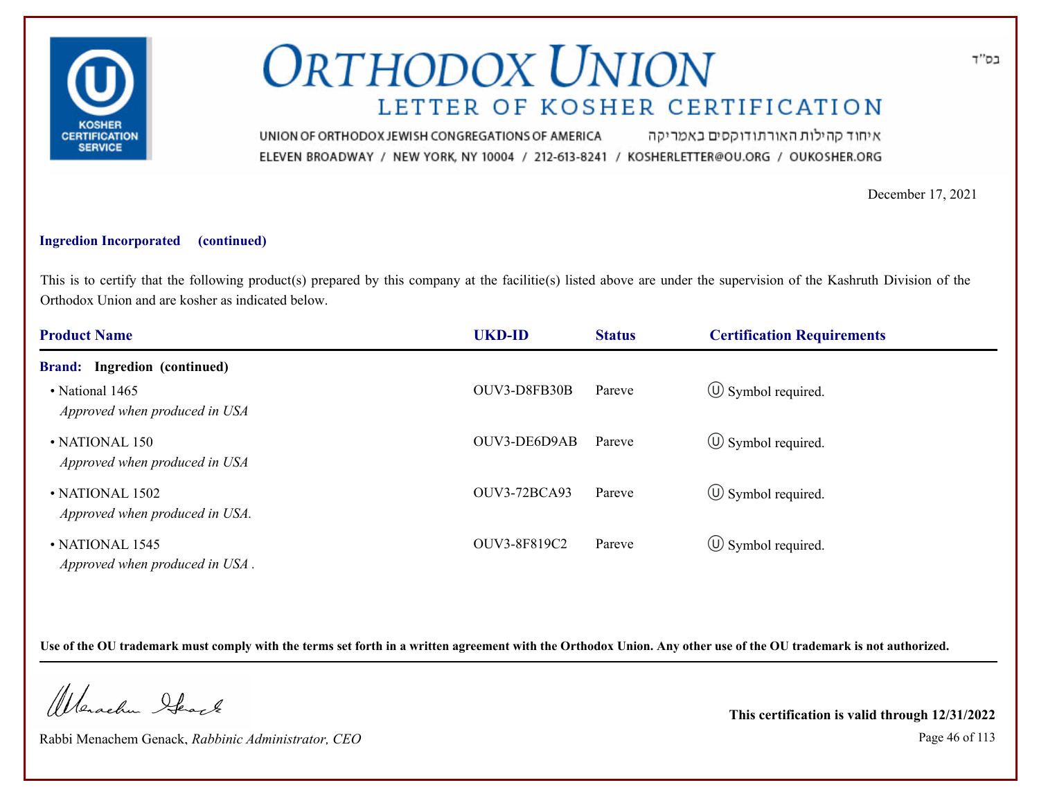# ORTHODOX UNION

## LETTER OF KOSHER CERTIFICATION

UNION OF ORTHODOX JEWISH CONGREGATIONS OF AMERICA איחוד קהילות האורתודוקסים באמריקה
ELEVEN BROADWAY / NEW YORK, NY 10004 / 212-613-8241 / KOSHERLETTER@OU.ORG / OUKOSHER.ORG

בס"ד

December 17, 2021

**Ingredion Incorporated (continued)**

This is to certify that the following product(s) prepared by this company at the facilitie(s) listed above are under the supervision of the Kashruth Division of the Orthodox Union and are kosher as indicated below.

| Product Name | UKD-ID | Status | Certification Requirements |
|---|---|---|---|
| **Brand: Ingredion (continued)** | | | |
| • National 1465<br>*Approved when produced in USA* | OUV3-D8FB30B | Pareve | Ⓤ Symbol required. |
| • NATIONAL 150<br>*Approved when produced in USA* | OUV3-DE6D9AB | Pareve | Ⓤ Symbol required. |
| • NATIONAL 1502<br>*Approved when produced in USA.* | OUV3-72BCA93 | Pareve | Ⓤ Symbol required. |
| • NATIONAL 1545<br>*Approved when produced in USA .* | OUV3-8F819C2 | Pareve | Ⓤ Symbol required. |

**Use of the OU trademark must comply with the terms set forth in a written agreement with the Orthodox Union. Any other use of the OU trademark is not authorized.**

Rabbi Menachem Genack, *Rabbinic Administrator, CEO*

**This certification is valid through 12/31/2022**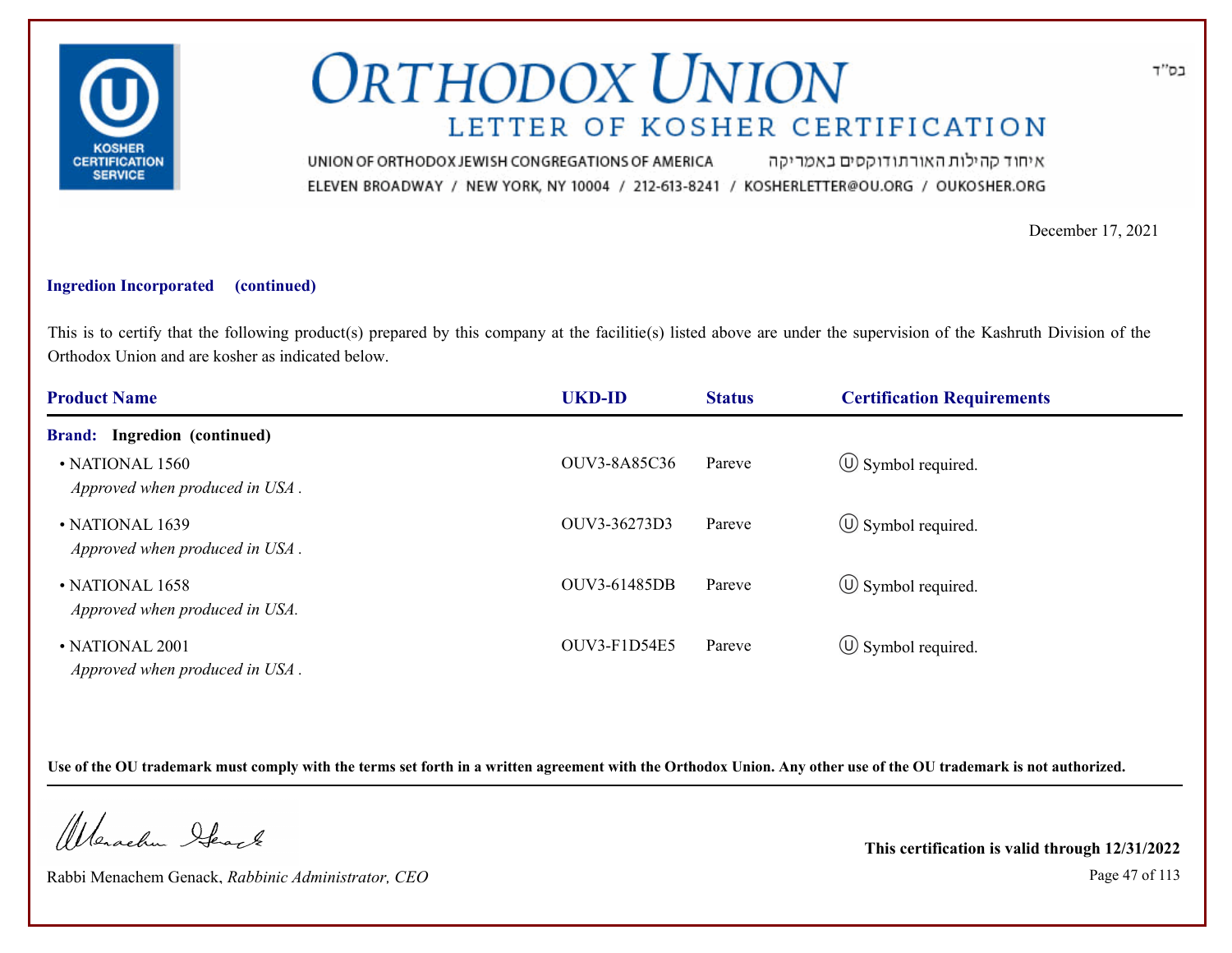בס"ד

# ORTHODOX UNION

## LETTER OF KOSHER CERTIFICATION

UNION OF ORTHODOX JEWISH CONGREGATIONS OF AMERICA איחוד קהילות האורתודוקסים באמריקה
ELEVEN BROADWAY / NEW YORK, NY 10004 / 212-613-8241 / KOSHERLETTER@OU.ORG / OUKOSHER.ORG

December 17, 2021

**Ingredion Incorporated (continued)**

This is to certify that the following product(s) prepared by this company at the facilitie(s) listed above are under the supervision of the Kashruth Division of the Orthodox Union and are kosher as indicated below.

| Product Name | UKD-ID | Status | Certification Requirements |
|---|---|---|---|
| **Brand: Ingredion (continued)** | | | |
| • NATIONAL 1560 *Approved when produced in USA .* | OUV3-8A85C36 | Pareve | Ⓤ Symbol required. |
| • NATIONAL 1639 *Approved when produced in USA .* | OUV3-36273D3 | Pareve | Ⓤ Symbol required. |
| • NATIONAL 1658 *Approved when produced in USA.* | OUV3-61485DB | Pareve | Ⓤ Symbol required. |
| • NATIONAL 2001 *Approved when produced in USA .* | OUV3-F1D54E5 | Pareve | Ⓤ Symbol required. |

**Use of the OU trademark must comply with the terms set forth in a written agreement with the Orthodox Union. Any other use of the OU trademark is not authorized.**

Rabbi Menachem Genack, *Rabbinic Administrator, CEO*

**This certification is valid through 12/31/2022**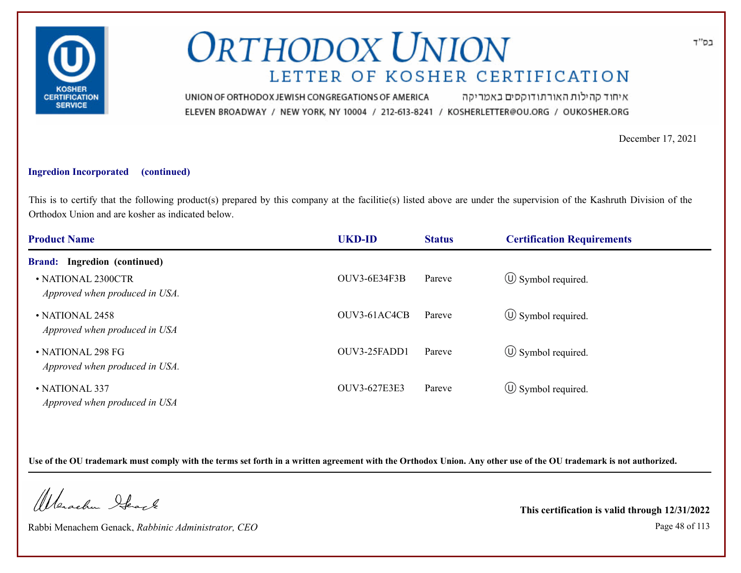# ORTHODOX UNION

## LETTER OF KOSHER CERTIFICATION

UNION OF ORTHODOX JEWISH CONGREGATIONS OF AMERICA איחוד קהילות האורתודוקסים באמריקה

ELEVEN BROADWAY / NEW YORK, NY 10004 / 212-613-8241 / KOSHERLETTER@OU.ORG / OUKOSHER.ORG

בס"ד

December 17, 2021

**Ingredion Incorporated (continued)**

This is to certify that the following product(s) prepared by this company at the facilitie(s) listed above are under the supervision of the Kashruth Division of the Orthodox Union and are kosher as indicated below.

| Product Name | UKD-ID | Status | Certification Requirements |
|---|---|---|---|
| **Brand: Ingredion (continued)** | | | |
| • NATIONAL 2300CTR *Approved when produced in USA.* | OUV3-6E34F3B | Pareve | Ⓤ Symbol required. |
| • NATIONAL 2458 *Approved when produced in USA* | OUV3-61AC4CB | Pareve | Ⓤ Symbol required. |
| • NATIONAL 298 FG *Approved when produced in USA.* | OUV3-25FADD1 | Pareve | Ⓤ Symbol required. |
| • NATIONAL 337 *Approved when produced in USA* | OUV3-627E3E3 | Pareve | Ⓤ Symbol required. |

**Use of the OU trademark must comply with the terms set forth in a written agreement with the Orthodox Union. Any other use of the OU trademark is not authorized.**

Rabbi Menachem Genack, *Rabbinic Administrator, CEO*

**This certification is valid through 12/31/2022**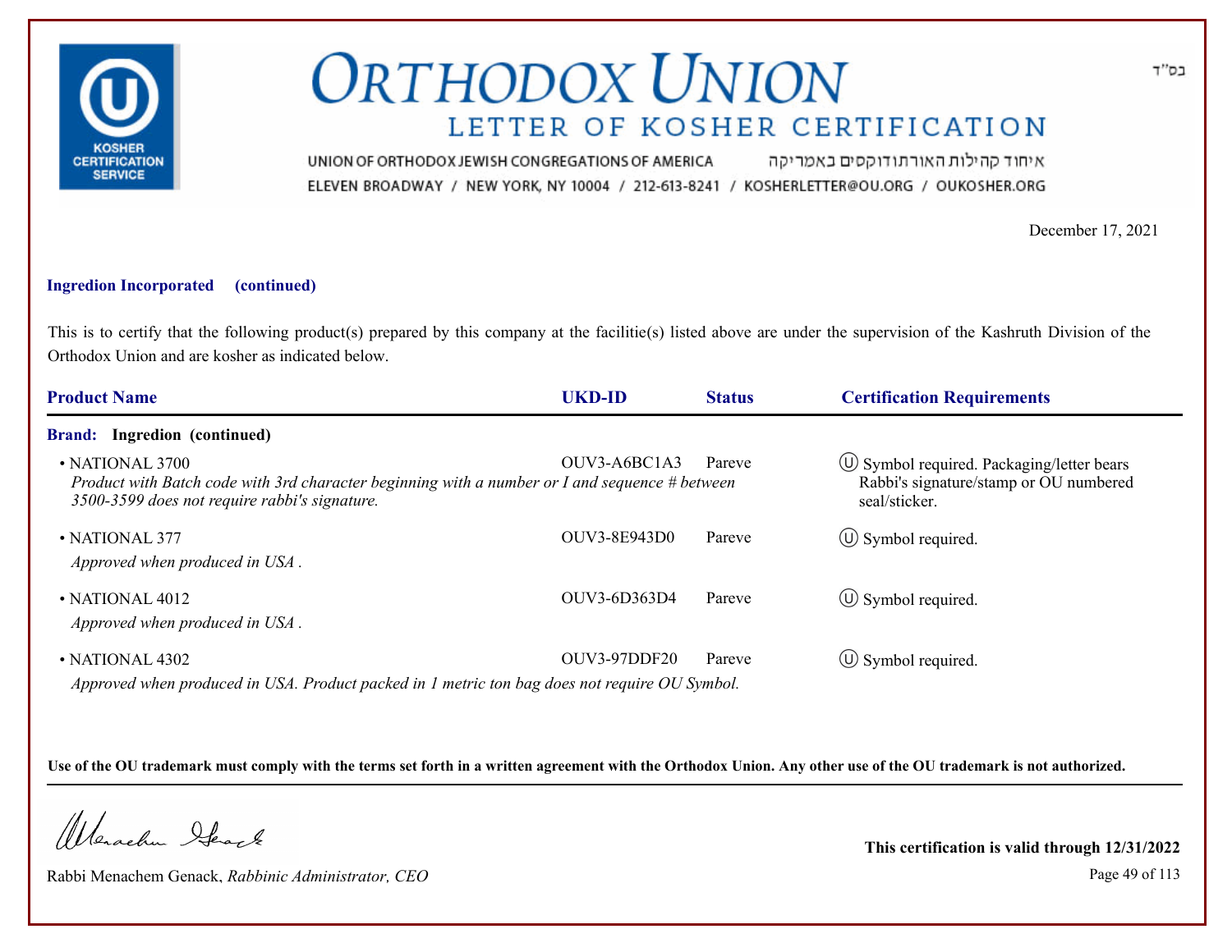# ORTHODOX UNION

## LETTER OF KOSHER CERTIFICATION

UNION OF ORTHODOX JEWISH CONGREGATIONS OF AMERICA איחוד קהילות האורתודוקסים באמריקה

ELEVEN BROADWAY / NEW YORK, NY 10004 / 212-613-8241 / KOSHERLETTER@OU.ORG / OUKOSHER.ORG

בס"ד

December 17, 2021

**Ingredion Incorporated (continued)**

This is to certify that the following product(s) prepared by this company at the facilitie(s) listed above are under the supervision of the Kashruth Division of the Orthodox Union and are kosher as indicated below.

| Product Name | UKD-ID | Status | Certification Requirements |
|---|---|---|---|
| **Brand: Ingredion (continued)** | | | |
| • NATIONAL 3700<br>*Product with Batch code with 3rd character beginning with a number or I and sequence # between 3500-3599 does not require rabbi's signature.* | OUV3-A6BC1A3 | Pareve | Ⓤ Symbol required. Packaging/letter bears Rabbi's signature/stamp or OU numbered seal/sticker. |
| • NATIONAL 377<br>*Approved when produced in USA .* | OUV3-8E943D0 | Pareve | Ⓤ Symbol required. |
| • NATIONAL 4012<br>*Approved when produced in USA .* | OUV3-6D363D4 | Pareve | Ⓤ Symbol required. |
| • NATIONAL 4302<br>*Approved when produced in USA. Product packed in 1 metric ton bag does not require OU Symbol.* | OUV3-97DDF20 | Pareve | Ⓤ Symbol required. |

**Use of the OU trademark must comply with the terms set forth in a written agreement with the Orthodox Union. Any other use of the OU trademark is not authorized.**

Rabbi Menachem Genack, *Rabbinic Administrator, CEO*

**This certification is valid through 12/31/2022**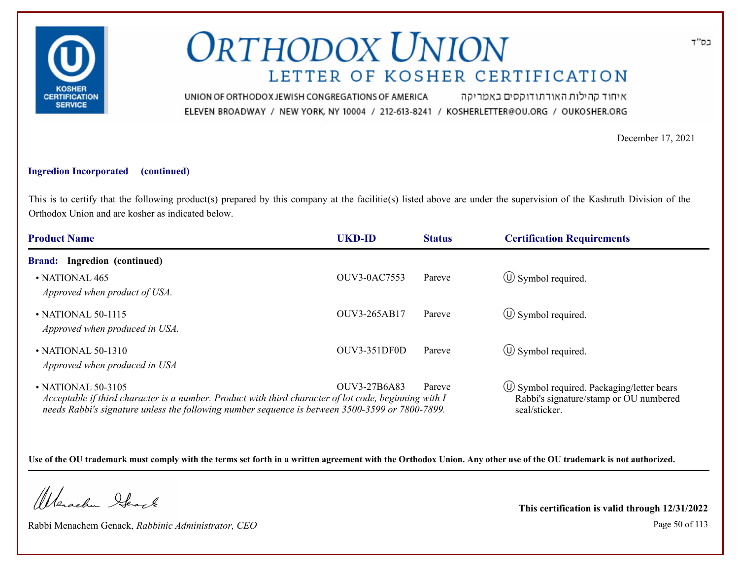# ORTHODOX UNION

## LETTER OF KOSHER CERTIFICATION

UNION OF ORTHODOX JEWISH CONGREGATIONS OF AMERICA איחוד קהילות האורתודוקסים באמריקה

ELEVEN BROADWAY / NEW YORK, NY 10004 / 212-613-8241 / KOSHERLETTER@OU.ORG / OUKOSHER.ORG

בס"ד

December 17, 2021

**Ingredion Incorporated (continued)**

This is to certify that the following product(s) prepared by this company at the facilitie(s) listed above are under the supervision of the Kashruth Division of the Orthodox Union and are kosher as indicated below.

| Product Name | UKD-ID | Status | Certification Requirements |
|---|---|---|---|
| **Brand: Ingredion (continued)** | | | |
| • NATIONAL 465<br>*Approved when product of USA.* | OUV3-0AC7553 | Pareve | Ⓤ Symbol required. |
| • NATIONAL 50-1115<br>*Approved when produced in USA.* | OUV3-265AB17 | Pareve | Ⓤ Symbol required. |
| • NATIONAL 50-1310<br>*Approved when produced in USA* | OUV3-351DF0D | Pareve | Ⓤ Symbol required. |
| • NATIONAL 50-3105<br>*Acceptable if third character is a number. Product with third character of lot code, beginning with I needs Rabbi's signature unless the following number sequence is between 3500-3599 or 7800-7899.* | OUV3-27B6A83 | Pareve | Ⓤ Symbol required. Packaging/letter bears Rabbi's signature/stamp or OU numbered seal/sticker. |

**Use of the OU trademark must comply with the terms set forth in a written agreement with the Orthodox Union. Any other use of the OU trademark is not authorized.**

Rabbi Menachem Genack, *Rabbinic Administrator, CEO*

**This certification is valid through 12/31/2022**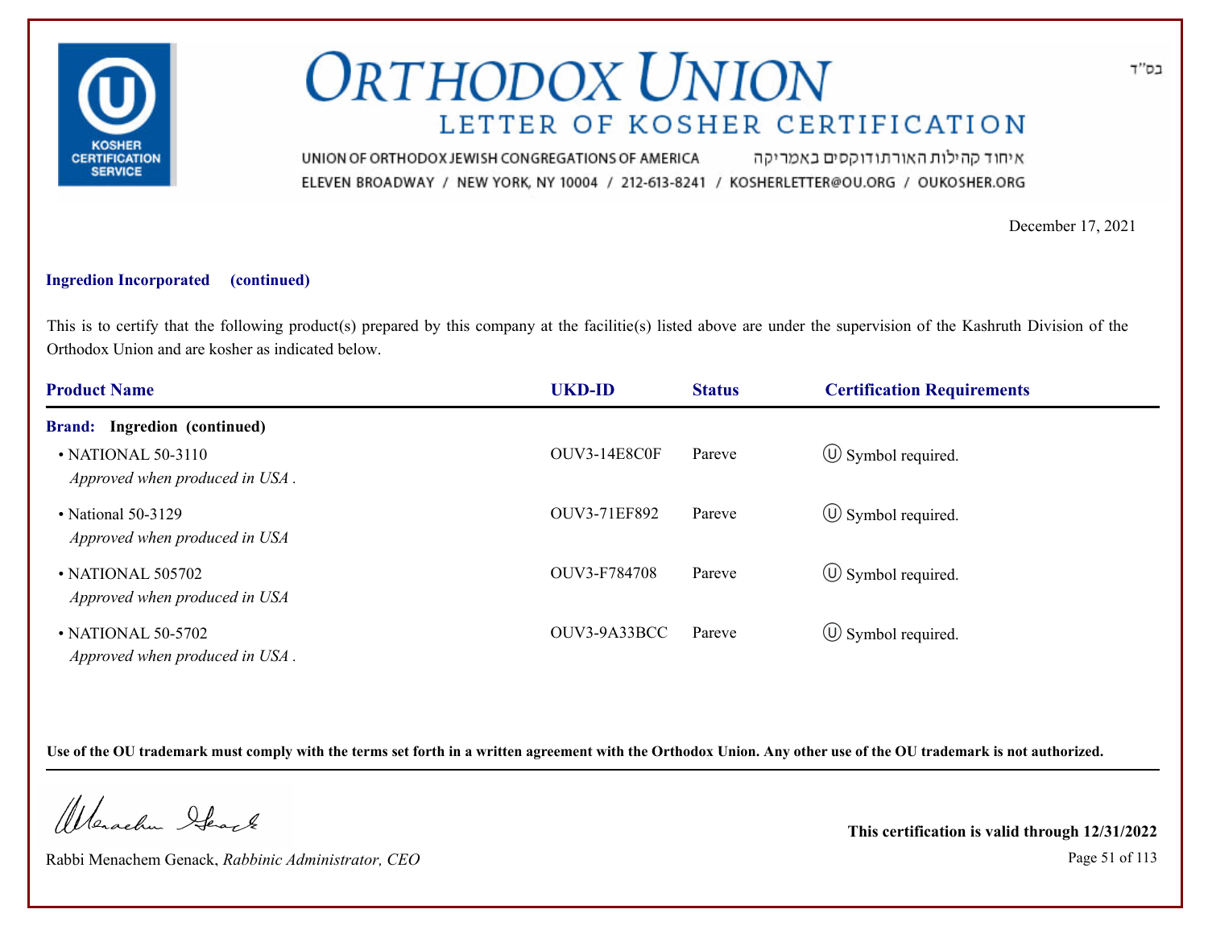# ORTHODOX UNION

## LETTER OF KOSHER CERTIFICATION

UNION OF ORTHODOX JEWISH CONGREGATIONS OF AMERICA איחוד קהילות האורתודוקסים באמריקה
ELEVEN BROADWAY / NEW YORK, NY 10004 / 212-613-8241 / KOSHERLETTER@OU.ORG / OUKOSHER.ORG

בס"ד

December 17, 2021

**Ingredion Incorporated (continued)**

This is to certify that the following product(s) prepared by this company at the facilitie(s) listed above are under the supervision of the Kashruth Division of the Orthodox Union and are kosher as indicated below.

| Product Name | UKD-ID | Status | Certification Requirements |
|---|---|---|---|
| **Brand: Ingredion (continued)** | | | |
| • NATIONAL 50-3110 *Approved when produced in USA .* | OUV3-14E8C0F | Pareve | Ⓤ Symbol required. |
| • National 50-3129 *Approved when produced in USA* | OUV3-71EF892 | Pareve | Ⓤ Symbol required. |
| • NATIONAL 505702 *Approved when produced in USA* | OUV3-F784708 | Pareve | Ⓤ Symbol required. |
| • NATIONAL 50-5702 *Approved when produced in USA .* | OUV3-9A33BCC | Pareve | Ⓤ Symbol required. |

**Use of the OU trademark must comply with the terms set forth in a written agreement with the Orthodox Union. Any other use of the OU trademark is not authorized.**

Rabbi Menachem Genack, *Rabbinic Administrator, CEO*

**This certification is valid through 12/31/2022**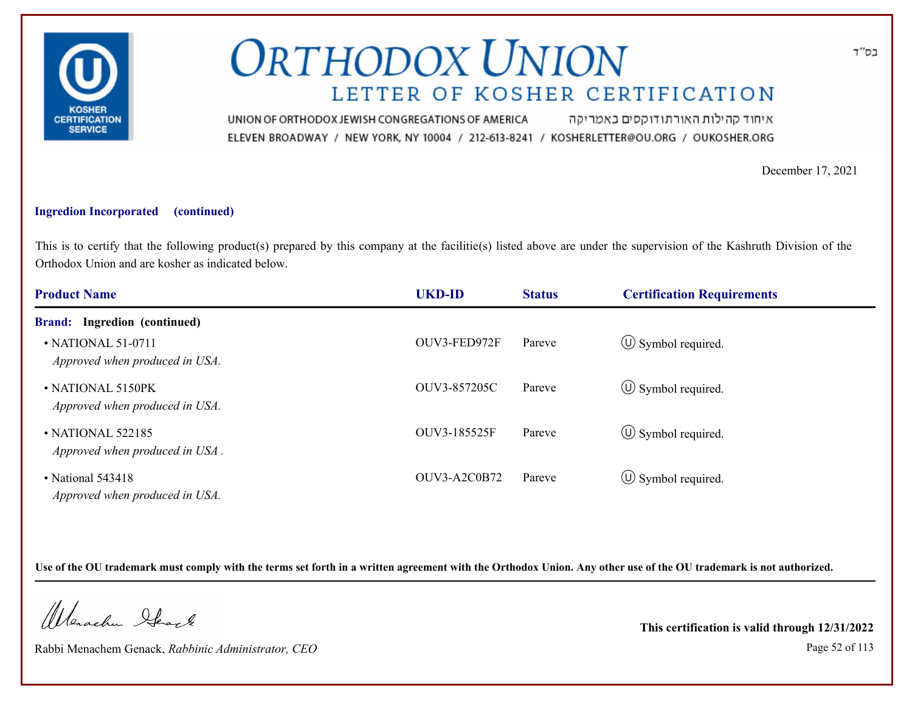# ORTHODOX UNION

## LETTER OF KOSHER CERTIFICATION

UNION OF ORTHODOX JEWISH CONGREGATIONS OF AMERICA איחוד קהילות האורתודוקסים באמריקה

ELEVEN BROADWAY / NEW YORK, NY 10004 / 212-613-8241 / KOSHERLETTER@OU.ORG / OUKOSHER.ORG

בס"ד

December 17, 2021

**Ingredion Incorporated (continued)**

This is to certify that the following product(s) prepared by this company at the facilitie(s) listed above are under the supervision of the Kashruth Division of the Orthodox Union and are kosher as indicated below.

| Product Name | UKD-ID | Status | Certification Requirements |
|---|---|---|---|
| **Brand: Ingredion (continued)** | | | |
| • NATIONAL 51-0711<br>*Approved when produced in USA.* | OUV3-FED972F | Pareve | Ⓤ Symbol required. |
| • NATIONAL 5150PK<br>*Approved when produced in USA.* | OUV3-857205C | Pareve | Ⓤ Symbol required. |
| • NATIONAL 522185<br>*Approved when produced in USA .* | OUV3-185525F | Pareve | Ⓤ Symbol required. |
| • National 543418<br>*Approved when produced in USA.* | OUV3-A2C0B72 | Pareve | Ⓤ Symbol required. |

**Use of the OU trademark must comply with the terms set forth in a written agreement with the Orthodox Union. Any other use of the OU trademark is not authorized.**

Rabbi Menachem Genack, *Rabbinic Administrator, CEO*

**This certification is valid through 12/31/2022**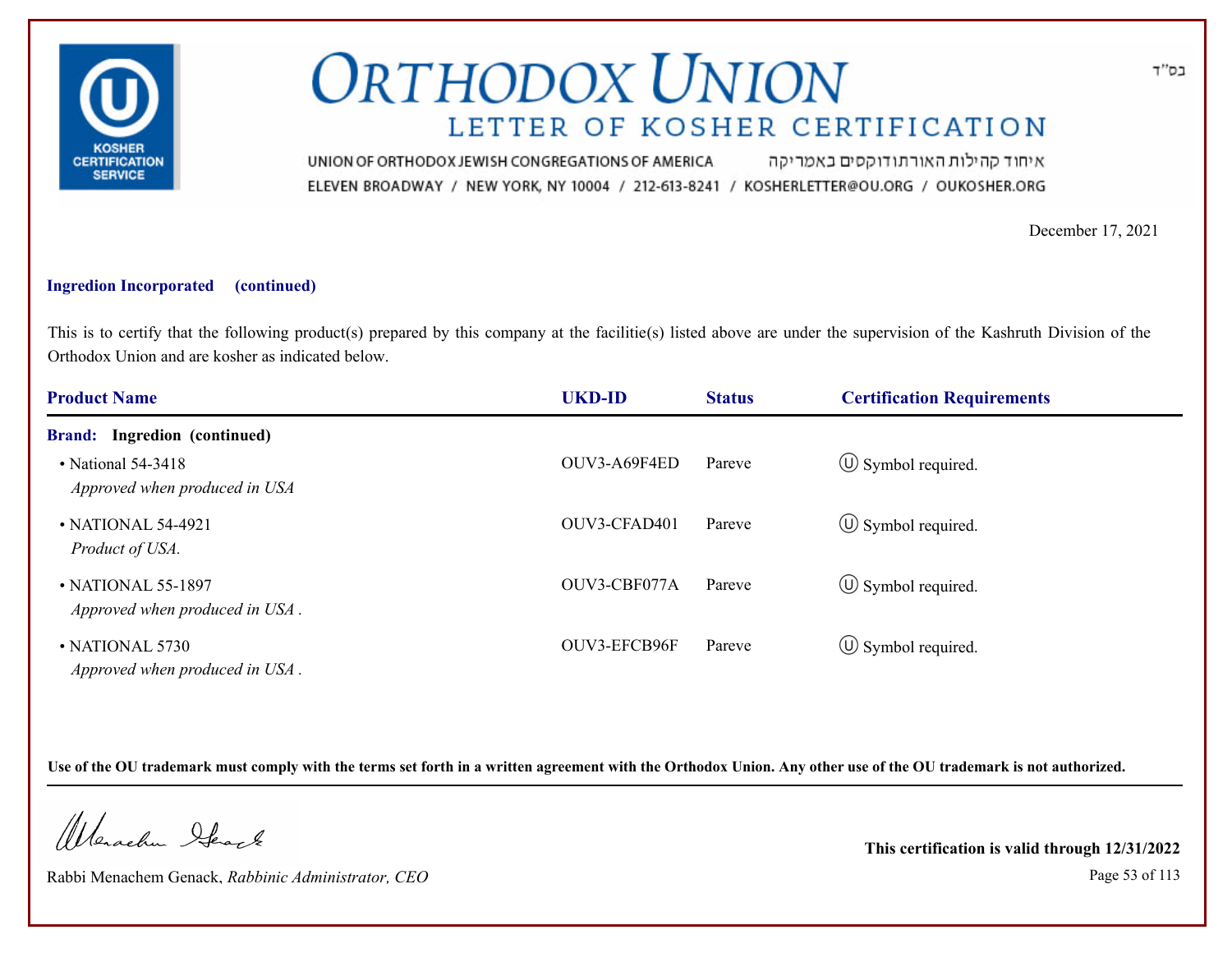# ORTHODOX UNION

## LETTER OF KOSHER CERTIFICATION

UNION OF ORTHODOX JEWISH CONGREGATIONS OF AMERICA איחוד קהילות האורתודוקסים באמריקה
ELEVEN BROADWAY / NEW YORK, NY 10004 / 212-613-8241 / KOSHERLETTER@OU.ORG / OUKOSHER.ORG

בס"ד

December 17, 2021

**Ingredion Incorporated (continued)**

This is to certify that the following product(s) prepared by this company at the facilitie(s) listed above are under the supervision of the Kashruth Division of the Orthodox Union and are kosher as indicated below.

| Product Name | UKD-ID | Status | Certification Requirements |
|---|---|---|---|
| **Brand: Ingredion (continued)** | | | |
| • National 54-3418 *Approved when produced in USA* | OUV3-A69F4ED | Pareve | Ⓤ Symbol required. |
| • NATIONAL 54-4921 *Product of USA.* | OUV3-CFAD401 | Pareve | Ⓤ Symbol required. |
| • NATIONAL 55-1897 *Approved when produced in USA .* | OUV3-CBF077A | Pareve | Ⓤ Symbol required. |
| • NATIONAL 5730 *Approved when produced in USA .* | OUV3-EFCB96F | Pareve | Ⓤ Symbol required. |

**Use of the OU trademark must comply with the terms set forth in a written agreement with the Orthodox Union. Any other use of the OU trademark is not authorized.**

Rabbi Menachem Genack, *Rabbinic Administrator, CEO*

**This certification is valid through 12/31/2022**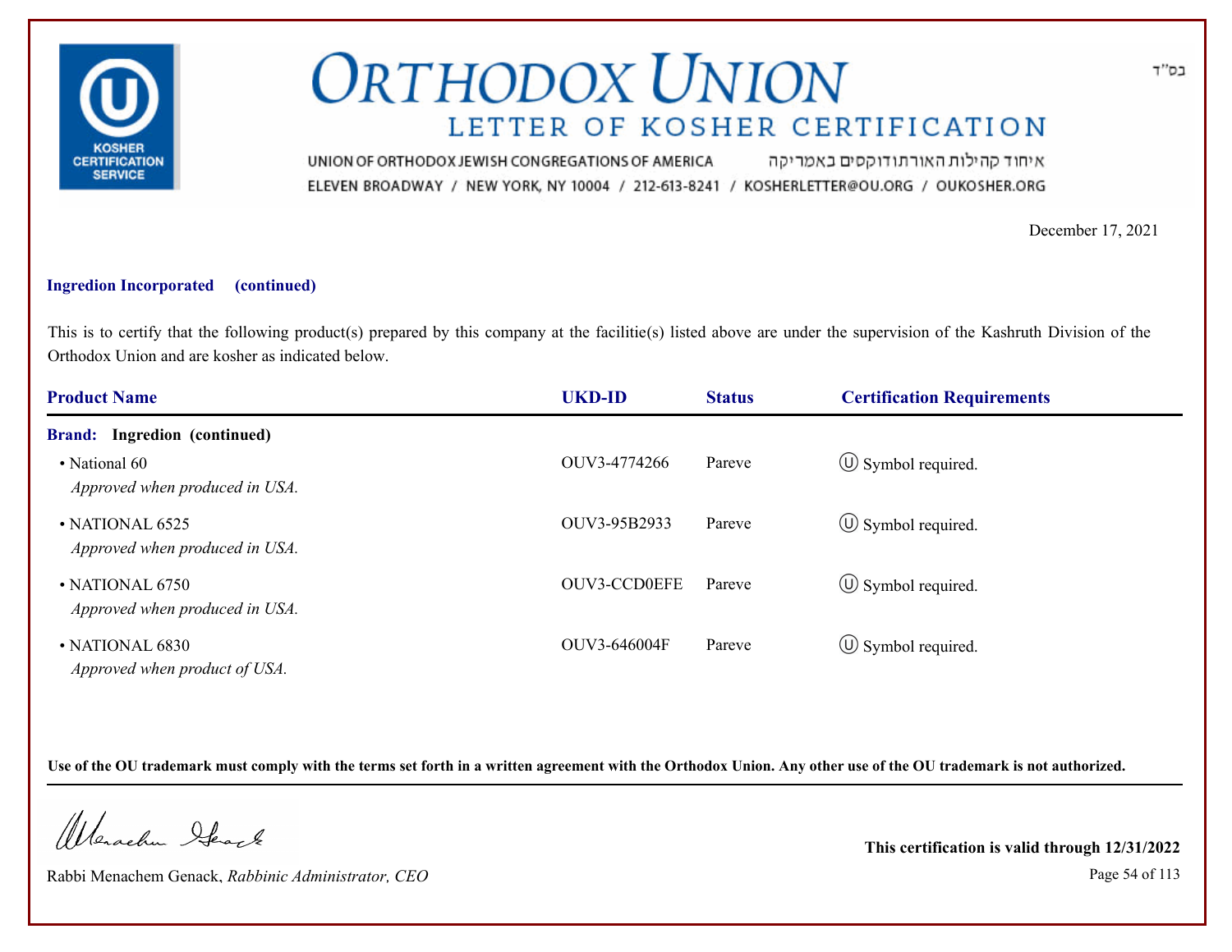# ORTHODOX UNION

## LETTER OF KOSHER CERTIFICATION

UNION OF ORTHODOX JEWISH CONGREGATIONS OF AMERICA איחוד קהילות האורתודוקסים באמריקה

ELEVEN BROADWAY / NEW YORK, NY 10004 / 212-613-8241 / KOSHERLETTER@OU.ORG / OUKOSHER.ORG

בס"ד

December 17, 2021

**Ingredion Incorporated (continued)**

This is to certify that the following product(s) prepared by this company at the facilitie(s) listed above are under the supervision of the Kashruth Division of the Orthodox Union and are kosher as indicated below.

| Product Name | UKD-ID | Status | Certification Requirements |
|---|---|---|---|
| **Brand: Ingredion (continued)** | | | |
| • National 60 *Approved when produced in USA.* | OUV3-4774266 | Pareve | Ⓤ Symbol required. |
| • NATIONAL 6525 *Approved when produced in USA.* | OUV3-95B2933 | Pareve | Ⓤ Symbol required. |
| • NATIONAL 6750 *Approved when produced in USA.* | OUV3-CCD0EFE | Pareve | Ⓤ Symbol required. |
| • NATIONAL 6830 *Approved when product of USA.* | OUV3-646004F | Pareve | Ⓤ Symbol required. |

**Use of the OU trademark must comply with the terms set forth in a written agreement with the Orthodox Union. Any other use of the OU trademark is not authorized.**

Rabbi Menachem Genack, *Rabbinic Administrator, CEO*

**This certification is valid through 12/31/2022**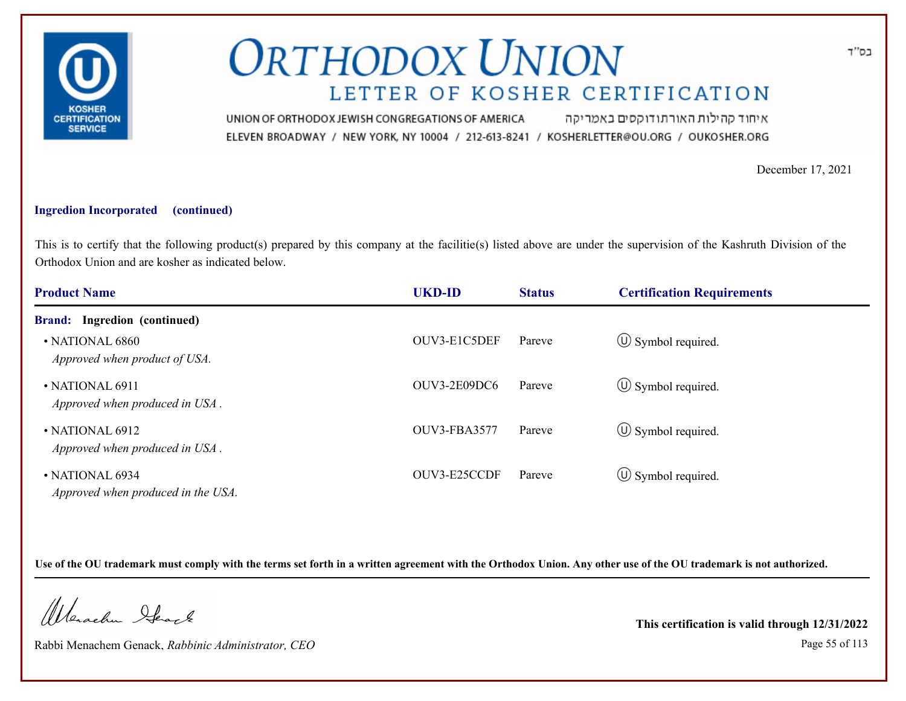בס"ד

# ORTHODOX UNION

## LETTER OF KOSHER CERTIFICATION

UNION OF ORTHODOX JEWISH CONGREGATIONS OF AMERICA איחוד קהילות האורתודוקסים באמריקה

ELEVEN BROADWAY / NEW YORK, NY 10004 / 212-613-8241 / KOSHERLETTER@OU.ORG / OUKOSHER.ORG

December 17, 2021

**Ingredion Incorporated (continued)**

This is to certify that the following product(s) prepared by this company at the facilitie(s) listed above are under the supervision of the Kashruth Division of the Orthodox Union and are kosher as indicated below.

| Product Name | UKD-ID | Status | Certification Requirements |
|---|---|---|---|
| **Brand: Ingredion (continued)** | | | |
| • NATIONAL 6860<br>*Approved when product of USA.* | OUV3-E1C5DEF | Pareve | Ⓤ Symbol required. |
| • NATIONAL 6911<br>*Approved when produced in USA .* | OUV3-2E09DC6 | Pareve | Ⓤ Symbol required. |
| • NATIONAL 6912<br>*Approved when produced in USA .* | OUV3-FBA3577 | Pareve | Ⓤ Symbol required. |
| • NATIONAL 6934<br>*Approved when produced in the USA.* | OUV3-E25CCDF | Pareve | Ⓤ Symbol required. |

**Use of the OU trademark must comply with the terms set forth in a written agreement with the Orthodox Union. Any other use of the OU trademark is not authorized.**

Rabbi Menachem Genack, *Rabbinic Administrator, CEO*

**This certification is valid through 12/31/2022**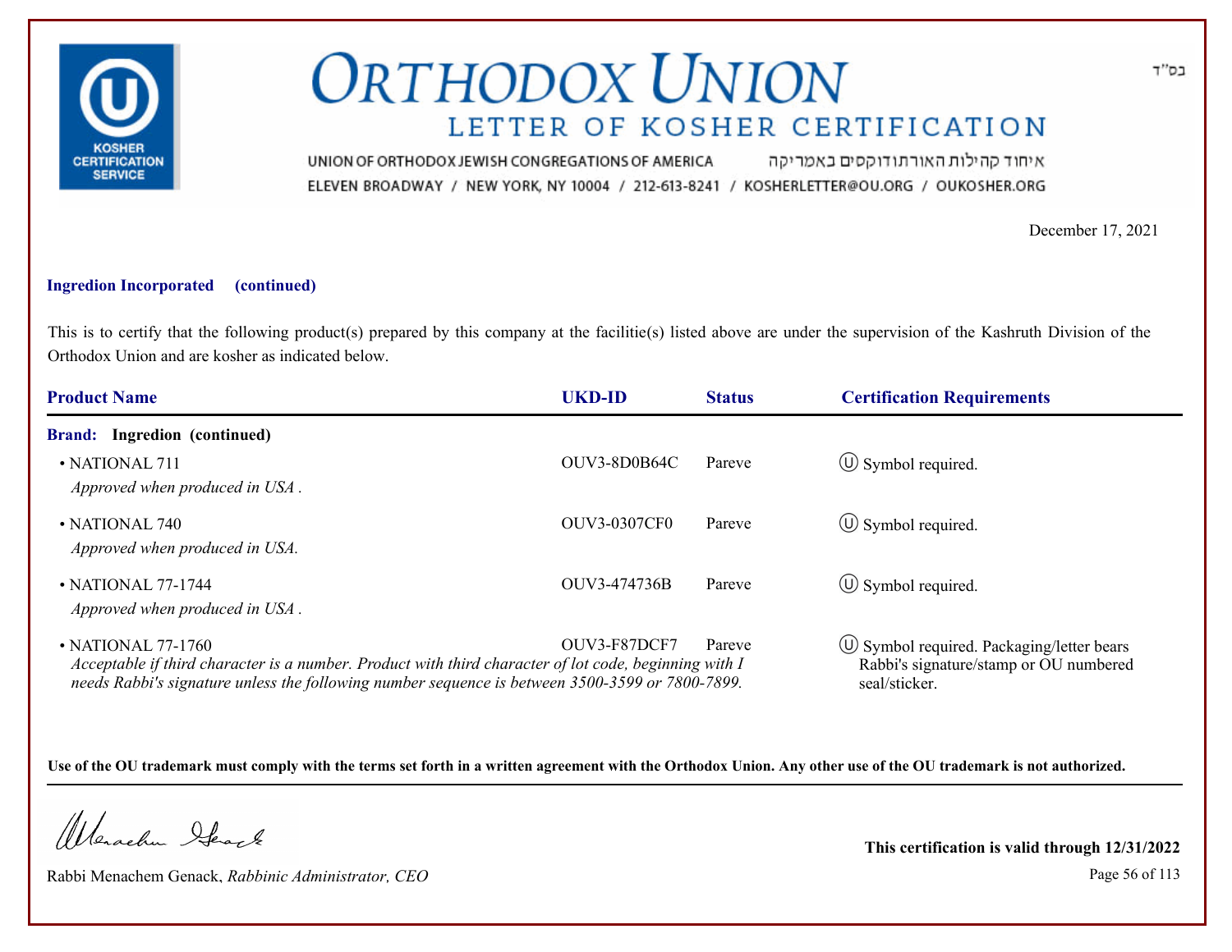בס"ד

# ORTHODOX UNION

## LETTER OF KOSHER CERTIFICATION

UNION OF ORTHODOX JEWISH CONGREGATIONS OF AMERICA איחוד קהילות האורתודוקסים באמריקה

ELEVEN BROADWAY / NEW YORK, NY 10004 / 212-613-8241 / KOSHERLETTER@OU.ORG / OUKOSHER.ORG

December 17, 2021

**Ingredion Incorporated (continued)**

This is to certify that the following product(s) prepared by this company at the facilitie(s) listed above are under the supervision of the Kashruth Division of the Orthodox Union and are kosher as indicated below.

| Product Name | UKD-ID | Status | Certification Requirements |
|---|---|---|---|
| **Brand: Ingredion (continued)** | | | |
| • NATIONAL 711<br>*Approved when produced in USA .* | OUV3-8D0B64C | Pareve | Ⓤ Symbol required. |
| • NATIONAL 740<br>*Approved when produced in USA.* | OUV3-0307CF0 | Pareve | Ⓤ Symbol required. |
| • NATIONAL 77-1744<br>*Approved when produced in USA .* | OUV3-474736B | Pareve | Ⓤ Symbol required. |
| • NATIONAL 77-1760<br>*Acceptable if third character is a number. Product with third character of lot code, beginning with I needs Rabbi's signature unless the following number sequence is between 3500-3599 or 7800-7899.* | OUV3-F87DCF7 | Pareve | Ⓤ Symbol required. Packaging/letter bears Rabbi's signature/stamp or OU numbered seal/sticker. |

**Use of the OU trademark must comply with the terms set forth in a written agreement with the Orthodox Union. Any other use of the OU trademark is not authorized.**

Rabbi Menachem Genack, *Rabbinic Administrator, CEO*

**This certification is valid through 12/31/2022**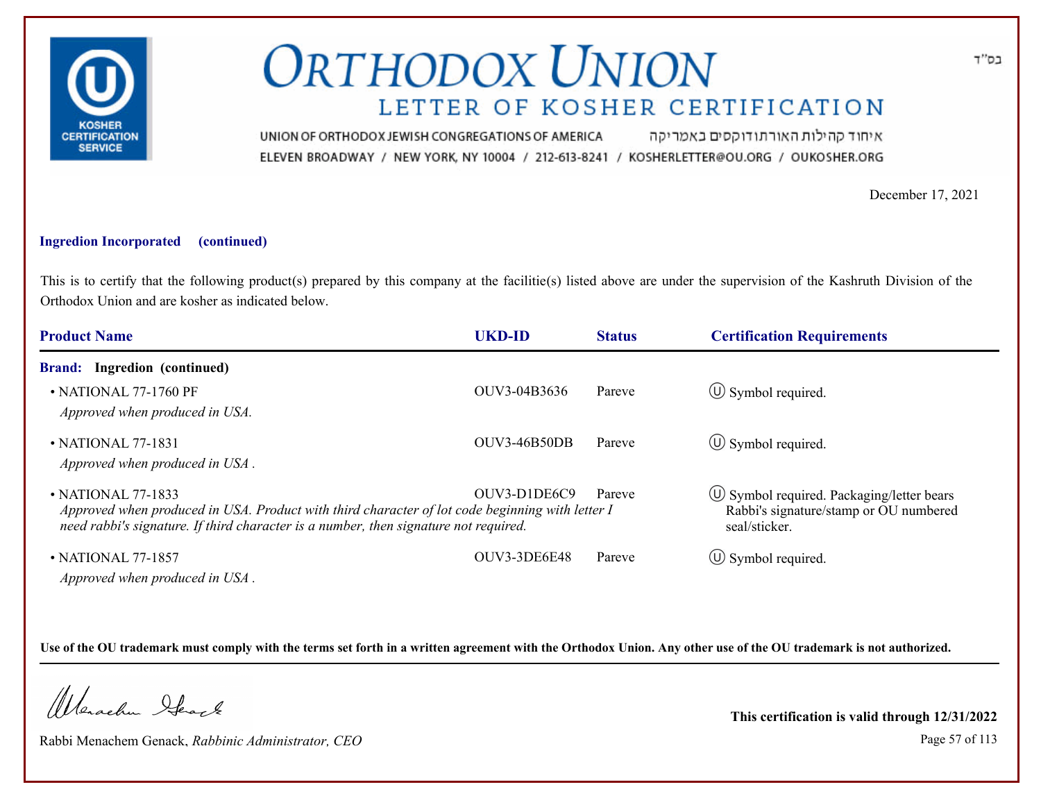# ORTHODOX UNION

## LETTER OF KOSHER CERTIFICATION

UNION OF ORTHODOX JEWISH CONGREGATIONS OF AMERICA איחוד קהילות האורתודוקסים באמריקה

ELEVEN BROADWAY / NEW YORK, NY 10004 / 212-613-8241 / KOSHERLETTER@OU.ORG / OUKOSHER.ORG

בס"ד

December 17, 2021

**Ingredion Incorporated (continued)**

This is to certify that the following product(s) prepared by this company at the facilitie(s) listed above are under the supervision of the Kashruth Division of the Orthodox Union and are kosher as indicated below.

| Product Name | UKD-ID | Status | Certification Requirements |
|---|---|---|---|
| **Brand: Ingredion (continued)** | | | |
| • NATIONAL 77-1760 PF<br>*Approved when produced in USA.* | OUV3-04B3636 | Pareve | Ⓤ Symbol required. |
| • NATIONAL 77-1831<br>*Approved when produced in USA .* | OUV3-46B50DB | Pareve | Ⓤ Symbol required. |
| • NATIONAL 77-1833<br>*Approved when produced in USA. Product with third character of lot code beginning with letter I need rabbi's signature. If third character is a number, then signature not required.* | OUV3-D1DE6C9 | Pareve | Ⓤ Symbol required. Packaging/letter bears Rabbi's signature/stamp or OU numbered seal/sticker. |
| • NATIONAL 77-1857<br>*Approved when produced in USA .* | OUV3-3DE6E48 | Pareve | Ⓤ Symbol required. |

**Use of the OU trademark must comply with the terms set forth in a written agreement with the Orthodox Union. Any other use of the OU trademark is not authorized.**

Rabbi Menachem Genack, *Rabbinic Administrator, CEO*

**This certification is valid through 12/31/2022**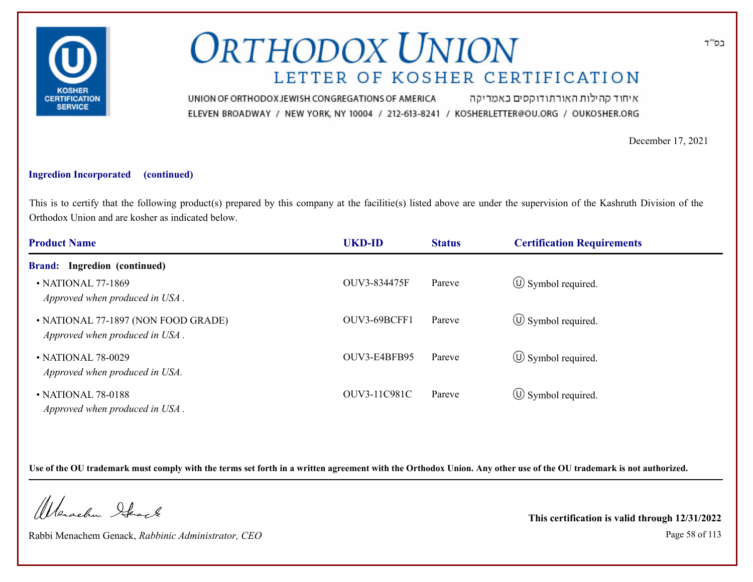# ORTHODOX UNION

## LETTER OF KOSHER CERTIFICATION

UNION OF ORTHODOX JEWISH CONGREGATIONS OF AMERICA איחוד קהילות האורתודוקסים באמריקה

ELEVEN BROADWAY / NEW YORK, NY 10004 / 212-613-8241 / KOSHERLETTER@OU.ORG / OUKOSHER.ORG

בס"ד

December 17, 2021

**Ingredion Incorporated (continued)**

This is to certify that the following product(s) prepared by this company at the facilitie(s) listed above are under the supervision of the Kashruth Division of the Orthodox Union and are kosher as indicated below.

| Product Name | UKD-ID | Status | Certification Requirements |
|---|---|---|---|
| **Brand: Ingredion (continued)** | | | |
| • NATIONAL 77-1869<br>*Approved when produced in USA .* | OUV3-834475F | Pareve | Ⓤ Symbol required. |
| • NATIONAL 77-1897 (NON FOOD GRADE)<br>*Approved when produced in USA .* | OUV3-69BCFF1 | Pareve | Ⓤ Symbol required. |
| • NATIONAL 78-0029<br>*Approved when produced in USA.* | OUV3-E4BFB95 | Pareve | Ⓤ Symbol required. |
| • NATIONAL 78-0188<br>*Approved when produced in USA .* | OUV3-11C981C | Pareve | Ⓤ Symbol required. |

**Use of the OU trademark must comply with the terms set forth in a written agreement with the Orthodox Union. Any other use of the OU trademark is not authorized.**

Rabbi Menachem Genack, *Rabbinic Administrator, CEO*

**This certification is valid through 12/31/2022**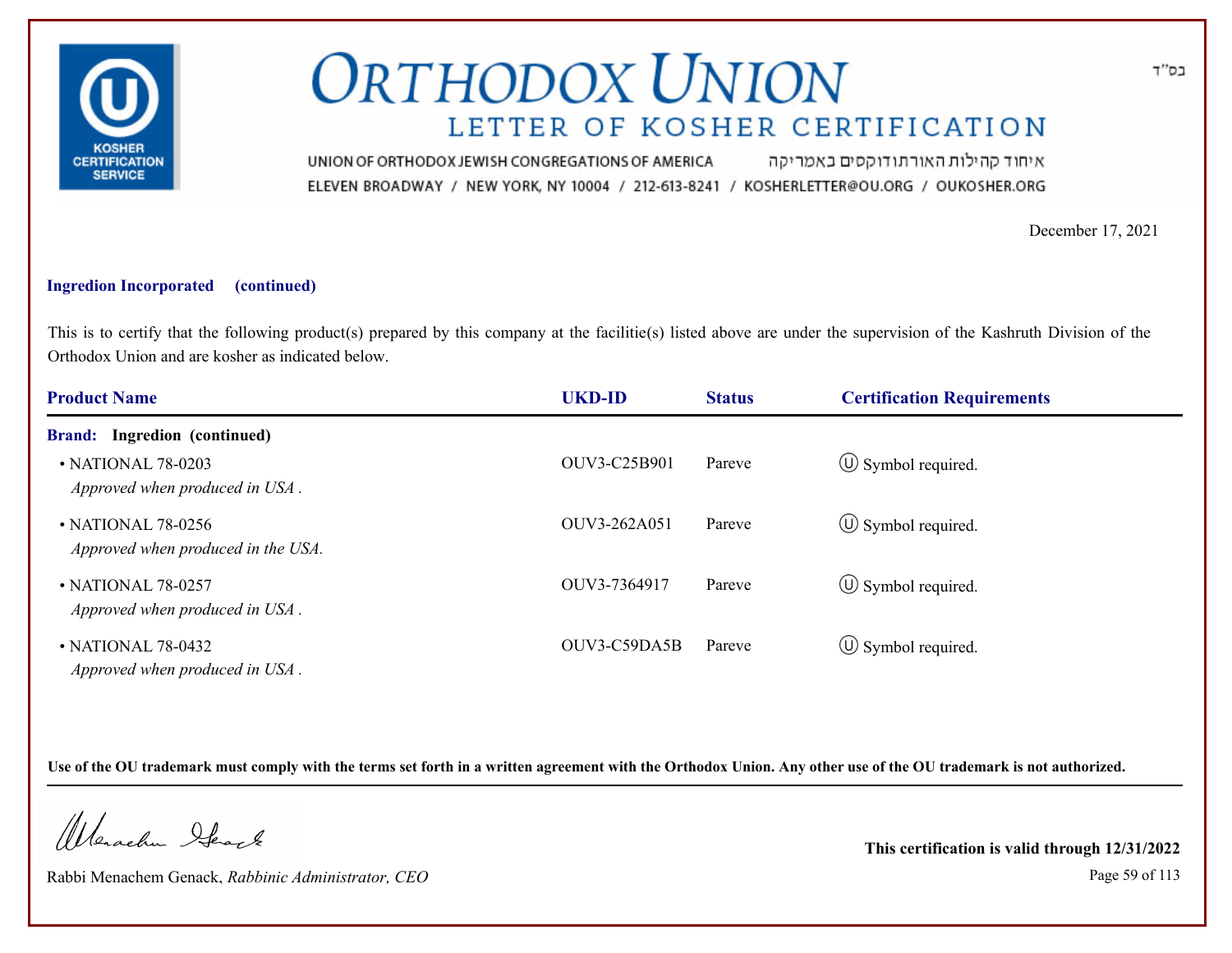# ORTHODOX UNION

## LETTER OF KOSHER CERTIFICATION

UNION OF ORTHODOX JEWISH CONGREGATIONS OF AMERICA איחוד קהילות האורתודוקסים באמריקה

ELEVEN BROADWAY / NEW YORK, NY 10004 / 212-613-8241 / KOSHERLETTER@OU.ORG / OUKOSHER.ORG

בס"ד

December 17, 2021

**Ingredion Incorporated (continued)**

This is to certify that the following product(s) prepared by this company at the facilitie(s) listed above are under the supervision of the Kashruth Division of the Orthodox Union and are kosher as indicated below.

| Product Name | UKD-ID | Status | Certification Requirements |
|---|---|---|---|
| **Brand: Ingredion (continued)** | | | |
| • NATIONAL 78-0203 *Approved when produced in USA .* | OUV3-C25B901 | Pareve | Ⓤ Symbol required. |
| • NATIONAL 78-0256 *Approved when produced in the USA.* | OUV3-262A051 | Pareve | Ⓤ Symbol required. |
| • NATIONAL 78-0257 *Approved when produced in USA .* | OUV3-7364917 | Pareve | Ⓤ Symbol required. |
| • NATIONAL 78-0432 *Approved when produced in USA .* | OUV3-C59DA5B | Pareve | Ⓤ Symbol required. |

**Use of the OU trademark must comply with the terms set forth in a written agreement with the Orthodox Union. Any other use of the OU trademark is not authorized.**

Rabbi Menachem Genack, *Rabbinic Administrator, CEO*

**This certification is valid through 12/31/2022**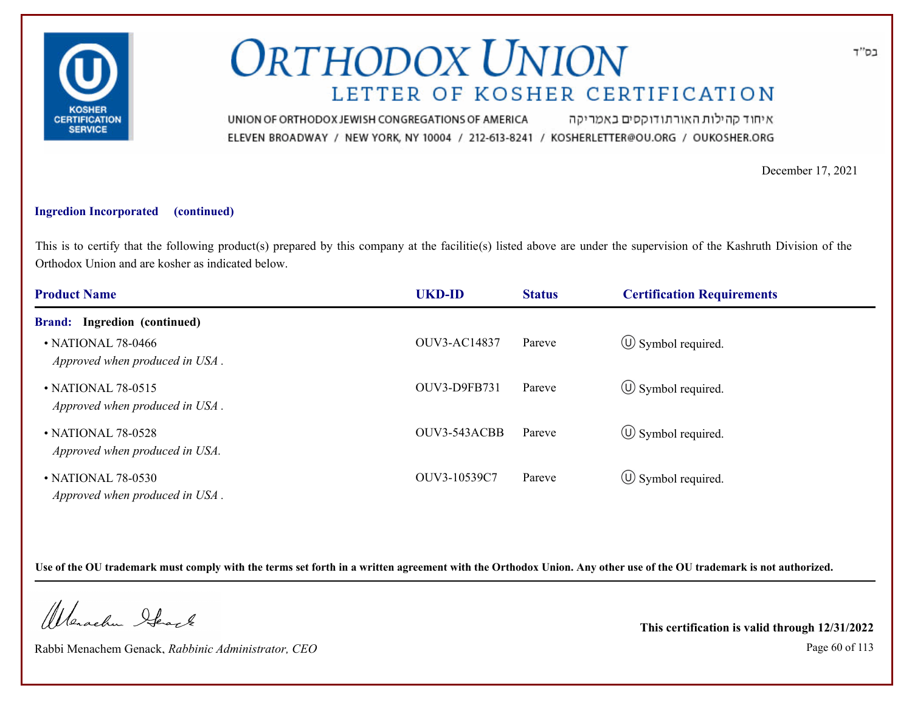בס"ד

# ORTHODOX UNION

## LETTER OF KOSHER CERTIFICATION

UNION OF ORTHODOX JEWISH CONGREGATIONS OF AMERICA איחוד קהילות האורתודוקסים באמריקה

ELEVEN BROADWAY / NEW YORK, NY 10004 / 212-613-8241 / KOSHERLETTER@OU.ORG / OUKOSHER.ORG

December 17, 2021

**Ingredion Incorporated (continued)**

This is to certify that the following product(s) prepared by this company at the facilitie(s) listed above are under the supervision of the Kashruth Division of the Orthodox Union and are kosher as indicated below.

| Product Name | UKD-ID | Status | Certification Requirements |
|---|---|---|---|
| **Brand: Ingredion (continued)** | | | |
| • NATIONAL 78-0466<br>*Approved when produced in USA .* | OUV3-AC14837 | Pareve | Ⓤ Symbol required. |
| • NATIONAL 78-0515<br>*Approved when produced in USA .* | OUV3-D9FB731 | Pareve | Ⓤ Symbol required. |
| • NATIONAL 78-0528<br>*Approved when produced in USA.* | OUV3-543ACBB | Pareve | Ⓤ Symbol required. |
| • NATIONAL 78-0530<br>*Approved when produced in USA .* | OUV3-10539C7 | Pareve | Ⓤ Symbol required. |

**Use of the OU trademark must comply with the terms set forth in a written agreement with the Orthodox Union. Any other use of the OU trademark is not authorized.**

Rabbi Menachem Genack, *Rabbinic Administrator, CEO*

**This certification is valid through 12/31/2022**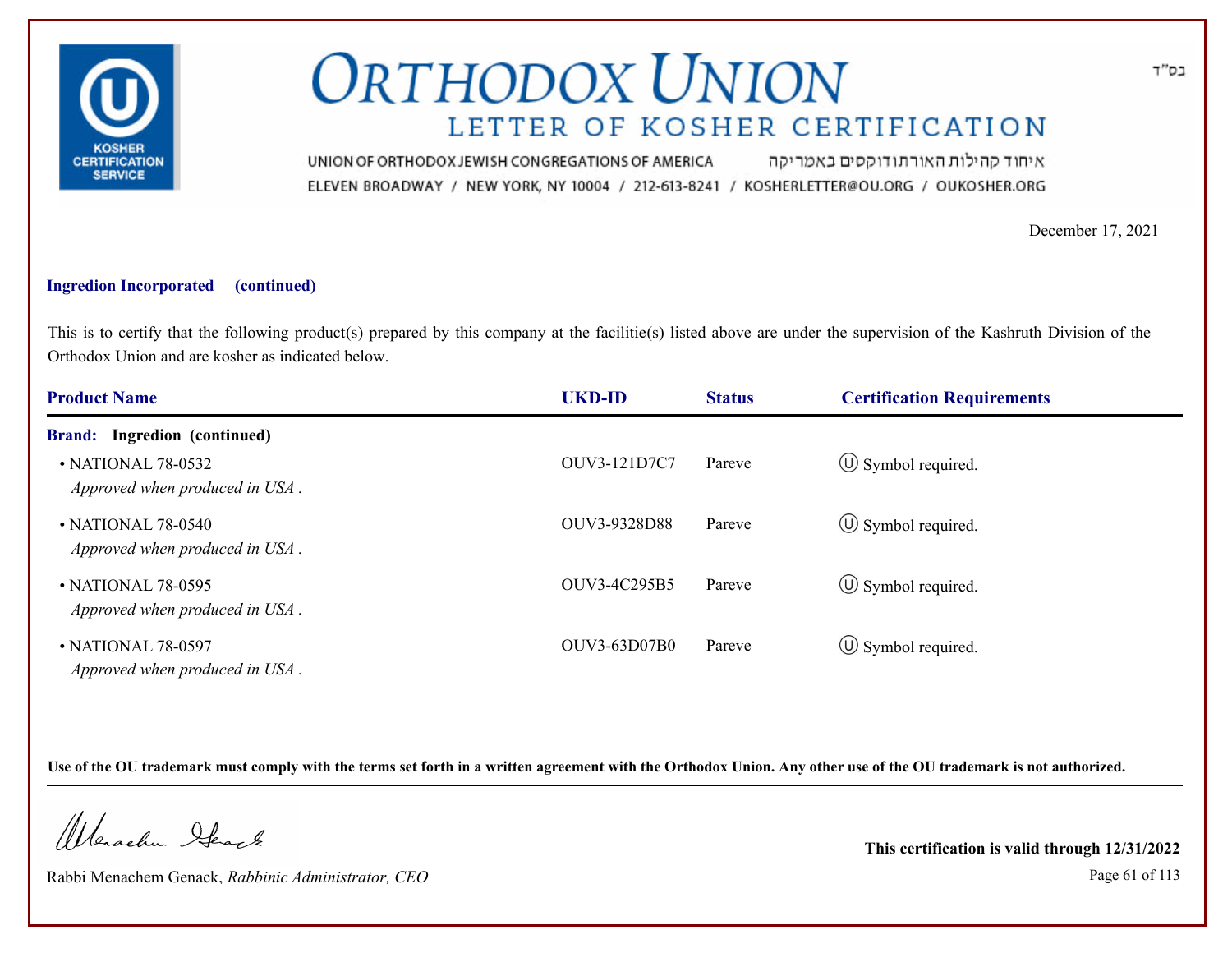# ORTHODOX UNION

## LETTER OF KOSHER CERTIFICATION

UNION OF ORTHODOX JEWISH CONGREGATIONS OF AMERICA איחוד קהילות האורתודוקסים באמריקה

ELEVEN BROADWAY / NEW YORK, NY 10004 / 212-613-8241 / KOSHERLETTER@OU.ORG / OUKOSHER.ORG

בס"ד

December 17, 2021

**Ingredion Incorporated (continued)**

This is to certify that the following product(s) prepared by this company at the facilitie(s) listed above are under the supervision of the Kashruth Division of the Orthodox Union and are kosher as indicated below.

| Product Name | UKD-ID | Status | Certification Requirements |
|---|---|---|---|
| **Brand: Ingredion (continued)** | | | |
| • NATIONAL 78-0532 *Approved when produced in USA .* | OUV3-121D7C7 | Pareve | Ⓤ Symbol required. |
| • NATIONAL 78-0540 *Approved when produced in USA .* | OUV3-9328D88 | Pareve | Ⓤ Symbol required. |
| • NATIONAL 78-0595 *Approved when produced in USA .* | OUV3-4C295B5 | Pareve | Ⓤ Symbol required. |
| • NATIONAL 78-0597 *Approved when produced in USA .* | OUV3-63D07B0 | Pareve | Ⓤ Symbol required. |

**Use of the OU trademark must comply with the terms set forth in a written agreement with the Orthodox Union. Any other use of the OU trademark is not authorized.**

Rabbi Menachem Genack, *Rabbinic Administrator, CEO*

**This certification is valid through 12/31/2022**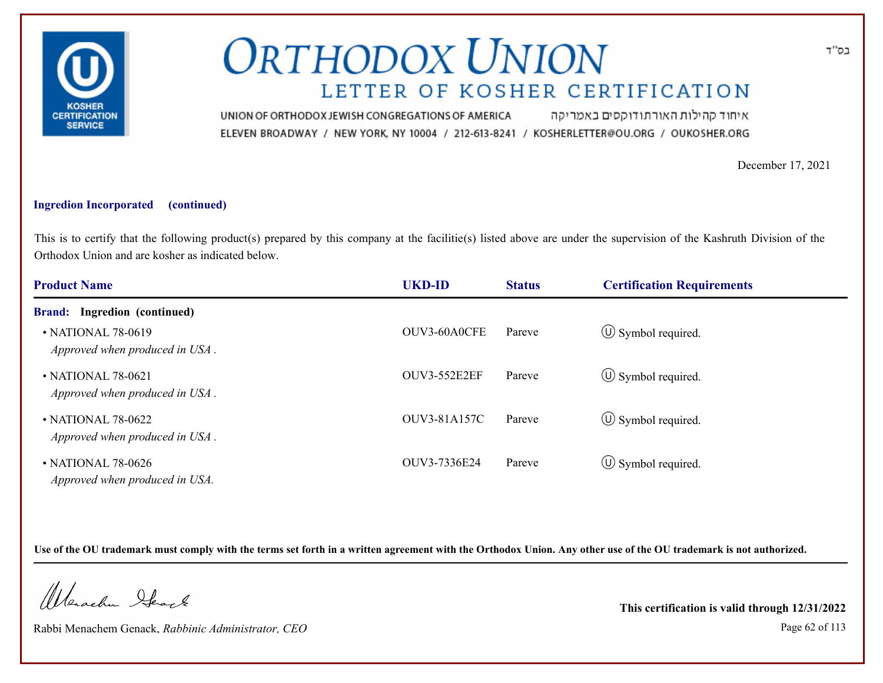# ORTHODOX UNION

## LETTER OF KOSHER CERTIFICATION

בס"ד

UNION OF ORTHODOX JEWISH CONGREGATIONS OF AMERICA איחוד קהילות האורתודוקסים באמריקה

ELEVEN BROADWAY / NEW YORK, NY 10004 / 212-613-8241 / KOSHERLETTER@OU.ORG / OUKOSHER.ORG

December 17, 2021

**Ingredion Incorporated (continued)**

This is to certify that the following product(s) prepared by this company at the facilitie(s) listed above are under the supervision of the Kashruth Division of the Orthodox Union and are kosher as indicated below.

| Product Name | UKD-ID | Status | Certification Requirements |
|---|---|---|---|
| **Brand: Ingredion (continued)** | | | |
| • NATIONAL 78-0619 *Approved when produced in USA .* | OUV3-60A0CFE | Pareve | Ⓤ Symbol required. |
| • NATIONAL 78-0621 *Approved when produced in USA .* | OUV3-552E2EF | Pareve | Ⓤ Symbol required. |
| • NATIONAL 78-0622 *Approved when produced in USA .* | OUV3-81A157C | Pareve | Ⓤ Symbol required. |
| • NATIONAL 78-0626 *Approved when produced in USA.* | OUV3-7336E24 | Pareve | Ⓤ Symbol required. |

**Use of the OU trademark must comply with the terms set forth in a written agreement with the Orthodox Union. Any other use of the OU trademark is not authorized.**

Rabbi Menachem Genack, *Rabbinic Administrator, CEO*

**This certification is valid through 12/31/2022**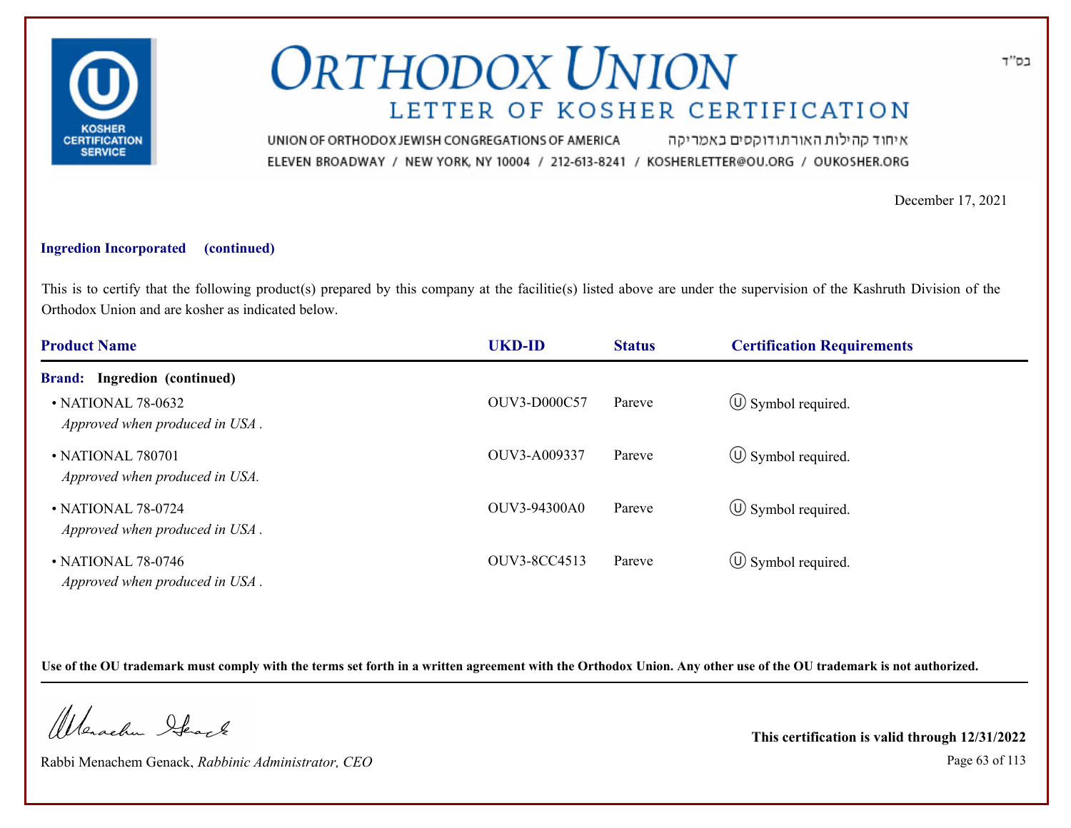בס"ד

# ORTHODOX UNION

## LETTER OF KOSHER CERTIFICATION

UNION OF ORTHODOX JEWISH CONGREGATIONS OF AMERICA איחוד קהילות האורתודוקסים באמריקה

ELEVEN BROADWAY / NEW YORK, NY 10004 / 212-613-8241 / KOSHERLETTER@OU.ORG / OUKOSHER.ORG

December 17, 2021

**Ingredion Incorporated (continued)**

This is to certify that the following product(s) prepared by this company at the facilitie(s) listed above are under the supervision of the Kashruth Division of the Orthodox Union and are kosher as indicated below.

| Product Name | UKD-ID | Status | Certification Requirements |
| --- | --- | --- | --- |
| **Brand: Ingredion (continued)** | | | |
| • NATIONAL 78-0632 *Approved when produced in USA .* | OUV3-D000C57 | Pareve | Ⓤ Symbol required. |
| • NATIONAL 780701 *Approved when produced in USA.* | OUV3-A009337 | Pareve | Ⓤ Symbol required. |
| • NATIONAL 78-0724 *Approved when produced in USA .* | OUV3-94300A0 | Pareve | Ⓤ Symbol required. |
| • NATIONAL 78-0746 *Approved when produced in USA .* | OUV3-8CC4513 | Pareve | Ⓤ Symbol required. |

**Use of the OU trademark must comply with the terms set forth in a written agreement with the Orthodox Union. Any other use of the OU trademark is not authorized.**

Rabbi Menachem Genack, *Rabbinic Administrator, CEO*

**This certification is valid through 12/31/2022**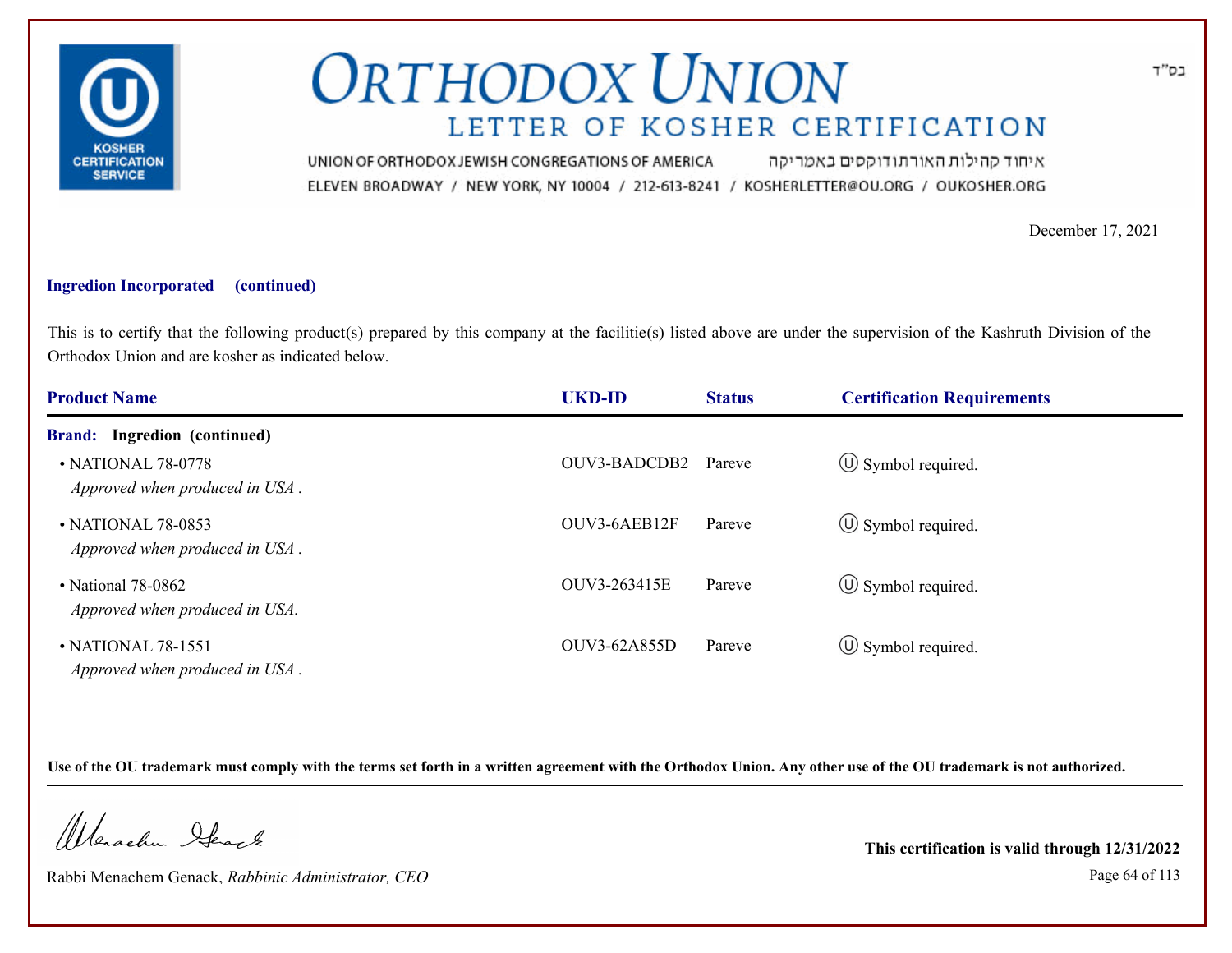# ORTHODOX UNION

## LETTER OF KOSHER CERTIFICATION

UNION OF ORTHODOX JEWISH CONGREGATIONS OF AMERICA איחוד קהילות האורתודוקסים באמריקה
ELEVEN BROADWAY / NEW YORK, NY 10004 / 212-613-8241 / KOSHERLETTER@OU.ORG / OUKOSHER.ORG

בס"ד

December 17, 2021

**Ingredion Incorporated (continued)**

This is to certify that the following product(s) prepared by this company at the facilitie(s) listed above are under the supervision of the Kashruth Division of the Orthodox Union and are kosher as indicated below.

| Product Name | UKD-ID | Status | Certification Requirements |
|---|---|---|---|
| **Brand: Ingredion (continued)** | | | |
| • NATIONAL 78-0778 *Approved when produced in USA .* | OUV3-BADCDB2 | Pareve | Ⓤ Symbol required. |
| • NATIONAL 78-0853 *Approved when produced in USA .* | OUV3-6AEB12F | Pareve | Ⓤ Symbol required. |
| • National 78-0862 *Approved when produced in USA.* | OUV3-263415E | Pareve | Ⓤ Symbol required. |
| • NATIONAL 78-1551 *Approved when produced in USA .* | OUV3-62A855D | Pareve | Ⓤ Symbol required. |

**Use of the OU trademark must comply with the terms set forth in a written agreement with the Orthodox Union. Any other use of the OU trademark is not authorized.**

Rabbi Menachem Genack, *Rabbinic Administrator, CEO*

**This certification is valid through 12/31/2022**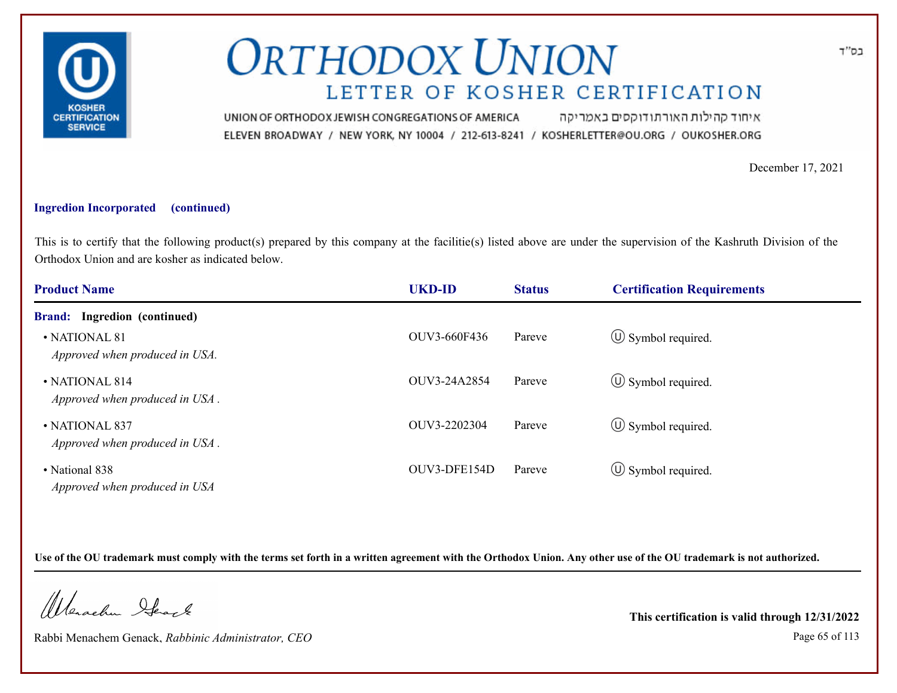# ORTHODOX UNION

## LETTER OF KOSHER CERTIFICATION

UNION OF ORTHODOX JEWISH CONGREGATIONS OF AMERICA איחוד קהילות האורתודוקסים באמריקה

ELEVEN BROADWAY / NEW YORK, NY 10004 / 212-613-8241 / KOSHERLETTER@OU.ORG / OUKOSHER.ORG

בס"ד

December 17, 2021

**Ingredion Incorporated (continued)**

This is to certify that the following product(s) prepared by this company at the facilitie(s) listed above are under the supervision of the Kashruth Division of the Orthodox Union and are kosher as indicated below.

| Product Name | UKD-ID | Status | Certification Requirements |
|---|---|---|---|
| **Brand: Ingredion (continued)** | | | |
| • NATIONAL 81<br>*Approved when produced in USA.* | OUV3-660F436 | Pareve | Ⓤ Symbol required. |
| • NATIONAL 814<br>*Approved when produced in USA .* | OUV3-24A2854 | Pareve | Ⓤ Symbol required. |
| • NATIONAL 837<br>*Approved when produced in USA .* | OUV3-2202304 | Pareve | Ⓤ Symbol required. |
| • National 838<br>*Approved when produced in USA* | OUV3-DFE154D | Pareve | Ⓤ Symbol required. |

**Use of the OU trademark must comply with the terms set forth in a written agreement with the Orthodox Union. Any other use of the OU trademark is not authorized.**

Rabbi Menachem Genack, *Rabbinic Administrator, CEO*

**This certification is valid through 12/31/2022**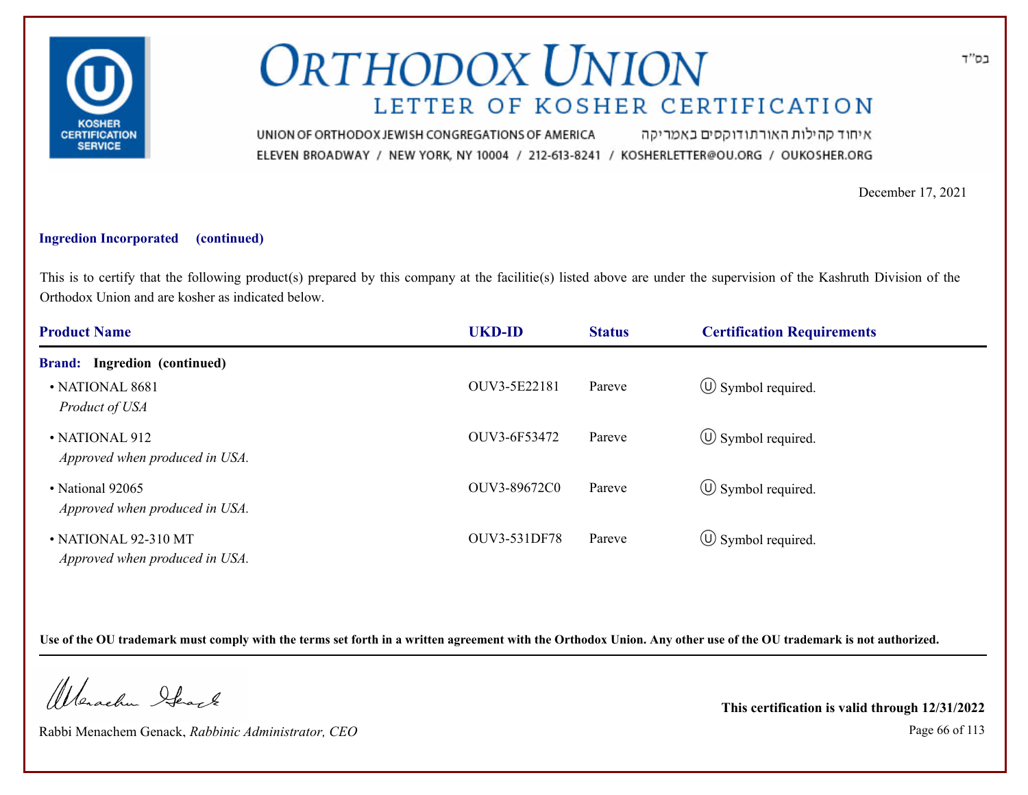# ORTHODOX UNION

## LETTER OF KOSHER CERTIFICATION

UNION OF ORTHODOX JEWISH CONGREGATIONS OF AMERICA איחוד קהילות האורתודוקסים באמריקה
ELEVEN BROADWAY / NEW YORK, NY 10004 / 212-613-8241 / KOSHERLETTER@OU.ORG / OUKOSHER.ORG

בס"ד

December 17, 2021

**Ingredion Incorporated (continued)**

This is to certify that the following product(s) prepared by this company at the facilitie(s) listed above are under the supervision of the Kashruth Division of the Orthodox Union and are kosher as indicated below.

| Product Name | UKD-ID | Status | Certification Requirements |
|---|---|---|---|
| **Brand: Ingredion (continued)** | | | |
| • NATIONAL 8681<br>*Product of USA* | OUV3-5E22181 | Pareve | Ⓤ Symbol required. |
| • NATIONAL 912<br>*Approved when produced in USA.* | OUV3-6F53472 | Pareve | Ⓤ Symbol required. |
| • National 92065<br>*Approved when produced in USA.* | OUV3-89672C0 | Pareve | Ⓤ Symbol required. |
| • NATIONAL 92-310 MT<br>*Approved when produced in USA.* | OUV3-531DF78 | Pareve | Ⓤ Symbol required. |

**Use of the OU trademark must comply with the terms set forth in a written agreement with the Orthodox Union. Any other use of the OU trademark is not authorized.**

Rabbi Menachem Genack, *Rabbinic Administrator, CEO*

**This certification is valid through 12/31/2022**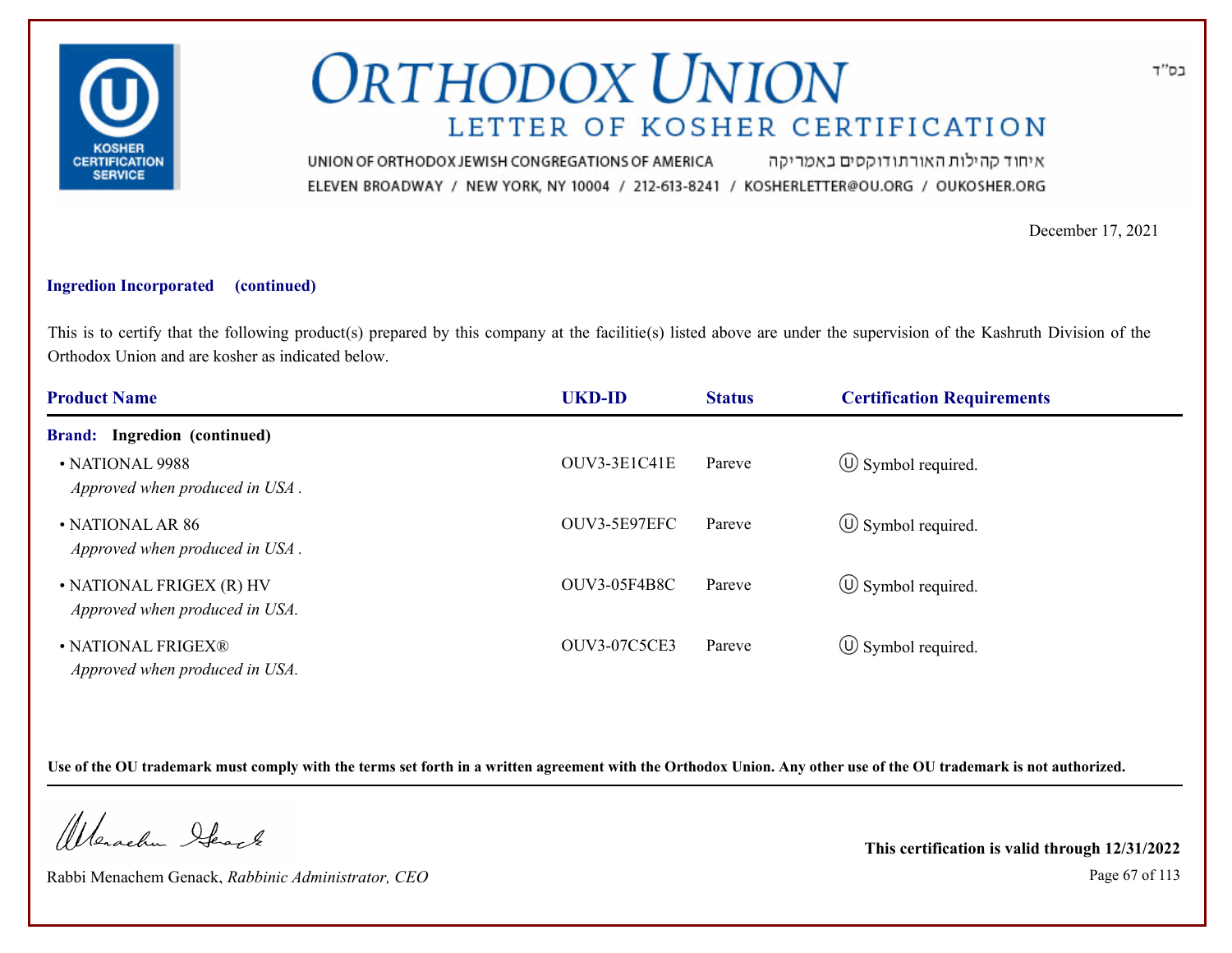בס"ד

# ORTHODOX UNION

## LETTER OF KOSHER CERTIFICATION

UNION OF ORTHODOX JEWISH CONGREGATIONS OF AMERICA איחוד קהילות האורתודוקסים באמריקה

ELEVEN BROADWAY / NEW YORK, NY 10004 / 212-613-8241 / KOSHERLETTER@OU.ORG / OUKOSHER.ORG

December 17, 2021

**Ingredion Incorporated (continued)**

This is to certify that the following product(s) prepared by this company at the facilitie(s) listed above are under the supervision of the Kashruth Division of the Orthodox Union and are kosher as indicated below.

| Product Name | UKD-ID | Status | Certification Requirements |
|---|---|---|---|
| **Brand: Ingredion (continued)** | | | |
| • NATIONAL 9988<br>*Approved when produced in USA .* | OUV3-3E1C41E | Pareve | Ⓤ Symbol required. |
| • NATIONAL AR 86<br>*Approved when produced in USA .* | OUV3-5E97EFC | Pareve | Ⓤ Symbol required. |
| • NATIONAL FRIGEX (R) HV<br>*Approved when produced in USA.* | OUV3-05F4B8C | Pareve | Ⓤ Symbol required. |
| • NATIONAL FRIGEX®<br>*Approved when produced in USA.* | OUV3-07C5CE3 | Pareve | Ⓤ Symbol required. |

**Use of the OU trademark must comply with the terms set forth in a written agreement with the Orthodox Union. Any other use of the OU trademark is not authorized.**

Rabbi Menachem Genack, *Rabbinic Administrator, CEO*

**This certification is valid through 12/31/2022**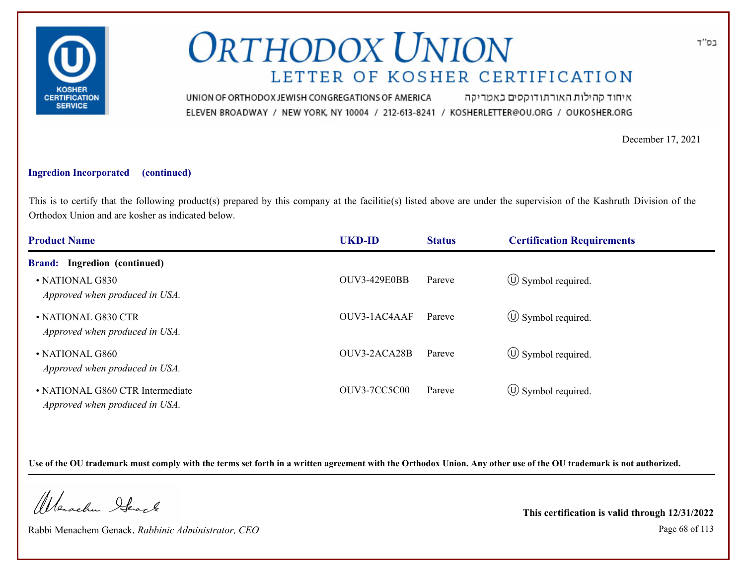# ORTHODOX UNION

## LETTER OF KOSHER CERTIFICATION

UNION OF ORTHODOX JEWISH CONGREGATIONS OF AMERICA איחוד קהילות האורתודוקסים באמריקה

ELEVEN BROADWAY / NEW YORK, NY 10004 / 212-613-8241 / KOSHERLETTER@OU.ORG / OUKOSHER.ORG

בס"ד

December 17, 2021

**Ingredion Incorporated (continued)**

This is to certify that the following product(s) prepared by this company at the facilitie(s) listed above are under the supervision of the Kashruth Division of the Orthodox Union and are kosher as indicated below.

| Product Name | UKD-ID | Status | Certification Requirements |
|---|---|---|---|
| **Brand: Ingredion (continued)** | | | |
| • NATIONAL G830<br>*Approved when produced in USA.* | OUV3-429E0BB | Pareve | Ⓤ Symbol required. |
| • NATIONAL G830 CTR<br>*Approved when produced in USA.* | OUV3-1AC4AAF | Pareve | Ⓤ Symbol required. |
| • NATIONAL G860<br>*Approved when produced in USA.* | OUV3-2ACA28B | Pareve | Ⓤ Symbol required. |
| • NATIONAL G860 CTR Intermediate<br>*Approved when produced in USA.* | OUV3-7CC5C00 | Pareve | Ⓤ Symbol required. |

**Use of the OU trademark must comply with the terms set forth in a written agreement with the Orthodox Union. Any other use of the OU trademark is not authorized.**

Rabbi Menachem Genack, *Rabbinic Administrator, CEO*

**This certification is valid through 12/31/2022**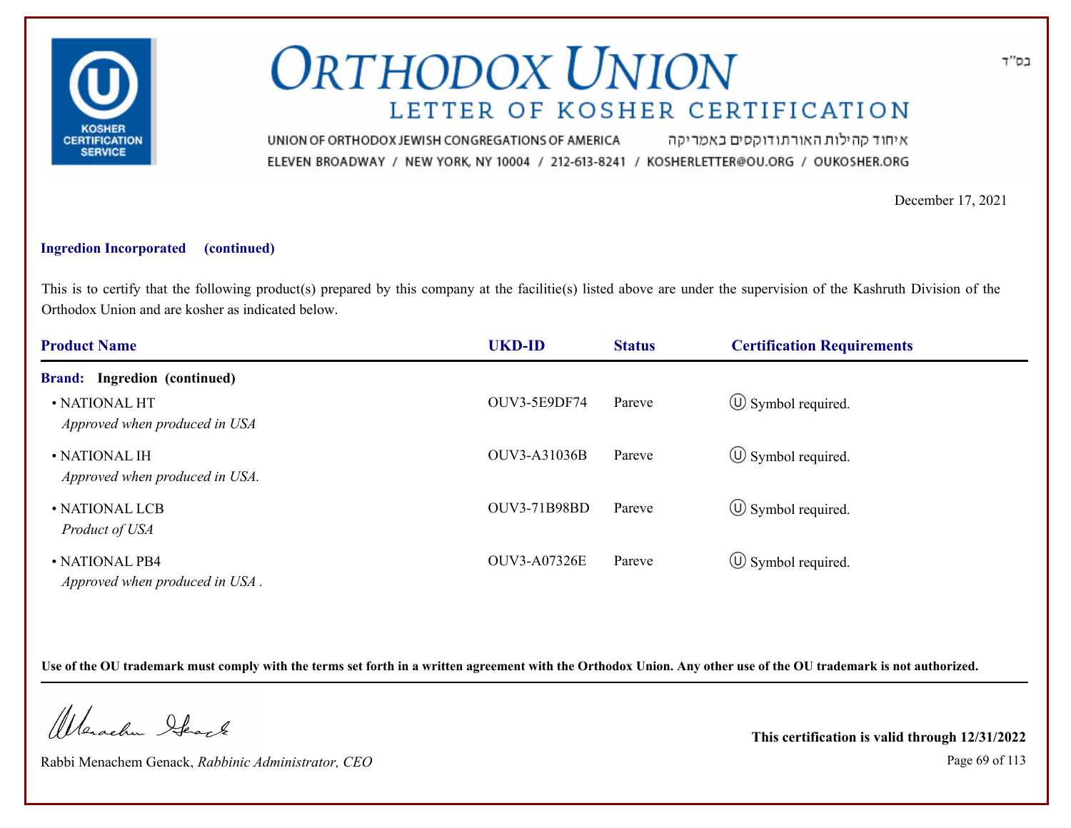# ORTHODOX UNION

## LETTER OF KOSHER CERTIFICATION

UNION OF ORTHODOX JEWISH CONGREGATIONS OF AMERICA איחוד קהילות האורתודוקסים באמריקה
ELEVEN BROADWAY / NEW YORK, NY 10004 / 212-613-8241 / KOSHERLETTER@OU.ORG / OUKOSHER.ORG

בס"ד

December 17, 2021

**Ingredion Incorporated (continued)**

This is to certify that the following product(s) prepared by this company at the facilitie(s) listed above are under the supervision of the Kashruth Division of the Orthodox Union and are kosher as indicated below.

| Product Name | UKD-ID | Status | Certification Requirements |
|---|---|---|---|
| **Brand: Ingredion (continued)** | | | |
| • NATIONAL HT *Approved when produced in USA* | OUV3-5E9DF74 | Pareve | Ⓤ Symbol required. |
| • NATIONAL IH *Approved when produced in USA.* | OUV3-A31036B | Pareve | Ⓤ Symbol required. |
| • NATIONAL LCB *Product of USA* | OUV3-71B98BD | Pareve | Ⓤ Symbol required. |
| • NATIONAL PB4 *Approved when produced in USA .* | OUV3-A07326E | Pareve | Ⓤ Symbol required. |

**Use of the OU trademark must comply with the terms set forth in a written agreement with the Orthodox Union. Any other use of the OU trademark is not authorized.**

Rabbi Menachem Genack, *Rabbinic Administrator, CEO*

**This certification is valid through 12/31/2022**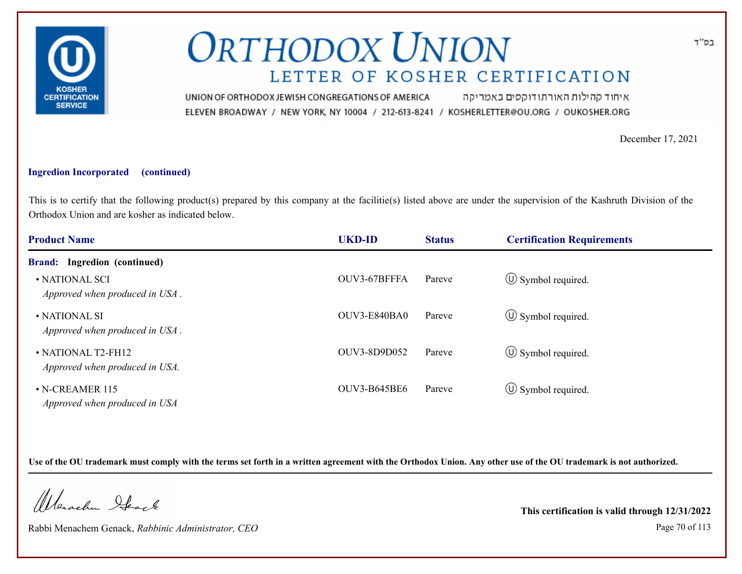# ORTHODOX UNION

## LETTER OF KOSHER CERTIFICATION

בס"ד

UNION OF ORTHODOX JEWISH CONGREGATIONS OF AMERICA איחוד קהילות האורתודוקסים באמריקה

ELEVEN BROADWAY / NEW YORK, NY 10004 / 212-613-8241 / KOSHERLETTER@OU.ORG / OUKOSHER.ORG

December 17, 2021

**Ingredion Incorporated (continued)**

This is to certify that the following product(s) prepared by this company at the facilitie(s) listed above are under the supervision of the Kashruth Division of the Orthodox Union and are kosher as indicated below.

| Product Name | UKD-ID | Status | Certification Requirements |
|---|---|---|---|
| **Brand: Ingredion (continued)** | | | |
| • NATIONAL SCI<br>*Approved when produced in USA .* | OUV3-67BFFFA | Pareve | Ⓤ Symbol required. |
| • NATIONAL SI<br>*Approved when produced in USA .* | OUV3-E840BA0 | Pareve | Ⓤ Symbol required. |
| • NATIONAL T2-FH12<br>*Approved when produced in USA.* | OUV3-8D9D052 | Pareve | Ⓤ Symbol required. |
| • N-CREAMER 115<br>*Approved when produced in USA* | OUV3-B645BE6 | Pareve | Ⓤ Symbol required. |

**Use of the OU trademark must comply with the terms set forth in a written agreement with the Orthodox Union. Any other use of the OU trademark is not authorized.**

Rabbi Menachem Genack, *Rabbinic Administrator, CEO*

**This certification is valid through 12/31/2022**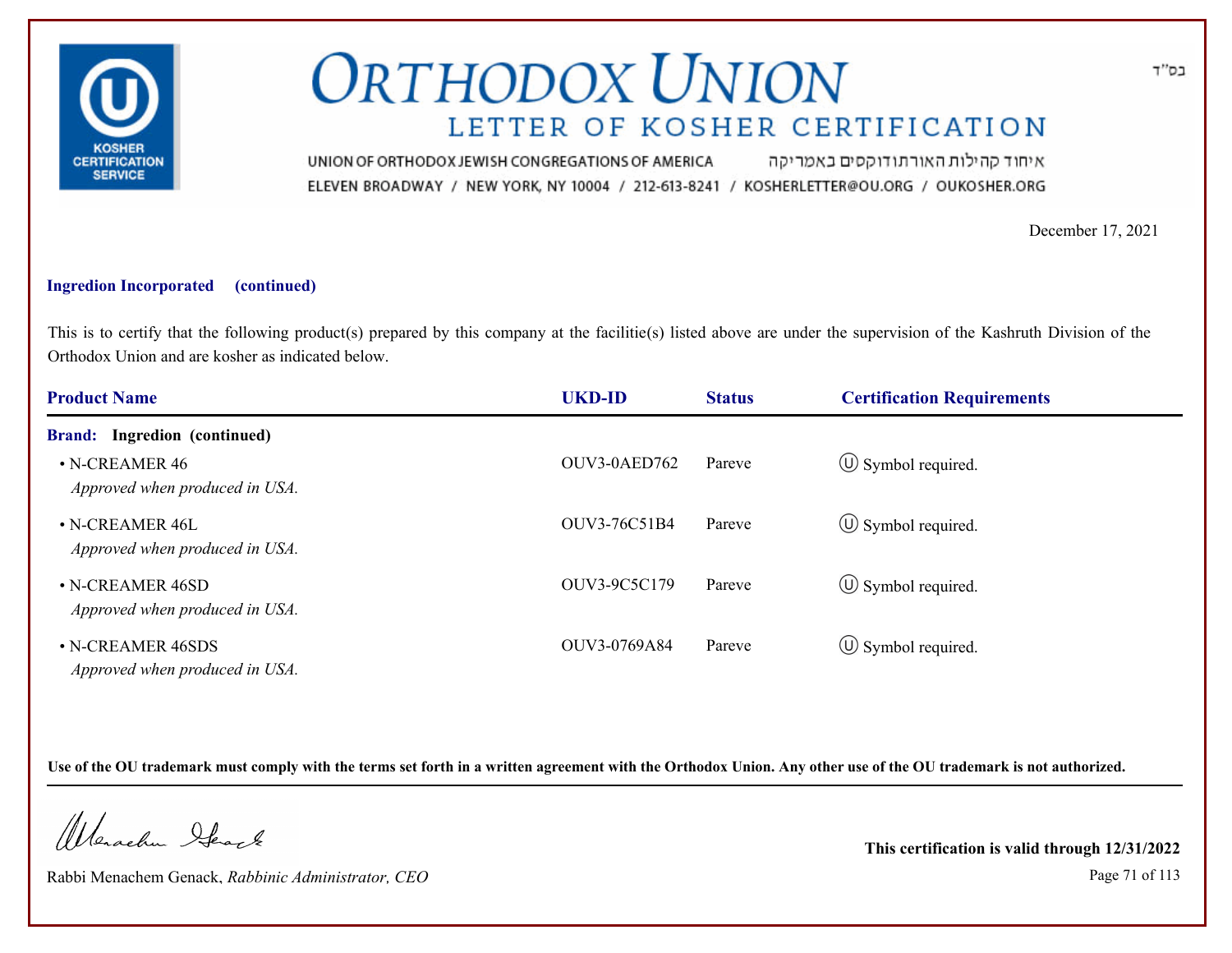בס"ד

# ORTHODOX UNION

## LETTER OF KOSHER CERTIFICATION

UNION OF ORTHODOX JEWISH CONGREGATIONS OF AMERICA איחוד קהילות האורתודוקסים באמריקה
ELEVEN BROADWAY / NEW YORK, NY 10004 / 212-613-8241 / KOSHERLETTER@OU.ORG / OUKOSHER.ORG

December 17, 2021

**Ingredion Incorporated (continued)**

This is to certify that the following product(s) prepared by this company at the facilitie(s) listed above are under the supervision of the Kashruth Division of the Orthodox Union and are kosher as indicated below.

| Product Name | UKD-ID | Status | Certification Requirements |
|---|---|---|---|
| **Brand: Ingredion (continued)** | | | |
| • N-CREAMER 46<br>*Approved when produced in USA.* | OUV3-0AED762 | Pareve | Ⓤ Symbol required. |
| • N-CREAMER 46L<br>*Approved when produced in USA.* | OUV3-76C51B4 | Pareve | Ⓤ Symbol required. |
| • N-CREAMER 46SD<br>*Approved when produced in USA.* | OUV3-9C5C179 | Pareve | Ⓤ Symbol required. |
| • N-CREAMER 46SDS<br>*Approved when produced in USA.* | OUV3-0769A84 | Pareve | Ⓤ Symbol required. |

**Use of the OU trademark must comply with the terms set forth in a written agreement with the Orthodox Union. Any other use of the OU trademark is not authorized.**

Rabbi Menachem Genack, *Rabbinic Administrator, CEO*

**This certification is valid through 12/31/2022**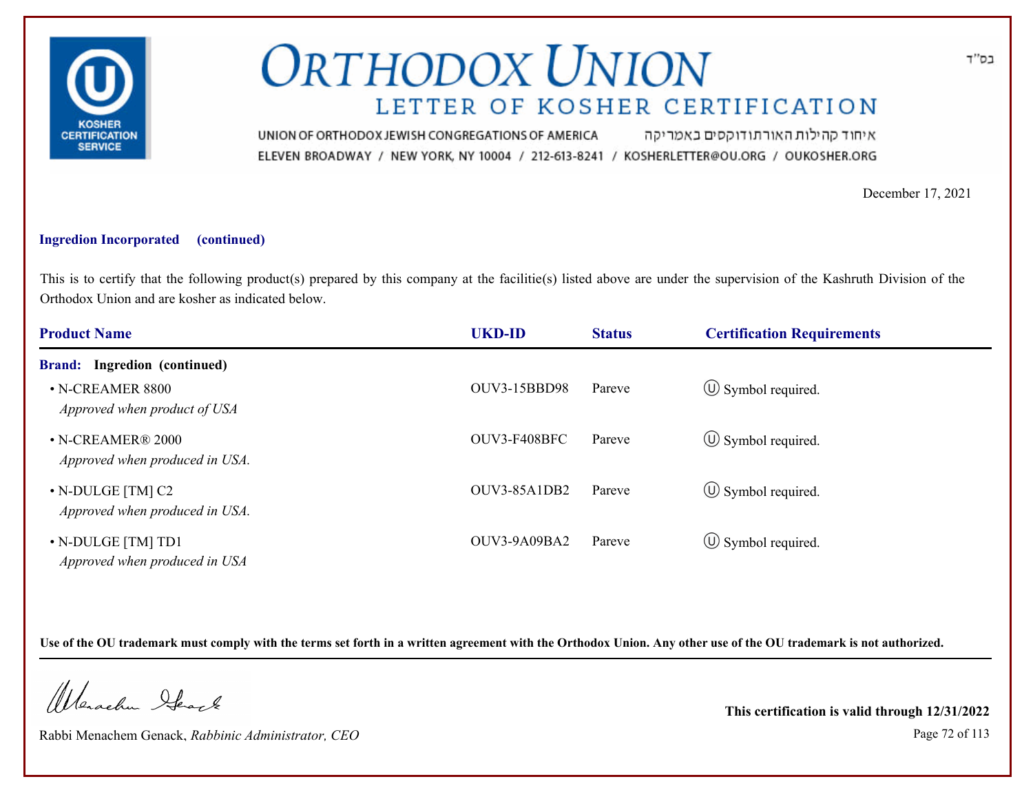בס"ד

# ORTHODOX UNION

## LETTER OF KOSHER CERTIFICATION

UNION OF ORTHODOX JEWISH CONGREGATIONS OF AMERICA איחוד קהילות האורתודוקסים באמריקה

ELEVEN BROADWAY / NEW YORK, NY 10004 / 212-613-8241 / KOSHERLETTER@OU.ORG / OUKOSHER.ORG

December 17, 2021

**Ingredion Incorporated (continued)**

This is to certify that the following product(s) prepared by this company at the facilitie(s) listed above are under the supervision of the Kashruth Division of the Orthodox Union and are kosher as indicated below.

| Product Name | UKD-ID | Status | Certification Requirements |
| --- | --- | --- | --- |
| **Brand: Ingredion (continued)** | | | |
| • N-CREAMER 8800<br>*Approved when product of USA* | OUV3-15BBD98 | Pareve | Ⓤ Symbol required. |
| • N-CREAMER® 2000<br>*Approved when produced in USA.* | OUV3-F408BFC | Pareve | Ⓤ Symbol required. |
| • N-DULGE [TM] C2<br>*Approved when produced in USA.* | OUV3-85A1DB2 | Pareve | Ⓤ Symbol required. |
| • N-DULGE [TM] TD1<br>*Approved when produced in USA* | OUV3-9A09BA2 | Pareve | Ⓤ Symbol required. |

**Use of the OU trademark must comply with the terms set forth in a written agreement with the Orthodox Union. Any other use of the OU trademark is not authorized.**

Rabbi Menachem Genack, *Rabbinic Administrator, CEO*

**This certification is valid through 12/31/2022**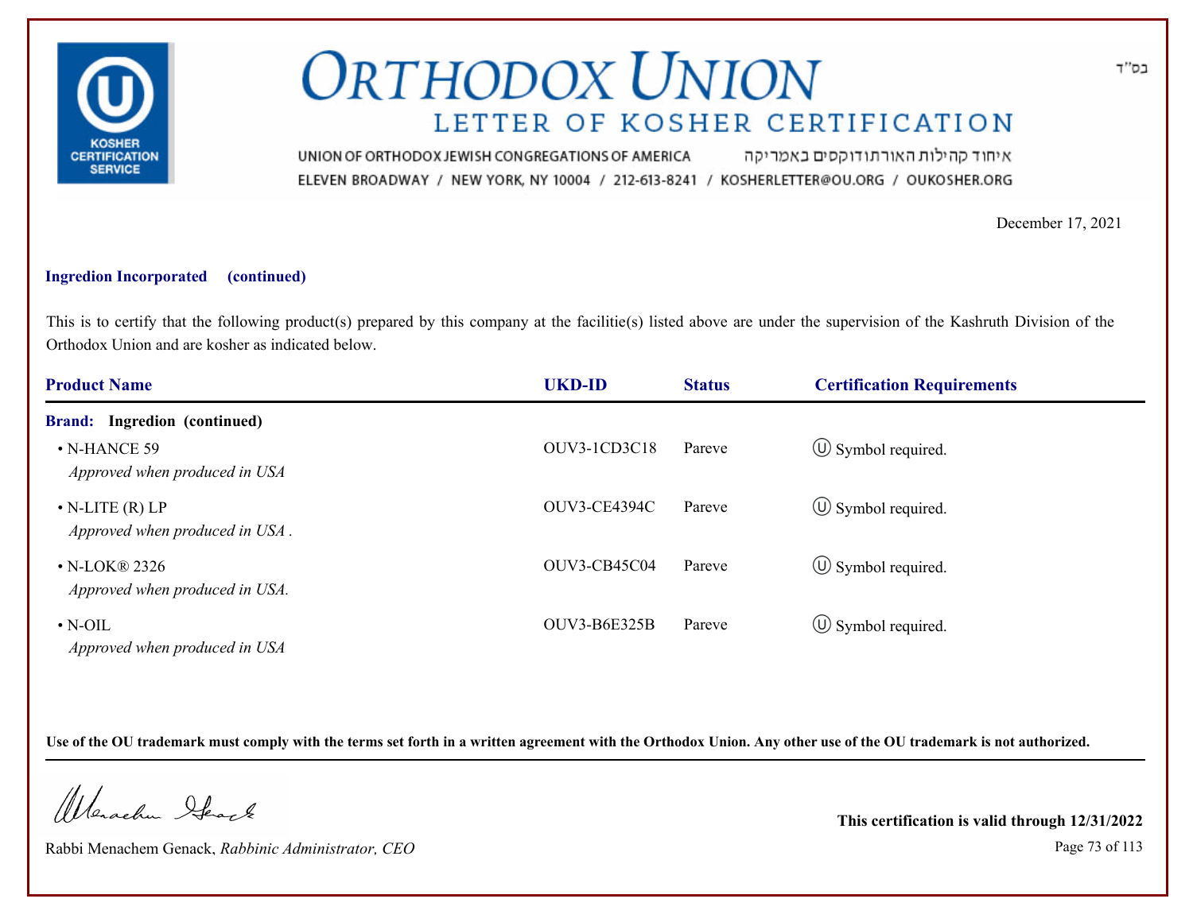# ORTHODOX UNION

## LETTER OF KOSHER CERTIFICATION

UNION OF ORTHODOX JEWISH CONGREGATIONS OF AMERICA איחוד קהילות האורתודוקסים באמריקה

ELEVEN BROADWAY / NEW YORK, NY 10004 / 212-613-8241 / KOSHERLETTER@OU.ORG / OUKOSHER.ORG

בס"ד

December 17, 2021

**Ingredion Incorporated (continued)**

This is to certify that the following product(s) prepared by this company at the facilitie(s) listed above are under the supervision of the Kashruth Division of the Orthodox Union and are kosher as indicated below.

| Product Name | UKD-ID | Status | Certification Requirements |
|---|---|---|---|
| **Brand: Ingredion (continued)** | | | |
| • N-HANCE 59<br>*Approved when produced in USA* | OUV3-1CD3C18 | Pareve | Ⓤ Symbol required. |
| • N-LITE (R) LP<br>*Approved when produced in USA .* | OUV3-CE4394C | Pareve | Ⓤ Symbol required. |
| • N-LOK® 2326<br>*Approved when produced in USA.* | OUV3-CB45C04 | Pareve | Ⓤ Symbol required. |
| • N-OIL<br>*Approved when produced in USA* | OUV3-B6E325B | Pareve | Ⓤ Symbol required. |

**Use of the OU trademark must comply with the terms set forth in a written agreement with the Orthodox Union. Any other use of the OU trademark is not authorized.**

Rabbi Menachem Genack, *Rabbinic Administrator, CEO*

**This certification is valid through 12/31/2022**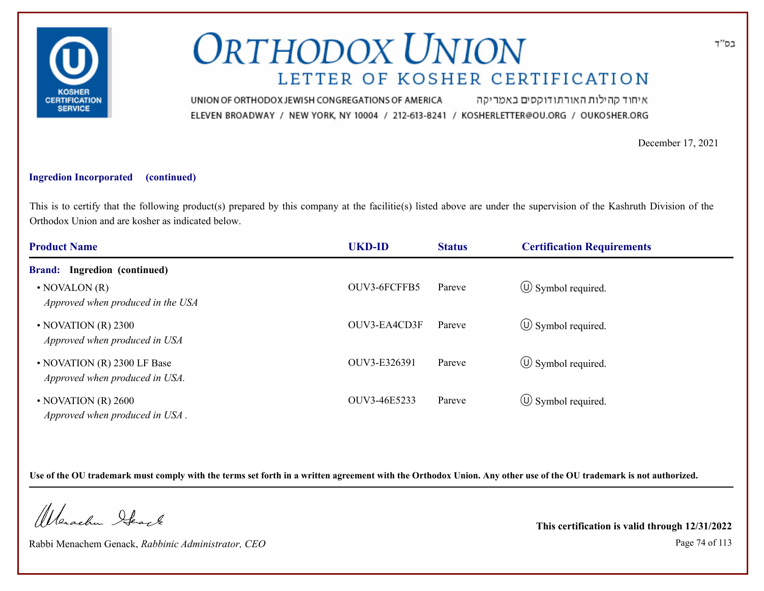# ORTHODOX UNION

## LETTER OF KOSHER CERTIFICATION

UNION OF ORTHODOX JEWISH CONGREGATIONS OF AMERICA איחוד קהילות האורתודוקסים באמריקה

ELEVEN BROADWAY / NEW YORK, NY 10004 / 212-613-8241 / KOSHERLETTER@OU.ORG / OUKOSHER.ORG

בס"ד

December 17, 2021

**Ingredion Incorporated (continued)**

This is to certify that the following product(s) prepared by this company at the facilitie(s) listed above are under the supervision of the Kashruth Division of the Orthodox Union and are kosher as indicated below.

| Product Name | UKD-ID | Status | Certification Requirements |
|---|---|---|---|
| **Brand: Ingredion (continued)** | | | |
| • NOVALON (R) *Approved when produced in the USA* | OUV3-6FCFFB5 | Pareve | Ⓤ Symbol required. |
| • NOVATION (R) 2300 *Approved when produced in USA* | OUV3-EA4CD3F | Pareve | Ⓤ Symbol required. |
| • NOVATION (R) 2300 LF Base *Approved when produced in USA.* | OUV3-E326391 | Pareve | Ⓤ Symbol required. |
| • NOVATION (R) 2600 *Approved when produced in USA .* | OUV3-46E5233 | Pareve | Ⓤ Symbol required. |

**Use of the OU trademark must comply with the terms set forth in a written agreement with the Orthodox Union. Any other use of the OU trademark is not authorized.**

Rabbi Menachem Genack, *Rabbinic Administrator, CEO*

**This certification is valid through 12/31/2022**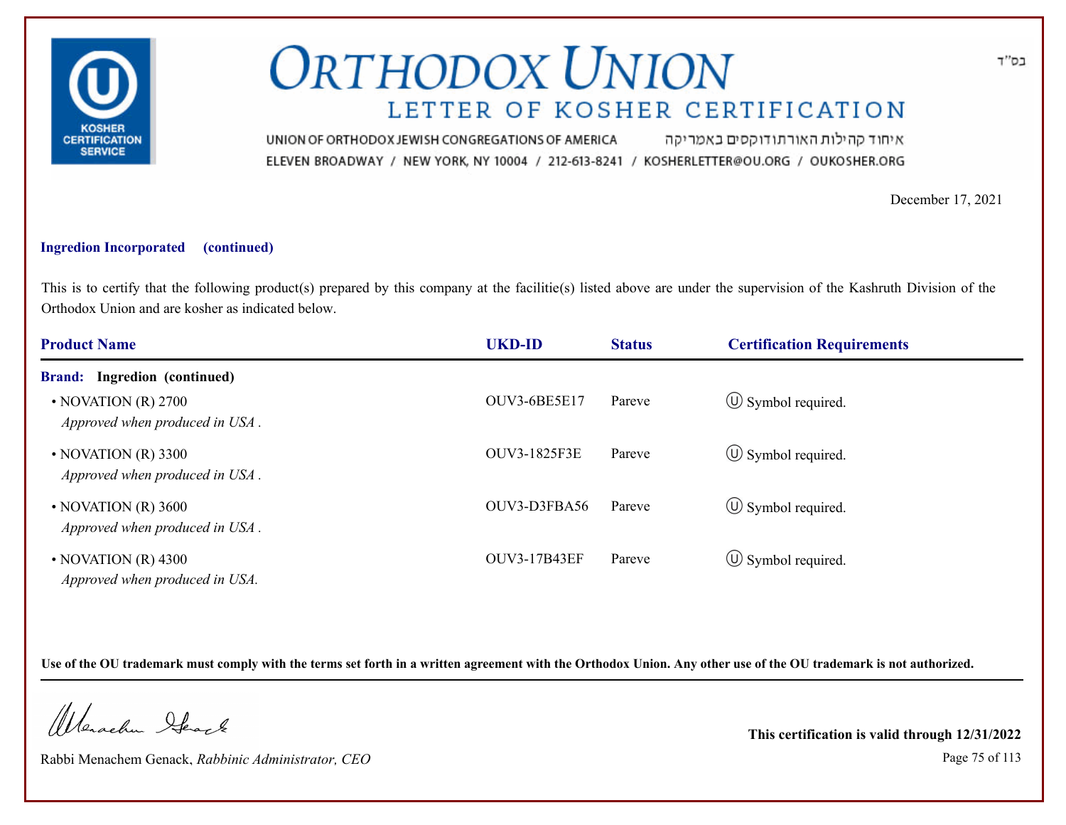בס"ד

# ORTHODOX UNION

## LETTER OF KOSHER CERTIFICATION

UNION OF ORTHODOX JEWISH CONGREGATIONS OF AMERICA איחוד קהילות האורתודוקסים באמריקה
ELEVEN BROADWAY / NEW YORK, NY 10004 / 212-613-8241 / KOSHERLETTER@OU.ORG / OUKOSHER.ORG

December 17, 2021

**Ingredion Incorporated (continued)**

This is to certify that the following product(s) prepared by this company at the facilitie(s) listed above are under the supervision of the Kashruth Division of the Orthodox Union and are kosher as indicated below.

| Product Name | UKD-ID | Status | Certification Requirements |
|---|---|---|---|
| **Brand: Ingredion (continued)** | | | |
| • NOVATION (R) 2700 *Approved when produced in USA .* | OUV3-6BE5E17 | Pareve | Ⓤ Symbol required. |
| • NOVATION (R) 3300 *Approved when produced in USA .* | OUV3-1825F3E | Pareve | Ⓤ Symbol required. |
| • NOVATION (R) 3600 *Approved when produced in USA .* | OUV3-D3FBA56 | Pareve | Ⓤ Symbol required. |
| • NOVATION (R) 4300 *Approved when produced in USA.* | OUV3-17B43EF | Pareve | Ⓤ Symbol required. |

**Use of the OU trademark must comply with the terms set forth in a written agreement with the Orthodox Union. Any other use of the OU trademark is not authorized.**

Rabbi Menachem Genack, *Rabbinic Administrator, CEO*

**This certification is valid through 12/31/2022**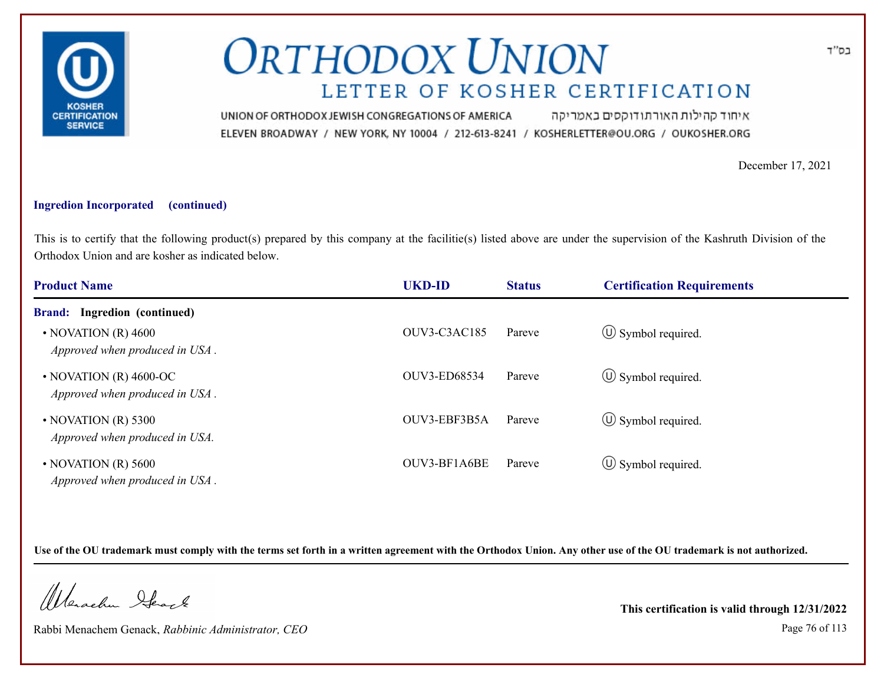# ORTHODOX UNION

## LETTER OF KOSHER CERTIFICATION

UNION OF ORTHODOX JEWISH CONGREGATIONS OF AMERICA איחוד קהילות האורתודוקסים באמריקה

ELEVEN BROADWAY / NEW YORK, NY 10004 / 212-613-8241 / KOSHERLETTER@OU.ORG / OUKOSHER.ORG

בס"ד

December 17, 2021

**Ingredion Incorporated (continued)**

This is to certify that the following product(s) prepared by this company at the facilitie(s) listed above are under the supervision of the Kashruth Division of the Orthodox Union and are kosher as indicated below.

| Product Name | UKD-ID | Status | Certification Requirements |
|---|---|---|---|
| **Brand: Ingredion (continued)** | | | |
| • NOVATION (R) 4600<br>*Approved when produced in USA .* | OUV3-C3AC185 | Pareve | Ⓤ Symbol required. |
| • NOVATION (R) 4600-OC<br>*Approved when produced in USA .* | OUV3-ED68534 | Pareve | Ⓤ Symbol required. |
| • NOVATION (R) 5300<br>*Approved when produced in USA.* | OUV3-EBF3B5A | Pareve | Ⓤ Symbol required. |
| • NOVATION (R) 5600<br>*Approved when produced in USA .* | OUV3-BF1A6BE | Pareve | Ⓤ Symbol required. |

**Use of the OU trademark must comply with the terms set forth in a written agreement with the Orthodox Union. Any other use of the OU trademark is not authorized.**

Rabbi Menachem Genack, *Rabbinic Administrator, CEO*

**This certification is valid through 12/31/2022**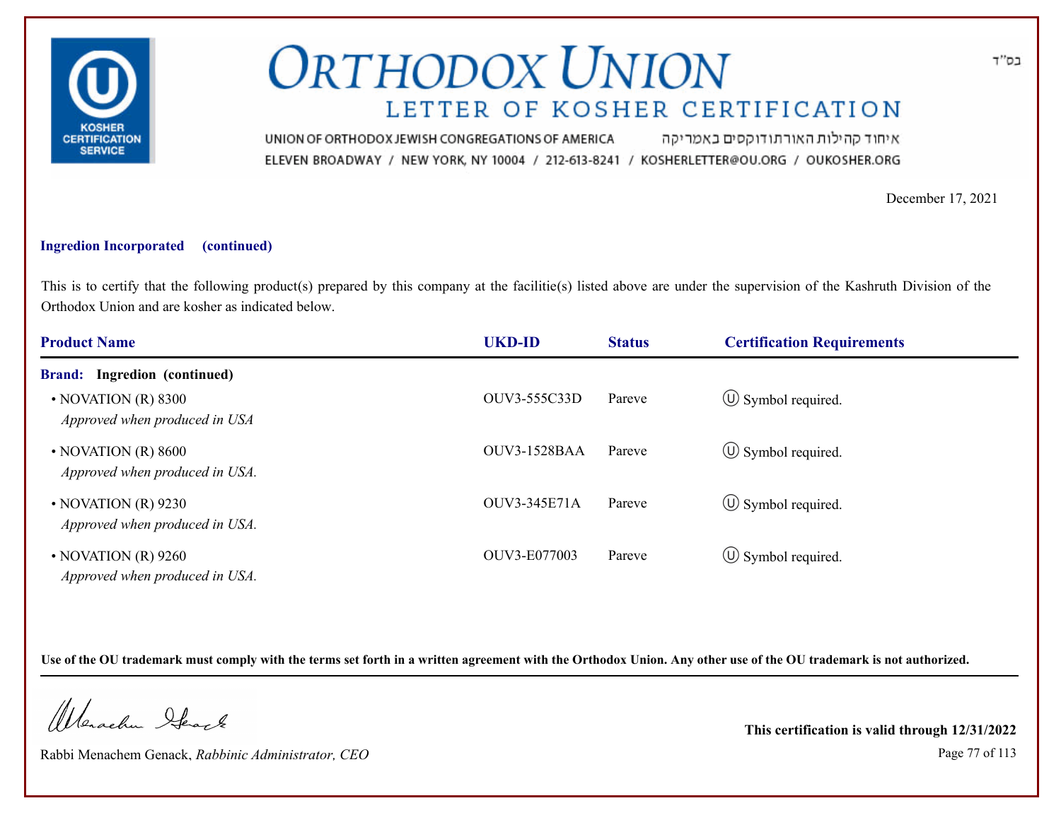# ORTHODOX UNION

## LETTER OF KOSHER CERTIFICATION

בס"ד

UNION OF ORTHODOX JEWISH CONGREGATIONS OF AMERICA איחוד קהילות האורתודוקסים באמריקה
ELEVEN BROADWAY / NEW YORK, NY 10004 / 212-613-8241 / KOSHERLETTER@OU.ORG / OUKOSHER.ORG

December 17, 2021

**Ingredion Incorporated (continued)**

This is to certify that the following product(s) prepared by this company at the facilitie(s) listed above are under the supervision of the Kashruth Division of the Orthodox Union and are kosher as indicated below.

| Product Name | UKD-ID | Status | Certification Requirements |
|---|---|---|---|
| **Brand: Ingredion (continued)** | | | |
| • NOVATION (R) 8300<br>*Approved when produced in USA* | OUV3-555C33D | Pareve | Ⓤ Symbol required. |
| • NOVATION (R) 8600<br>*Approved when produced in USA.* | OUV3-1528BAA | Pareve | Ⓤ Symbol required. |
| • NOVATION (R) 9230<br>*Approved when produced in USA.* | OUV3-345E71A | Pareve | Ⓤ Symbol required. |
| • NOVATION (R) 9260<br>*Approved when produced in USA.* | OUV3-E077003 | Pareve | Ⓤ Symbol required. |

**Use of the OU trademark must comply with the terms set forth in a written agreement with the Orthodox Union. Any other use of the OU trademark is not authorized.**

Rabbi Menachem Genack, *Rabbinic Administrator, CEO*

**This certification is valid through 12/31/2022**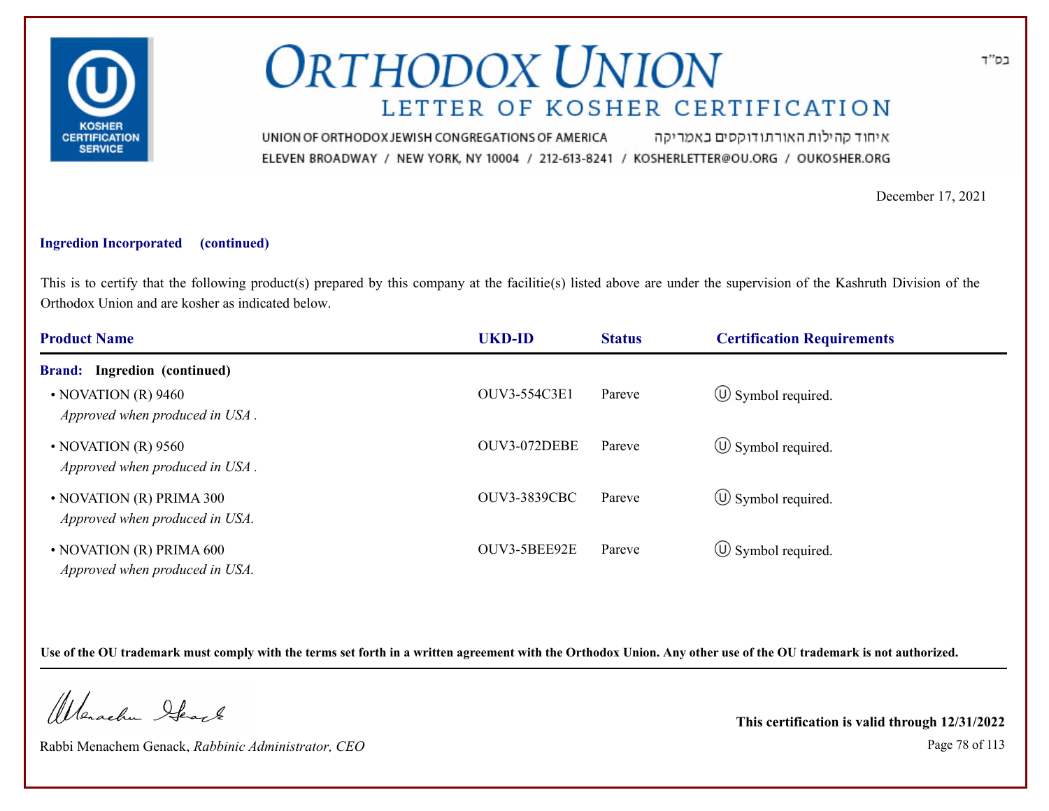# ORTHODOX UNION

## LETTER OF KOSHER CERTIFICATION

UNION OF ORTHODOX JEWISH CONGREGATIONS OF AMERICA איחוד קהילות האורתודוקסים באמריקה
ELEVEN BROADWAY / NEW YORK, NY 10004 / 212-613-8241 / KOSHERLETTER@OU.ORG / OUKOSHER.ORG

בס"ד

December 17, 2021

**Ingredion Incorporated (continued)**

This is to certify that the following product(s) prepared by this company at the facilitie(s) listed above are under the supervision of the Kashruth Division of the Orthodox Union and are kosher as indicated below.

| Product Name | UKD-ID | Status | Certification Requirements |
|---|---|---|---|
| **Brand: Ingredion (continued)** | | | |
| • NOVATION (R) 9460 *Approved when produced in USA .* | OUV3-554C3E1 | Pareve | Ⓤ Symbol required. |
| • NOVATION (R) 9560 *Approved when produced in USA .* | OUV3-072DEBE | Pareve | Ⓤ Symbol required. |
| • NOVATION (R) PRIMA 300 *Approved when produced in USA.* | OUV3-3839CBC | Pareve | Ⓤ Symbol required. |
| • NOVATION (R) PRIMA 600 *Approved when produced in USA.* | OUV3-5BEE92E | Pareve | Ⓤ Symbol required. |

**Use of the OU trademark must comply with the terms set forth in a written agreement with the Orthodox Union. Any other use of the OU trademark is not authorized.**

Rabbi Menachem Genack, *Rabbinic Administrator, CEO*

**This certification is valid through 12/31/2022**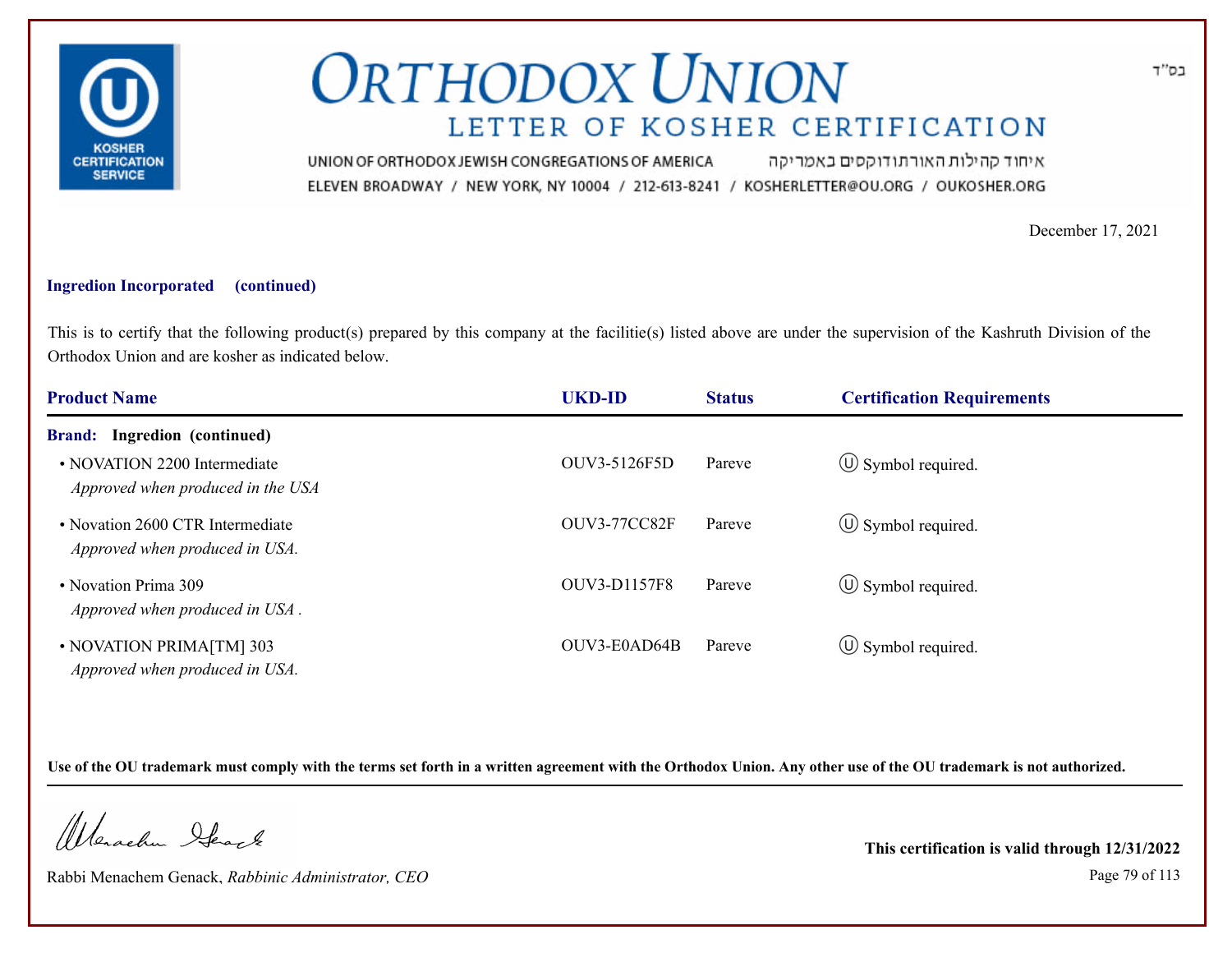# ORTHODOX UNION

## LETTER OF KOSHER CERTIFICATION

בס"ד

UNION OF ORTHODOX JEWISH CONGREGATIONS OF AMERICA איחוד קהילות האורתודוקסים באמריקה
ELEVEN BROADWAY / NEW YORK, NY 10004 / 212-613-8241 / KOSHERLETTER@OU.ORG / OUKOSHER.ORG

December 17, 2021

**Ingredion Incorporated (continued)**

This is to certify that the following product(s) prepared by this company at the facilitie(s) listed above are under the supervision of the Kashruth Division of the Orthodox Union and are kosher as indicated below.

| Product Name | UKD-ID | Status | Certification Requirements |
|---|---|---|---|
| **Brand: Ingredion (continued)** | | | |
| • NOVATION 2200 Intermediate *Approved when produced in the USA* | OUV3-5126F5D | Pareve | Ⓤ Symbol required. |
| • Novation 2600 CTR Intermediate *Approved when produced in USA.* | OUV3-77CC82F | Pareve | Ⓤ Symbol required. |
| • Novation Prima 309 *Approved when produced in USA .* | OUV3-D1157F8 | Pareve | Ⓤ Symbol required. |
| • NOVATION PRIMA[TM] 303 *Approved when produced in USA.* | OUV3-E0AD64B | Pareve | Ⓤ Symbol required. |

**Use of the OU trademark must comply with the terms set forth in a written agreement with the Orthodox Union. Any other use of the OU trademark is not authorized.**

Rabbi Menachem Genack, *Rabbinic Administrator, CEO*

**This certification is valid through 12/31/2022**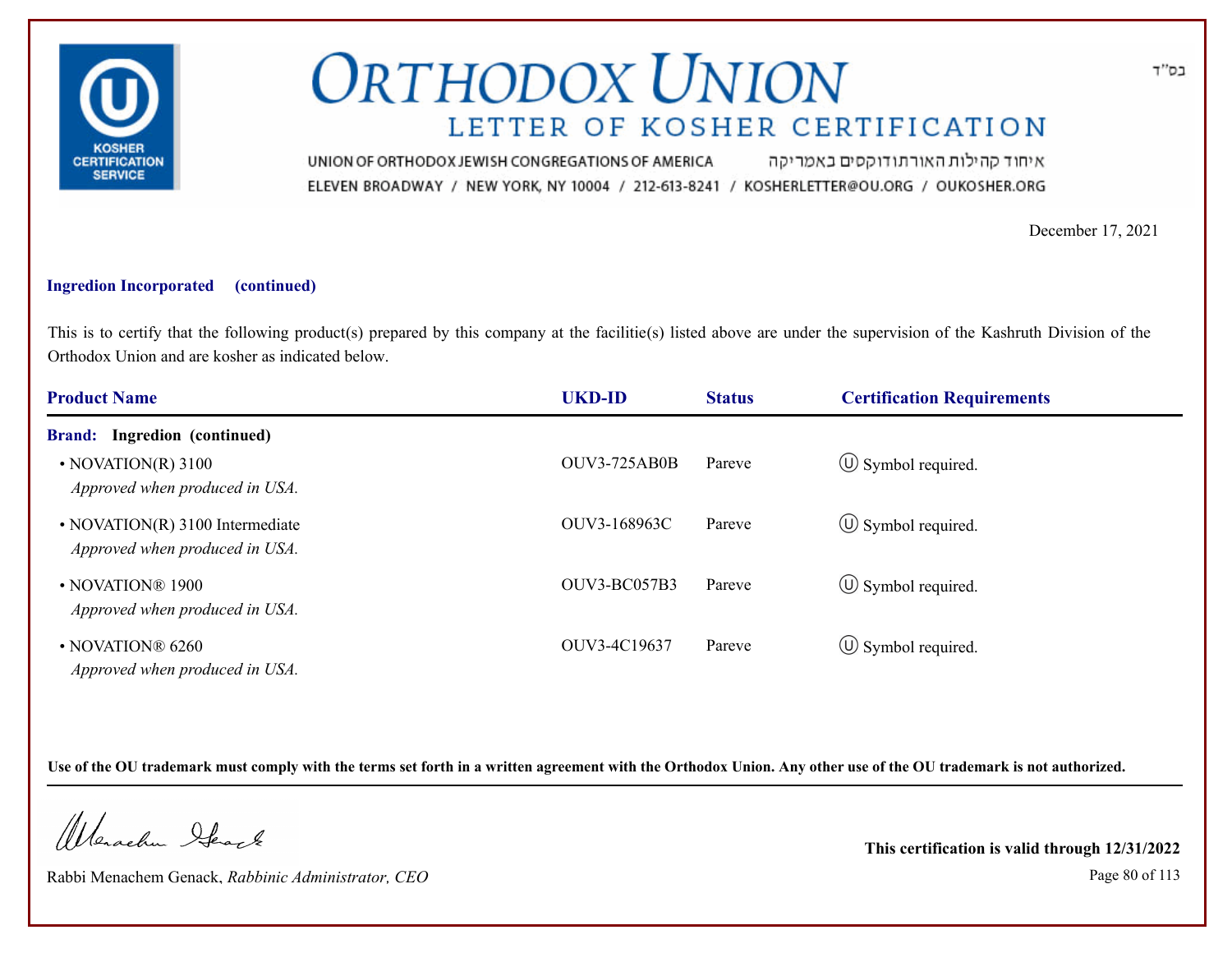בס"ד

# ORTHODOX UNION

## LETTER OF KOSHER CERTIFICATION

UNION OF ORTHODOX JEWISH CONGREGATIONS OF AMERICA איחוד קהילות האורתודוקסים באמריקה

ELEVEN BROADWAY / NEW YORK, NY 10004 / 212-613-8241 / KOSHERLETTER@OU.ORG / OUKOSHER.ORG

December 17, 2021

**Ingredion Incorporated (continued)**

This is to certify that the following product(s) prepared by this company at the facilitie(s) listed above are under the supervision of the Kashruth Division of the Orthodox Union and are kosher as indicated below.

| Product Name | UKD-ID | Status | Certification Requirements |
|---|---|---|---|
| **Brand: Ingredion (continued)** | | | |
| • NOVATION(R) 3100<br>*Approved when produced in USA.* | OUV3-725AB0B | Pareve | Ⓤ Symbol required. |
| • NOVATION(R) 3100 Intermediate<br>*Approved when produced in USA.* | OUV3-168963C | Pareve | Ⓤ Symbol required. |
| • NOVATION® 1900<br>*Approved when produced in USA.* | OUV3-BC057B3 | Pareve | Ⓤ Symbol required. |
| • NOVATION® 6260<br>*Approved when produced in USA.* | OUV3-4C19637 | Pareve | Ⓤ Symbol required. |

**Use of the OU trademark must comply with the terms set forth in a written agreement with the Orthodox Union. Any other use of the OU trademark is not authorized.**

Rabbi Menachem Genack, *Rabbinic Administrator, CEO*

**This certification is valid through 12/31/2022**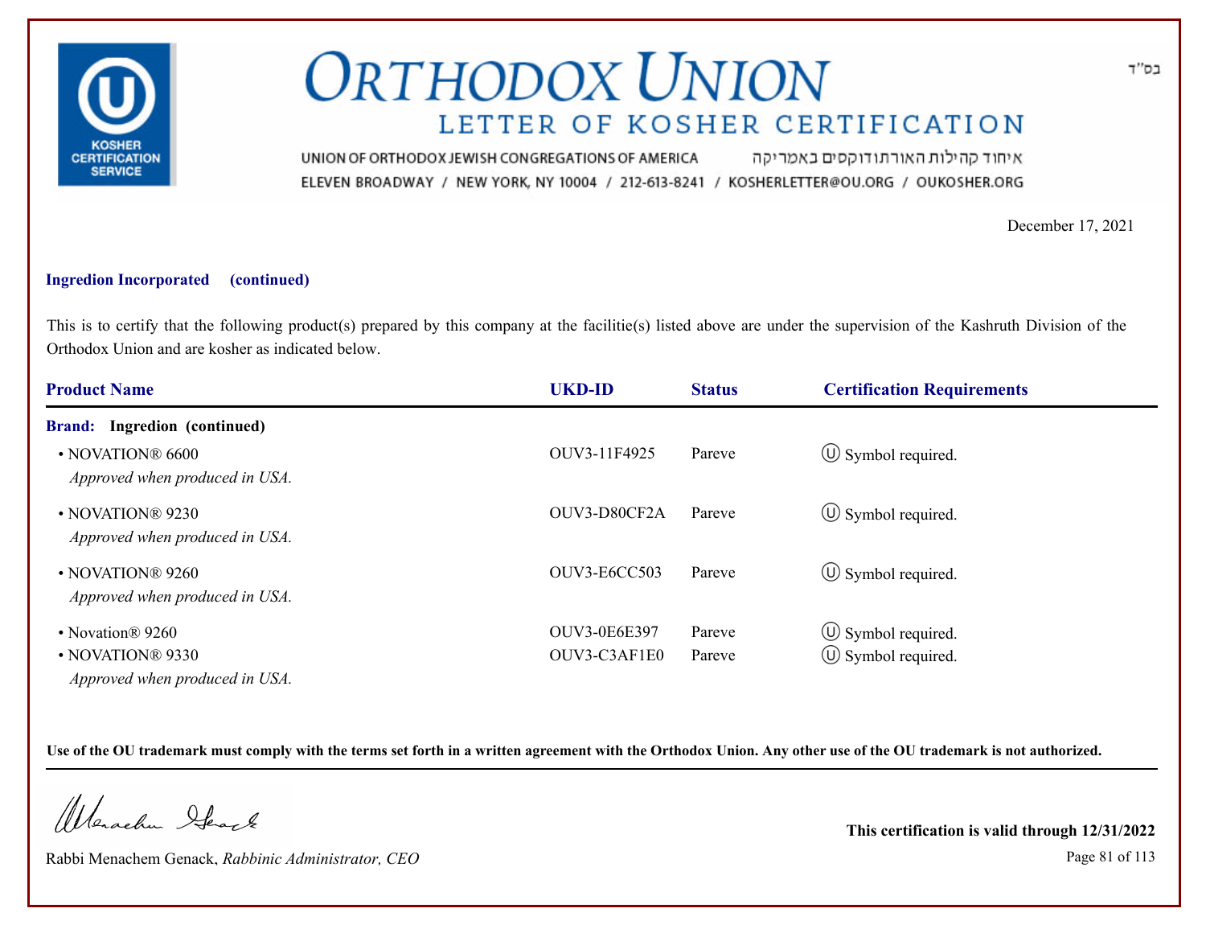# ORTHODOX UNION

## LETTER OF KOSHER CERTIFICATION

UNION OF ORTHODOX JEWISH CONGREGATIONS OF AMERICA איחוד קהילות האורתודוקסים באמריקה

ELEVEN BROADWAY / NEW YORK, NY 10004 / 212-613-8241 / KOSHERLETTER@OU.ORG / OUKOSHER.ORG

בס"ד

December 17, 2021

**Ingredion Incorporated (continued)**

This is to certify that the following product(s) prepared by this company at the facilitie(s) listed above are under the supervision of the Kashruth Division of the Orthodox Union and are kosher as indicated below.

| Product Name | UKD-ID | Status | Certification Requirements |
|---|---|---|---|
| **Brand: Ingredion (continued)** | | | |
| • NOVATION® 6600<br>*Approved when produced in USA.* | OUV3-11F4925 | Pareve | Ⓤ Symbol required. |
| • NOVATION® 9230<br>*Approved when produced in USA.* | OUV3-D80CF2A | Pareve | Ⓤ Symbol required. |
| • NOVATION® 9260<br>*Approved when produced in USA.* | OUV3-E6CC503 | Pareve | Ⓤ Symbol required. |
| • Novation® 9260 | OUV3-0E6E397 | Pareve | Ⓤ Symbol required. |
| • NOVATION® 9330<br>*Approved when produced in USA.* | OUV3-C3AF1E0 | Pareve | Ⓤ Symbol required. |

**Use of the OU trademark must comply with the terms set forth in a written agreement with the Orthodox Union. Any other use of the OU trademark is not authorized.**

Rabbi Menachem Genack, *Rabbinic Administrator, CEO*

**This certification is valid through 12/31/2022**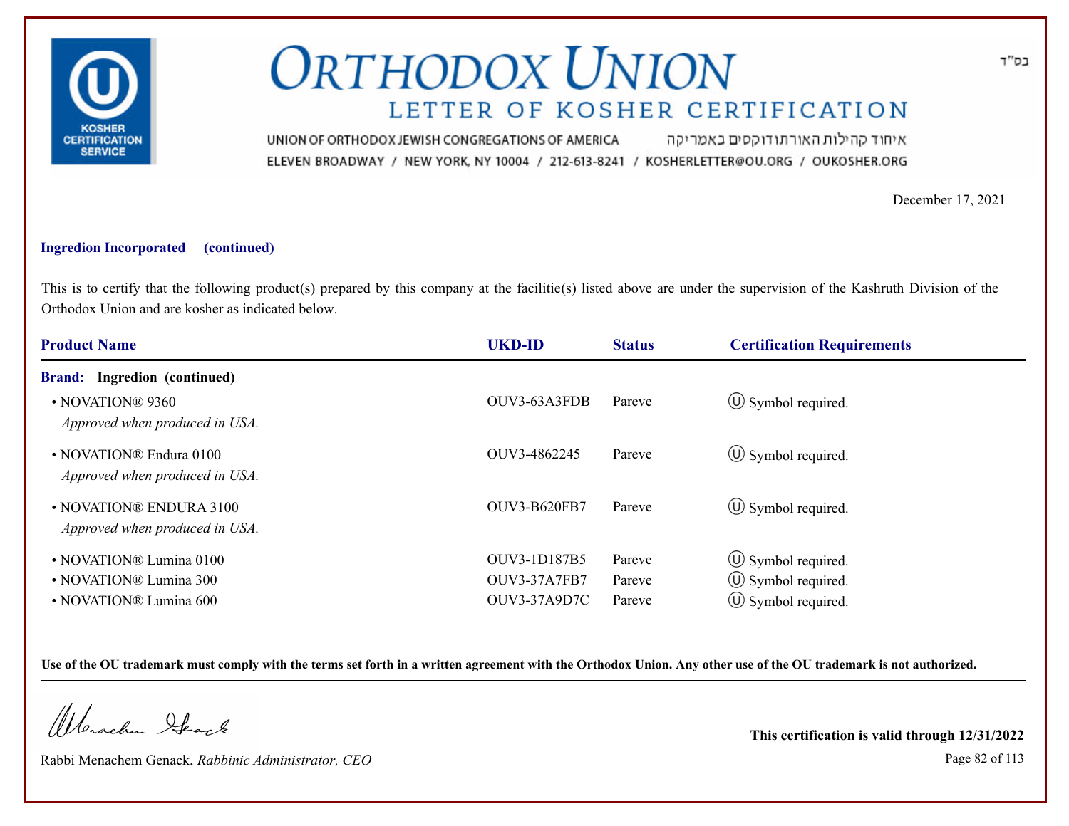# ORTHODOX UNION

## LETTER OF KOSHER CERTIFICATION

UNION OF ORTHODOX JEWISH CONGREGATIONS OF AMERICA איחוד קהילות האורתודוקסים באמריקה

ELEVEN BROADWAY / NEW YORK, NY 10004 / 212-613-8241 / KOSHERLETTER@OU.ORG / OUKOSHER.ORG

בס"ד

December 17, 2021

**Ingredion Incorporated (continued)**

This is to certify that the following product(s) prepared by this company at the facilitie(s) listed above are under the supervision of the Kashruth Division of the Orthodox Union and are kosher as indicated below.

| Product Name | UKD-ID | Status | Certification Requirements |
|---|---|---|---|
| **Brand: Ingredion (continued)** | | | |
| • NOVATION® 9360 *Approved when produced in USA.* | OUV3-63A3FDB | Pareve | Ⓤ Symbol required. |
| • NOVATION® Endura 0100 *Approved when produced in USA.* | OUV3-4862245 | Pareve | Ⓤ Symbol required. |
| • NOVATION® ENDURA 3100 *Approved when produced in USA.* | OUV3-B620FB7 | Pareve | Ⓤ Symbol required. |
| • NOVATION® Lumina 0100 | OUV3-1D187B5 | Pareve | Ⓤ Symbol required. |
| • NOVATION® Lumina 300 | OUV3-37A7FB7 | Pareve | Ⓤ Symbol required. |
| • NOVATION® Lumina 600 | OUV3-37A9D7C | Pareve | Ⓤ Symbol required. |

**Use of the OU trademark must comply with the terms set forth in a written agreement with the Orthodox Union. Any other use of the OU trademark is not authorized.**

Rabbi Menachem Genack, *Rabbinic Administrator, CEO*

**This certification is valid through 12/31/2022**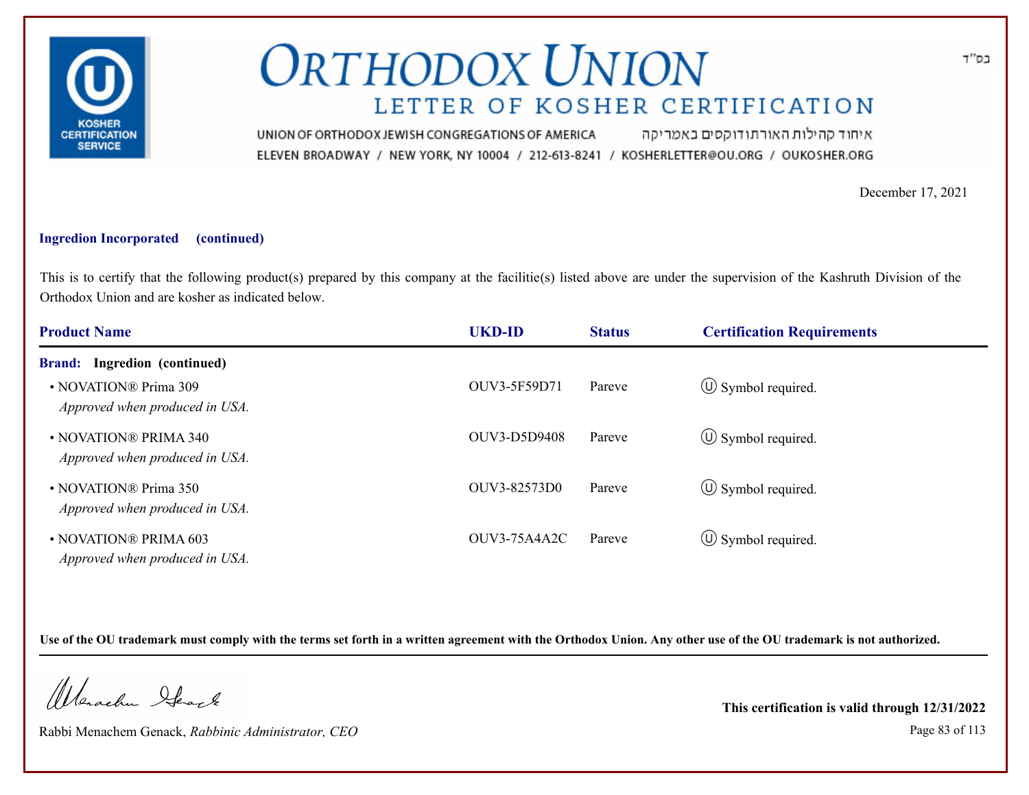בס"ד

# ORTHODOX UNION

## LETTER OF KOSHER CERTIFICATION

UNION OF ORTHODOX JEWISH CONGREGATIONS OF AMERICA איחוד קהילות האורתודוקסים באמריקה
ELEVEN BROADWAY / NEW YORK, NY 10004 / 212-613-8241 / KOSHERLETTER@OU.ORG / OUKOSHER.ORG

December 17, 2021

**Ingredion Incorporated (continued)**

This is to certify that the following product(s) prepared by this company at the facilitie(s) listed above are under the supervision of the Kashruth Division of the Orthodox Union and are kosher as indicated below.

| Product Name | UKD-ID | Status | Certification Requirements |
|---|---|---|---|
| **Brand: Ingredion (continued)** | | | |
| • NOVATION® Prima 309 *Approved when produced in USA.* | OUV3-5F59D71 | Pareve | Ⓤ Symbol required. |
| • NOVATION® PRIMA 340 *Approved when produced in USA.* | OUV3-D5D9408 | Pareve | Ⓤ Symbol required. |
| • NOVATION® Prima 350 *Approved when produced in USA.* | OUV3-82573D0 | Pareve | Ⓤ Symbol required. |
| • NOVATION® PRIMA 603 *Approved when produced in USA.* | OUV3-75A4A2C | Pareve | Ⓤ Symbol required. |

**Use of the OU trademark must comply with the terms set forth in a written agreement with the Orthodox Union. Any other use of the OU trademark is not authorized.**

Rabbi Menachem Genack, *Rabbinic Administrator, CEO*

**This certification is valid through 12/31/2022**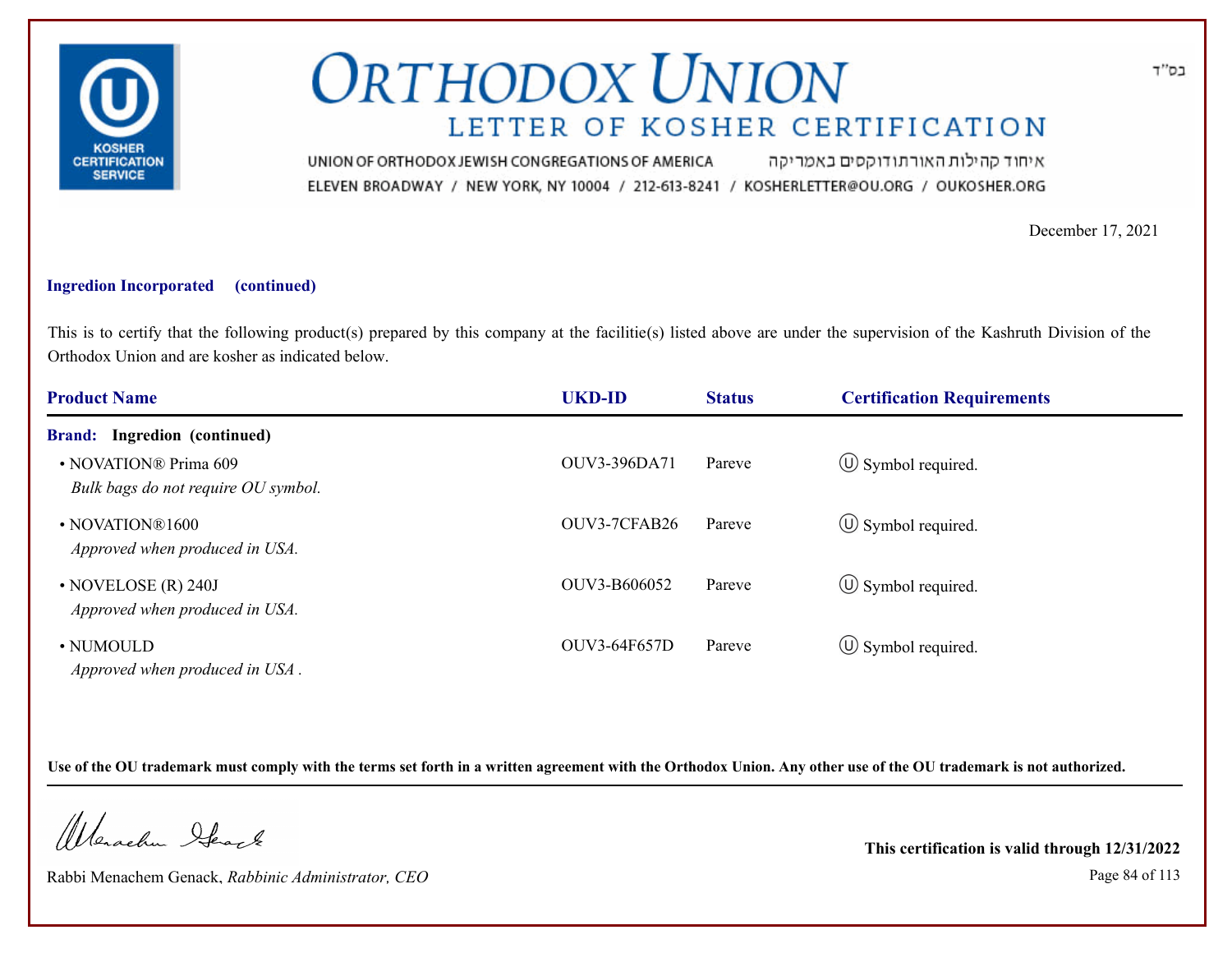בס"ד

# ORTHODOX UNION

## LETTER OF KOSHER CERTIFICATION

UNION OF ORTHODOX JEWISH CONGREGATIONS OF AMERICA איחוד קהילות האורתודוקסים באמריקה

ELEVEN BROADWAY / NEW YORK, NY 10004 / 212-613-8241 / KOSHERLETTER@OU.ORG / OUKOSHER.ORG

December 17, 2021

**Ingredion Incorporated (continued)**

This is to certify that the following product(s) prepared by this company at the facilitie(s) listed above are under the supervision of the Kashruth Division of the Orthodox Union and are kosher as indicated below.

| Product Name | UKD-ID | Status | Certification Requirements |
|---|---|---|---|
| **Brand: Ingredion (continued)** | | | |
| • NOVATION® Prima 609<br>*Bulk bags do not require OU symbol.* | OUV3-396DA71 | Pareve | Ⓤ Symbol required. |
| • NOVATION®1600<br>*Approved when produced in USA.* | OUV3-7CFAB26 | Pareve | Ⓤ Symbol required. |
| • NOVELOSE (R) 240J<br>*Approved when produced in USA.* | OUV3-B606052 | Pareve | Ⓤ Symbol required. |
| • NUMOULD<br>*Approved when produced in USA .* | OUV3-64F657D | Pareve | Ⓤ Symbol required. |

**Use of the OU trademark must comply with the terms set forth in a written agreement with the Orthodox Union. Any other use of the OU trademark is not authorized.**

Rabbi Menachem Genack, *Rabbinic Administrator, CEO*

**This certification is valid through 12/31/2022**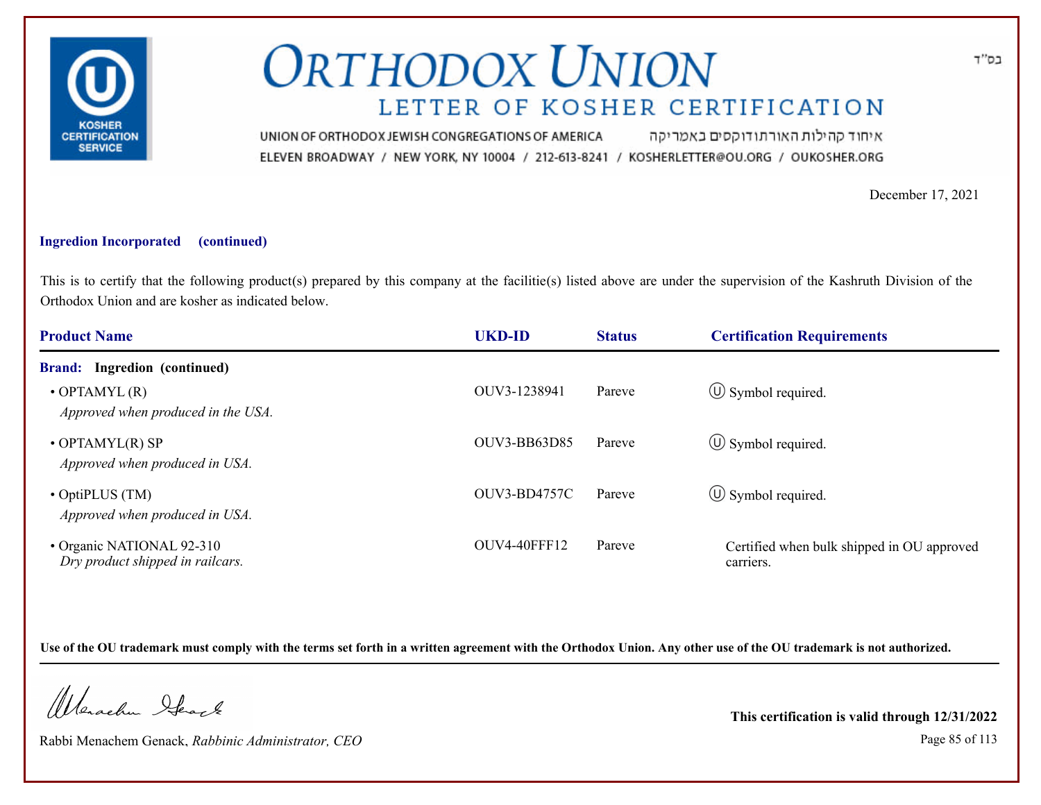# ORTHODOX UNION

## LETTER OF KOSHER CERTIFICATION

UNION OF ORTHODOX JEWISH CONGREGATIONS OF AMERICA איחוד קהילות האורתודוקסים באמריקה

ELEVEN BROADWAY / NEW YORK, NY 10004 / 212-613-8241 / KOSHERLETTER@OU.ORG / OUKOSHER.ORG

בס"ד

December 17, 2021

**Ingredion Incorporated (continued)**

This is to certify that the following product(s) prepared by this company at the facilitie(s) listed above are under the supervision of the Kashruth Division of the Orthodox Union and are kosher as indicated below.

| Product Name | UKD-ID | Status | Certification Requirements |
|---|---|---|---|
| **Brand: Ingredion (continued)** | | | |
| • OPTAMYL (R)<br>*Approved when produced in the USA.* | OUV3-1238941 | Pareve | Ⓤ Symbol required. |
| • OPTAMYL(R) SP<br>*Approved when produced in USA.* | OUV3-BB63D85 | Pareve | Ⓤ Symbol required. |
| • OptiPLUS (TM)<br>*Approved when produced in USA.* | OUV3-BD4757C | Pareve | Ⓤ Symbol required. |
| • Organic NATIONAL 92-310<br>*Dry product shipped in railcars.* | OUV4-40FFF12 | Pareve | Certified when bulk shipped in OU approved carriers. |

**Use of the OU trademark must comply with the terms set forth in a written agreement with the Orthodox Union. Any other use of the OU trademark is not authorized.**

Rabbi Menachem Genack, *Rabbinic Administrator, CEO*

**This certification is valid through 12/31/2022**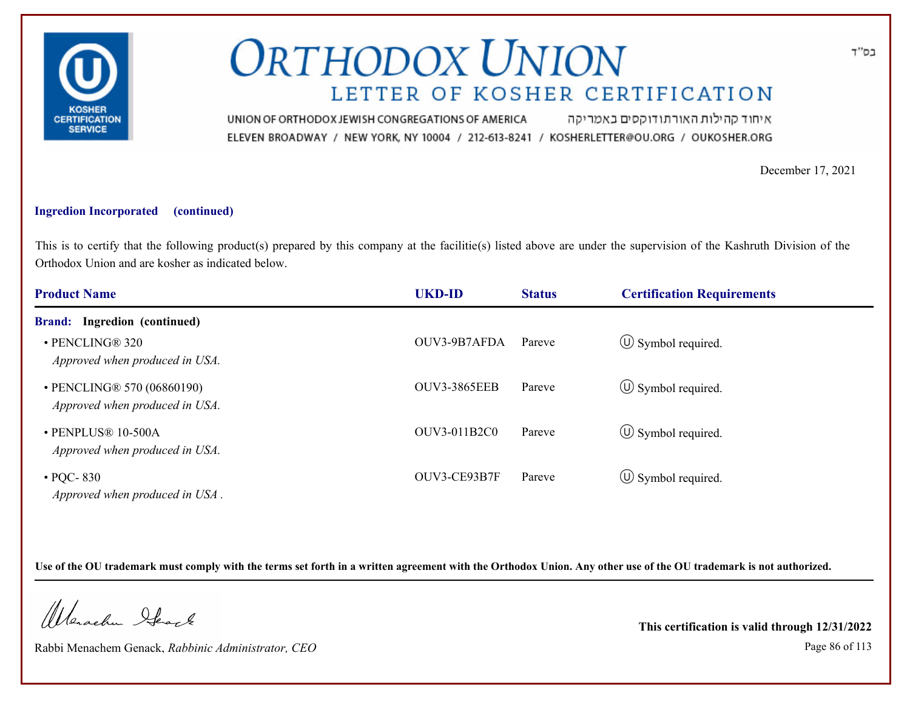# ORTHODOX UNION

## LETTER OF KOSHER CERTIFICATION

UNION OF ORTHODOX JEWISH CONGREGATIONS OF AMERICA איחוד קהילות האורתודוקסים באמריקה
ELEVEN BROADWAY / NEW YORK, NY 10004 / 212-613-8241 / KOSHERLETTER@OU.ORG / OUKOSHER.ORG

בס"ד

December 17, 2021

**Ingredion Incorporated (continued)**

This is to certify that the following product(s) prepared by this company at the facilitie(s) listed above are under the supervision of the Kashruth Division of the Orthodox Union and are kosher as indicated below.

| Product Name | UKD-ID | Status | Certification Requirements |
|---|---|---|---|
| **Brand: Ingredion (continued)** | | | |
| • PENCLING® 320<br>*Approved when produced in USA.* | OUV3-9B7AFDA | Pareve | Ⓤ Symbol required. |
| • PENCLING® 570 (06860190)<br>*Approved when produced in USA.* | OUV3-3865EEB | Pareve | Ⓤ Symbol required. |
| • PENPLUS® 10-500A<br>*Approved when produced in USA.* | OUV3-011B2C0 | Pareve | Ⓤ Symbol required. |
| • PQC- 830<br>*Approved when produced in USA .* | OUV3-CE93B7F | Pareve | Ⓤ Symbol required. |

**Use of the OU trademark must comply with the terms set forth in a written agreement with the Orthodox Union. Any other use of the OU trademark is not authorized.**

Rabbi Menachem Genack, *Rabbinic Administrator, CEO*

**This certification is valid through 12/31/2022**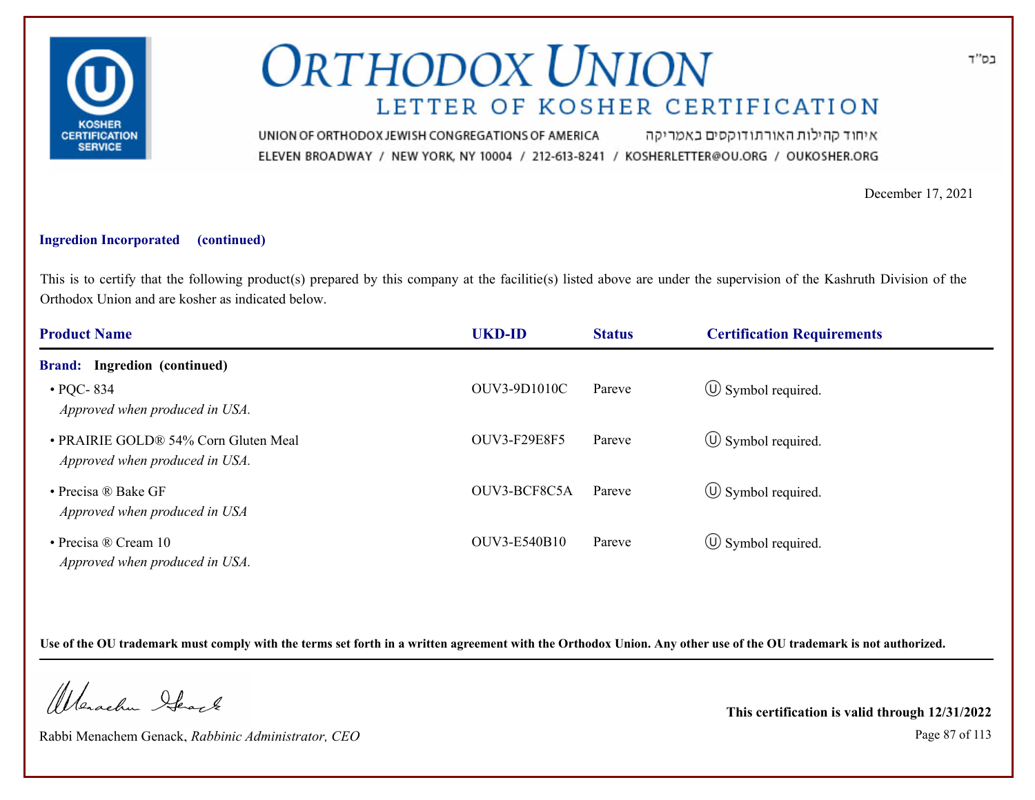בס"ד

# ORTHODOX UNION

## LETTER OF KOSHER CERTIFICATION

UNION OF ORTHODOX JEWISH CONGREGATIONS OF AMERICA איחוד קהילות האורתודוקסים באמריקה
ELEVEN BROADWAY / NEW YORK, NY 10004 / 212-613-8241 / KOSHERLETTER@OU.ORG / OUKOSHER.ORG

December 17, 2021

**Ingredion Incorporated (continued)**

This is to certify that the following product(s) prepared by this company at the facilitie(s) listed above are under the supervision of the Kashruth Division of the Orthodox Union and are kosher as indicated below.

| Product Name | UKD-ID | Status | Certification Requirements |
|---|---|---|---|
| **Brand: Ingredion (continued)** | | | |
| • PQC- 834<br>*Approved when produced in USA.* | OUV3-9D1010C | Pareve | Ⓤ Symbol required. |
| • PRAIRIE GOLD® 54% Corn Gluten Meal<br>*Approved when produced in USA.* | OUV3-F29E8F5 | Pareve | Ⓤ Symbol required. |
| • Precisa ® Bake GF<br>*Approved when produced in USA* | OUV3-BCF8C5A | Pareve | Ⓤ Symbol required. |
| • Precisa ® Cream 10<br>*Approved when produced in USA.* | OUV3-E540B10 | Pareve | Ⓤ Symbol required. |

**Use of the OU trademark must comply with the terms set forth in a written agreement with the Orthodox Union. Any other use of the OU trademark is not authorized.**

Rabbi Menachem Genack, *Rabbinic Administrator, CEO*

**This certification is valid through 12/31/2022**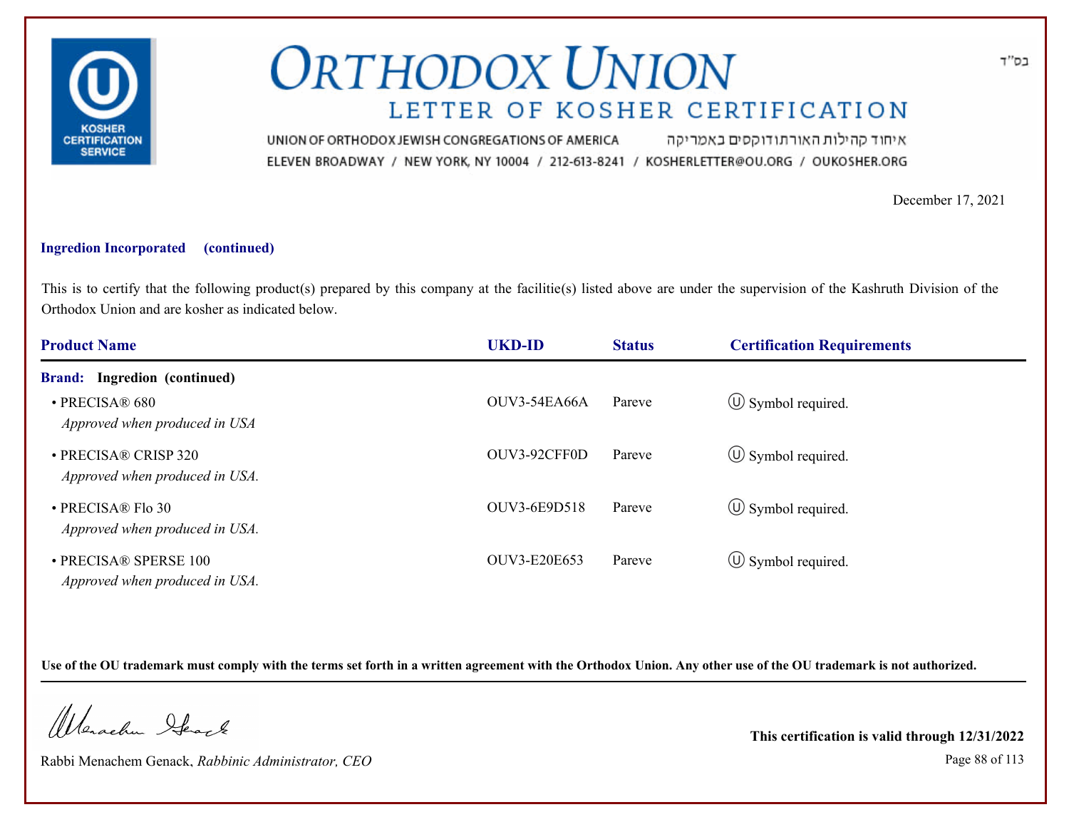# ORTHODOX UNION

## LETTER OF KOSHER CERTIFICATION

UNION OF ORTHODOX JEWISH CONGREGATIONS OF AMERICA איחוד קהילות האורתודוקסים באמריקה

ELEVEN BROADWAY / NEW YORK, NY 10004 / 212-613-8241 / KOSHERLETTER@OU.ORG / OUKOSHER.ORG

בס"ד

December 17, 2021

**Ingredion Incorporated (continued)**

This is to certify that the following product(s) prepared by this company at the facilitie(s) listed above are under the supervision of the Kashruth Division of the Orthodox Union and are kosher as indicated below.

| Product Name | UKD-ID | Status | Certification Requirements |
|---|---|---|---|
| **Brand: Ingredion (continued)** | | | |
| • PRECISA® 680 *Approved when produced in USA* | OUV3-54EA66A | Pareve | Ⓤ Symbol required. |
| • PRECISA® CRISP 320 *Approved when produced in USA.* | OUV3-92CFF0D | Pareve | Ⓤ Symbol required. |
| • PRECISA® Flo 30 *Approved when produced in USA.* | OUV3-6E9D518 | Pareve | Ⓤ Symbol required. |
| • PRECISA® SPERSE 100 *Approved when produced in USA.* | OUV3-E20E653 | Pareve | Ⓤ Symbol required. |

**Use of the OU trademark must comply with the terms set forth in a written agreement with the Orthodox Union. Any other use of the OU trademark is not authorized.**

Rabbi Menachem Genack, *Rabbinic Administrator, CEO*

**This certification is valid through 12/31/2022**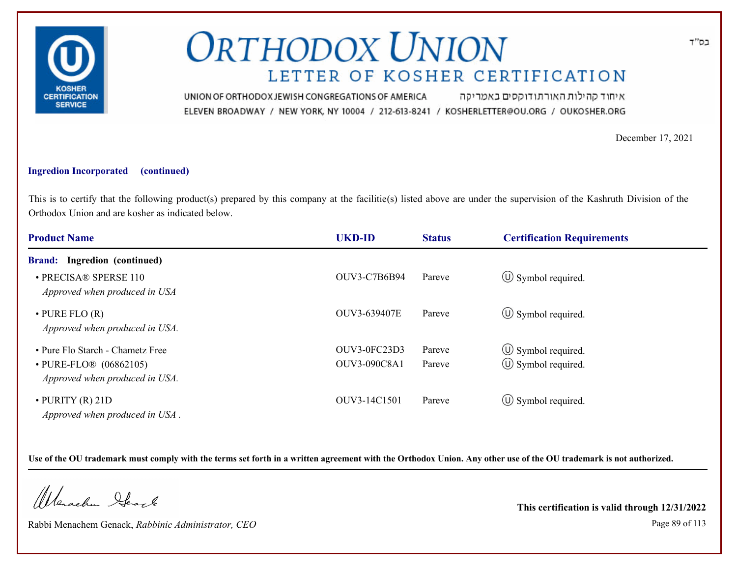# ORTHODOX UNION

## LETTER OF KOSHER CERTIFICATION

UNION OF ORTHODOX JEWISH CONGREGATIONS OF AMERICA איחוד קהילות האורתודוקסים באמריקה
ELEVEN BROADWAY / NEW YORK, NY 10004 / 212-613-8241 / KOSHERLETTER@OU.ORG / OUKOSHER.ORG

בס"ד

December 17, 2021

**Ingredion Incorporated (continued)**

This is to certify that the following product(s) prepared by this company at the facilitie(s) listed above are under the supervision of the Kashruth Division of the Orthodox Union and are kosher as indicated below.

| Product Name | UKD-ID | Status | Certification Requirements |
|---|---|---|---|
| **Brand: Ingredion (continued)** | | | |
| • PRECISA® SPERSE 110<br>*Approved when produced in USA* | OUV3-C7B6B94 | Pareve | Ⓤ Symbol required. |
| • PURE FLO (R)<br>*Approved when produced in USA.* | OUV3-639407E | Pareve | Ⓤ Symbol required. |
| • Pure Flo Starch - Chametz Free | OUV3-0FC23D3 | Pareve | Ⓤ Symbol required. |
| • PURE-FLO® (06862105)<br>*Approved when produced in USA.* | OUV3-090C8A1 | Pareve | Ⓤ Symbol required. |
| • PURITY (R) 21D<br>*Approved when produced in USA .* | OUV3-14C1501 | Pareve | Ⓤ Symbol required. |

**Use of the OU trademark must comply with the terms set forth in a written agreement with the Orthodox Union. Any other use of the OU trademark is not authorized.**

Rabbi Menachem Genack, *Rabbinic Administrator, CEO*

**This certification is valid through 12/31/2022**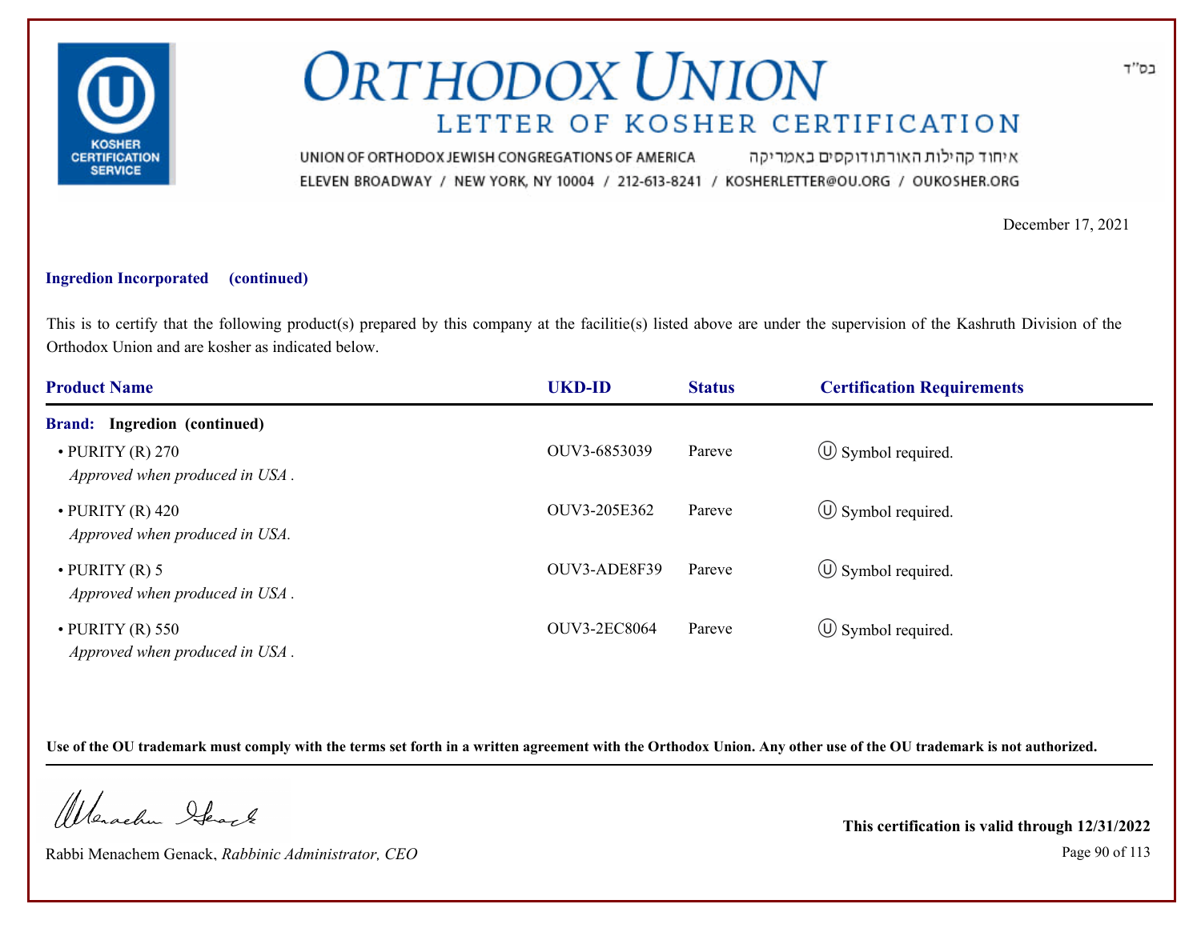# ORTHODOX UNION

## LETTER OF KOSHER CERTIFICATION

UNION OF ORTHODOX JEWISH CONGREGATIONS OF AMERICA איחוד קהילות האורתודוקסים באמריקה

ELEVEN BROADWAY / NEW YORK, NY 10004 / 212-613-8241 / KOSHERLETTER@OU.ORG / OUKOSHER.ORG

בס"ד

December 17, 2021

**Ingredion Incorporated (continued)**

This is to certify that the following product(s) prepared by this company at the facilitie(s) listed above are under the supervision of the Kashruth Division of the Orthodox Union and are kosher as indicated below.

| Product Name | UKD-ID | Status | Certification Requirements |
|---|---|---|---|
| **Brand: Ingredion (continued)** | | | |
| • PURITY (R) 270<br>*Approved when produced in USA .* | OUV3-6853039 | Pareve | Ⓤ Symbol required. |
| • PURITY (R) 420<br>*Approved when produced in USA.* | OUV3-205E362 | Pareve | Ⓤ Symbol required. |
| • PURITY (R) 5<br>*Approved when produced in USA .* | OUV3-ADE8F39 | Pareve | Ⓤ Symbol required. |
| • PURITY (R) 550<br>*Approved when produced in USA .* | OUV3-2EC8064 | Pareve | Ⓤ Symbol required. |

**Use of the OU trademark must comply with the terms set forth in a written agreement with the Orthodox Union. Any other use of the OU trademark is not authorized.**

Rabbi Menachem Genack, *Rabbinic Administrator, CEO*

**This certification is valid through 12/31/2022**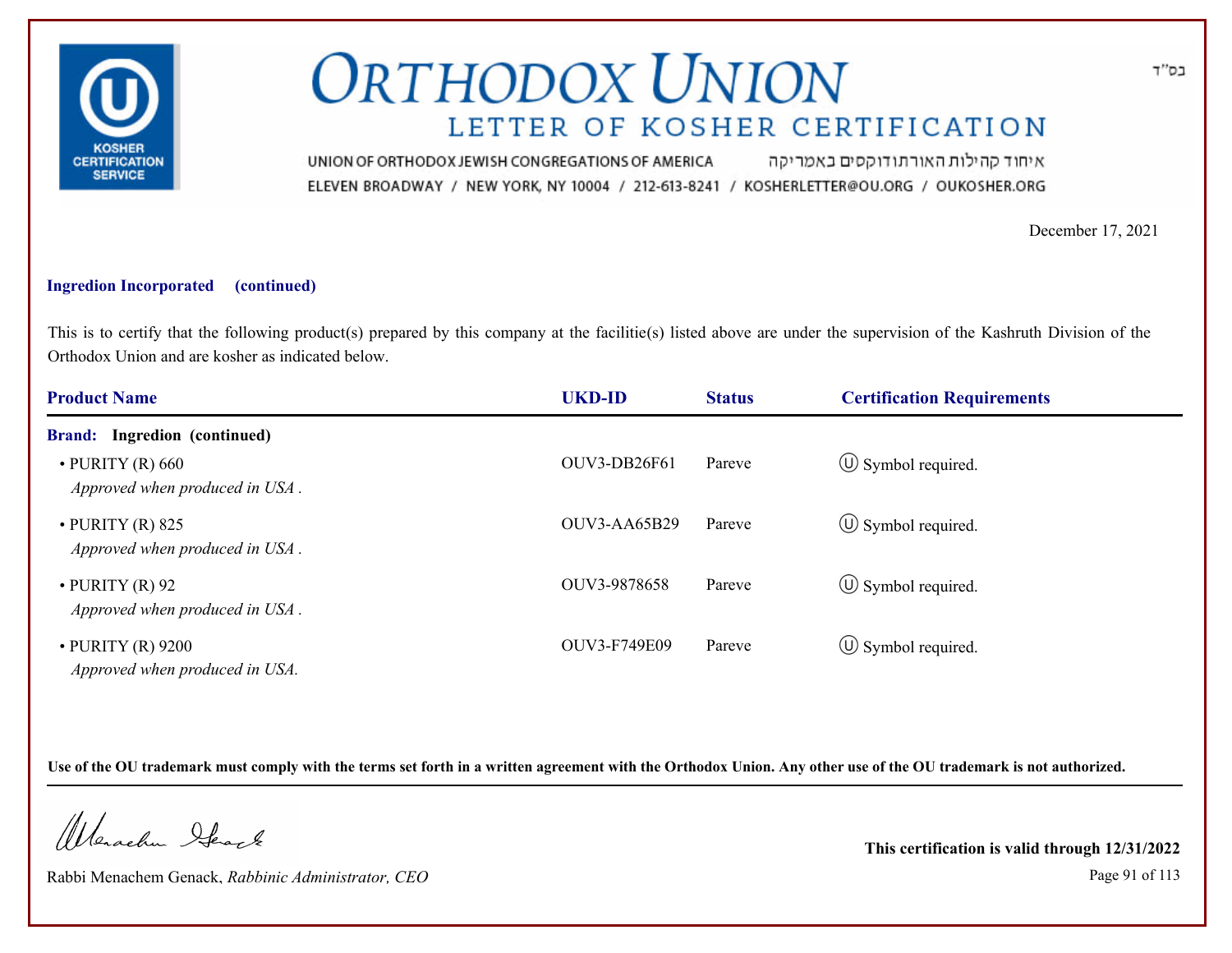בס"ד

# ORTHODOX UNION

## LETTER OF KOSHER CERTIFICATION

UNION OF ORTHODOX JEWISH CONGREGATIONS OF AMERICA איחוד קהילות האורתודוקסים באמריקה

ELEVEN BROADWAY / NEW YORK, NY 10004 / 212-613-8241 / KOSHERLETTER@OU.ORG / OUKOSHER.ORG

December 17, 2021

**Ingredion Incorporated (continued)**

This is to certify that the following product(s) prepared by this company at the facilitie(s) listed above are under the supervision of the Kashruth Division of the Orthodox Union and are kosher as indicated below.

| Product Name | UKD-ID | Status | Certification Requirements |
|---|---|---|---|
| **Brand: Ingredion (continued)** | | | |
| • PURITY (R) 660 *Approved when produced in USA .* | OUV3-DB26F61 | Pareve | Ⓤ Symbol required. |
| • PURITY (R) 825 *Approved when produced in USA .* | OUV3-AA65B29 | Pareve | Ⓤ Symbol required. |
| • PURITY (R) 92 *Approved when produced in USA .* | OUV3-9878658 | Pareve | Ⓤ Symbol required. |
| • PURITY (R) 9200 *Approved when produced in USA.* | OUV3-F749E09 | Pareve | Ⓤ Symbol required. |

**Use of the OU trademark must comply with the terms set forth in a written agreement with the Orthodox Union. Any other use of the OU trademark is not authorized.**

Rabbi Menachem Genack, *Rabbinic Administrator, CEO*

**This certification is valid through 12/31/2022**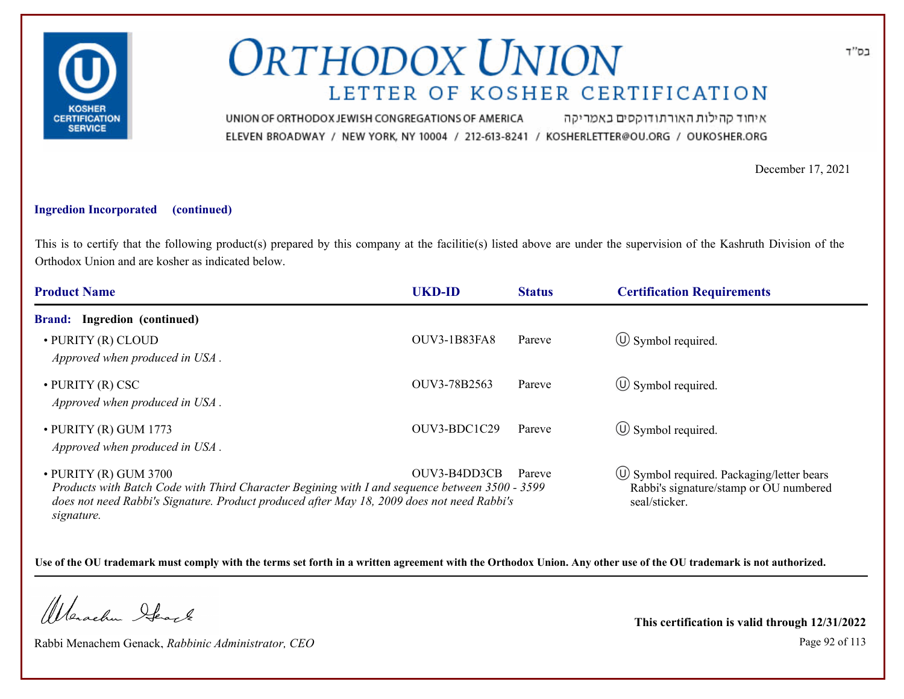בס"ד

# ORTHODOX UNION

## LETTER OF KOSHER CERTIFICATION

UNION OF ORTHODOX JEWISH CONGREGATIONS OF AMERICA איחוד קהילות האורתודוקסים באמריקה
ELEVEN BROADWAY / NEW YORK, NY 10004 / 212-613-8241 / KOSHERLETTER@OU.ORG / OUKOSHER.ORG

December 17, 2021

**Ingredion Incorporated (continued)**

This is to certify that the following product(s) prepared by this company at the facilitie(s) listed above are under the supervision of the Kashruth Division of the Orthodox Union and are kosher as indicated below.

| Product Name | UKD-ID | Status | Certification Requirements |
|---|---|---|---|
| **Brand: Ingredion (continued)** | | | |
| • PURITY (R) CLOUD<br>*Approved when produced in USA .* | OUV3-1B83FA8 | Pareve | Ⓤ Symbol required. |
| • PURITY (R) CSC<br>*Approved when produced in USA .* | OUV3-78B2563 | Pareve | Ⓤ Symbol required. |
| • PURITY (R) GUM 1773<br>*Approved when produced in USA .* | OUV3-BDC1C29 | Pareve | Ⓤ Symbol required. |
| • PURITY (R) GUM 3700<br>*Products with Batch Code with Third Character Begining with I and sequence between 3500 - 3599 does not need Rabbi's Signature. Product produced after May 18, 2009 does not need Rabbi's signature.* | OUV3-B4DD3CB | Pareve | Ⓤ Symbol required. Packaging/letter bears Rabbi's signature/stamp or OU numbered seal/sticker. |

**Use of the OU trademark must comply with the terms set forth in a written agreement with the Orthodox Union. Any other use of the OU trademark is not authorized.**

Rabbi Menachem Genack, *Rabbinic Administrator, CEO*

**This certification is valid through 12/31/2022**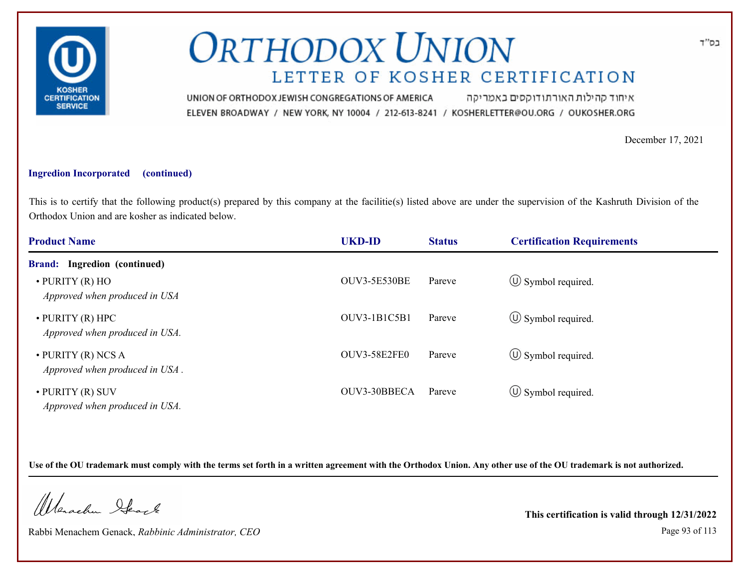בס"ד

# ORTHODOX UNION

## LETTER OF KOSHER CERTIFICATION

UNION OF ORTHODOX JEWISH CONGREGATIONS OF AMERICA איחוד קהילות האורתודוקסים באמריקה

ELEVEN BROADWAY / NEW YORK, NY 10004 / 212-613-8241 / KOSHERLETTER@OU.ORG / OUKOSHER.ORG

December 17, 2021

**Ingredion Incorporated (continued)**

This is to certify that the following product(s) prepared by this company at the facilitie(s) listed above are under the supervision of the Kashruth Division of the Orthodox Union and are kosher as indicated below.

| Product Name | UKD-ID | Status | Certification Requirements |
|---|---|---|---|
| **Brand: Ingredion (continued)** | | | |
| • PURITY (R) HO<br>*Approved when produced in USA* | OUV3-5E530BE | Pareve | Ⓤ Symbol required. |
| • PURITY (R) HPC<br>*Approved when produced in USA.* | OUV3-1B1C5B1 | Pareve | Ⓤ Symbol required. |
| • PURITY (R) NCS A<br>*Approved when produced in USA .* | OUV3-58E2FE0 | Pareve | Ⓤ Symbol required. |
| • PURITY (R) SUV<br>*Approved when produced in USA.* | OUV3-30BBECA | Pareve | Ⓤ Symbol required. |

**Use of the OU trademark must comply with the terms set forth in a written agreement with the Orthodox Union. Any other use of the OU trademark is not authorized.**

Rabbi Menachem Genack, *Rabbinic Administrator, CEO*

**This certification is valid through 12/31/2022**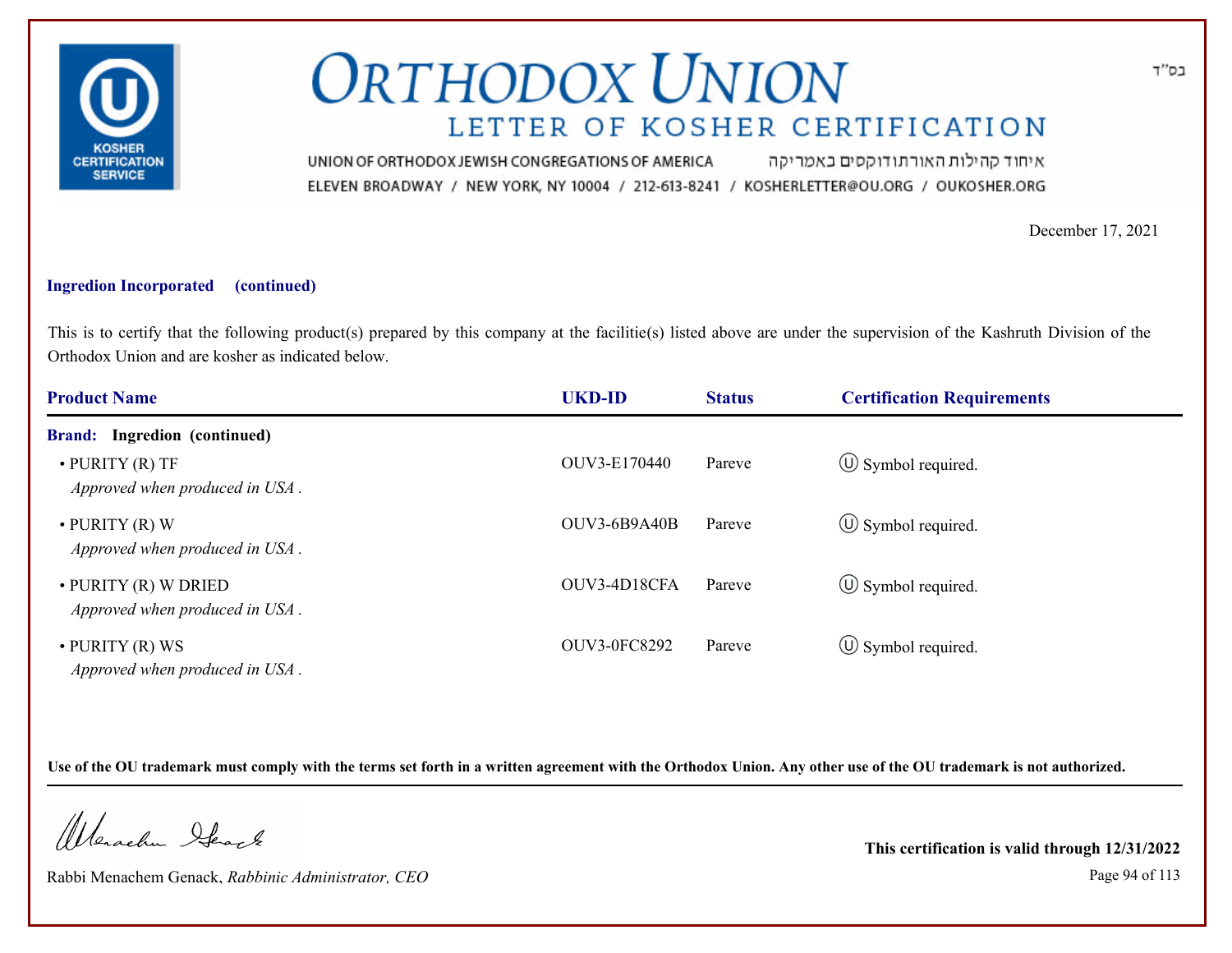בס"ד

# ORTHODOX UNION

## LETTER OF KOSHER CERTIFICATION

UNION OF ORTHODOX JEWISH CONGREGATIONS OF AMERICA איחוד קהילות האורתודוקסים באמריקה

ELEVEN BROADWAY / NEW YORK, NY 10004 / 212-613-8241 / KOSHERLETTER@OU.ORG / OUKOSHER.ORG

December 17, 2021

**Ingredion Incorporated (continued)**

This is to certify that the following product(s) prepared by this company at the facilitie(s) listed above are under the supervision of the Kashruth Division of the Orthodox Union and are kosher as indicated below.

| Product Name | UKD-ID | Status | Certification Requirements |
|---|---|---|---|
| **Brand: Ingredion (continued)** | | | |
| • PURITY (R) TF<br>*Approved when produced in USA .* | OUV3-E170440 | Pareve | Ⓤ Symbol required. |
| • PURITY (R) W<br>*Approved when produced in USA .* | OUV3-6B9A40B | Pareve | Ⓤ Symbol required. |
| • PURITY (R) W DRIED<br>*Approved when produced in USA .* | OUV3-4D18CFA | Pareve | Ⓤ Symbol required. |
| • PURITY (R) WS<br>*Approved when produced in USA .* | OUV3-0FC8292 | Pareve | Ⓤ Symbol required. |

**Use of the OU trademark must comply with the terms set forth in a written agreement with the Orthodox Union. Any other use of the OU trademark is not authorized.**

Rabbi Menachem Genack, *Rabbinic Administrator, CEO*

**This certification is valid through 12/31/2022**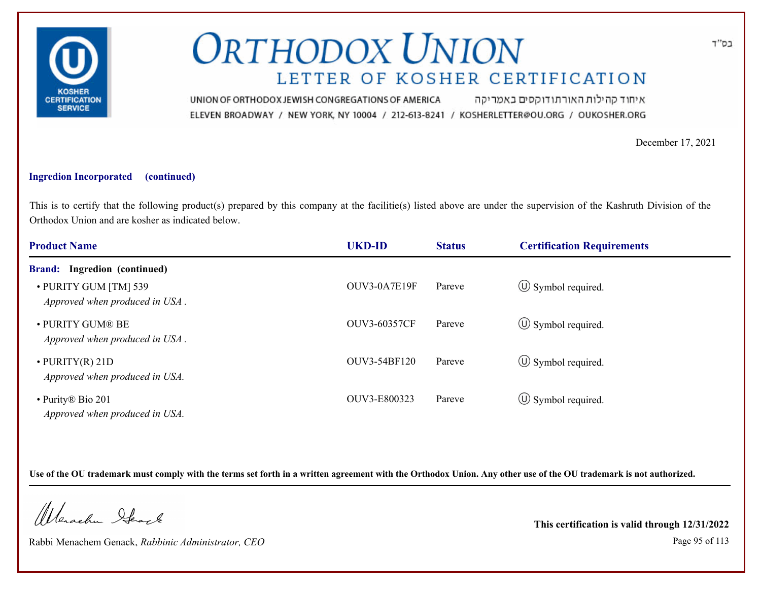# ORTHODOX UNION

## LETTER OF KOSHER CERTIFICATION

UNION OF ORTHODOX JEWISH CONGREGATIONS OF AMERICA איחוד קהילות האורתודוקסים באמריקה

ELEVEN BROADWAY / NEW YORK, NY 10004 / 212-613-8241 / KOSHERLETTER@OU.ORG / OUKOSHER.ORG

בס"ד

December 17, 2021

**Ingredion Incorporated (continued)**

This is to certify that the following product(s) prepared by this company at the facilitie(s) listed above are under the supervision of the Kashruth Division of the Orthodox Union and are kosher as indicated below.

| Product Name | UKD-ID | Status | Certification Requirements |
|---|---|---|---|
| **Brand: Ingredion (continued)** | | | |
| • PURITY GUM [TM] 539<br>*Approved when produced in USA .* | OUV3-0A7E19F | Pareve | Ⓤ Symbol required. |
| • PURITY GUM® BE<br>*Approved when produced in USA .* | OUV3-60357CF | Pareve | Ⓤ Symbol required. |
| • PURITY(R) 21D<br>*Approved when produced in USA.* | OUV3-54BF120 | Pareve | Ⓤ Symbol required. |
| • Purity® Bio 201<br>*Approved when produced in USA.* | OUV3-E800323 | Pareve | Ⓤ Symbol required. |

**Use of the OU trademark must comply with the terms set forth in a written agreement with the Orthodox Union. Any other use of the OU trademark is not authorized.**

Rabbi Menachem Genack, *Rabbinic Administrator, CEO*

**This certification is valid through 12/31/2022**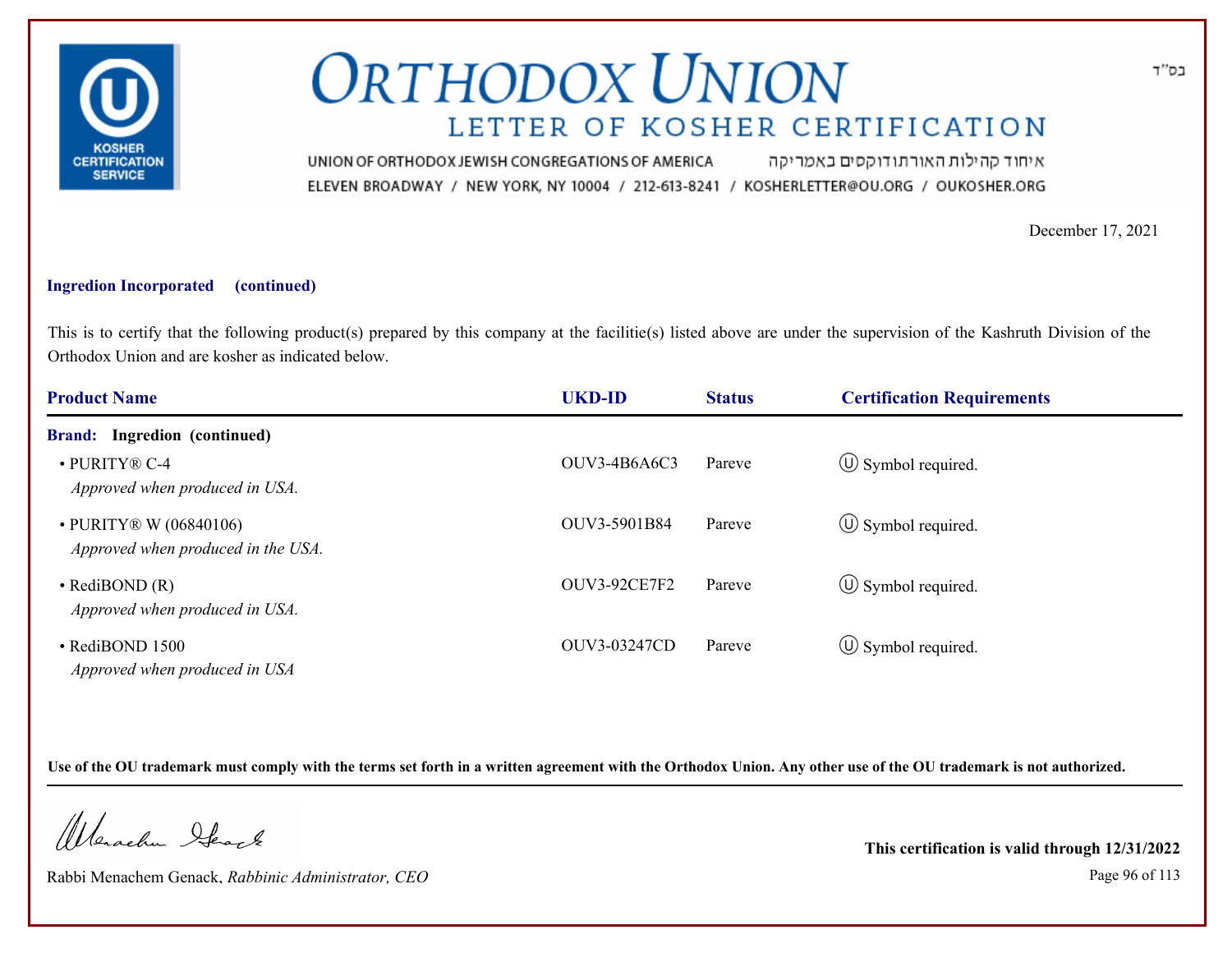# ORTHODOX UNION

## LETTER OF KOSHER CERTIFICATION

UNION OF ORTHODOX JEWISH CONGREGATIONS OF AMERICA איחוד קהילות האורתודוקסים באמריקה

ELEVEN BROADWAY / NEW YORK, NY 10004 / 212-613-8241 / KOSHERLETTER@OU.ORG / OUKOSHER.ORG

בס"ד

December 17, 2021

**Ingredion Incorporated (continued)**

This is to certify that the following product(s) prepared by this company at the facilitie(s) listed above are under the supervision of the Kashruth Division of the Orthodox Union and are kosher as indicated below.

| Product Name | UKD-ID | Status | Certification Requirements |
|---|---|---|---|
| **Brand: Ingredion (continued)** | | | |
| • PURITY® C-4<br>*Approved when produced in USA.* | OUV3-4B6A6C3 | Pareve | Ⓤ Symbol required. |
| • PURITY® W (06840106)<br>*Approved when produced in the USA.* | OUV3-5901B84 | Pareve | Ⓤ Symbol required. |
| • RediBOND (R)<br>*Approved when produced in USA.* | OUV3-92CE7F2 | Pareve | Ⓤ Symbol required. |
| • RediBOND 1500<br>*Approved when produced in USA* | OUV3-03247CD | Pareve | Ⓤ Symbol required. |

**Use of the OU trademark must comply with the terms set forth in a written agreement with the Orthodox Union. Any other use of the OU trademark is not authorized.**

Rabbi Menachem Genack, *Rabbinic Administrator, CEO*

**This certification is valid through 12/31/2022**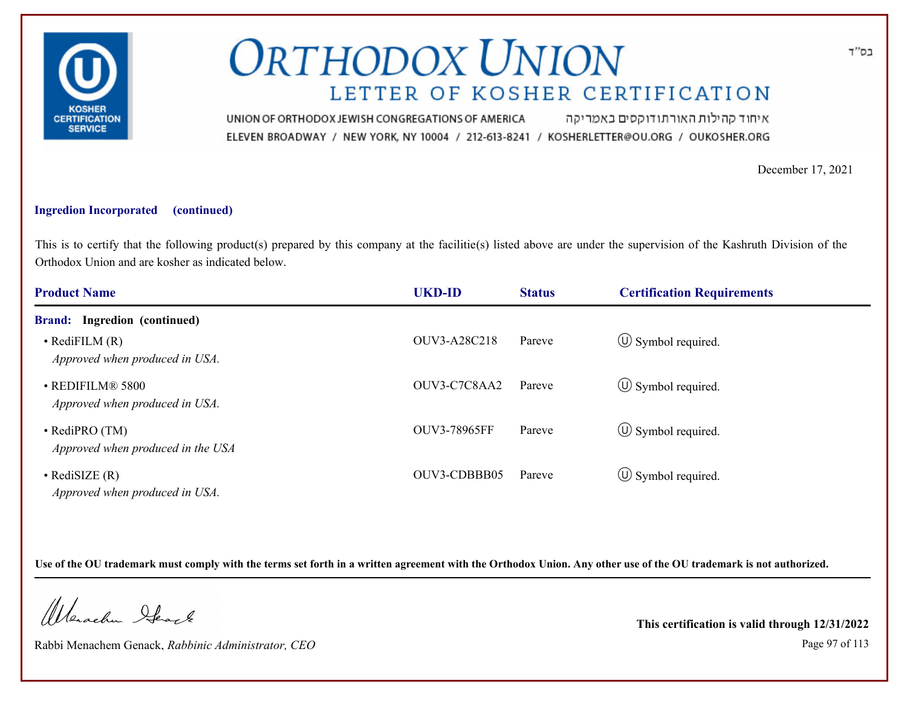# ORTHODOX UNION

## LETTER OF KOSHER CERTIFICATION

UNION OF ORTHODOX JEWISH CONGREGATIONS OF AMERICA איחוד קהילות האורתודוקסים באמריקה
ELEVEN BROADWAY / NEW YORK, NY 10004 / 212-613-8241 / KOSHERLETTER@OU.ORG / OUKOSHER.ORG

בס"ד

December 17, 2021

**Ingredion Incorporated (continued)**

This is to certify that the following product(s) prepared by this company at the facilitie(s) listed above are under the supervision of the Kashruth Division of the Orthodox Union and are kosher as indicated below.

| Product Name | UKD-ID | Status | Certification Requirements |
|---|---|---|---|
| **Brand: Ingredion (continued)** | | | |
| • RediFILM (R) *Approved when produced in USA.* | OUV3-A28C218 | Pareve | Ⓤ Symbol required. |
| • REDIFILM® 5800 *Approved when produced in USA.* | OUV3-C7C8AA2 | Pareve | Ⓤ Symbol required. |
| • RediPRO (TM) *Approved when produced in the USA* | OUV3-78965FF | Pareve | Ⓤ Symbol required. |
| • RediSIZE (R) *Approved when produced in USA.* | OUV3-CDBBB05 | Pareve | Ⓤ Symbol required. |

**Use of the OU trademark must comply with the terms set forth in a written agreement with the Orthodox Union. Any other use of the OU trademark is not authorized.**

Rabbi Menachem Genack, *Rabbinic Administrator, CEO*

**This certification is valid through 12/31/2022**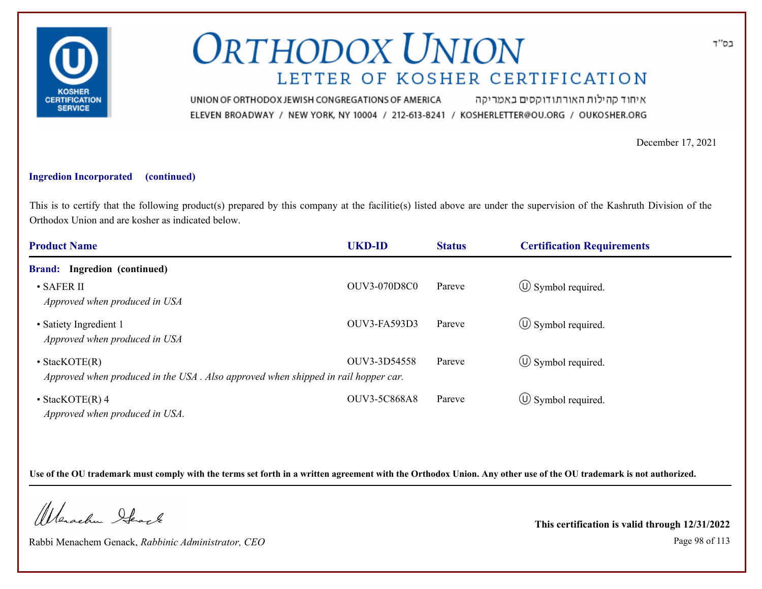# ORTHODOX UNION

## LETTER OF KOSHER CERTIFICATION

UNION OF ORTHODOX JEWISH CONGREGATIONS OF AMERICA איחוד קהילות האורתודוקסים באמריקה

ELEVEN BROADWAY / NEW YORK, NY 10004 / 212-613-8241 / KOSHERLETTER@OU.ORG / OUKOSHER.ORG

בס"ד

December 17, 2021

**Ingredion Incorporated (continued)**

This is to certify that the following product(s) prepared by this company at the facilitie(s) listed above are under the supervision of the Kashruth Division of the Orthodox Union and are kosher as indicated below.

| Product Name | UKD-ID | Status | Certification Requirements |
|---|---|---|---|
| **Brand: Ingredion (continued)** | | | |
| • SAFER II *Approved when produced in USA* | OUV3-070D8C0 | Pareve | Ⓤ Symbol required. |
| • Satiety Ingredient 1 *Approved when produced in USA* | OUV3-FA593D3 | Pareve | Ⓤ Symbol required. |
| • StacKOTE(R) *Approved when produced in the USA . Also approved when shipped in rail hopper car.* | OUV3-3D54558 | Pareve | Ⓤ Symbol required. |
| • StacKOTE(R) 4 *Approved when produced in USA.* | OUV3-5C868A8 | Pareve | Ⓤ Symbol required. |

**Use of the OU trademark must comply with the terms set forth in a written agreement with the Orthodox Union. Any other use of the OU trademark is not authorized.**

Rabbi Menachem Genack, *Rabbinic Administrator, CEO*

**This certification is valid through 12/31/2022**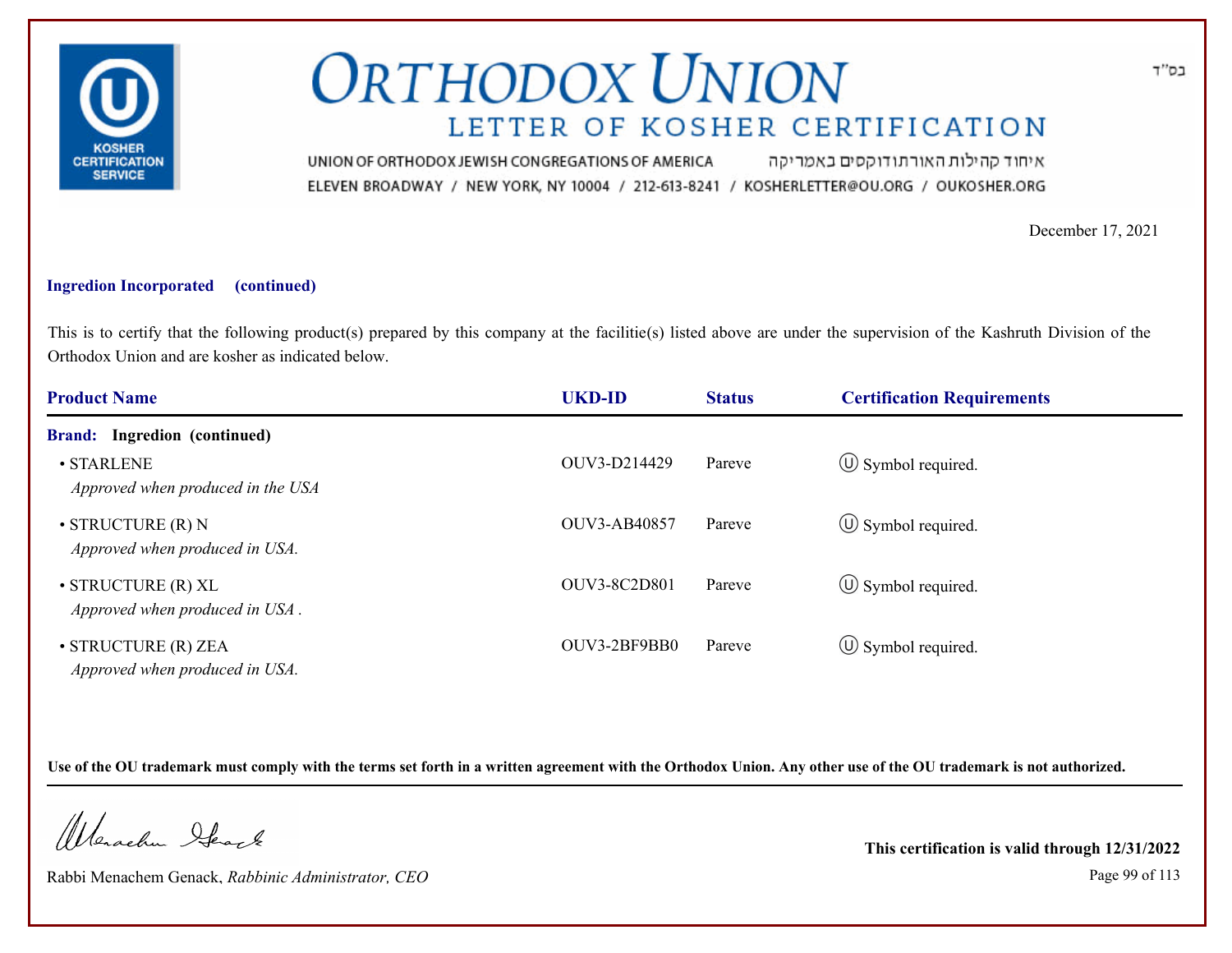בס"ד

# ORTHODOX UNION

## LETTER OF KOSHER CERTIFICATION

UNION OF ORTHODOX JEWISH CONGREGATIONS OF AMERICA איחוד קהילות האורתודוקסים באמריקה

ELEVEN BROADWAY / NEW YORK, NY 10004 / 212-613-8241 / KOSHERLETTER@OU.ORG / OUKOSHER.ORG

December 17, 2021

**Ingredion Incorporated (continued)**

This is to certify that the following product(s) prepared by this company at the facilitie(s) listed above are under the supervision of the Kashruth Division of the Orthodox Union and are kosher as indicated below.

| Product Name | UKD-ID | Status | Certification Requirements |
|---|---|---|---|
| **Brand: Ingredion (continued)** | | | |
| • STARLENE<br>*Approved when produced in the USA* | OUV3-D214429 | Pareve | Ⓤ Symbol required. |
| • STRUCTURE (R) N<br>*Approved when produced in USA.* | OUV3-AB40857 | Pareve | Ⓤ Symbol required. |
| • STRUCTURE (R) XL<br>*Approved when produced in USA .* | OUV3-8C2D801 | Pareve | Ⓤ Symbol required. |
| • STRUCTURE (R) ZEA<br>*Approved when produced in USA.* | OUV3-2BF9BB0 | Pareve | Ⓤ Symbol required. |

**Use of the OU trademark must comply with the terms set forth in a written agreement with the Orthodox Union. Any other use of the OU trademark is not authorized.**

Rabbi Menachem Genack, *Rabbinic Administrator, CEO*

**This certification is valid through 12/31/2022**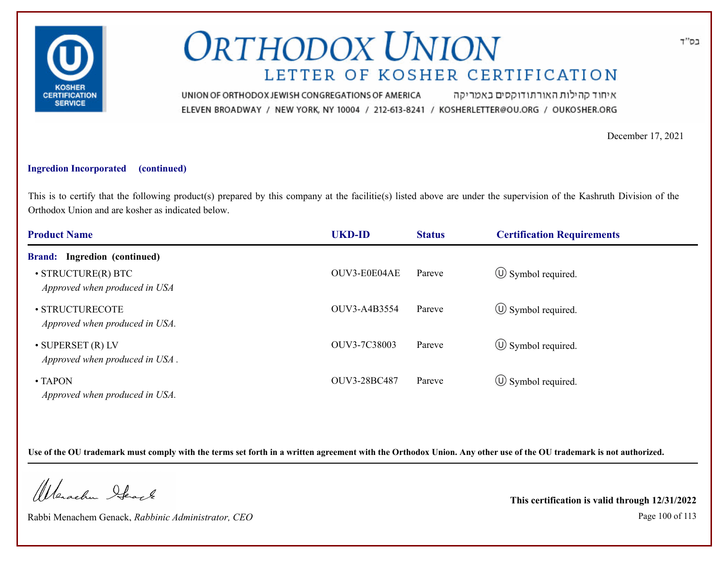# ORTHODOX UNION

## LETTER OF KOSHER CERTIFICATION

UNION OF ORTHODOX JEWISH CONGREGATIONS OF AMERICA איחוד קהילות האורתודוקסים באמריקה
ELEVEN BROADWAY / NEW YORK, NY 10004 / 212-613-8241 / KOSHERLETTER@OU.ORG / OUKOSHER.ORG

בס"ד

December 17, 2021

**Ingredion Incorporated (continued)**

This is to certify that the following product(s) prepared by this company at the facilitie(s) listed above are under the supervision of the Kashruth Division of the Orthodox Union and are kosher as indicated below.

| Product Name | UKD-ID | Status | Certification Requirements |
|---|---|---|---|
| **Brand: Ingredion (continued)** | | | |
| • STRUCTURE(R) BTC<br>*Approved when produced in USA* | OUV3-E0E04AE | Pareve | Ⓤ Symbol required. |
| • STRUCTURECOTE<br>*Approved when produced in USA.* | OUV3-A4B3554 | Pareve | Ⓤ Symbol required. |
| • SUPERSET (R) LV<br>*Approved when produced in USA .* | OUV3-7C38003 | Pareve | Ⓤ Symbol required. |
| • TAPON<br>*Approved when produced in USA.* | OUV3-28BC487 | Pareve | Ⓤ Symbol required. |

**Use of the OU trademark must comply with the terms set forth in a written agreement with the Orthodox Union. Any other use of the OU trademark is not authorized.**

Rabbi Menachem Genack, *Rabbinic Administrator, CEO*

**This certification is valid through 12/31/2022**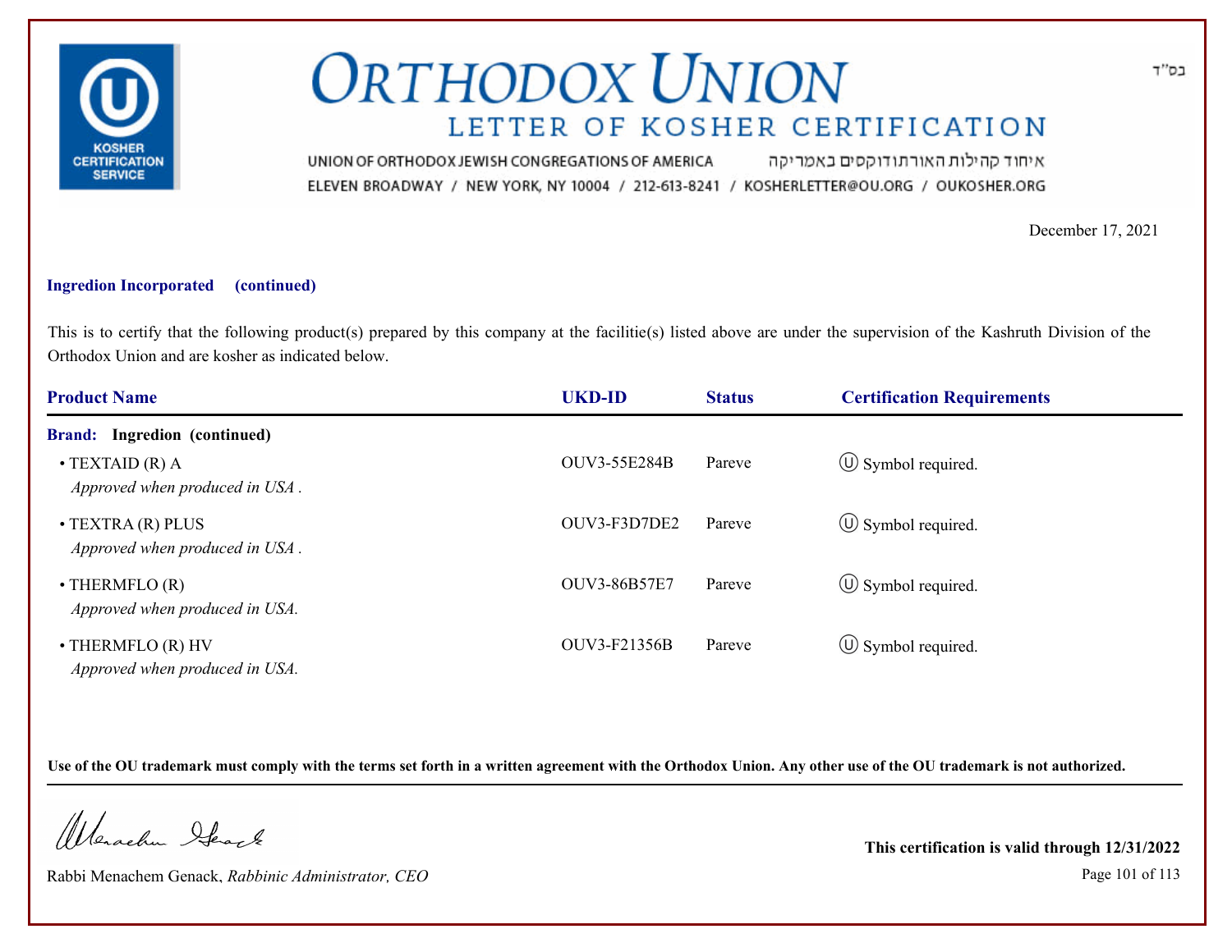בס"ד

# ORTHODOX UNION

## LETTER OF KOSHER CERTIFICATION

UNION OF ORTHODOX JEWISH CONGREGATIONS OF AMERICA איחוד קהילות האורתודוקסים באמריקה

ELEVEN BROADWAY / NEW YORK, NY 10004 / 212-613-8241 / KOSHERLETTER@OU.ORG / OUKOSHER.ORG

December 17, 2021

**Ingredion Incorporated (continued)**

This is to certify that the following product(s) prepared by this company at the facilitie(s) listed above are under the supervision of the Kashruth Division of the Orthodox Union and are kosher as indicated below.

| Product Name | UKD-ID | Status | Certification Requirements |
|---|---|---|---|
| **Brand: Ingredion (continued)** | | | |
| • TEXTAID (R) A<br>*Approved when produced in USA .* | OUV3-55E284B | Pareve | Ⓤ Symbol required. |
| • TEXTRA (R) PLUS<br>*Approved when produced in USA .* | OUV3-F3D7DE2 | Pareve | Ⓤ Symbol required. |
| • THERMFLO (R)<br>*Approved when produced in USA.* | OUV3-86B57E7 | Pareve | Ⓤ Symbol required. |
| • THERMFLO (R) HV<br>*Approved when produced in USA.* | OUV3-F21356B | Pareve | Ⓤ Symbol required. |

**Use of the OU trademark must comply with the terms set forth in a written agreement with the Orthodox Union. Any other use of the OU trademark is not authorized.**

Rabbi Menachem Genack, *Rabbinic Administrator, CEO*

**This certification is valid through 12/31/2022**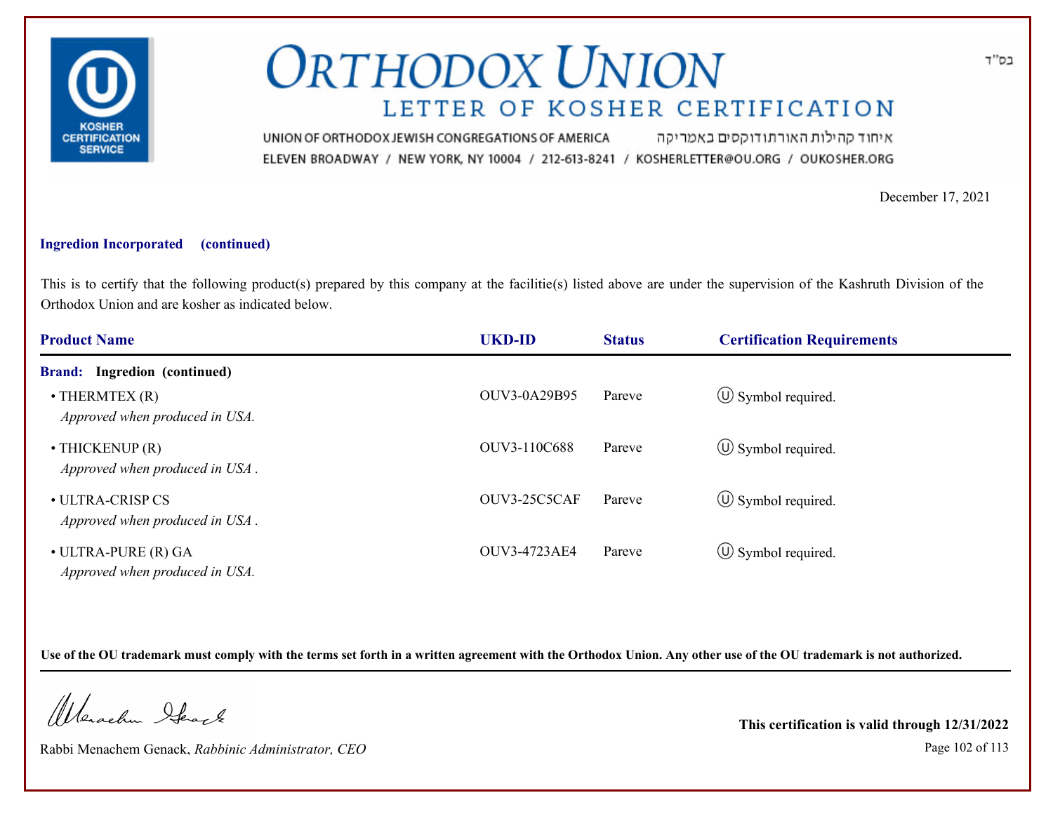# ORTHODOX UNION

## LETTER OF KOSHER CERTIFICATION

UNION OF ORTHODOX JEWISH CONGREGATIONS OF AMERICA איחוד קהילות האורתודוקסים באמריקה

ELEVEN BROADWAY / NEW YORK, NY 10004 / 212-613-8241 / KOSHERLETTER@OU.ORG / OUKOSHER.ORG

בס"ד

December 17, 2021

**Ingredion Incorporated (continued)**

This is to certify that the following product(s) prepared by this company at the facilitie(s) listed above are under the supervision of the Kashruth Division of the Orthodox Union and are kosher as indicated below.

| Product Name | UKD-ID | Status | Certification Requirements |
|---|---|---|---|
| **Brand: Ingredion (continued)** | | | |
| • THERMTEX (R) *Approved when produced in USA.* | OUV3-0A29B95 | Pareve | Ⓤ Symbol required. |
| • THICKENUP (R) *Approved when produced in USA .* | OUV3-110C688 | Pareve | Ⓤ Symbol required. |
| • ULTRA-CRISP CS *Approved when produced in USA .* | OUV3-25C5CAF | Pareve | Ⓤ Symbol required. |
| • ULTRA-PURE (R) GA *Approved when produced in USA.* | OUV3-4723AE4 | Pareve | Ⓤ Symbol required. |

**Use of the OU trademark must comply with the terms set forth in a written agreement with the Orthodox Union. Any other use of the OU trademark is not authorized.**

Rabbi Menachem Genack, *Rabbinic Administrator, CEO*

**This certification is valid through 12/31/2022**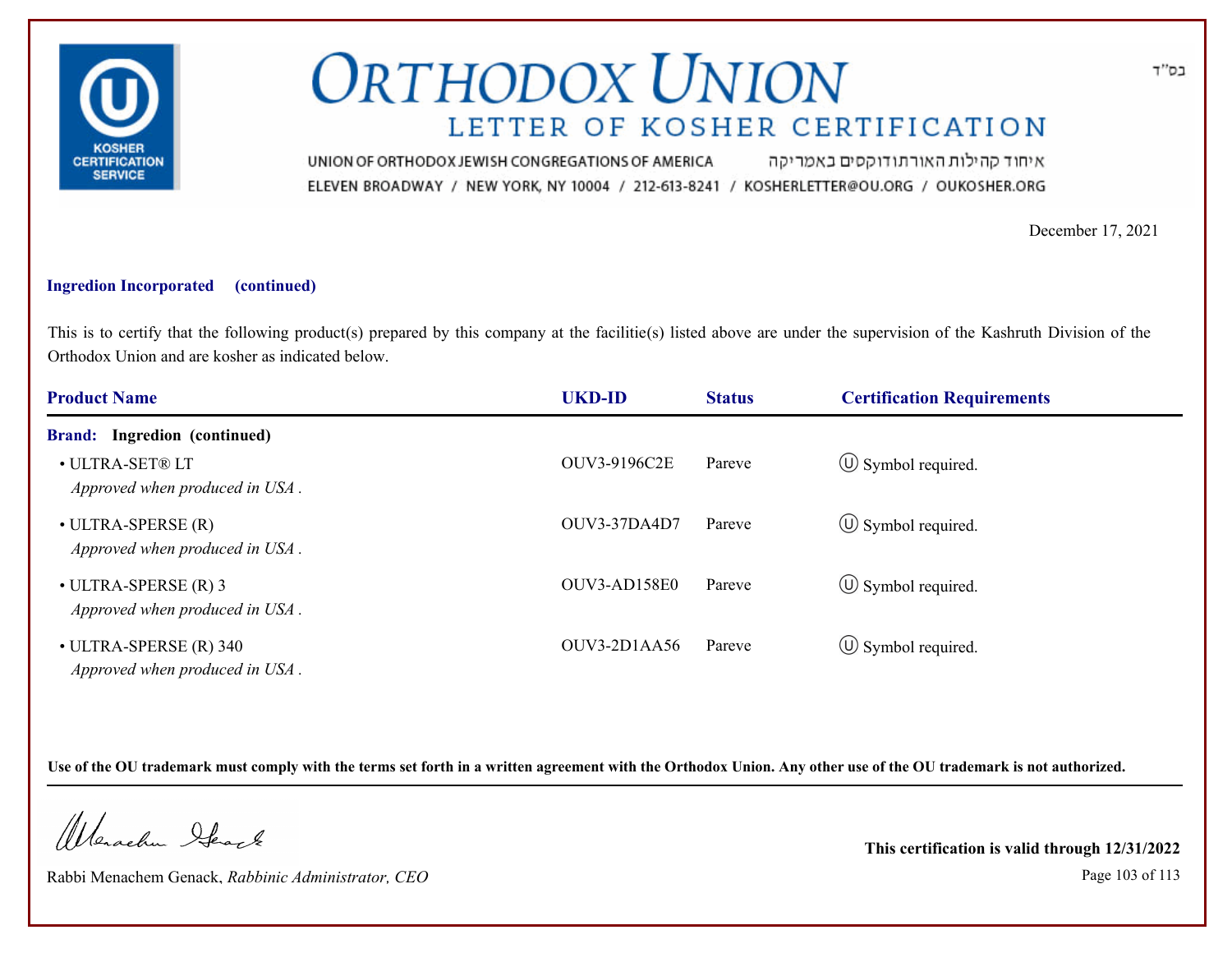# ORTHODOX UNION

## LETTER OF KOSHER CERTIFICATION

UNION OF ORTHODOX JEWISH CONGREGATIONS OF AMERICA איחוד קהילות האורתודוקסים באמריקה
ELEVEN BROADWAY / NEW YORK, NY 10004 / 212-613-8241 / KOSHERLETTER@OU.ORG / OUKOSHER.ORG

בס"ד

December 17, 2021

**Ingredion Incorporated (continued)**

This is to certify that the following product(s) prepared by this company at the facilitie(s) listed above are under the supervision of the Kashruth Division of the Orthodox Union and are kosher as indicated below.

| Product Name | UKD-ID | Status | Certification Requirements |
|---|---|---|---|
| **Brand: Ingredion (continued)** | | | |
| • ULTRA-SET® LT<br>*Approved when produced in USA .* | OUV3-9196C2E | Pareve | Ⓤ Symbol required. |
| • ULTRA-SPERSE (R)<br>*Approved when produced in USA .* | OUV3-37DA4D7 | Pareve | Ⓤ Symbol required. |
| • ULTRA-SPERSE (R) 3<br>*Approved when produced in USA .* | OUV3-AD158E0 | Pareve | Ⓤ Symbol required. |
| • ULTRA-SPERSE (R) 340<br>*Approved when produced in USA .* | OUV3-2D1AA56 | Pareve | Ⓤ Symbol required. |

**Use of the OU trademark must comply with the terms set forth in a written agreement with the Orthodox Union. Any other use of the OU trademark is not authorized.**

Rabbi Menachem Genack, *Rabbinic Administrator, CEO*

**This certification is valid through 12/31/2022**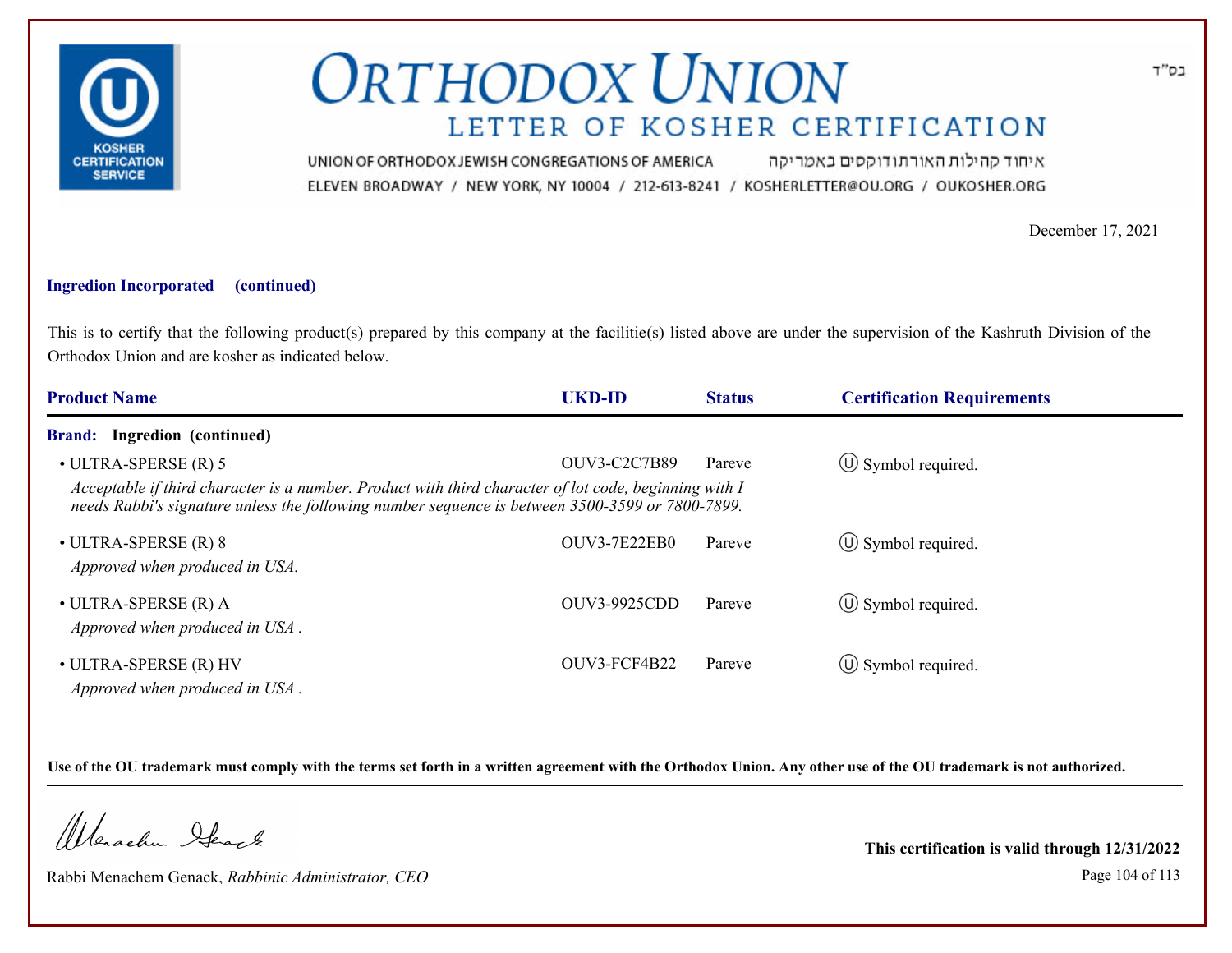# ORTHODOX UNION

## LETTER OF KOSHER CERTIFICATION

בס"ד

UNION OF ORTHODOX JEWISH CONGREGATIONS OF AMERICA איחוד קהילות האורתודוקסים באמריקה
ELEVEN BROADWAY / NEW YORK, NY 10004 / 212-613-8241 / KOSHERLETTER@OU.ORG / OUKOSHER.ORG

December 17, 2021

**Ingredion Incorporated (continued)**

This is to certify that the following product(s) prepared by this company at the facilitie(s) listed above are under the supervision of the Kashruth Division of the Orthodox Union and are kosher as indicated below.

| Product Name | UKD-ID | Status | Certification Requirements |
|---|---|---|---|
| **Brand: Ingredion (continued)** | | | |
| • ULTRA-SPERSE (R) 5<br>*Acceptable if third character is a number. Product with third character of lot code, beginning with I needs Rabbi's signature unless the following number sequence is between 3500-3599 or 7800-7899.* | OUV3-C2C7B89 | Pareve | Ⓤ Symbol required. |
| • ULTRA-SPERSE (R) 8<br>*Approved when produced in USA.* | OUV3-7E22EB0 | Pareve | Ⓤ Symbol required. |
| • ULTRA-SPERSE (R) A<br>*Approved when produced in USA .* | OUV3-9925CDD | Pareve | Ⓤ Symbol required. |
| • ULTRA-SPERSE (R) HV<br>*Approved when produced in USA .* | OUV3-FCF4B22 | Pareve | Ⓤ Symbol required. |

**Use of the OU trademark must comply with the terms set forth in a written agreement with the Orthodox Union. Any other use of the OU trademark is not authorized.**

Rabbi Menachem Genack, *Rabbinic Administrator, CEO*

**This certification is valid through 12/31/2022**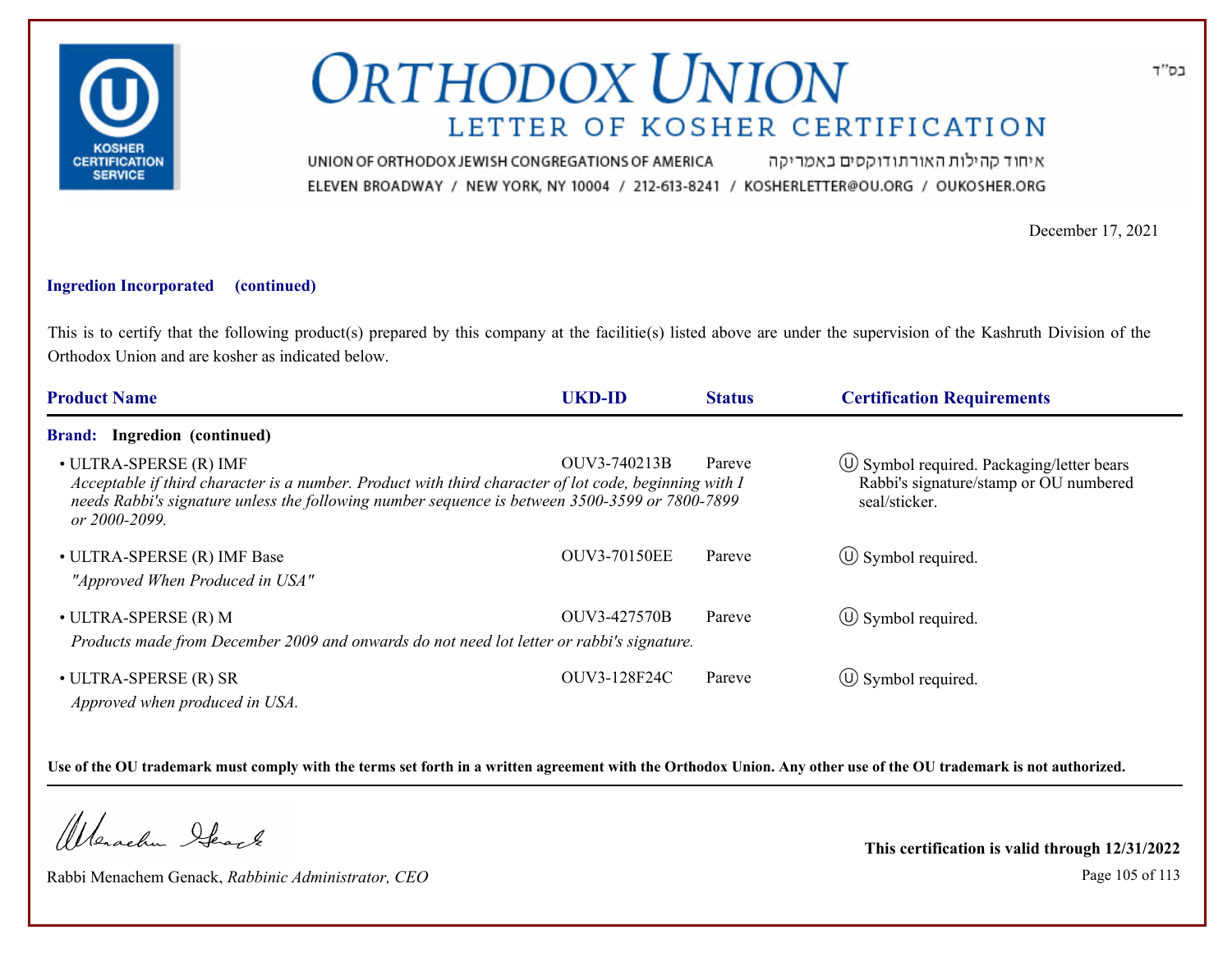בס"ד

# ORTHODOX UNION
## LETTER OF KOSHER CERTIFICATION

UNION OF ORTHODOX JEWISH CONGREGATIONS OF AMERICA איחוד קהילות האורתודוקסים באמריקה
ELEVEN BROADWAY / NEW YORK, NY 10004 / 212-613-8241 / KOSHERLETTER@OU.ORG / OUKOSHER.ORG

December 17, 2021

**Ingredion Incorporated (continued)**

This is to certify that the following product(s) prepared by this company at the facilitie(s) listed above are under the supervision of the Kashruth Division of the Orthodox Union and are kosher as indicated below.

| Product Name | UKD-ID | Status | Certification Requirements |
|---|---|---|---|
| **Brand: Ingredion (continued)** | | | |
| • ULTRA-SPERSE (R) IMF<br>*Acceptable if third character is a number. Product with third character of lot code, beginning with I needs Rabbi's signature unless the following number sequence is between 3500-3599 or 7800-7899 or 2000-2099.* | OUV3-740213B | Pareve | Ⓤ Symbol required. Packaging/letter bears Rabbi's signature/stamp or OU numbered seal/sticker. |
| • ULTRA-SPERSE (R) IMF Base<br>*"Approved When Produced in USA"* | OUV3-70150EE | Pareve | Ⓤ Symbol required. |
| • ULTRA-SPERSE (R) M<br>*Products made from December 2009 and onwards do not need lot letter or rabbi's signature.* | OUV3-427570B | Pareve | Ⓤ Symbol required. |
| • ULTRA-SPERSE (R) SR<br>*Approved when produced in USA.* | OUV3-128F24C | Pareve | Ⓤ Symbol required. |

**Use of the OU trademark must comply with the terms set forth in a written agreement with the Orthodox Union. Any other use of the OU trademark is not authorized.**

Rabbi Menachem Genack, *Rabbinic Administrator, CEO*

**This certification is valid through 12/31/2022**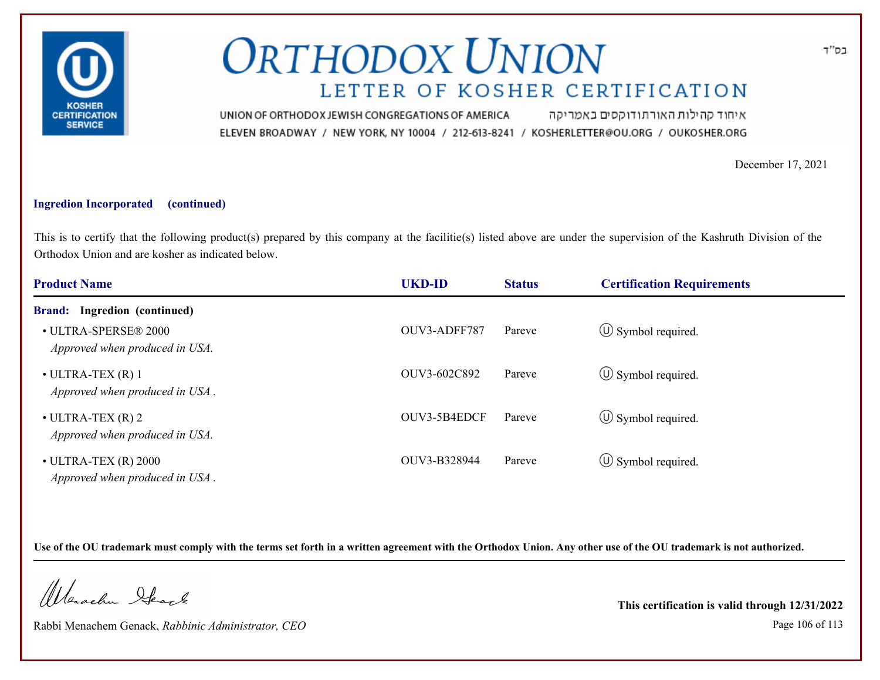# ORTHODOX UNION

## LETTER OF KOSHER CERTIFICATION

UNION OF ORTHODOX JEWISH CONGREGATIONS OF AMERICA איחוד קהילות האורתודוקסים באמריקה

ELEVEN BROADWAY / NEW YORK, NY 10004 / 212-613-8241 / KOSHERLETTER@OU.ORG / OUKOSHER.ORG

בס"ד

December 17, 2021

**Ingredion Incorporated (continued)**

This is to certify that the following product(s) prepared by this company at the facilitie(s) listed above are under the supervision of the Kashruth Division of the Orthodox Union and are kosher as indicated below.

| Product Name | UKD-ID | Status | Certification Requirements |
|---|---|---|---|
| **Brand: Ingredion (continued)** | | | |
| • ULTRA-SPERSE® 2000<br>*Approved when produced in USA.* | OUV3-ADFF787 | Pareve | Ⓤ Symbol required. |
| • ULTRA-TEX (R) 1<br>*Approved when produced in USA .* | OUV3-602C892 | Pareve | Ⓤ Symbol required. |
| • ULTRA-TEX (R) 2<br>*Approved when produced in USA.* | OUV3-5B4EDCF | Pareve | Ⓤ Symbol required. |
| • ULTRA-TEX (R) 2000<br>*Approved when produced in USA .* | OUV3-B328944 | Pareve | Ⓤ Symbol required. |

**Use of the OU trademark must comply with the terms set forth in a written agreement with the Orthodox Union. Any other use of the OU trademark is not authorized.**

Rabbi Menachem Genack, *Rabbinic Administrator, CEO*

**This certification is valid through 12/31/2022**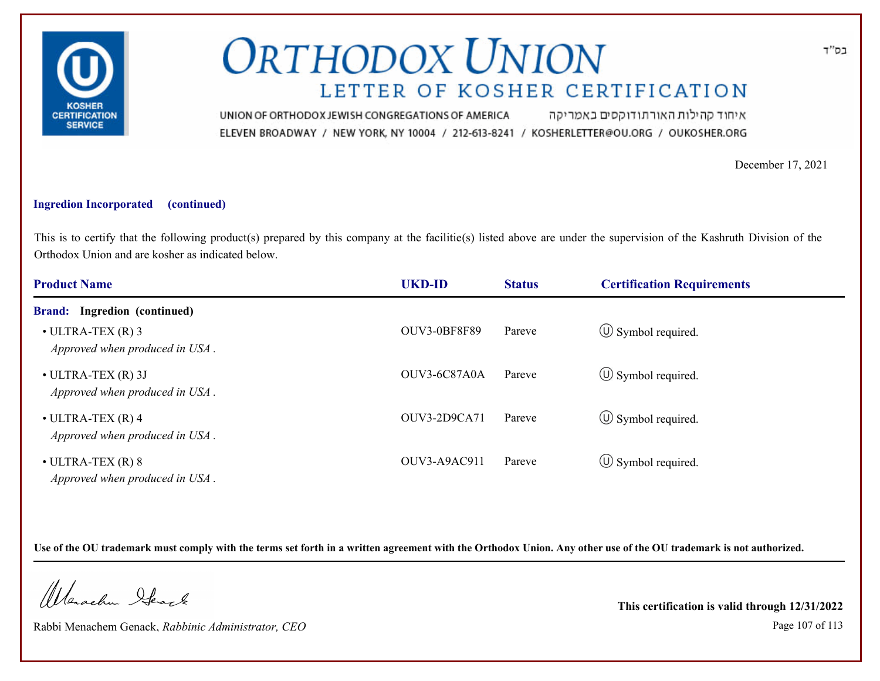בס"ד

# ORTHODOX UNION

## LETTER OF KOSHER CERTIFICATION

UNION OF ORTHODOX JEWISH CONGREGATIONS OF AMERICA איחוד קהילות האורתודוקסים באמריקה

ELEVEN BROADWAY / NEW YORK, NY 10004 / 212-613-8241 / KOSHERLETTER@OU.ORG / OUKOSHER.ORG

December 17, 2021

**Ingredion Incorporated (continued)**

This is to certify that the following product(s) prepared by this company at the facilitie(s) listed above are under the supervision of the Kashruth Division of the Orthodox Union and are kosher as indicated below.

| Product Name | UKD-ID | Status | Certification Requirements |
|---|---|---|---|
| **Brand: Ingredion (continued)** | | | |
| • ULTRA-TEX (R) 3 *Approved when produced in USA .* | OUV3-0BF8F89 | Pareve | Ⓤ Symbol required. |
| • ULTRA-TEX (R) 3J *Approved when produced in USA .* | OUV3-6C87A0A | Pareve | Ⓤ Symbol required. |
| • ULTRA-TEX (R) 4 *Approved when produced in USA .* | OUV3-2D9CA71 | Pareve | Ⓤ Symbol required. |
| • ULTRA-TEX (R) 8 *Approved when produced in USA .* | OUV3-A9AC911 | Pareve | Ⓤ Symbol required. |

**Use of the OU trademark must comply with the terms set forth in a written agreement with the Orthodox Union. Any other use of the OU trademark is not authorized.**

Rabbi Menachem Genack, *Rabbinic Administrator, CEO*

**This certification is valid through 12/31/2022**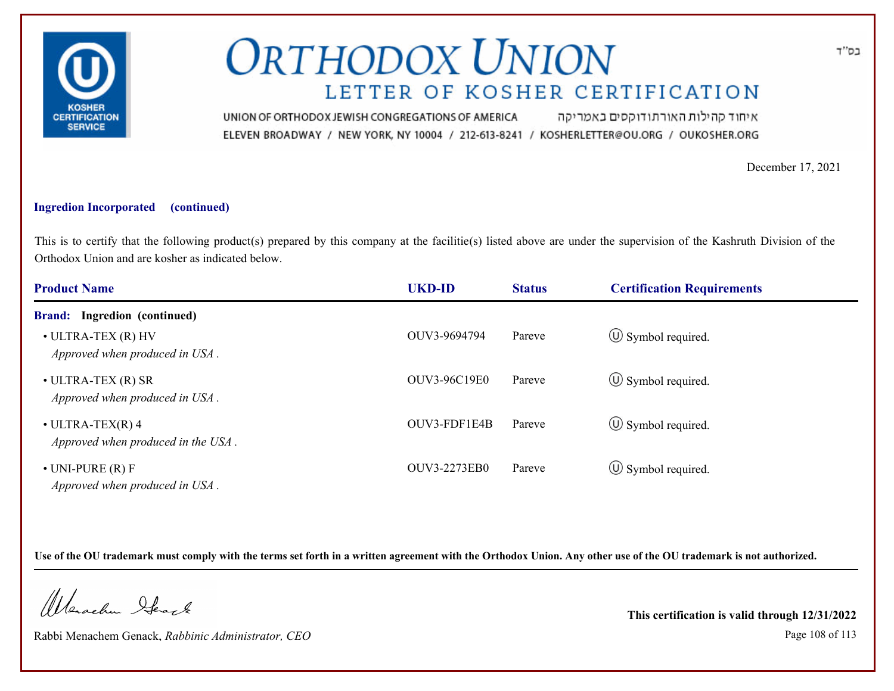בס"ד

# ORTHODOX UNION

## LETTER OF KOSHER CERTIFICATION

UNION OF ORTHODOX JEWISH CONGREGATIONS OF AMERICA איחוד קהילות האורתודוקסים באמריקה

ELEVEN BROADWAY / NEW YORK, NY 10004 / 212-613-8241 / KOSHERLETTER@OU.ORG / OUKOSHER.ORG

December 17, 2021

**Ingredion Incorporated (continued)**

This is to certify that the following product(s) prepared by this company at the facilitie(s) listed above are under the supervision of the Kashruth Division of the Orthodox Union and are kosher as indicated below.

| Product Name | UKD-ID | Status | Certification Requirements |
|---|---|---|---|
| **Brand: Ingredion (continued)** | | | |
| • ULTRA-TEX (R) HV<br>*Approved when produced in USA .* | OUV3-9694794 | Pareve | Ⓤ Symbol required. |
| • ULTRA-TEX (R) SR<br>*Approved when produced in USA .* | OUV3-96C19E0 | Pareve | Ⓤ Symbol required. |
| • ULTRA-TEX(R) 4<br>*Approved when produced in the USA .* | OUV3-FDF1E4B | Pareve | Ⓤ Symbol required. |
| • UNI-PURE (R) F<br>*Approved when produced in USA .* | OUV3-2273EB0 | Pareve | Ⓤ Symbol required. |

**Use of the OU trademark must comply with the terms set forth in a written agreement with the Orthodox Union. Any other use of the OU trademark is not authorized.**

Rabbi Menachem Genack, *Rabbinic Administrator, CEO*

**This certification is valid through 12/31/2022**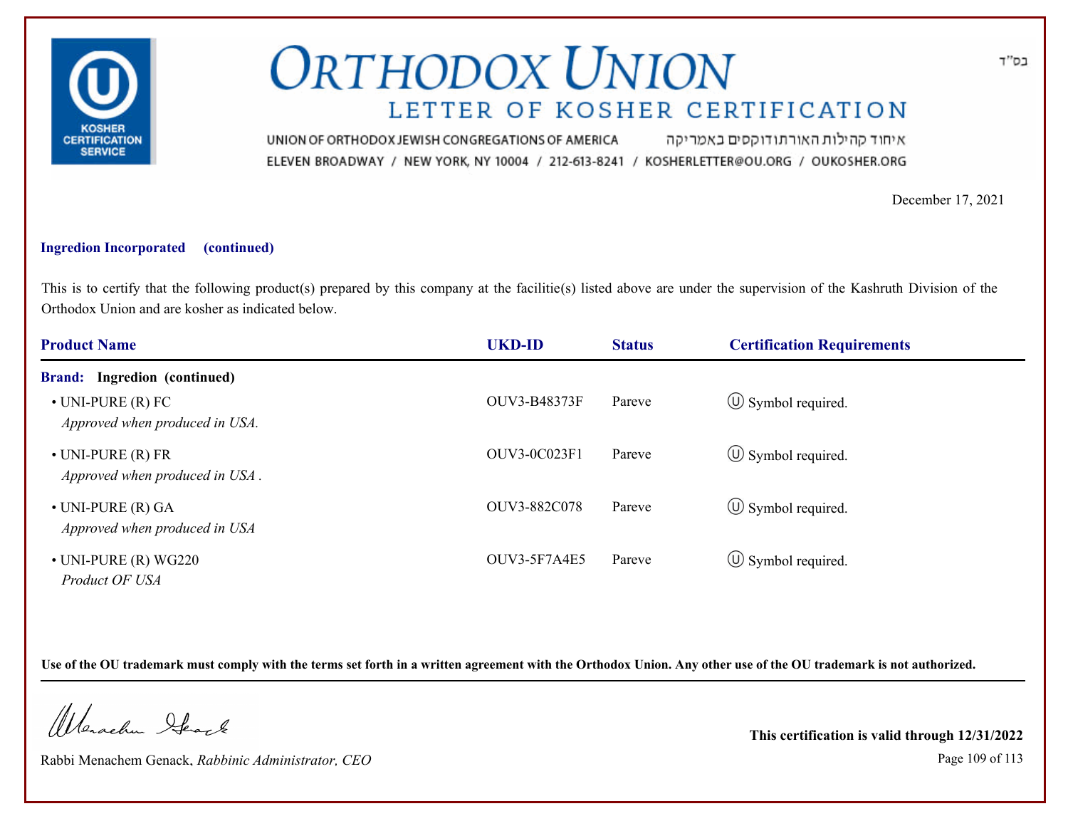בס"ד

# ORTHODOX UNION

## LETTER OF KOSHER CERTIFICATION

UNION OF ORTHODOX JEWISH CONGREGATIONS OF AMERICA איחוד קהילות האורתודוקסים באמריקה
ELEVEN BROADWAY / NEW YORK, NY 10004 / 212-613-8241 / KOSHERLETTER@OU.ORG / OUKOSHER.ORG

December 17, 2021

**Ingredion Incorporated (continued)**

This is to certify that the following product(s) prepared by this company at the facilitie(s) listed above are under the supervision of the Kashruth Division of the Orthodox Union and are kosher as indicated below.

| Product Name | UKD-ID | Status | Certification Requirements |
|---|---|---|---|
| **Brand: Ingredion (continued)** | | | |
| • UNI-PURE (R) FC *Approved when produced in USA.* | OUV3-B48373F | Pareve | Ⓤ Symbol required. |
| • UNI-PURE (R) FR *Approved when produced in USA .* | OUV3-0C023F1 | Pareve | Ⓤ Symbol required. |
| • UNI-PURE (R) GA *Approved when produced in USA* | OUV3-882C078 | Pareve | Ⓤ Symbol required. |
| • UNI-PURE (R) WG220 *Product OF USA* | OUV3-5F7A4E5 | Pareve | Ⓤ Symbol required. |

**Use of the OU trademark must comply with the terms set forth in a written agreement with the Orthodox Union. Any other use of the OU trademark is not authorized.**

Rabbi Menachem Genack, *Rabbinic Administrator, CEO*

**This certification is valid through 12/31/2022**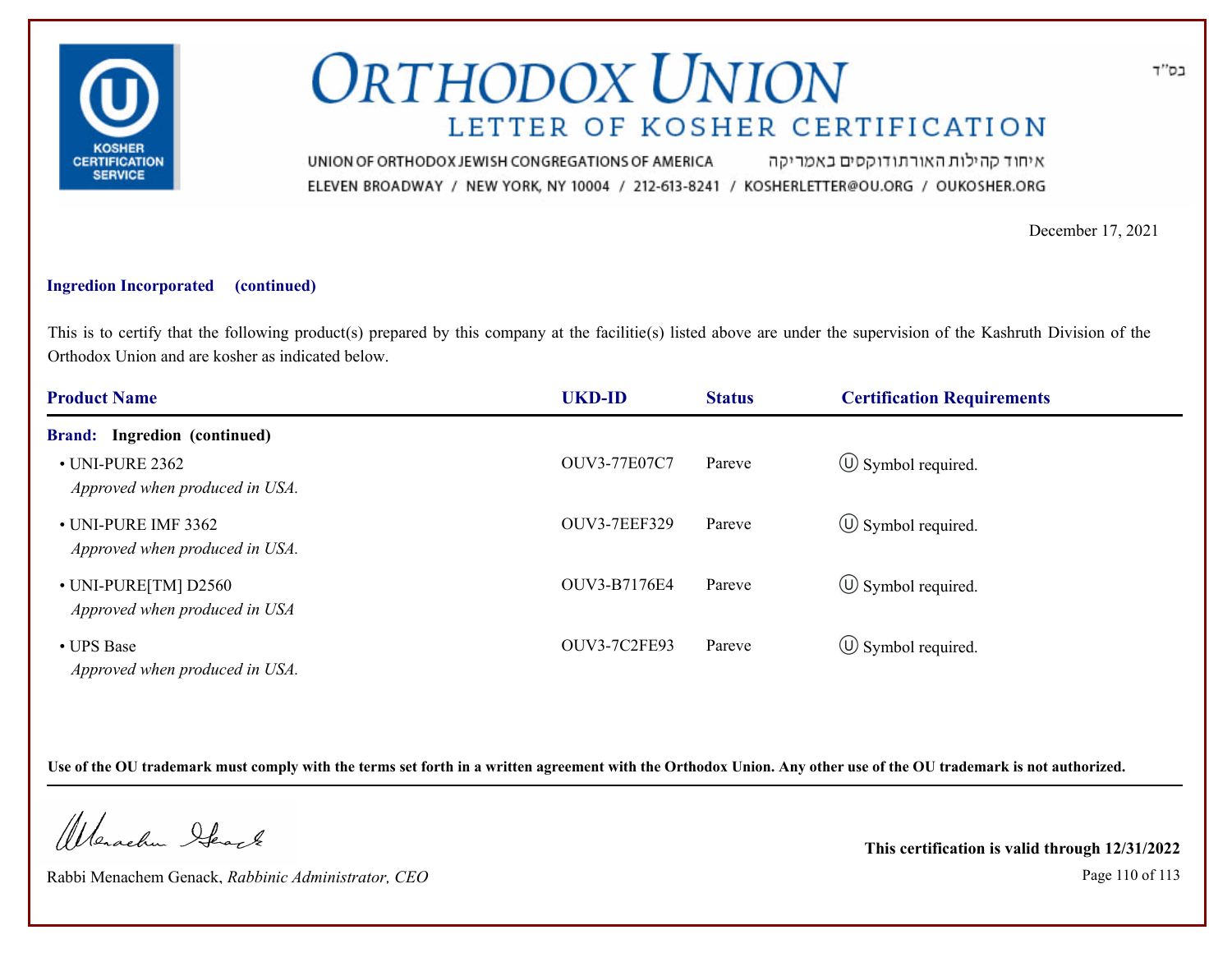# ORTHODOX UNION

## LETTER OF KOSHER CERTIFICATION

UNION OF ORTHODOX JEWISH CONGREGATIONS OF AMERICA איחוד קהילות האורתודוקסים באמריקה

ELEVEN BROADWAY / NEW YORK, NY 10004 / 212-613-8241 / KOSHERLETTER@OU.ORG / OUKOSHER.ORG

בס"ד

December 17, 2021

**Ingredion Incorporated (continued)**

This is to certify that the following product(s) prepared by this company at the facilitie(s) listed above are under the supervision of the Kashruth Division of the Orthodox Union and are kosher as indicated below.

| Product Name | UKD-ID | Status | Certification Requirements |
|---|---|---|---|
| **Brand: Ingredion (continued)** | | | |
| • UNI-PURE 2362 *Approved when produced in USA.* | OUV3-77E07C7 | Pareve | Ⓤ Symbol required. |
| • UNI-PURE IMF 3362 *Approved when produced in USA.* | OUV3-7EEF329 | Pareve | Ⓤ Symbol required. |
| • UNI-PURE[TM] D2560 *Approved when produced in USA* | OUV3-B7176E4 | Pareve | Ⓤ Symbol required. |
| • UPS Base *Approved when produced in USA.* | OUV3-7C2FE93 | Pareve | Ⓤ Symbol required. |

**Use of the OU trademark must comply with the terms set forth in a written agreement with the Orthodox Union. Any other use of the OU trademark is not authorized.**

Rabbi Menachem Genack, *Rabbinic Administrator, CEO*

**This certification is valid through 12/31/2022**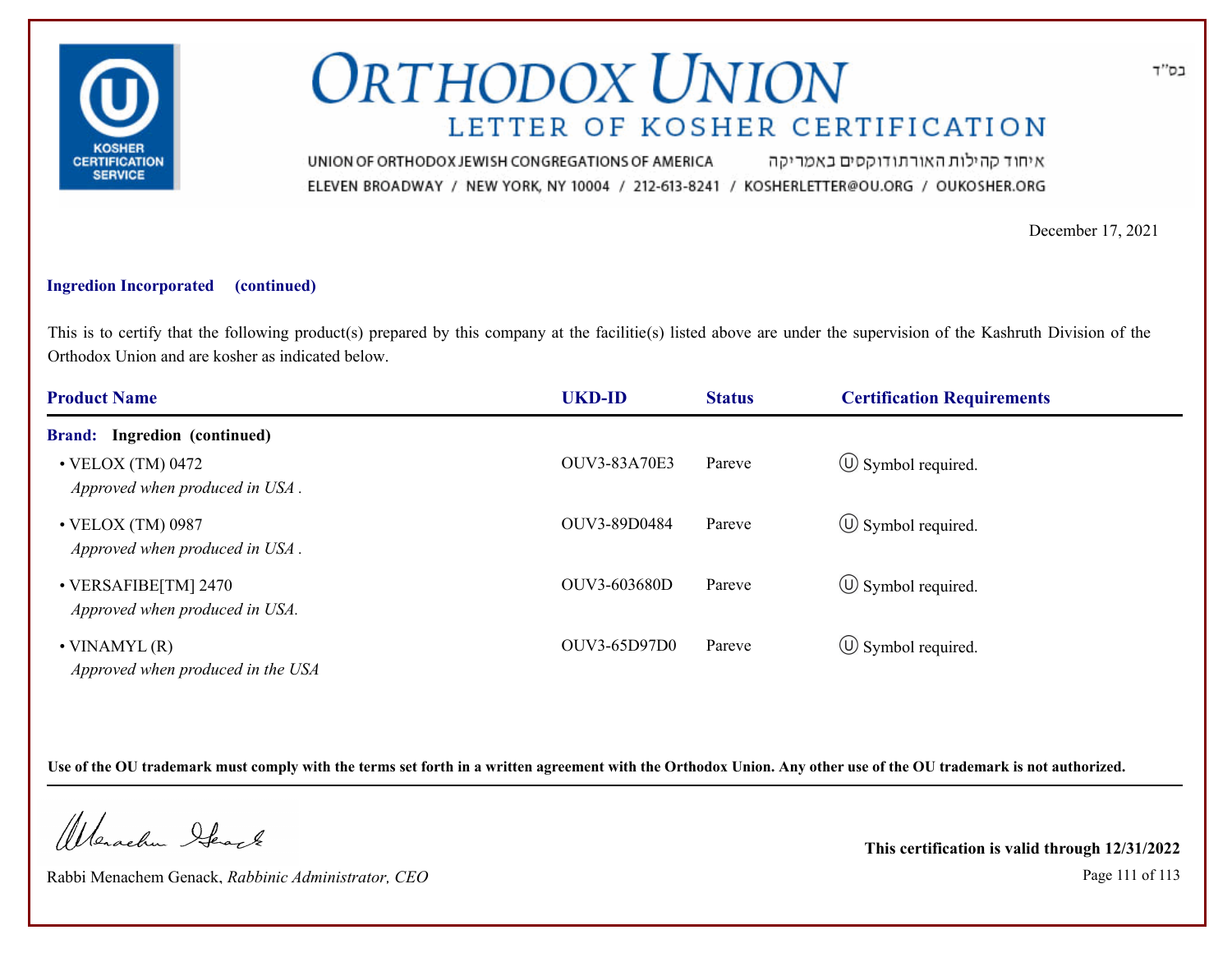# ORTHODOX UNION

## LETTER OF KOSHER CERTIFICATION

UNION OF ORTHODOX JEWISH CONGREGATIONS OF AMERICA איחוד קהילות האורתודוקסים באמריקה
ELEVEN BROADWAY / NEW YORK, NY 10004 / 212-613-8241 / KOSHERLETTER@OU.ORG / OUKOSHER.ORG

בס"ד

December 17, 2021

**Ingredion Incorporated (continued)**

This is to certify that the following product(s) prepared by this company at the facilitie(s) listed above are under the supervision of the Kashruth Division of the Orthodox Union and are kosher as indicated below.

| Product Name | UKD-ID | Status | Certification Requirements |
|---|---|---|---|
| **Brand: Ingredion (continued)** | | | |
| • VELOX (TM) 0472<br>*Approved when produced in USA .* | OUV3-83A70E3 | Pareve | Ⓤ Symbol required. |
| • VELOX (TM) 0987<br>*Approved when produced in USA .* | OUV3-89D0484 | Pareve | Ⓤ Symbol required. |
| • VERSAFIBE[TM] 2470<br>*Approved when produced in USA.* | OUV3-603680D | Pareve | Ⓤ Symbol required. |
| • VINAMYL (R)<br>*Approved when produced in the USA* | OUV3-65D97D0 | Pareve | Ⓤ Symbol required. |

**Use of the OU trademark must comply with the terms set forth in a written agreement with the Orthodox Union. Any other use of the OU trademark is not authorized.**

Rabbi Menachem Genack, *Rabbinic Administrator, CEO*

**This certification is valid through 12/31/2022**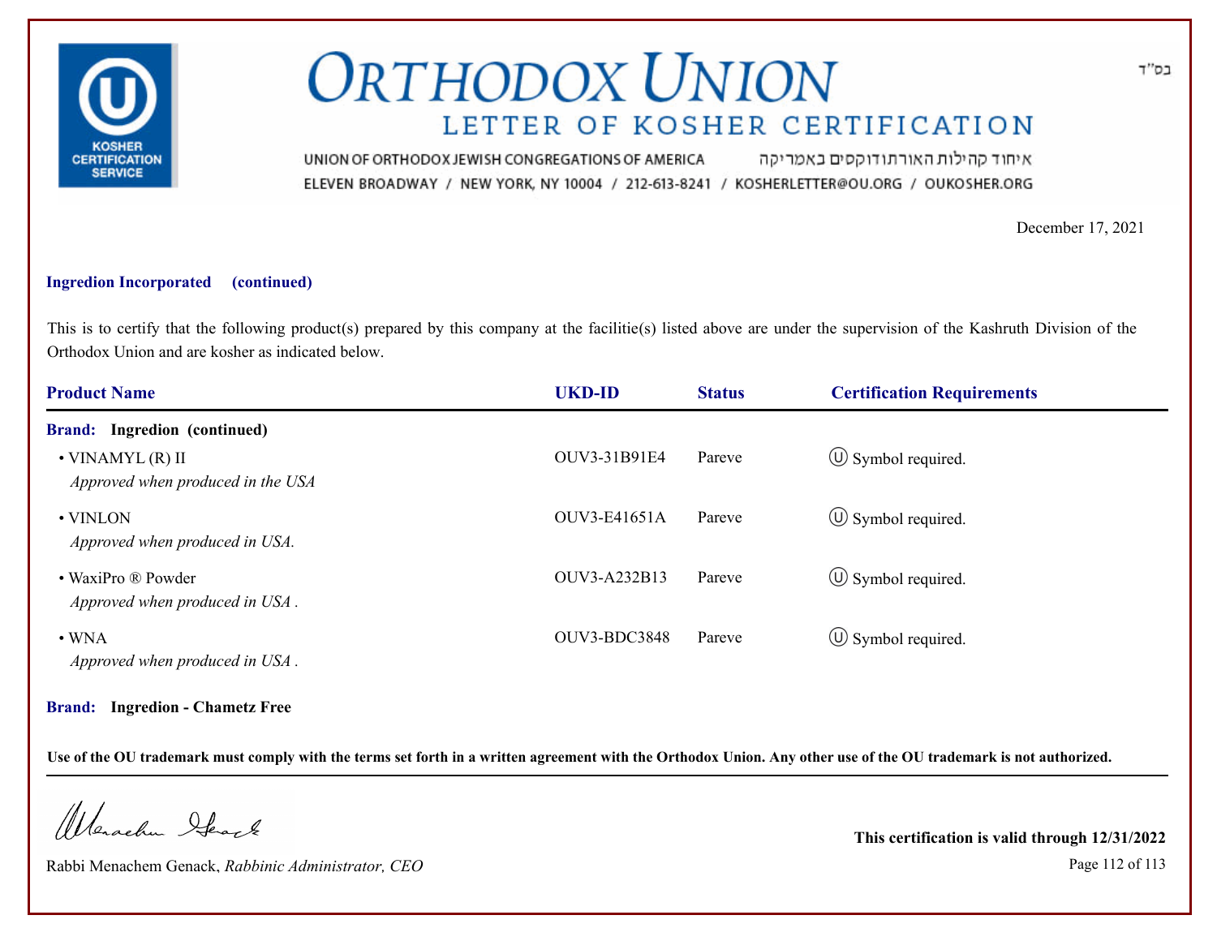# ORTHODOX UNION

## LETTER OF KOSHER CERTIFICATION

UNION OF ORTHODOX JEWISH CONGREGATIONS OF AMERICA איחוד קהילות האורתודוקסים באמריקה

ELEVEN BROADWAY / NEW YORK, NY 10004 / 212-613-8241 / KOSHERLETTER@OU.ORG / OUKOSHER.ORG

בס"ד

December 17, 2021

**Ingredion Incorporated (continued)**

This is to certify that the following product(s) prepared by this company at the facilitie(s) listed above are under the supervision of the Kashruth Division of the Orthodox Union and are kosher as indicated below.

| Product Name | UKD-ID | Status | Certification Requirements |
|---|---|---|---|
| **Brand: Ingredion (continued)** | | | |
| • VINAMYL (R) II<br>*Approved when produced in the USA* | OUV3-31B91E4 | Pareve | Ⓤ Symbol required. |
| • VINLON<br>*Approved when produced in USA.* | OUV3-E41651A | Pareve | Ⓤ Symbol required. |
| • WaxiPro ® Powder<br>*Approved when produced in USA .* | OUV3-A232B13 | Pareve | Ⓤ Symbol required. |
| • WNA<br>*Approved when produced in USA .* | OUV3-BDC3848 | Pareve | Ⓤ Symbol required. |
| **Brand: Ingredion - Chametz Free** | | | |

**Use of the OU trademark must comply with the terms set forth in a written agreement with the Orthodox Union. Any other use of the OU trademark is not authorized.**

Rabbi Menachem Genack, *Rabbinic Administrator, CEO*

**This certification is valid through 12/31/2022**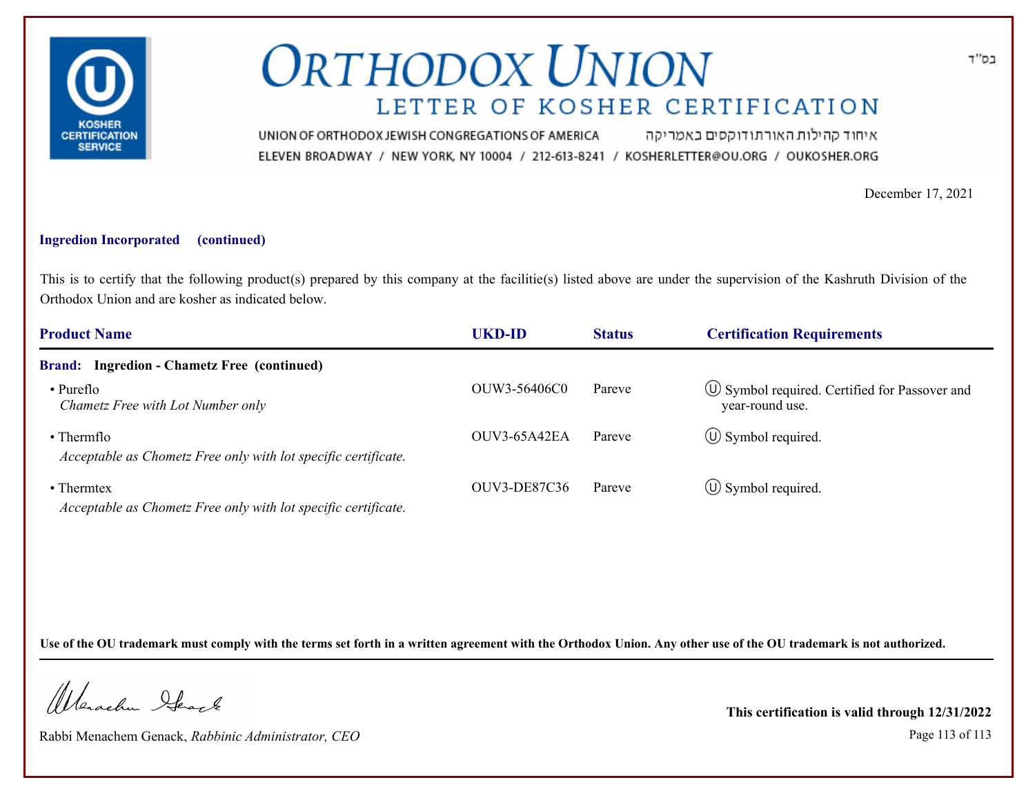# ORTHODOX UNION

## LETTER OF KOSHER CERTIFICATION

UNION OF ORTHODOX JEWISH CONGREGATIONS OF AMERICA איחוד קהילות האורתודוקסים באמריקה

ELEVEN BROADWAY / NEW YORK, NY 10004 / 212-613-8241 / KOSHERLETTER@OU.ORG / OUKOSHER.ORG

בס"ד

December 17, 2021

**Ingredion Incorporated (continued)**

This is to certify that the following product(s) prepared by this company at the facilitie(s) listed above are under the supervision of the Kashruth Division of the Orthodox Union and are kosher as indicated below.

| Product Name | UKD-ID | Status | Certification Requirements |
| --- | --- | --- | --- |
| **Brand: Ingredion - Chametz Free (continued)** | | | |
| • Pureflo<br>*Chametz Free with Lot Number only* | OUW3-56406C0 | Pareve | Ⓤ Symbol required. Certified for Passover and year-round use. |
| • Thermflo<br>*Acceptable as Chometz Free only with lot specific certificate.* | OUV3-65A42EA | Pareve | Ⓤ Symbol required. |
| • Thermtex<br>*Acceptable as Chometz Free only with lot specific certificate.* | OUV3-DE87C36 | Pareve | Ⓤ Symbol required. |

**Use of the OU trademark must comply with the terms set forth in a written agreement with the Orthodox Union. Any other use of the OU trademark is not authorized.**

Rabbi Menachem Genack, *Rabbinic Administrator, CEO*

**This certification is valid through 12/31/2022**